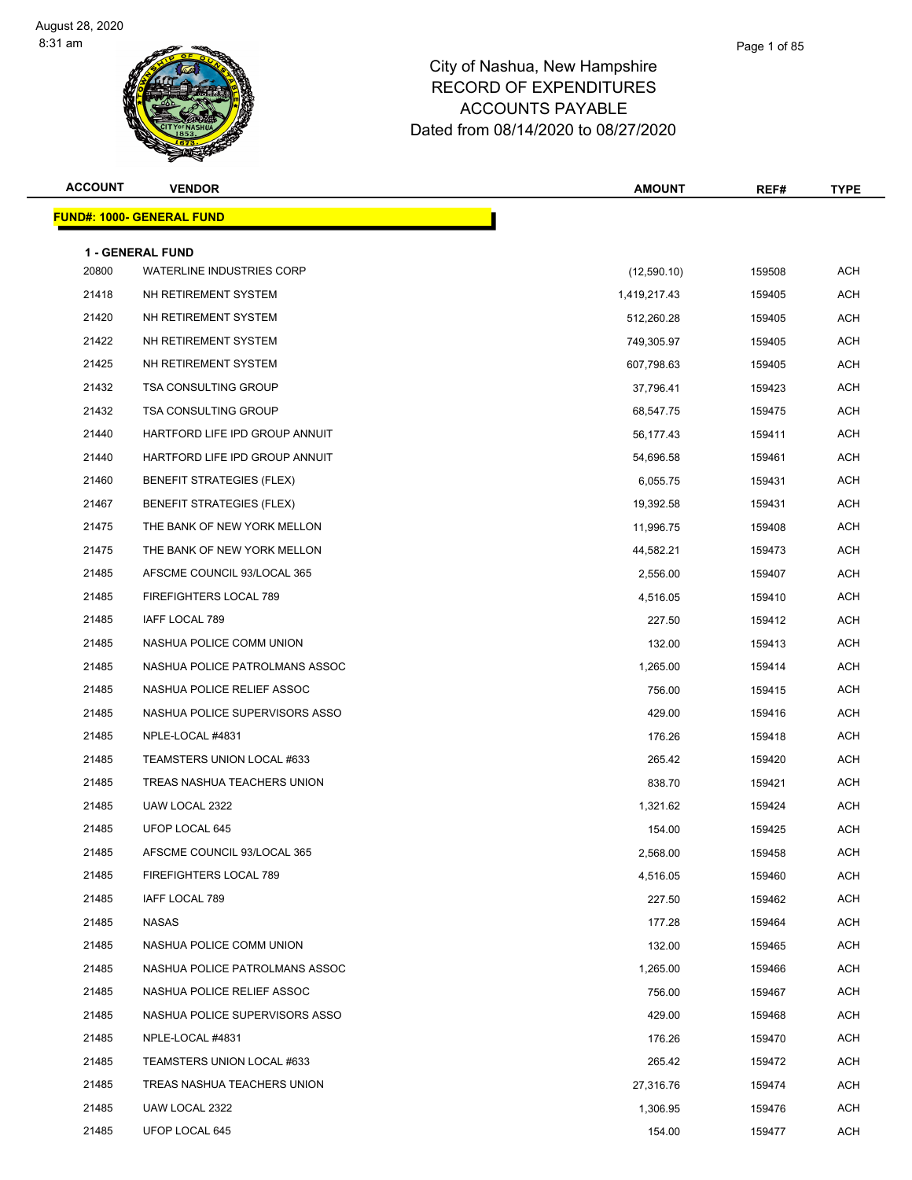# City of Nashua, New Hampshire
## RECORD OF EXPENDITURES
## ACCOUNTS PAYABLE
## Dated from 08/14/2020 to 08/27/2020

August 28, 2020
8:31 am

| ACCOUNT | VENDOR | AMOUNT | REF# | TYPE |
|---|---|---|---|---|

**FUND#: 1000- GENERAL FUND**

**1 - GENERAL FUND**

| ACCOUNT | VENDOR | AMOUNT | REF# | TYPE |
|---|---|---|---|---|
| 20800 | WATERLINE INDUSTRIES CORP | (12,590.10) | 159508 | ACH |
| 21418 | NH RETIREMENT SYSTEM | 1,419,217.43 | 159405 | ACH |
| 21420 | NH RETIREMENT SYSTEM | 512,260.28 | 159405 | ACH |
| 21422 | NH RETIREMENT SYSTEM | 749,305.97 | 159405 | ACH |
| 21425 | NH RETIREMENT SYSTEM | 607,798.63 | 159405 | ACH |
| 21432 | TSA CONSULTING GROUP | 37,796.41 | 159423 | ACH |
| 21432 | TSA CONSULTING GROUP | 68,547.75 | 159475 | ACH |
| 21440 | HARTFORD LIFE IPD GROUP ANNUIT | 56,177.43 | 159411 | ACH |
| 21440 | HARTFORD LIFE IPD GROUP ANNUIT | 54,696.58 | 159461 | ACH |
| 21460 | BENEFIT STRATEGIES (FLEX) | 6,055.75 | 159431 | ACH |
| 21467 | BENEFIT STRATEGIES (FLEX) | 19,392.58 | 159431 | ACH |
| 21475 | THE BANK OF NEW YORK MELLON | 11,996.75 | 159408 | ACH |
| 21475 | THE BANK OF NEW YORK MELLON | 44,582.21 | 159473 | ACH |
| 21485 | AFSCME COUNCIL 93/LOCAL 365 | 2,556.00 | 159407 | ACH |
| 21485 | FIREFIGHTERS LOCAL 789 | 4,516.05 | 159410 | ACH |
| 21485 | IAFF LOCAL 789 | 227.50 | 159412 | ACH |
| 21485 | NASHUA POLICE COMM UNION | 132.00 | 159413 | ACH |
| 21485 | NASHUA POLICE PATROLMANS ASSOC | 1,265.00 | 159414 | ACH |
| 21485 | NASHUA POLICE RELIEF ASSOC | 756.00 | 159415 | ACH |
| 21485 | NASHUA POLICE SUPERVISORS ASSO | 429.00 | 159416 | ACH |
| 21485 | NPLE-LOCAL #4831 | 176.26 | 159418 | ACH |
| 21485 | TEAMSTERS UNION LOCAL #633 | 265.42 | 159420 | ACH |
| 21485 | TREAS NASHUA TEACHERS UNION | 838.70 | 159421 | ACH |
| 21485 | UAW LOCAL 2322 | 1,321.62 | 159424 | ACH |
| 21485 | UFOP LOCAL 645 | 154.00 | 159425 | ACH |
| 21485 | AFSCME COUNCIL 93/LOCAL 365 | 2,568.00 | 159458 | ACH |
| 21485 | FIREFIGHTERS LOCAL 789 | 4,516.05 | 159460 | ACH |
| 21485 | IAFF LOCAL 789 | 227.50 | 159462 | ACH |
| 21485 | NASAS | 177.28 | 159464 | ACH |
| 21485 | NASHUA POLICE COMM UNION | 132.00 | 159465 | ACH |
| 21485 | NASHUA POLICE PATROLMANS ASSOC | 1,265.00 | 159466 | ACH |
| 21485 | NASHUA POLICE RELIEF ASSOC | 756.00 | 159467 | ACH |
| 21485 | NASHUA POLICE SUPERVISORS ASSO | 429.00 | 159468 | ACH |
| 21485 | NPLE-LOCAL #4831 | 176.26 | 159470 | ACH |
| 21485 | TEAMSTERS UNION LOCAL #633 | 265.42 | 159472 | ACH |
| 21485 | TREAS NASHUA TEACHERS UNION | 27,316.76 | 159474 | ACH |
| 21485 | UAW LOCAL 2322 | 1,306.95 | 159476 | ACH |
| 21485 | UFOP LOCAL 645 | 154.00 | 159477 | ACH |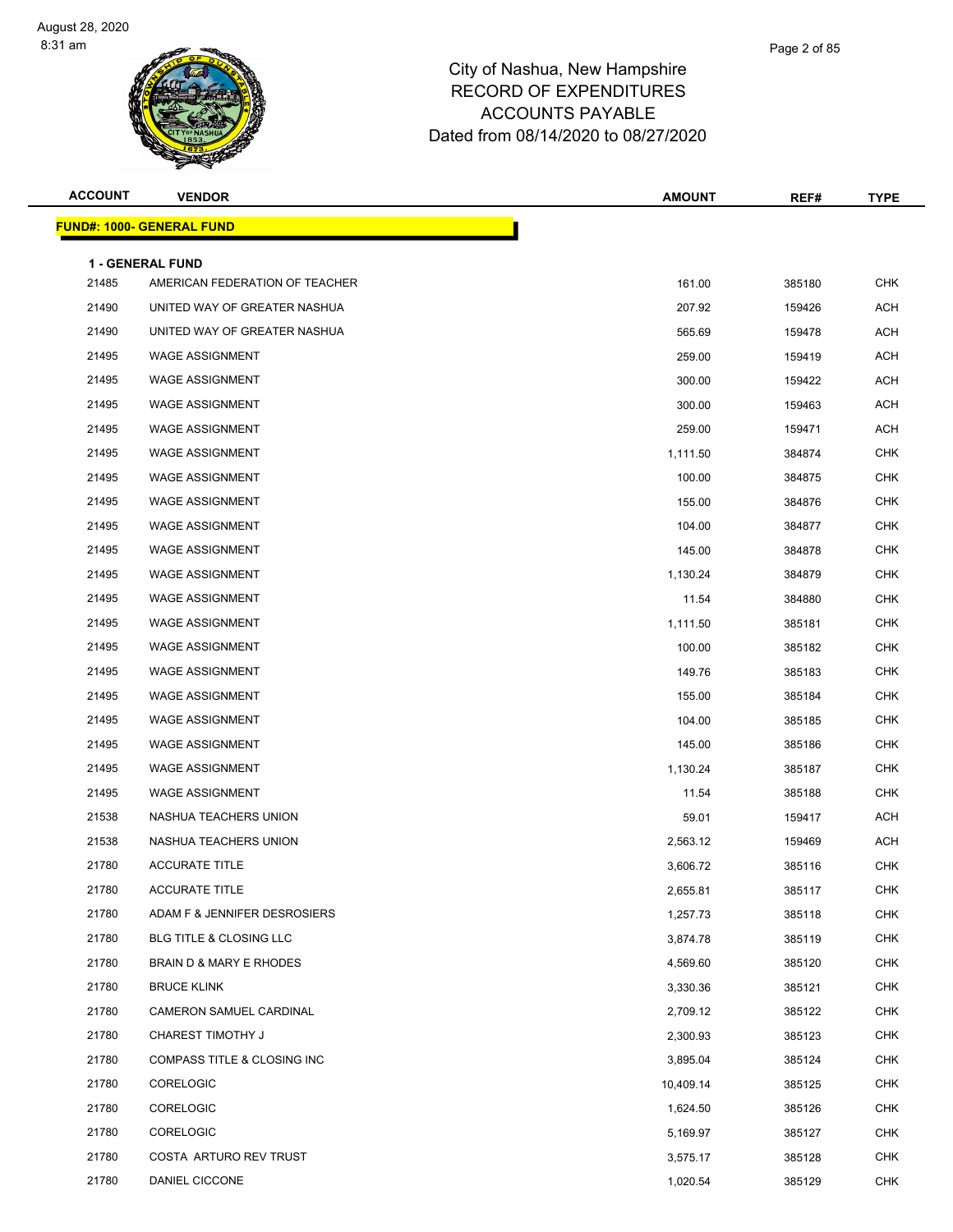# City of Nashua, New Hampshire
## RECORD OF EXPENDITURES
## ACCOUNTS PAYABLE
## Dated from 08/14/2020 to 08/27/2020

August 28, 2020
8:31 am

| ACCOUNT | VENDOR | AMOUNT | REF# | TYPE |
|---|---|---|---|---|
| **FUND#: 1000- GENERAL FUND** | | | | |
| **1 - GENERAL FUND** | | | | |
| 21485 | AMERICAN FEDERATION OF TEACHER | 161.00 | 385180 | CHK |
| 21490 | UNITED WAY OF GREATER NASHUA | 207.92 | 159426 | ACH |
| 21490 | UNITED WAY OF GREATER NASHUA | 565.69 | 159478 | ACH |
| 21495 | WAGE ASSIGNMENT | 259.00 | 159419 | ACH |
| 21495 | WAGE ASSIGNMENT | 300.00 | 159422 | ACH |
| 21495 | WAGE ASSIGNMENT | 300.00 | 159463 | ACH |
| 21495 | WAGE ASSIGNMENT | 259.00 | 159471 | ACH |
| 21495 | WAGE ASSIGNMENT | 1,111.50 | 384874 | CHK |
| 21495 | WAGE ASSIGNMENT | 100.00 | 384875 | CHK |
| 21495 | WAGE ASSIGNMENT | 155.00 | 384876 | CHK |
| 21495 | WAGE ASSIGNMENT | 104.00 | 384877 | CHK |
| 21495 | WAGE ASSIGNMENT | 145.00 | 384878 | CHK |
| 21495 | WAGE ASSIGNMENT | 1,130.24 | 384879 | CHK |
| 21495 | WAGE ASSIGNMENT | 11.54 | 384880 | CHK |
| 21495 | WAGE ASSIGNMENT | 1,111.50 | 385181 | CHK |
| 21495 | WAGE ASSIGNMENT | 100.00 | 385182 | CHK |
| 21495 | WAGE ASSIGNMENT | 149.76 | 385183 | CHK |
| 21495 | WAGE ASSIGNMENT | 155.00 | 385184 | CHK |
| 21495 | WAGE ASSIGNMENT | 104.00 | 385185 | CHK |
| 21495 | WAGE ASSIGNMENT | 145.00 | 385186 | CHK |
| 21495 | WAGE ASSIGNMENT | 1,130.24 | 385187 | CHK |
| 21495 | WAGE ASSIGNMENT | 11.54 | 385188 | CHK |
| 21538 | NASHUA TEACHERS UNION | 59.01 | 159417 | ACH |
| 21538 | NASHUA TEACHERS UNION | 2,563.12 | 159469 | ACH |
| 21780 | ACCURATE TITLE | 3,606.72 | 385116 | CHK |
| 21780 | ACCURATE TITLE | 2,655.81 | 385117 | CHK |
| 21780 | ADAM F & JENNIFER DESROSIERS | 1,257.73 | 385118 | CHK |
| 21780 | BLG TITLE & CLOSING LLC | 3,874.78 | 385119 | CHK |
| 21780 | BRAIN D & MARY E RHODES | 4,569.60 | 385120 | CHK |
| 21780 | BRUCE KLINK | 3,330.36 | 385121 | CHK |
| 21780 | CAMERON SAMUEL CARDINAL | 2,709.12 | 385122 | CHK |
| 21780 | CHAREST TIMOTHY J | 2,300.93 | 385123 | CHK |
| 21780 | COMPASS TITLE & CLOSING INC | 3,895.04 | 385124 | CHK |
| 21780 | CORELOGIC | 10,409.14 | 385125 | CHK |
| 21780 | CORELOGIC | 1,624.50 | 385126 | CHK |
| 21780 | CORELOGIC | 5,169.97 | 385127 | CHK |
| 21780 | COSTA ARTURO REV TRUST | 3,575.17 | 385128 | CHK |
| 21780 | DANIEL CICCONE | 1,020.54 | 385129 | CHK |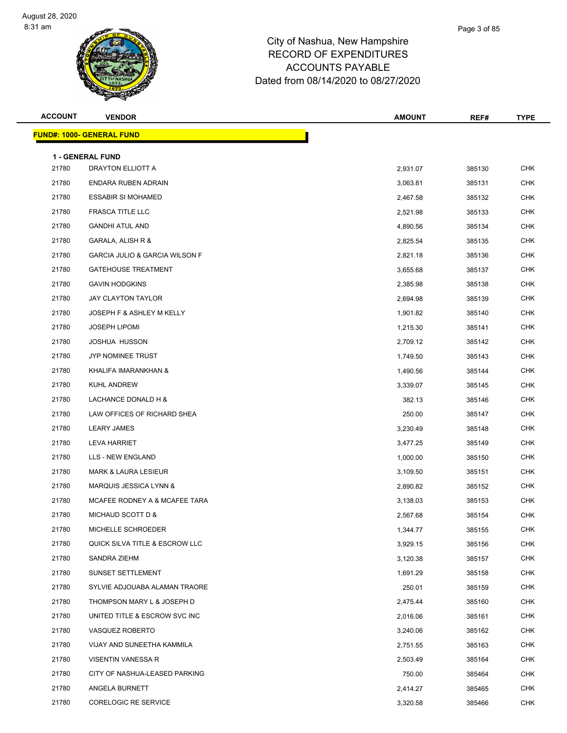# City of Nashua, New Hampshire
## RECORD OF EXPENDITURES
## ACCOUNTS PAYABLE
### Dated from 08/14/2020 to 08/27/2020

| ACCOUNT | VENDOR | AMOUNT | REF# | TYPE |
|---|---|---|---|---|

**FUND#: 1000- GENERAL FUND**

**1 - GENERAL FUND**

| ACCOUNT | VENDOR | AMOUNT | REF# | TYPE |
|---|---|---|---|---|
| 21780 | DRAYTON ELLIOTT A | 2,931.07 | 385130 | CHK |
| 21780 | ENDARA RUBEN ADRAIN | 3,063.81 | 385131 | CHK |
| 21780 | ESSABIR SI MOHAMED | 2,467.58 | 385132 | CHK |
| 21780 | FRASCA TITLE LLC | 2,521.98 | 385133 | CHK |
| 21780 | GANDHI ATUL AND | 4,890.56 | 385134 | CHK |
| 21780 | GARALA, ALISH R & | 2,825.54 | 385135 | CHK |
| 21780 | GARCIA JULIO & GARCIA WILSON F | 2,821.18 | 385136 | CHK |
| 21780 | GATEHOUSE TREATMENT | 3,655.68 | 385137 | CHK |
| 21780 | GAVIN HODGKINS | 2,385.98 | 385138 | CHK |
| 21780 | JAY CLAYTON TAYLOR | 2,694.98 | 385139 | CHK |
| 21780 | JOSEPH F & ASHLEY M KELLY | 1,901.82 | 385140 | CHK |
| 21780 | JOSEPH LIPOMI | 1,215.30 | 385141 | CHK |
| 21780 | JOSHUA HUSSON | 2,709.12 | 385142 | CHK |
| 21780 | JYP NOMINEE TRUST | 1,749.50 | 385143 | CHK |
| 21780 | KHALIFA IMARANKHAN & | 1,490.56 | 385144 | CHK |
| 21780 | KUHL ANDREW | 3,339.07 | 385145 | CHK |
| 21780 | LACHANCE DONALD H & | 382.13 | 385146 | CHK |
| 21780 | LAW OFFICES OF RICHARD SHEA | 250.00 | 385147 | CHK |
| 21780 | LEARY JAMES | 3,230.49 | 385148 | CHK |
| 21780 | LEVA HARRIET | 3,477.25 | 385149 | CHK |
| 21780 | LLS - NEW ENGLAND | 1,000.00 | 385150 | CHK |
| 21780 | MARK & LAURA LESIEUR | 3,109.50 | 385151 | CHK |
| 21780 | MARQUIS JESSICA LYNN & | 2,890.82 | 385152 | CHK |
| 21780 | MCAFEE RODNEY A & MCAFEE TARA | 3,138.03 | 385153 | CHK |
| 21780 | MICHAUD SCOTT D & | 2,567.68 | 385154 | CHK |
| 21780 | MICHELLE SCHROEDER | 1,344.77 | 385155 | CHK |
| 21780 | QUICK SILVA TITLE & ESCROW LLC | 3,929.15 | 385156 | CHK |
| 21780 | SANDRA ZIEHM | 3,120.38 | 385157 | CHK |
| 21780 | SUNSET SETTLEMENT | 1,691.29 | 385158 | CHK |
| 21780 | SYLVIE ADJOUABA ALAMAN TRAORE | 250.01 | 385159 | CHK |
| 21780 | THOMPSON MARY L & JOSEPH D | 2,475.44 | 385160 | CHK |
| 21780 | UNITED TITLE & ESCROW SVC INC | 2,016.06 | 385161 | CHK |
| 21780 | VASQUEZ ROBERTO | 3,240.06 | 385162 | CHK |
| 21780 | VIJAY AND SUNEETHA KAMMILA | 2,751.55 | 385163 | CHK |
| 21780 | VISENTIN VANESSA R | 2,503.49 | 385164 | CHK |
| 21780 | CITY OF NASHUA-LEASED PARKING | 750.00 | 385464 | CHK |
| 21780 | ANGELA BURNETT | 2,414.27 | 385465 | CHK |
| 21780 | CORELOGIC RE SERVICE | 3,320.58 | 385466 | CHK |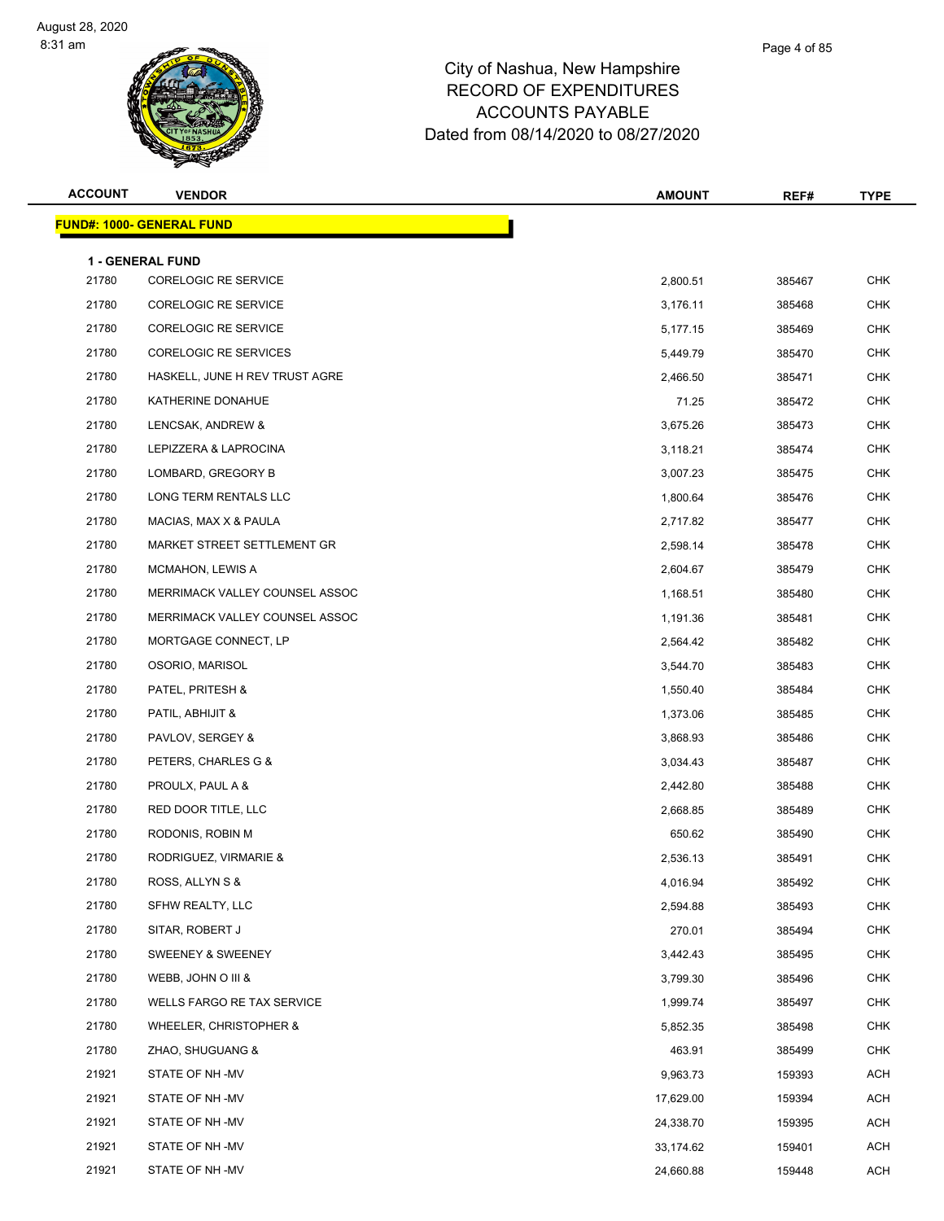# City of Nashua, New Hampshire
## RECORD OF EXPENDITURES
## ACCOUNTS PAYABLE
## Dated from 08/14/2020 to 08/27/2020

| ACCOUNT | VENDOR | AMOUNT | REF# | TYPE |
|---|---|---|---|---|
| **FUND#: 1000- GENERAL FUND** | | | | |
| **1 - GENERAL FUND** | | | | |
| 21780 | CORELOGIC RE SERVICE | 2,800.51 | 385467 | CHK |
| 21780 | CORELOGIC RE SERVICE | 3,176.11 | 385468 | CHK |
| 21780 | CORELOGIC RE SERVICE | 5,177.15 | 385469 | CHK |
| 21780 | CORELOGIC RE SERVICES | 5,449.79 | 385470 | CHK |
| 21780 | HASKELL, JUNE H REV TRUST AGRE | 2,466.50 | 385471 | CHK |
| 21780 | KATHERINE DONAHUE | 71.25 | 385472 | CHK |
| 21780 | LENCSAK, ANDREW & | 3,675.26 | 385473 | CHK |
| 21780 | LEPIZZERA & LAPROCINA | 3,118.21 | 385474 | CHK |
| 21780 | LOMBARD, GREGORY B | 3,007.23 | 385475 | CHK |
| 21780 | LONG TERM RENTALS LLC | 1,800.64 | 385476 | CHK |
| 21780 | MACIAS, MAX X & PAULA | 2,717.82 | 385477 | CHK |
| 21780 | MARKET STREET SETTLEMENT GR | 2,598.14 | 385478 | CHK |
| 21780 | MCMAHON, LEWIS A | 2,604.67 | 385479 | CHK |
| 21780 | MERRIMACK VALLEY COUNSEL ASSOC | 1,168.51 | 385480 | CHK |
| 21780 | MERRIMACK VALLEY COUNSEL ASSOC | 1,191.36 | 385481 | CHK |
| 21780 | MORTGAGE CONNECT, LP | 2,564.42 | 385482 | CHK |
| 21780 | OSORIO, MARISOL | 3,544.70 | 385483 | CHK |
| 21780 | PATEL, PRITESH & | 1,550.40 | 385484 | CHK |
| 21780 | PATIL, ABHIJIT & | 1,373.06 | 385485 | CHK |
| 21780 | PAVLOV, SERGEY & | 3,868.93 | 385486 | CHK |
| 21780 | PETERS, CHARLES G & | 3,034.43 | 385487 | CHK |
| 21780 | PROULX, PAUL A & | 2,442.80 | 385488 | CHK |
| 21780 | RED DOOR TITLE, LLC | 2,668.85 | 385489 | CHK |
| 21780 | RODONIS, ROBIN M | 650.62 | 385490 | CHK |
| 21780 | RODRIGUEZ, VIRMARIE & | 2,536.13 | 385491 | CHK |
| 21780 | ROSS, ALLYN S & | 4,016.94 | 385492 | CHK |
| 21780 | SFHW REALTY, LLC | 2,594.88 | 385493 | CHK |
| 21780 | SITAR, ROBERT J | 270.01 | 385494 | CHK |
| 21780 | SWEENEY & SWEENEY | 3,442.43 | 385495 | CHK |
| 21780 | WEBB, JOHN O III & | 3,799.30 | 385496 | CHK |
| 21780 | WELLS FARGO RE TAX SERVICE | 1,999.74 | 385497 | CHK |
| 21780 | WHEELER, CHRISTOPHER & | 5,852.35 | 385498 | CHK |
| 21780 | ZHAO, SHUGUANG & | 463.91 | 385499 | CHK |
| 21921 | STATE OF NH -MV | 9,963.73 | 159393 | ACH |
| 21921 | STATE OF NH -MV | 17,629.00 | 159394 | ACH |
| 21921 | STATE OF NH -MV | 24,338.70 | 159395 | ACH |
| 21921 | STATE OF NH -MV | 33,174.62 | 159401 | ACH |
| 21921 | STATE OF NH -MV | 24,660.88 | 159448 | ACH |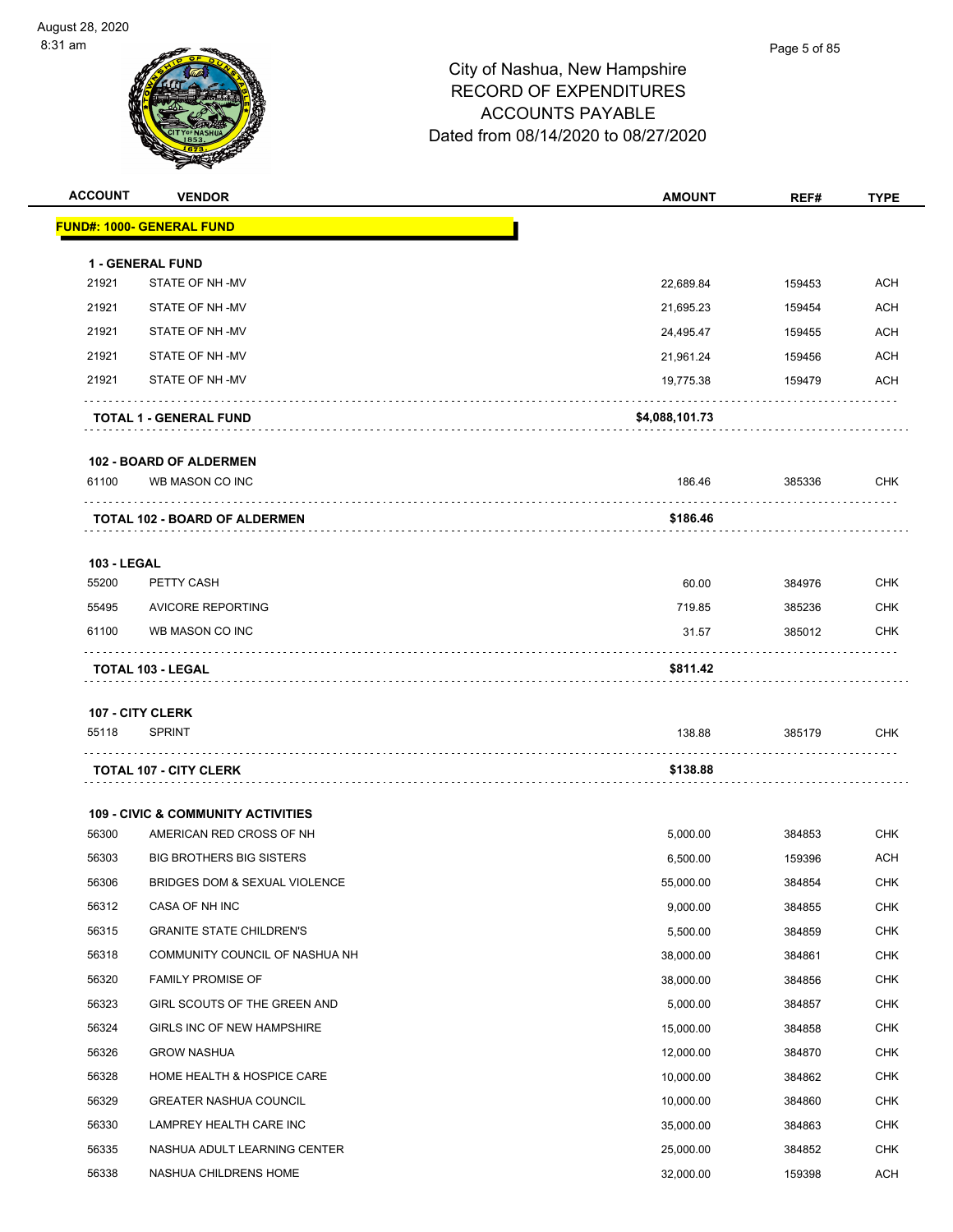City of Nashua, New Hampshire
RECORD OF EXPENDITURES
ACCOUNTS PAYABLE
Dated from 08/14/2020 to 08/27/2020

| ACCOUNT | VENDOR | AMOUNT | REF# | TYPE |
|---|---|---|---|---|
| **FUND#: 1000- GENERAL FUND** | | | | |
| **1 - GENERAL FUND** | | | | |
| 21921 | STATE OF NH -MV | 22,689.84 | 159453 | ACH |
| 21921 | STATE OF NH -MV | 21,695.23 | 159454 | ACH |
| 21921 | STATE OF NH -MV | 24,495.47 | 159455 | ACH |
| 21921 | STATE OF NH -MV | 21,961.24 | 159456 | ACH |
| 21921 | STATE OF NH -MV | 19,775.38 | 159479 | ACH |
| | **TOTAL 1 - GENERAL FUND** | **$4,088,101.73** | | |
| **102 - BOARD OF ALDERMEN** | | | | |
| 61100 | WB MASON CO INC | 186.46 | 385336 | CHK |
| | **TOTAL 102 - BOARD OF ALDERMEN** | **$186.46** | | |
| **103 - LEGAL** | | | | |
| 55200 | PETTY CASH | 60.00 | 384976 | CHK |
| 55495 | AVICORE REPORTING | 719.85 | 385236 | CHK |
| 61100 | WB MASON CO INC | 31.57 | 385012 | CHK |
| | **TOTAL 103 - LEGAL** | **$811.42** | | |
| **107 - CITY CLERK** | | | | |
| 55118 | SPRINT | 138.88 | 385179 | CHK |
| | **TOTAL 107 - CITY CLERK** | **$138.88** | | |
| **109 - CIVIC & COMMUNITY ACTIVITIES** | | | | |
| 56300 | AMERICAN RED CROSS OF NH | 5,000.00 | 384853 | CHK |
| 56303 | BIG BROTHERS BIG SISTERS | 6,500.00 | 159396 | ACH |
| 56306 | BRIDGES DOM & SEXUAL VIOLENCE | 55,000.00 | 384854 | CHK |
| 56312 | CASA OF NH INC | 9,000.00 | 384855 | CHK |
| 56315 | GRANITE STATE CHILDREN'S | 5,500.00 | 384859 | CHK |
| 56318 | COMMUNITY COUNCIL OF NASHUA NH | 38,000.00 | 384861 | CHK |
| 56320 | FAMILY PROMISE OF | 38,000.00 | 384856 | CHK |
| 56323 | GIRL SCOUTS OF THE GREEN AND | 5,000.00 | 384857 | CHK |
| 56324 | GIRLS INC OF NEW HAMPSHIRE | 15,000.00 | 384858 | CHK |
| 56326 | GROW NASHUA | 12,000.00 | 384870 | CHK |
| 56328 | HOME HEALTH & HOSPICE CARE | 10,000.00 | 384862 | CHK |
| 56329 | GREATER NASHUA COUNCIL | 10,000.00 | 384860 | CHK |
| 56330 | LAMPREY HEALTH CARE INC | 35,000.00 | 384863 | CHK |
| 56335 | NASHUA ADULT LEARNING CENTER | 25,000.00 | 384852 | CHK |
| 56338 | NASHUA CHILDRENS HOME | 32,000.00 | 159398 | ACH |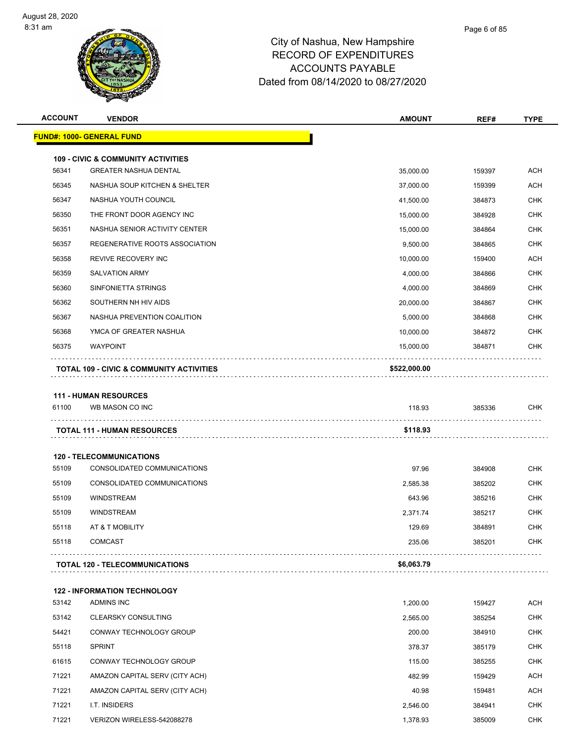# City of Nashua, New Hampshire
## RECORD OF EXPENDITURES
## ACCOUNTS PAYABLE
## Dated from 08/14/2020 to 08/27/2020

| ACCOUNT | VENDOR | AMOUNT | REF# | TYPE |
|---|---|---|---|---|
| **FUND#: 1000- GENERAL FUND** | | | | |
| **109 - CIVIC & COMMUNITY ACTIVITIES** | | | | |
| 56341 | GREATER NASHUA DENTAL | 35,000.00 | 159397 | ACH |
| 56345 | NASHUA SOUP KITCHEN & SHELTER | 37,000.00 | 159399 | ACH |
| 56347 | NASHUA YOUTH COUNCIL | 41,500.00 | 384873 | CHK |
| 56350 | THE FRONT DOOR AGENCY INC | 15,000.00 | 384928 | CHK |
| 56351 | NASHUA SENIOR ACTIVITY CENTER | 15,000.00 | 384864 | CHK |
| 56357 | REGENERATIVE ROOTS ASSOCIATION | 9,500.00 | 384865 | CHK |
| 56358 | REVIVE RECOVERY INC | 10,000.00 | 159400 | ACH |
| 56359 | SALVATION ARMY | 4,000.00 | 384866 | CHK |
| 56360 | SINFONIETTA STRINGS | 4,000.00 | 384869 | CHK |
| 56362 | SOUTHERN NH HIV AIDS | 20,000.00 | 384867 | CHK |
| 56367 | NASHUA PREVENTION COALITION | 5,000.00 | 384868 | CHK |
| 56368 | YMCA OF GREATER NASHUA | 10,000.00 | 384872 | CHK |
| 56375 | WAYPOINT | 15,000.00 | 384871 | CHK |
| **TOTAL 109 - CIVIC & COMMUNITY ACTIVITIES** | | **$522,000.00** | | |
| **111 - HUMAN RESOURCES** | | | | |
| 61100 | WB MASON CO INC | 118.93 | 385336 | CHK |
| **TOTAL 111 - HUMAN RESOURCES** | | **$118.93** | | |
| **120 - TELECOMMUNICATIONS** | | | | |
| 55109 | CONSOLIDATED COMMUNICATIONS | 97.96 | 384908 | CHK |
| 55109 | CONSOLIDATED COMMUNICATIONS | 2,585.38 | 385202 | CHK |
| 55109 | WINDSTREAM | 643.96 | 385216 | CHK |
| 55109 | WINDSTREAM | 2,371.74 | 385217 | CHK |
| 55118 | AT & T MOBILITY | 129.69 | 384891 | CHK |
| 55118 | COMCAST | 235.06 | 385201 | CHK |
| **TOTAL 120 - TELECOMMUNICATIONS** | | **$6,063.79** | | |
| **122 - INFORMATION TECHNOLOGY** | | | | |
| 53142 | ADMINS INC | 1,200.00 | 159427 | ACH |
| 53142 | CLEARSKY CONSULTING | 2,565.00 | 385254 | CHK |
| 54421 | CONWAY TECHNOLOGY GROUP | 200.00 | 384910 | CHK |
| 55118 | SPRINT | 378.37 | 385179 | CHK |
| 61615 | CONWAY TECHNOLOGY GROUP | 115.00 | 385255 | CHK |
| 71221 | AMAZON CAPITAL SERV (CITY ACH) | 482.99 | 159429 | ACH |
| 71221 | AMAZON CAPITAL SERV (CITY ACH) | 40.98 | 159481 | ACH |
| 71221 | I.T. INSIDERS | 2,546.00 | 384941 | CHK |
| 71221 | VERIZON WIRELESS-542088278 | 1,378.93 | 385009 | CHK |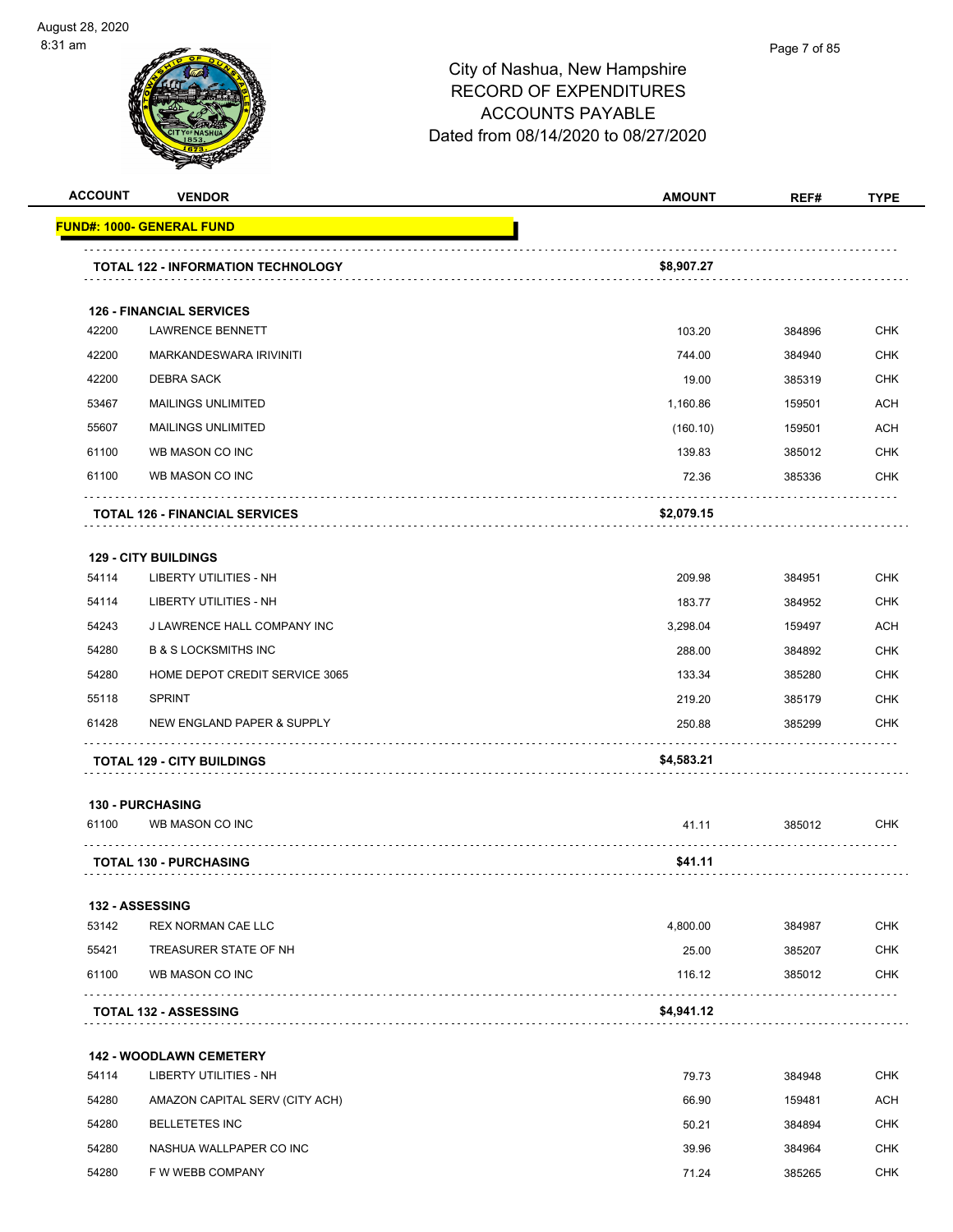# City of Nashua, New Hampshire
## RECORD OF EXPENDITURES
## ACCOUNTS PAYABLE
## Dated from 08/14/2020 to 08/27/2020

| ACCOUNT | VENDOR | AMOUNT | REF# | TYPE |
|---|---|---|---|---|
| **FUND#: 1000- GENERAL FUND** | | | | |
| | **TOTAL 122 - INFORMATION TECHNOLOGY** | **$8,907.27** | | |
| **126 - FINANCIAL SERVICES** | | | | |
| 42200 | LAWRENCE BENNETT | 103.20 | 384896 | CHK |
| 42200 | MARKANDESWARA IRIVINITI | 744.00 | 384940 | CHK |
| 42200 | DEBRA SACK | 19.00 | 385319 | CHK |
| 53467 | MAILINGS UNLIMITED | 1,160.86 | 159501 | ACH |
| 55607 | MAILINGS UNLIMITED | (160.10) | 159501 | ACH |
| 61100 | WB MASON CO INC | 139.83 | 385012 | CHK |
| 61100 | WB MASON CO INC | 72.36 | 385336 | CHK |
| | **TOTAL 126 - FINANCIAL SERVICES** | **$2,079.15** | | |
| **129 - CITY BUILDINGS** | | | | |
| 54114 | LIBERTY UTILITIES - NH | 209.98 | 384951 | CHK |
| 54114 | LIBERTY UTILITIES - NH | 183.77 | 384952 | CHK |
| 54243 | J LAWRENCE HALL COMPANY INC | 3,298.04 | 159497 | ACH |
| 54280 | B & S LOCKSMITHS INC | 288.00 | 384892 | CHK |
| 54280 | HOME DEPOT CREDIT SERVICE 3065 | 133.34 | 385280 | CHK |
| 55118 | SPRINT | 219.20 | 385179 | CHK |
| 61428 | NEW ENGLAND PAPER & SUPPLY | 250.88 | 385299 | CHK |
| | **TOTAL 129 - CITY BUILDINGS** | **$4,583.21** | | |
| **130 - PURCHASING** | | | | |
| 61100 | WB MASON CO INC | 41.11 | 385012 | CHK |
| | **TOTAL 130 - PURCHASING** | **$41.11** | | |
| **132 - ASSESSING** | | | | |
| 53142 | REX NORMAN CAE LLC | 4,800.00 | 384987 | CHK |
| 55421 | TREASURER STATE OF NH | 25.00 | 385207 | CHK |
| 61100 | WB MASON CO INC | 116.12 | 385012 | CHK |
| | **TOTAL 132 - ASSESSING** | **$4,941.12** | | |
| **142 - WOODLAWN CEMETERY** | | | | |
| 54114 | LIBERTY UTILITIES - NH | 79.73 | 384948 | CHK |
| 54280 | AMAZON CAPITAL SERV (CITY ACH) | 66.90 | 159481 | ACH |
| 54280 | BELLETETES INC | 50.21 | 384894 | CHK |
| 54280 | NASHUA WALLPAPER CO INC | 39.96 | 384964 | CHK |
| 54280 | F W WEBB COMPANY | 71.24 | 385265 | CHK |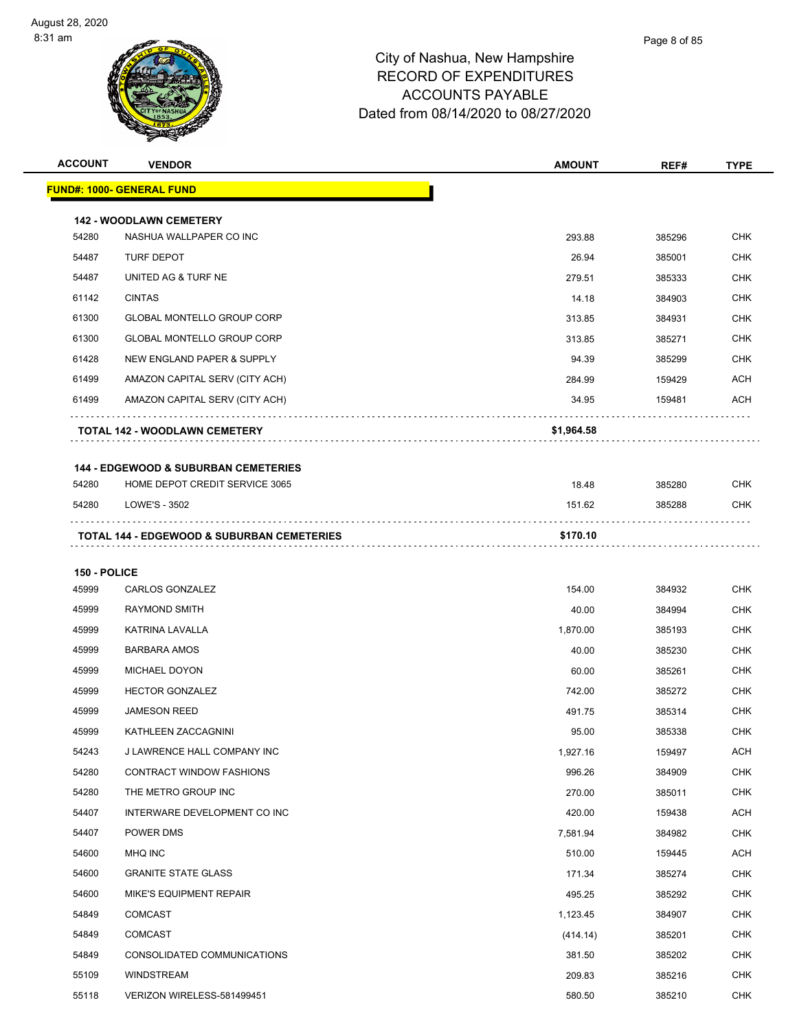# City of Nashua, New Hampshire
## RECORD OF EXPENDITURES
## ACCOUNTS PAYABLE
## Dated from 08/14/2020 to 08/27/2020

| ACCOUNT | VENDOR | AMOUNT | REF# | TYPE |
|---|---|---|---|---|
| **FUND#: 1000- GENERAL FUND** | | | | |
| **142 - WOODLAWN CEMETERY** | | | | |
| 54280 | NASHUA WALLPAPER CO INC | 293.88 | 385296 | CHK |
| 54487 | TURF DEPOT | 26.94 | 385001 | CHK |
| 54487 | UNITED AG & TURF NE | 279.51 | 385333 | CHK |
| 61142 | CINTAS | 14.18 | 384903 | CHK |
| 61300 | GLOBAL MONTELLO GROUP CORP | 313.85 | 384931 | CHK |
| 61300 | GLOBAL MONTELLO GROUP CORP | 313.85 | 385271 | CHK |
| 61428 | NEW ENGLAND PAPER & SUPPLY | 94.39 | 385299 | CHK |
| 61499 | AMAZON CAPITAL SERV (CITY ACH) | 284.99 | 159429 | ACH |
| 61499 | AMAZON CAPITAL SERV (CITY ACH) | 34.95 | 159481 | ACH |
| **TOTAL 142 - WOODLAWN CEMETERY** | | **$1,964.58** | | |
| **144 - EDGEWOOD & SUBURBAN CEMETERIES** | | | | |
| 54280 | HOME DEPOT CREDIT SERVICE 3065 | 18.48 | 385280 | CHK |
| 54280 | LOWE'S - 3502 | 151.62 | 385288 | CHK |
| **TOTAL 144 - EDGEWOOD & SUBURBAN CEMETERIES** | | **$170.10** | | |
| **150 - POLICE** | | | | |
| 45999 | CARLOS GONZALEZ | 154.00 | 384932 | CHK |
| 45999 | RAYMOND SMITH | 40.00 | 384994 | CHK |
| 45999 | KATRINA LAVALLA | 1,870.00 | 385193 | CHK |
| 45999 | BARBARA AMOS | 40.00 | 385230 | CHK |
| 45999 | MICHAEL DOYON | 60.00 | 385261 | CHK |
| 45999 | HECTOR GONZALEZ | 742.00 | 385272 | CHK |
| 45999 | JAMESON REED | 491.75 | 385314 | CHK |
| 45999 | KATHLEEN ZACCAGNINI | 95.00 | 385338 | CHK |
| 54243 | J LAWRENCE HALL COMPANY INC | 1,927.16 | 159497 | ACH |
| 54280 | CONTRACT WINDOW FASHIONS | 996.26 | 384909 | CHK |
| 54280 | THE METRO GROUP INC | 270.00 | 385011 | CHK |
| 54407 | INTERWARE DEVELOPMENT CO INC | 420.00 | 159438 | ACH |
| 54407 | POWER DMS | 7,581.94 | 384982 | CHK |
| 54600 | MHQ INC | 510.00 | 159445 | ACH |
| 54600 | GRANITE STATE GLASS | 171.34 | 385274 | CHK |
| 54600 | MIKE'S EQUIPMENT REPAIR | 495.25 | 385292 | CHK |
| 54849 | COMCAST | 1,123.45 | 384907 | CHK |
| 54849 | COMCAST | (414.14) | 385201 | CHK |
| 54849 | CONSOLIDATED COMMUNICATIONS | 381.50 | 385202 | CHK |
| 55109 | WINDSTREAM | 209.83 | 385216 | CHK |
| 55118 | VERIZON WIRELESS-581499451 | 580.50 | 385210 | CHK |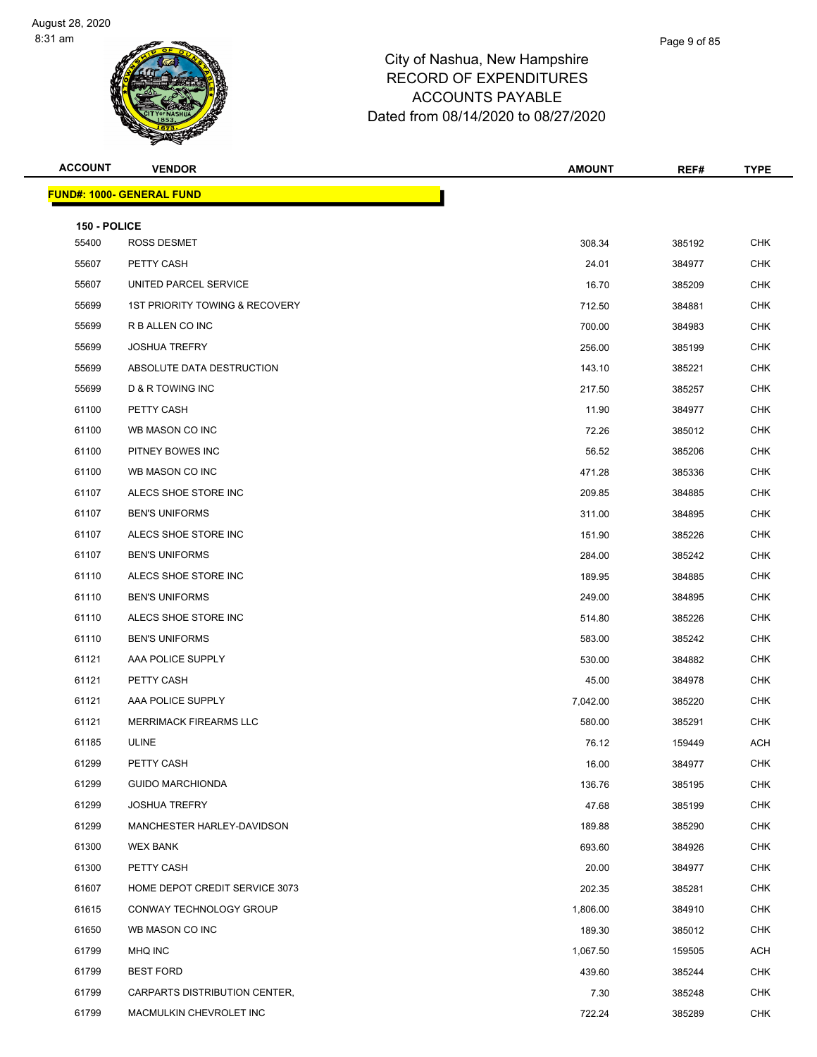# City of Nashua, New Hampshire
## RECORD OF EXPENDITURES
## ACCOUNTS PAYABLE
## Dated from 08/14/2020 to 08/27/2020

| ACCOUNT | VENDOR | AMOUNT | REF# | TYPE |
|---|---|---|---|---|

**FUND#: 1000- GENERAL FUND**

**150 - POLICE**

| ACCOUNT | VENDOR | AMOUNT | REF# | TYPE |
|---|---|---|---|---|
| 55400 | ROSS DESMET | 308.34 | 385192 | CHK |
| 55607 | PETTY CASH | 24.01 | 384977 | CHK |
| 55607 | UNITED PARCEL SERVICE | 16.70 | 385209 | CHK |
| 55699 | 1ST PRIORITY TOWING & RECOVERY | 712.50 | 384881 | CHK |
| 55699 | R B ALLEN CO INC | 700.00 | 384983 | CHK |
| 55699 | JOSHUA TREFRY | 256.00 | 385199 | CHK |
| 55699 | ABSOLUTE DATA DESTRUCTION | 143.10 | 385221 | CHK |
| 55699 | D & R TOWING INC | 217.50 | 385257 | CHK |
| 61100 | PETTY CASH | 11.90 | 384977 | CHK |
| 61100 | WB MASON CO INC | 72.26 | 385012 | CHK |
| 61100 | PITNEY BOWES INC | 56.52 | 385206 | CHK |
| 61100 | WB MASON CO INC | 471.28 | 385336 | CHK |
| 61107 | ALECS SHOE STORE INC | 209.85 | 384885 | CHK |
| 61107 | BEN'S UNIFORMS | 311.00 | 384895 | CHK |
| 61107 | ALECS SHOE STORE INC | 151.90 | 385226 | CHK |
| 61107 | BEN'S UNIFORMS | 284.00 | 385242 | CHK |
| 61110 | ALECS SHOE STORE INC | 189.95 | 384885 | CHK |
| 61110 | BEN'S UNIFORMS | 249.00 | 384895 | CHK |
| 61110 | ALECS SHOE STORE INC | 514.80 | 385226 | CHK |
| 61110 | BEN'S UNIFORMS | 583.00 | 385242 | CHK |
| 61121 | AAA POLICE SUPPLY | 530.00 | 384882 | CHK |
| 61121 | PETTY CASH | 45.00 | 384978 | CHK |
| 61121 | AAA POLICE SUPPLY | 7,042.00 | 385220 | CHK |
| 61121 | MERRIMACK FIREARMS LLC | 580.00 | 385291 | CHK |
| 61185 | ULINE | 76.12 | 159449 | ACH |
| 61299 | PETTY CASH | 16.00 | 384977 | CHK |
| 61299 | GUIDO MARCHIONDA | 136.76 | 385195 | CHK |
| 61299 | JOSHUA TREFRY | 47.68 | 385199 | CHK |
| 61299 | MANCHESTER HARLEY-DAVIDSON | 189.88 | 385290 | CHK |
| 61300 | WEX BANK | 693.60 | 384926 | CHK |
| 61300 | PETTY CASH | 20.00 | 384977 | CHK |
| 61607 | HOME DEPOT CREDIT SERVICE 3073 | 202.35 | 385281 | CHK |
| 61615 | CONWAY TECHNOLOGY GROUP | 1,806.00 | 384910 | CHK |
| 61650 | WB MASON CO INC | 189.30 | 385012 | CHK |
| 61799 | MHQ INC | 1,067.50 | 159505 | ACH |
| 61799 | BEST FORD | 439.60 | 385244 | CHK |
| 61799 | CARPARTS DISTRIBUTION CENTER, | 7.30 | 385248 | CHK |
| 61799 | MACMULKIN CHEVROLET INC | 722.24 | 385289 | CHK |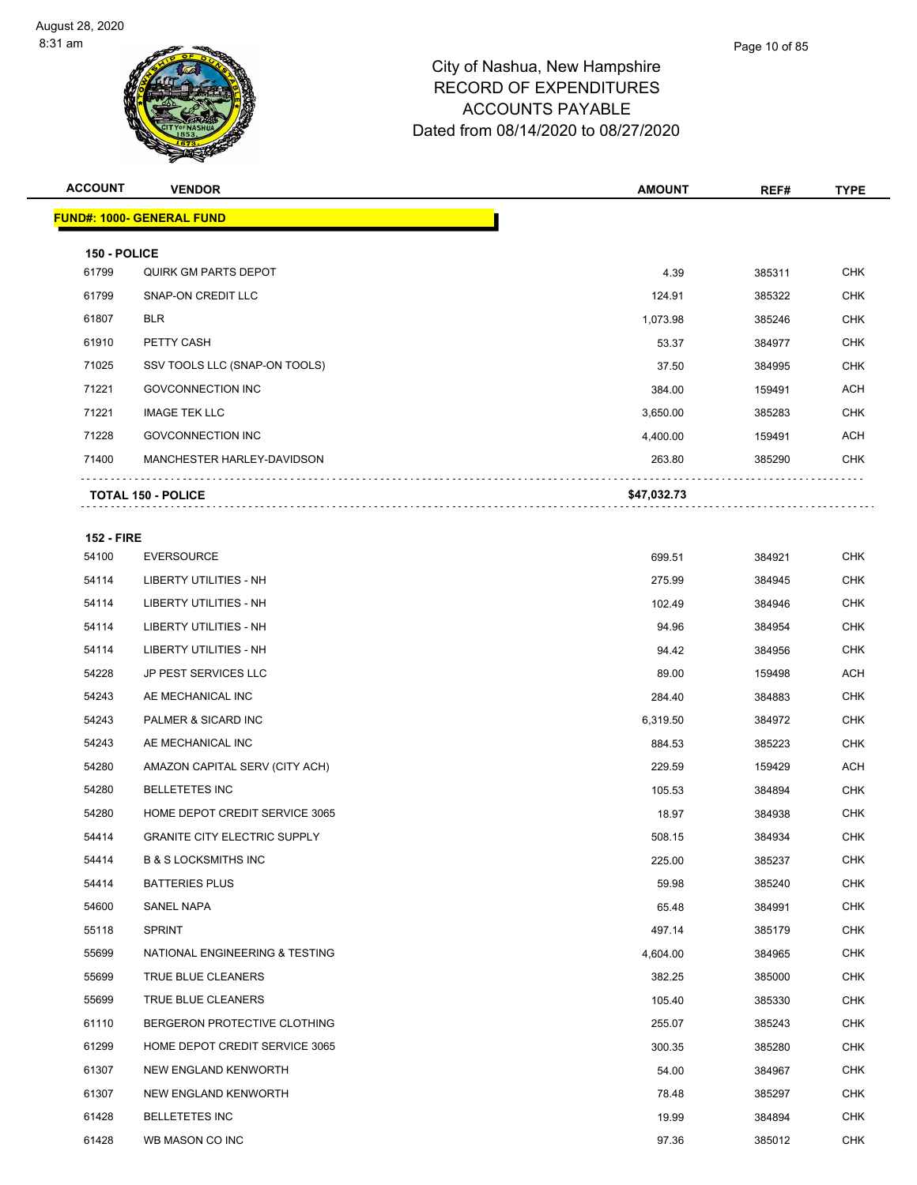# City of Nashua, New Hampshire
## RECORD OF EXPENDITURES
## ACCOUNTS PAYABLE
## Dated from 08/14/2020 to 08/27/2020

| ACCOUNT | VENDOR | AMOUNT | REF# | TYPE |
|---|---|---|---|---|
| **FUND#: 1000- GENERAL FUND** | | | | |
| **150 - POLICE** | | | | |
| 61799 | QUIRK GM PARTS DEPOT | 4.39 | 385311 | CHK |
| 61799 | SNAP-ON CREDIT LLC | 124.91 | 385322 | CHK |
| 61807 | BLR | 1,073.98 | 385246 | CHK |
| 61910 | PETTY CASH | 53.37 | 384977 | CHK |
| 71025 | SSV TOOLS LLC (SNAP-ON TOOLS) | 37.50 | 384995 | CHK |
| 71221 | GOVCONNECTION INC | 384.00 | 159491 | ACH |
| 71221 | IMAGE TEK LLC | 3,650.00 | 385283 | CHK |
| 71228 | GOVCONNECTION INC | 4,400.00 | 159491 | ACH |
| 71400 | MANCHESTER HARLEY-DAVIDSON | 263.80 | 385290 | CHK |
| | **TOTAL 150 - POLICE** | **$47,032.73** | | |
| **152 - FIRE** | | | | |
| 54100 | EVERSOURCE | 699.51 | 384921 | CHK |
| 54114 | LIBERTY UTILITIES - NH | 275.99 | 384945 | CHK |
| 54114 | LIBERTY UTILITIES - NH | 102.49 | 384946 | CHK |
| 54114 | LIBERTY UTILITIES - NH | 94.96 | 384954 | CHK |
| 54114 | LIBERTY UTILITIES - NH | 94.42 | 384956 | CHK |
| 54228 | JP PEST SERVICES LLC | 89.00 | 159498 | ACH |
| 54243 | AE MECHANICAL INC | 284.40 | 384883 | CHK |
| 54243 | PALMER & SICARD INC | 6,319.50 | 384972 | CHK |
| 54243 | AE MECHANICAL INC | 884.53 | 385223 | CHK |
| 54280 | AMAZON CAPITAL SERV (CITY ACH) | 229.59 | 159429 | ACH |
| 54280 | BELLETETES INC | 105.53 | 384894 | CHK |
| 54280 | HOME DEPOT CREDIT SERVICE 3065 | 18.97 | 384938 | CHK |
| 54414 | GRANITE CITY ELECTRIC SUPPLY | 508.15 | 384934 | CHK |
| 54414 | B & S LOCKSMITHS INC | 225.00 | 385237 | CHK |
| 54414 | BATTERIES PLUS | 59.98 | 385240 | CHK |
| 54600 | SANEL NAPA | 65.48 | 384991 | CHK |
| 55118 | SPRINT | 497.14 | 385179 | CHK |
| 55699 | NATIONAL ENGINEERING & TESTING | 4,604.00 | 384965 | CHK |
| 55699 | TRUE BLUE CLEANERS | 382.25 | 385000 | CHK |
| 55699 | TRUE BLUE CLEANERS | 105.40 | 385330 | CHK |
| 61110 | BERGERON PROTECTIVE CLOTHING | 255.07 | 385243 | CHK |
| 61299 | HOME DEPOT CREDIT SERVICE 3065 | 300.35 | 385280 | CHK |
| 61307 | NEW ENGLAND KENWORTH | 54.00 | 384967 | CHK |
| 61307 | NEW ENGLAND KENWORTH | 78.48 | 385297 | CHK |
| 61428 | BELLETETES INC | 19.99 | 384894 | CHK |
| 61428 | WB MASON CO INC | 97.36 | 385012 | CHK |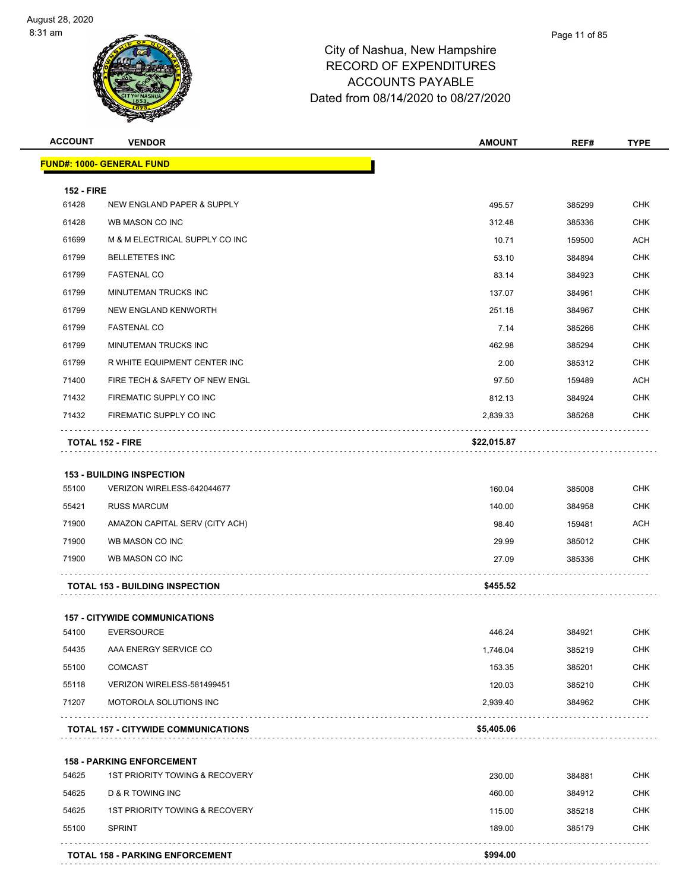City of Nashua, New Hampshire
RECORD OF EXPENDITURES
ACCOUNTS PAYABLE
Dated from 08/14/2020 to 08/27/2020

| ACCOUNT | VENDOR | AMOUNT | REF# | TYPE |
|---|---|---|---|---|
| **FUND#: 1000- GENERAL FUND** | | | | |
| **152 - FIRE** | | | | |
| 61428 | NEW ENGLAND PAPER & SUPPLY | 495.57 | 385299 | CHK |
| 61428 | WB MASON CO INC | 312.48 | 385336 | CHK |
| 61699 | M & M ELECTRICAL SUPPLY CO INC | 10.71 | 159500 | ACH |
| 61799 | BELLETETES INC | 53.10 | 384894 | CHK |
| 61799 | FASTENAL CO | 83.14 | 384923 | CHK |
| 61799 | MINUTEMAN TRUCKS INC | 137.07 | 384961 | CHK |
| 61799 | NEW ENGLAND KENWORTH | 251.18 | 384967 | CHK |
| 61799 | FASTENAL CO | 7.14 | 385266 | CHK |
| 61799 | MINUTEMAN TRUCKS INC | 462.98 | 385294 | CHK |
| 61799 | R WHITE EQUIPMENT CENTER INC | 2.00 | 385312 | CHK |
| 71400 | FIRE TECH & SAFETY OF NEW ENGL | 97.50 | 159489 | ACH |
| 71432 | FIREMATIC SUPPLY CO INC | 812.13 | 384924 | CHK |
| 71432 | FIREMATIC SUPPLY CO INC | 2,839.33 | 385268 | CHK |
| **TOTAL 152 - FIRE** | | **$22,015.87** | | |
| **153 - BUILDING INSPECTION** | | | | |
| 55100 | VERIZON WIRELESS-642044677 | 160.04 | 385008 | CHK |
| 55421 | RUSS MARCUM | 140.00 | 384958 | CHK |
| 71900 | AMAZON CAPITAL SERV (CITY ACH) | 98.40 | 159481 | ACH |
| 71900 | WB MASON CO INC | 29.99 | 385012 | CHK |
| 71900 | WB MASON CO INC | 27.09 | 385336 | CHK |
| **TOTAL 153 - BUILDING INSPECTION** | | **$455.52** | | |
| **157 - CITYWIDE COMMUNICATIONS** | | | | |
| 54100 | EVERSOURCE | 446.24 | 384921 | CHK |
| 54435 | AAA ENERGY SERVICE CO | 1,746.04 | 385219 | CHK |
| 55100 | COMCAST | 153.35 | 385201 | CHK |
| 55118 | VERIZON WIRELESS-581499451 | 120.03 | 385210 | CHK |
| 71207 | MOTOROLA SOLUTIONS INC | 2,939.40 | 384962 | CHK |
| **TOTAL 157 - CITYWIDE COMMUNICATIONS** | | **$5,405.06** | | |
| **158 - PARKING ENFORCEMENT** | | | | |
| 54625 | 1ST PRIORITY TOWING & RECOVERY | 230.00 | 384881 | CHK |
| 54625 | D & R TOWING INC | 460.00 | 384912 | CHK |
| 54625 | 1ST PRIORITY TOWING & RECOVERY | 115.00 | 385218 | CHK |
| 55100 | SPRINT | 189.00 | 385179 | CHK |
| **TOTAL 158 - PARKING ENFORCEMENT** | | **$994.00** | | |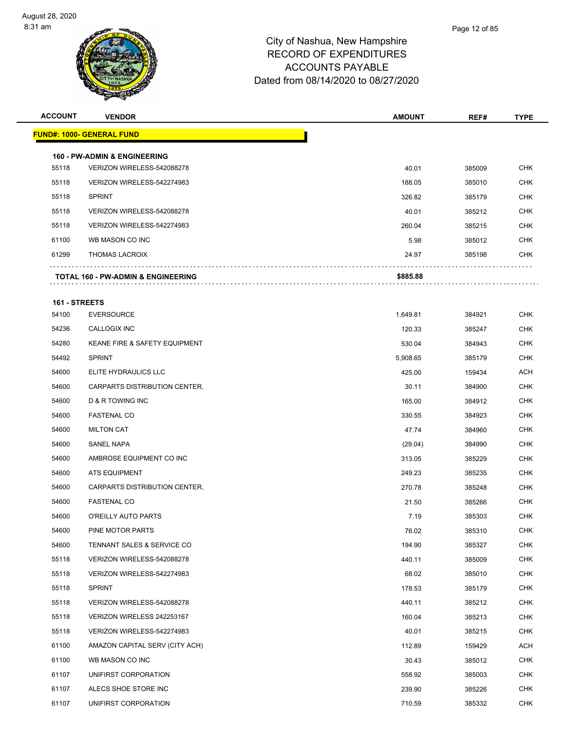# City of Nashua, New Hampshire
## RECORD OF EXPENDITURES
## ACCOUNTS PAYABLE
## Dated from 08/14/2020 to 08/27/2020

| ACCOUNT | VENDOR | AMOUNT | REF# | TYPE |
|---|---|---|---|---|
| **FUND#: 1000- GENERAL FUND** | | | | |
| **160 - PW-ADMIN & ENGINEERING** | | | | |
| 55118 | VERIZON WIRELESS-542088278 | 40.01 | 385009 | CHK |
| 55118 | VERIZON WIRELESS-542274983 | 188.05 | 385010 | CHK |
| 55118 | SPRINT | 326.82 | 385179 | CHK |
| 55118 | VERIZON WIRELESS-542088278 | 40.01 | 385212 | CHK |
| 55118 | VERIZON WIRELESS-542274983 | 260.04 | 385215 | CHK |
| 61100 | WB MASON CO INC | 5.98 | 385012 | CHK |
| 61299 | THOMAS LACROIX | 24.97 | 385198 | CHK |
| | **TOTAL 160 - PW-ADMIN & ENGINEERING** | **$885.88** | | |
| **161 - STREETS** | | | | |
| 54100 | EVERSOURCE | 1,649.81 | 384921 | CHK |
| 54236 | CALLOGIX INC | 120.33 | 385247 | CHK |
| 54280 | KEANE FIRE & SAFETY EQUIPMENT | 530.04 | 384943 | CHK |
| 54492 | SPRINT | 5,908.65 | 385179 | CHK |
| 54600 | ELITE HYDRAULICS LLC | 425.00 | 159434 | ACH |
| 54600 | CARPARTS DISTRIBUTION CENTER, | 30.11 | 384900 | CHK |
| 54600 | D & R TOWING INC | 165.00 | 384912 | CHK |
| 54600 | FASTENAL CO | 330.55 | 384923 | CHK |
| 54600 | MILTON CAT | 47.74 | 384960 | CHK |
| 54600 | SANEL NAPA | (29.04) | 384990 | CHK |
| 54600 | AMBROSE EQUIPMENT CO INC | 313.05 | 385229 | CHK |
| 54600 | ATS EQUIPMENT | 249.23 | 385235 | CHK |
| 54600 | CARPARTS DISTRIBUTION CENTER, | 270.78 | 385248 | CHK |
| 54600 | FASTENAL CO | 21.50 | 385266 | CHK |
| 54600 | O'REILLY AUTO PARTS | 7.19 | 385303 | CHK |
| 54600 | PINE MOTOR PARTS | 76.02 | 385310 | CHK |
| 54600 | TENNANT SALES & SERVICE CO | 194.90 | 385327 | CHK |
| 55118 | VERIZON WIRELESS-542088278 | 440.11 | 385009 | CHK |
| 55118 | VERIZON WIRELESS-542274983 | 68.02 | 385010 | CHK |
| 55118 | SPRINT | 178.53 | 385179 | CHK |
| 55118 | VERIZON WIRELESS-542088278 | 440.11 | 385212 | CHK |
| 55118 | VERIZON WIRELESS 242253167 | 160.04 | 385213 | CHK |
| 55118 | VERIZON WIRELESS-542274983 | 40.01 | 385215 | CHK |
| 61100 | AMAZON CAPITAL SERV (CITY ACH) | 112.89 | 159429 | ACH |
| 61100 | WB MASON CO INC | 30.43 | 385012 | CHK |
| 61107 | UNIFIRST CORPORATION | 558.92 | 385003 | CHK |
| 61107 | ALECS SHOE STORE INC | 239.90 | 385226 | CHK |
| 61107 | UNIFIRST CORPORATION | 710.59 | 385332 | CHK |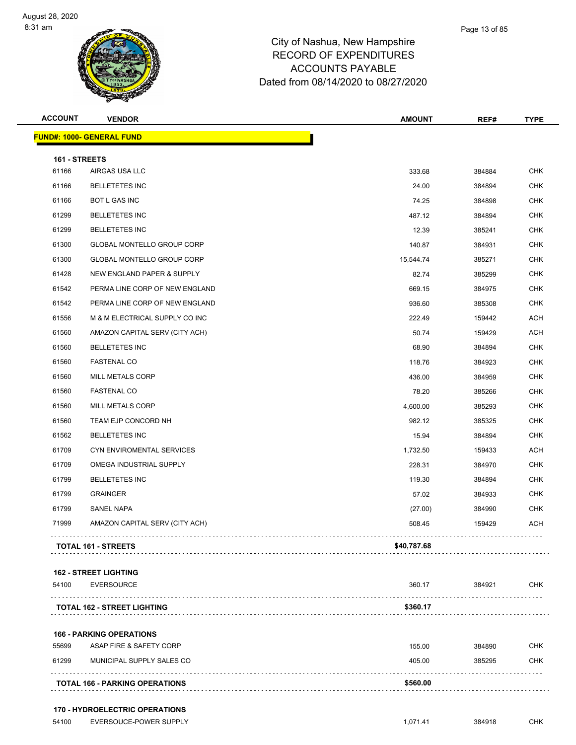# City of Nashua, New Hampshire
## RECORD OF EXPENDITURES
## ACCOUNTS PAYABLE
## Dated from 08/14/2020 to 08/27/2020

| ACCOUNT | VENDOR | AMOUNT | REF# | TYPE |
|---|---|---|---|---|
| **FUND#: 1000- GENERAL FUND** | | | | |
| **161 - STREETS** | | | | |
| 61166 | AIRGAS USA LLC | 333.68 | 384884 | CHK |
| 61166 | BELLETETES INC | 24.00 | 384894 | CHK |
| 61166 | BOT L GAS INC | 74.25 | 384898 | CHK |
| 61299 | BELLETETES INC | 487.12 | 384894 | CHK |
| 61299 | BELLETETES INC | 12.39 | 385241 | CHK |
| 61300 | GLOBAL MONTELLO GROUP CORP | 140.87 | 384931 | CHK |
| 61300 | GLOBAL MONTELLO GROUP CORP | 15,544.74 | 385271 | CHK |
| 61428 | NEW ENGLAND PAPER & SUPPLY | 82.74 | 385299 | CHK |
| 61542 | PERMA LINE CORP OF NEW ENGLAND | 669.15 | 384975 | CHK |
| 61542 | PERMA LINE CORP OF NEW ENGLAND | 936.60 | 385308 | CHK |
| 61556 | M & M ELECTRICAL SUPPLY CO INC | 222.49 | 159442 | ACH |
| 61560 | AMAZON CAPITAL SERV (CITY ACH) | 50.74 | 159429 | ACH |
| 61560 | BELLETETES INC | 68.90 | 384894 | CHK |
| 61560 | FASTENAL CO | 118.76 | 384923 | CHK |
| 61560 | MILL METALS CORP | 436.00 | 384959 | CHK |
| 61560 | FASTENAL CO | 78.20 | 385266 | CHK |
| 61560 | MILL METALS CORP | 4,600.00 | 385293 | CHK |
| 61560 | TEAM EJP CONCORD NH | 982.12 | 385325 | CHK |
| 61562 | BELLETETES INC | 15.94 | 384894 | CHK |
| 61709 | CYN ENVIROMENTAL SERVICES | 1,732.50 | 159433 | ACH |
| 61709 | OMEGA INDUSTRIAL SUPPLY | 228.31 | 384970 | CHK |
| 61799 | BELLETETES INC | 119.30 | 384894 | CHK |
| 61799 | GRAINGER | 57.02 | 384933 | CHK |
| 61799 | SANEL NAPA | (27.00) | 384990 | CHK |
| 71999 | AMAZON CAPITAL SERV (CITY ACH) | 508.45 | 159429 | ACH |
| **TOTAL 161 - STREETS** | | **$40,787.68** | | |
| **162 - STREET LIGHTING** | | | | |
| 54100 | EVERSOURCE | 360.17 | 384921 | CHK |
| **TOTAL 162 - STREET LIGHTING** | | **$360.17** | | |
| **166 - PARKING OPERATIONS** | | | | |
| 55699 | ASAP FIRE & SAFETY CORP | 155.00 | 384890 | CHK |
| 61299 | MUNICIPAL SUPPLY SALES CO | 405.00 | 385295 | CHK |
| **TOTAL 166 - PARKING OPERATIONS** | | **$560.00** | | |
| **170 - HYDROELECTRIC OPERATIONS** | | | | |
| 54100 | EVERSOUCE-POWER SUPPLY | 1,071.41 | 384918 | CHK |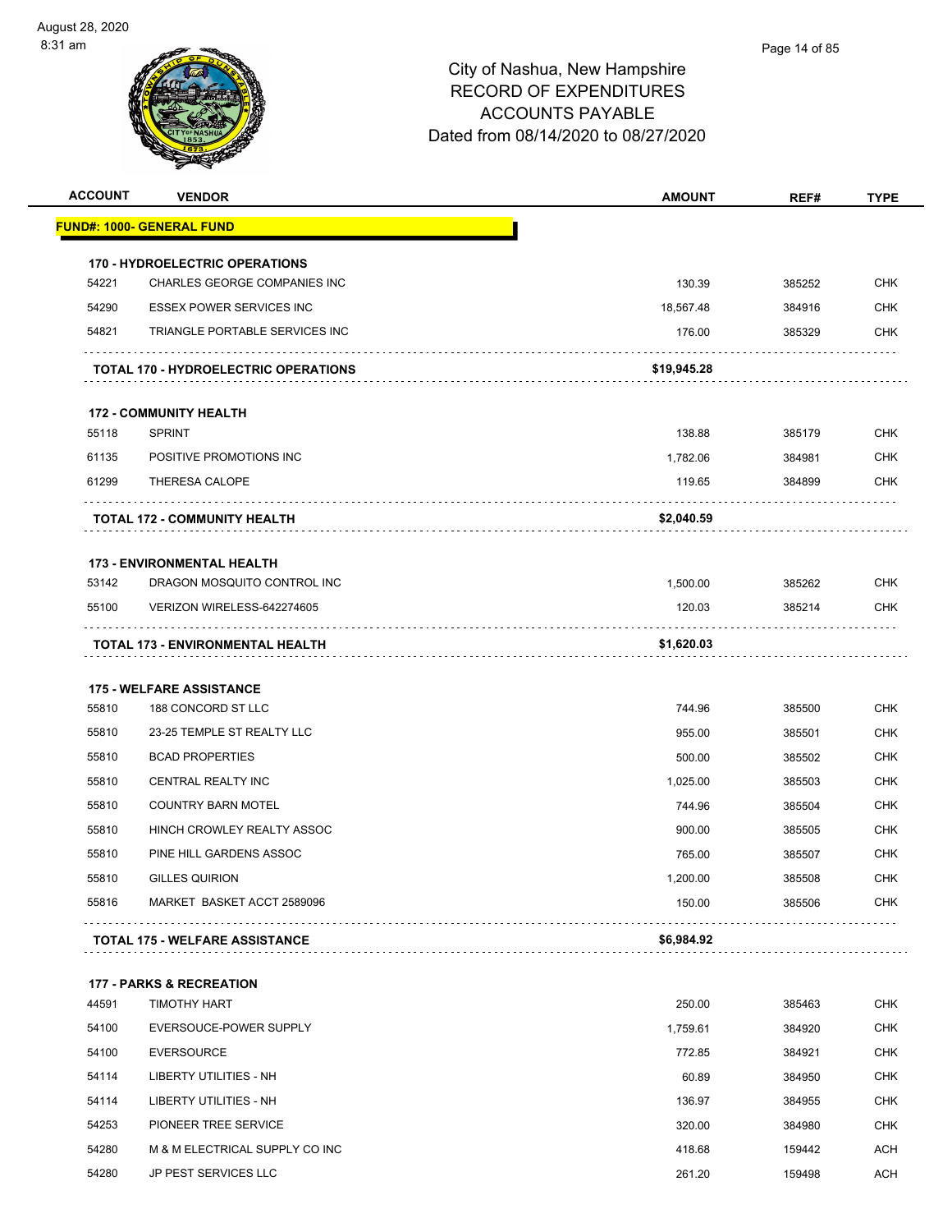# City of Nashua, New Hampshire
## RECORD OF EXPENDITURES
## ACCOUNTS PAYABLE
## Dated from 08/14/2020 to 08/27/2020

| ACCOUNT | VENDOR | AMOUNT | REF# | TYPE |
|---|---|---|---|---|
| **FUND#: 1000- GENERAL FUND** | | | | |
| **170 - HYDROELECTRIC OPERATIONS** | | | | |
| 54221 | CHARLES GEORGE COMPANIES INC | 130.39 | 385252 | CHK |
| 54290 | ESSEX POWER SERVICES INC | 18,567.48 | 384916 | CHK |
| 54821 | TRIANGLE PORTABLE SERVICES INC | 176.00 | 385329 | CHK |
| | **TOTAL 170 - HYDROELECTRIC OPERATIONS** | **$19,945.28** | | |
| **172 - COMMUNITY HEALTH** | | | | |
| 55118 | SPRINT | 138.88 | 385179 | CHK |
| 61135 | POSITIVE PROMOTIONS INC | 1,782.06 | 384981 | CHK |
| 61299 | THERESA CALOPE | 119.65 | 384899 | CHK |
| | **TOTAL 172 - COMMUNITY HEALTH** | **$2,040.59** | | |
| **173 - ENVIRONMENTAL HEALTH** | | | | |
| 53142 | DRAGON MOSQUITO CONTROL INC | 1,500.00 | 385262 | CHK |
| 55100 | VERIZON WIRELESS-642274605 | 120.03 | 385214 | CHK |
| | **TOTAL 173 - ENVIRONMENTAL HEALTH** | **$1,620.03** | | |
| **175 - WELFARE ASSISTANCE** | | | | |
| 55810 | 188 CONCORD ST LLC | 744.96 | 385500 | CHK |
| 55810 | 23-25 TEMPLE ST REALTY LLC | 955.00 | 385501 | CHK |
| 55810 | BCAD PROPERTIES | 500.00 | 385502 | CHK |
| 55810 | CENTRAL REALTY INC | 1,025.00 | 385503 | CHK |
| 55810 | COUNTRY BARN MOTEL | 744.96 | 385504 | CHK |
| 55810 | HINCH CROWLEY REALTY ASSOC | 900.00 | 385505 | CHK |
| 55810 | PINE HILL GARDENS ASSOC | 765.00 | 385507 | CHK |
| 55810 | GILLES QUIRION | 1,200.00 | 385508 | CHK |
| 55816 | MARKET BASKET ACCT 2589096 | 150.00 | 385506 | CHK |
| | **TOTAL 175 - WELFARE ASSISTANCE** | **$6,984.92** | | |
| **177 - PARKS & RECREATION** | | | | |
| 44591 | TIMOTHY HART | 250.00 | 385463 | CHK |
| 54100 | EVERSOUCE-POWER SUPPLY | 1,759.61 | 384920 | CHK |
| 54100 | EVERSOURCE | 772.85 | 384921 | CHK |
| 54114 | LIBERTY UTILITIES - NH | 60.89 | 384950 | CHK |
| 54114 | LIBERTY UTILITIES - NH | 136.97 | 384955 | CHK |
| 54253 | PIONEER TREE SERVICE | 320.00 | 384980 | CHK |
| 54280 | M & M ELECTRICAL SUPPLY CO INC | 418.68 | 159442 | ACH |
| 54280 | JP PEST SERVICES LLC | 261.20 | 159498 | ACH |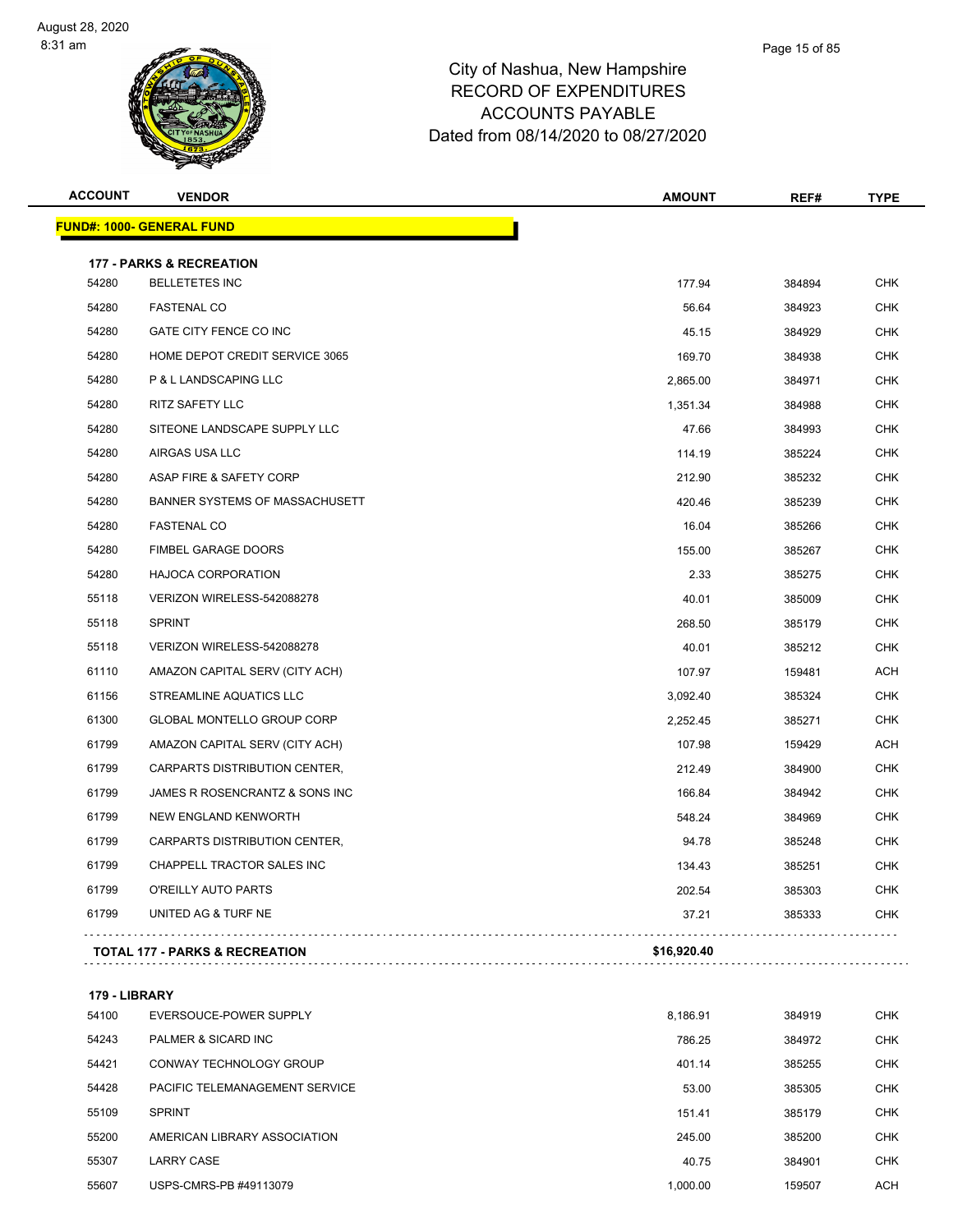# City of Nashua, New Hampshire
## RECORD OF EXPENDITURES
## ACCOUNTS PAYABLE
## Dated from 08/14/2020 to 08/27/2020

| ACCOUNT | VENDOR | AMOUNT | REF# | TYPE |
|---|---|---|---|---|
| **FUND#: 1000- GENERAL FUND** | | | | |
| **177 - PARKS & RECREATION** | | | | |
| 54280 | BELLETETES INC | 177.94 | 384894 | CHK |
| 54280 | FASTENAL CO | 56.64 | 384923 | CHK |
| 54280 | GATE CITY FENCE CO INC | 45.15 | 384929 | CHK |
| 54280 | HOME DEPOT CREDIT SERVICE 3065 | 169.70 | 384938 | CHK |
| 54280 | P & L LANDSCAPING LLC | 2,865.00 | 384971 | CHK |
| 54280 | RITZ SAFETY LLC | 1,351.34 | 384988 | CHK |
| 54280 | SITEONE LANDSCAPE SUPPLY LLC | 47.66 | 384993 | CHK |
| 54280 | AIRGAS USA LLC | 114.19 | 385224 | CHK |
| 54280 | ASAP FIRE & SAFETY CORP | 212.90 | 385232 | CHK |
| 54280 | BANNER SYSTEMS OF MASSACHUSETT | 420.46 | 385239 | CHK |
| 54280 | FASTENAL CO | 16.04 | 385266 | CHK |
| 54280 | FIMBEL GARAGE DOORS | 155.00 | 385267 | CHK |
| 54280 | HAJOCA CORPORATION | 2.33 | 385275 | CHK |
| 55118 | VERIZON WIRELESS-542088278 | 40.01 | 385009 | CHK |
| 55118 | SPRINT | 268.50 | 385179 | CHK |
| 55118 | VERIZON WIRELESS-542088278 | 40.01 | 385212 | CHK |
| 61110 | AMAZON CAPITAL SERV (CITY ACH) | 107.97 | 159481 | ACH |
| 61156 | STREAMLINE AQUATICS LLC | 3,092.40 | 385324 | CHK |
| 61300 | GLOBAL MONTELLO GROUP CORP | 2,252.45 | 385271 | CHK |
| 61799 | AMAZON CAPITAL SERV (CITY ACH) | 107.98 | 159429 | ACH |
| 61799 | CARPARTS DISTRIBUTION CENTER, | 212.49 | 384900 | CHK |
| 61799 | JAMES R ROSENCRANTZ & SONS INC | 166.84 | 384942 | CHK |
| 61799 | NEW ENGLAND KENWORTH | 548.24 | 384969 | CHK |
| 61799 | CARPARTS DISTRIBUTION CENTER, | 94.78 | 385248 | CHK |
| 61799 | CHAPPELL TRACTOR SALES INC | 134.43 | 385251 | CHK |
| 61799 | O'REILLY AUTO PARTS | 202.54 | 385303 | CHK |
| 61799 | UNITED AG & TURF NE | 37.21 | 385333 | CHK |
| **TOTAL 177 - PARKS & RECREATION** | | **$16,920.40** | | |
| **179 - LIBRARY** | | | | |
| 54100 | EVERSOUCE-POWER SUPPLY | 8,186.91 | 384919 | CHK |
| 54243 | PALMER & SICARD INC | 786.25 | 384972 | CHK |
| 54421 | CONWAY TECHNOLOGY GROUP | 401.14 | 385255 | CHK |
| 54428 | PACIFIC TELEMANAGEMENT SERVICE | 53.00 | 385305 | CHK |
| 55109 | SPRINT | 151.41 | 385179 | CHK |
| 55200 | AMERICAN LIBRARY ASSOCIATION | 245.00 | 385200 | CHK |
| 55307 | LARRY CASE | 40.75 | 384901 | CHK |
| 55607 | USPS-CMRS-PB #49113079 | 1,000.00 | 159507 | ACH |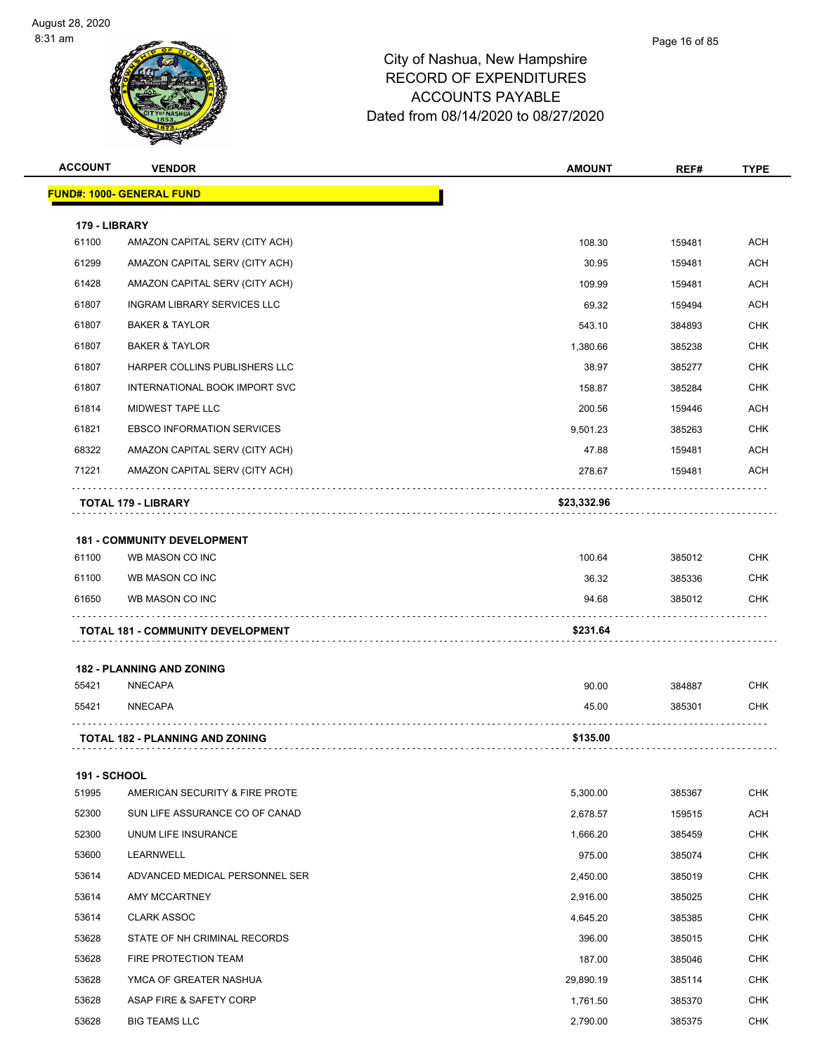# City of Nashua, New Hampshire
# RECORD OF EXPENDITURES
# ACCOUNTS PAYABLE
# Dated from 08/14/2020 to 08/27/2020

| ACCOUNT | VENDOR | AMOUNT | REF# | TYPE |
|---|---|---|---|---|
| **FUND#: 1000- GENERAL FUND** | | | | |
| **179 - LIBRARY** | | | | |
| 61100 | AMAZON CAPITAL SERV (CITY ACH) | 108.30 | 159481 | ACH |
| 61299 | AMAZON CAPITAL SERV (CITY ACH) | 30.95 | 159481 | ACH |
| 61428 | AMAZON CAPITAL SERV (CITY ACH) | 109.99 | 159481 | ACH |
| 61807 | INGRAM LIBRARY SERVICES LLC | 69.32 | 159494 | ACH |
| 61807 | BAKER & TAYLOR | 543.10 | 384893 | CHK |
| 61807 | BAKER & TAYLOR | 1,380.66 | 385238 | CHK |
| 61807 | HARPER COLLINS PUBLISHERS LLC | 38.97 | 385277 | CHK |
| 61807 | INTERNATIONAL BOOK IMPORT SVC | 158.87 | 385284 | CHK |
| 61814 | MIDWEST TAPE LLC | 200.56 | 159446 | ACH |
| 61821 | EBSCO INFORMATION SERVICES | 9,501.23 | 385263 | CHK |
| 68322 | AMAZON CAPITAL SERV (CITY ACH) | 47.88 | 159481 | ACH |
| 71221 | AMAZON CAPITAL SERV (CITY ACH) | 278.67 | 159481 | ACH |
| | **TOTAL 179 - LIBRARY** | **$23,332.96** | | |
| **181 - COMMUNITY DEVELOPMENT** | | | | |
| 61100 | WB MASON CO INC | 100.64 | 385012 | CHK |
| 61100 | WB MASON CO INC | 36.32 | 385336 | CHK |
| 61650 | WB MASON CO INC | 94.68 | 385012 | CHK |
| | **TOTAL 181 - COMMUNITY DEVELOPMENT** | **$231.64** | | |
| **182 - PLANNING AND ZONING** | | | | |
| 55421 | NNECAPA | 90.00 | 384887 | CHK |
| 55421 | NNECAPA | 45.00 | 385301 | CHK |
| | **TOTAL 182 - PLANNING AND ZONING** | **$135.00** | | |
| **191 - SCHOOL** | | | | |
| 51995 | AMERICAN SECURITY & FIRE PROTE | 5,300.00 | 385367 | CHK |
| 52300 | SUN LIFE ASSURANCE CO OF CANAD | 2,678.57 | 159515 | ACH |
| 52300 | UNUM LIFE INSURANCE | 1,666.20 | 385459 | CHK |
| 53600 | LEARNWELL | 975.00 | 385074 | CHK |
| 53614 | ADVANCED MEDICAL PERSONNEL SER | 2,450.00 | 385019 | CHK |
| 53614 | AMY MCCARTNEY | 2,916.00 | 385025 | CHK |
| 53614 | CLARK ASSOC | 4,645.20 | 385385 | CHK |
| 53628 | STATE OF NH CRIMINAL RECORDS | 396.00 | 385015 | CHK |
| 53628 | FIRE PROTECTION TEAM | 187.00 | 385046 | CHK |
| 53628 | YMCA OF GREATER NASHUA | 29,890.19 | 385114 | CHK |
| 53628 | ASAP FIRE & SAFETY CORP | 1,761.50 | 385370 | CHK |
| 53628 | BIG TEAMS LLC | 2,790.00 | 385375 | CHK |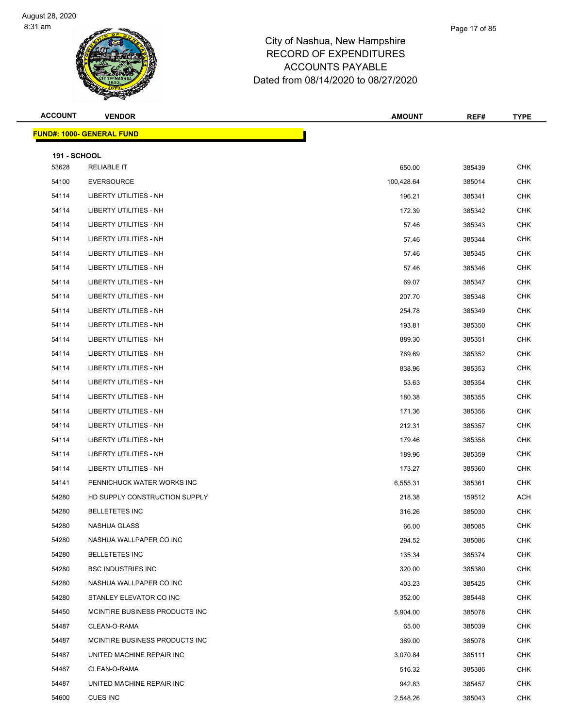# City of Nashua, New Hampshire
# RECORD OF EXPENDITURES
# ACCOUNTS PAYABLE
# Dated from 08/14/2020 to 08/27/2020

**FUND#: 1000- GENERAL FUND**

**191 - SCHOOL**

| ACCOUNT | VENDOR | AMOUNT | REF# | TYPE |
|---|---|---|---|---|
| 53628 | RELIABLE IT | 650.00 | 385439 | CHK |
| 54100 | EVERSOURCE | 100,428.64 | 385014 | CHK |
| 54114 | LIBERTY UTILITIES - NH | 196.21 | 385341 | CHK |
| 54114 | LIBERTY UTILITIES - NH | 172.39 | 385342 | CHK |
| 54114 | LIBERTY UTILITIES - NH | 57.46 | 385343 | CHK |
| 54114 | LIBERTY UTILITIES - NH | 57.46 | 385344 | CHK |
| 54114 | LIBERTY UTILITIES - NH | 57.46 | 385345 | CHK |
| 54114 | LIBERTY UTILITIES - NH | 57.46 | 385346 | CHK |
| 54114 | LIBERTY UTILITIES - NH | 69.07 | 385347 | CHK |
| 54114 | LIBERTY UTILITIES - NH | 207.70 | 385348 | CHK |
| 54114 | LIBERTY UTILITIES - NH | 254.78 | 385349 | CHK |
| 54114 | LIBERTY UTILITIES - NH | 193.81 | 385350 | CHK |
| 54114 | LIBERTY UTILITIES - NH | 889.30 | 385351 | CHK |
| 54114 | LIBERTY UTILITIES - NH | 769.69 | 385352 | CHK |
| 54114 | LIBERTY UTILITIES - NH | 838.96 | 385353 | CHK |
| 54114 | LIBERTY UTILITIES - NH | 53.63 | 385354 | CHK |
| 54114 | LIBERTY UTILITIES - NH | 180.38 | 385355 | CHK |
| 54114 | LIBERTY UTILITIES - NH | 171.36 | 385356 | CHK |
| 54114 | LIBERTY UTILITIES - NH | 212.31 | 385357 | CHK |
| 54114 | LIBERTY UTILITIES - NH | 179.46 | 385358 | CHK |
| 54114 | LIBERTY UTILITIES - NH | 189.96 | 385359 | CHK |
| 54114 | LIBERTY UTILITIES - NH | 173.27 | 385360 | CHK |
| 54141 | PENNICHUCK WATER WORKS INC | 6,555.31 | 385361 | CHK |
| 54280 | HD SUPPLY CONSTRUCTION SUPPLY | 218.38 | 159512 | ACH |
| 54280 | BELLETETES INC | 316.26 | 385030 | CHK |
| 54280 | NASHUA GLASS | 66.00 | 385085 | CHK |
| 54280 | NASHUA WALLPAPER CO INC | 294.52 | 385086 | CHK |
| 54280 | BELLETETES INC | 135.34 | 385374 | CHK |
| 54280 | BSC INDUSTRIES INC | 320.00 | 385380 | CHK |
| 54280 | NASHUA WALLPAPER CO INC | 403.23 | 385425 | CHK |
| 54280 | STANLEY ELEVATOR CO INC | 352.00 | 385448 | CHK |
| 54450 | MCINTIRE BUSINESS PRODUCTS INC | 5,904.00 | 385078 | CHK |
| 54487 | CLEAN-O-RAMA | 65.00 | 385039 | CHK |
| 54487 | MCINTIRE BUSINESS PRODUCTS INC | 369.00 | 385078 | CHK |
| 54487 | UNITED MACHINE REPAIR INC | 3,070.84 | 385111 | CHK |
| 54487 | CLEAN-O-RAMA | 516.32 | 385386 | CHK |
| 54487 | UNITED MACHINE REPAIR INC | 942.83 | 385457 | CHK |
| 54600 | CUES INC | 2,548.26 | 385043 | CHK |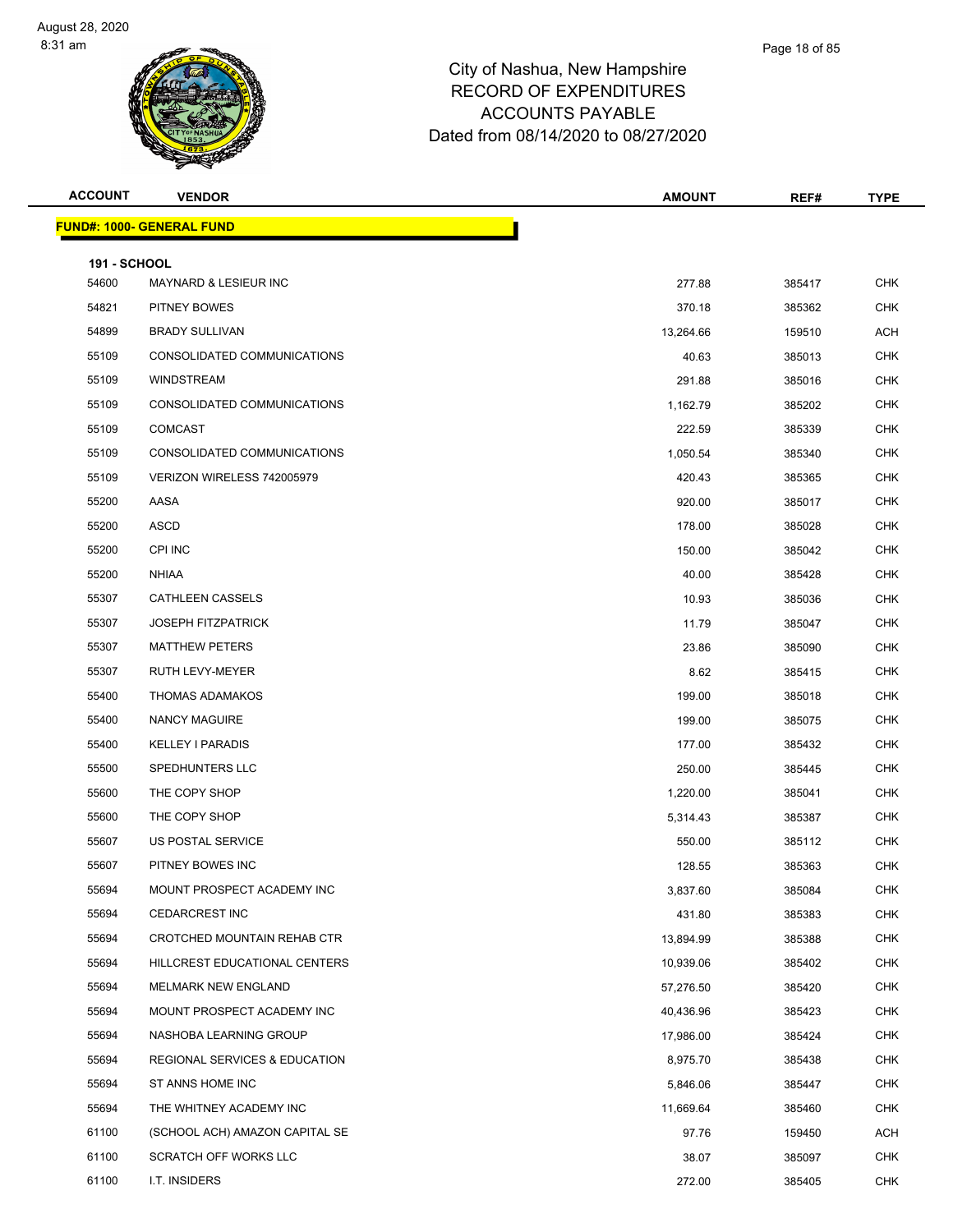City of Nashua, New Hampshire
RECORD OF EXPENDITURES
ACCOUNTS PAYABLE
Dated from 08/14/2020 to 08/27/2020

| ACCOUNT | VENDOR | AMOUNT | REF# | TYPE |
|---|---|---|---|---|

**FUND#: 1000- GENERAL FUND**

**191 - SCHOOL**

| ACCOUNT | VENDOR | AMOUNT | REF# | TYPE |
|---|---|---|---|---|
| 54600 | MAYNARD & LESIEUR INC | 277.88 | 385417 | CHK |
| 54821 | PITNEY BOWES | 370.18 | 385362 | CHK |
| 54899 | BRADY SULLIVAN | 13,264.66 | 159510 | ACH |
| 55109 | CONSOLIDATED COMMUNICATIONS | 40.63 | 385013 | CHK |
| 55109 | WINDSTREAM | 291.88 | 385016 | CHK |
| 55109 | CONSOLIDATED COMMUNICATIONS | 1,162.79 | 385202 | CHK |
| 55109 | COMCAST | 222.59 | 385339 | CHK |
| 55109 | CONSOLIDATED COMMUNICATIONS | 1,050.54 | 385340 | CHK |
| 55109 | VERIZON WIRELESS 742005979 | 420.43 | 385365 | CHK |
| 55200 | AASA | 920.00 | 385017 | CHK |
| 55200 | ASCD | 178.00 | 385028 | CHK |
| 55200 | CPI INC | 150.00 | 385042 | CHK |
| 55200 | NHIAA | 40.00 | 385428 | CHK |
| 55307 | CATHLEEN CASSELS | 10.93 | 385036 | CHK |
| 55307 | JOSEPH FITZPATRICK | 11.79 | 385047 | CHK |
| 55307 | MATTHEW PETERS | 23.86 | 385090 | CHK |
| 55307 | RUTH LEVY-MEYER | 8.62 | 385415 | CHK |
| 55400 | THOMAS ADAMAKOS | 199.00 | 385018 | CHK |
| 55400 | NANCY MAGUIRE | 199.00 | 385075 | CHK |
| 55400 | KELLEY I PARADIS | 177.00 | 385432 | CHK |
| 55500 | SPEDHUNTERS LLC | 250.00 | 385445 | CHK |
| 55600 | THE COPY SHOP | 1,220.00 | 385041 | CHK |
| 55600 | THE COPY SHOP | 5,314.43 | 385387 | CHK |
| 55607 | US POSTAL SERVICE | 550.00 | 385112 | CHK |
| 55607 | PITNEY BOWES INC | 128.55 | 385363 | CHK |
| 55694 | MOUNT PROSPECT ACADEMY INC | 3,837.60 | 385084 | CHK |
| 55694 | CEDARCREST INC | 431.80 | 385383 | CHK |
| 55694 | CROTCHED MOUNTAIN REHAB CTR | 13,894.99 | 385388 | CHK |
| 55694 | HILLCREST EDUCATIONAL CENTERS | 10,939.06 | 385402 | CHK |
| 55694 | MELMARK NEW ENGLAND | 57,276.50 | 385420 | CHK |
| 55694 | MOUNT PROSPECT ACADEMY INC | 40,436.96 | 385423 | CHK |
| 55694 | NASHOBA LEARNING GROUP | 17,986.00 | 385424 | CHK |
| 55694 | REGIONAL SERVICES & EDUCATION | 8,975.70 | 385438 | CHK |
| 55694 | ST ANNS HOME INC | 5,846.06 | 385447 | CHK |
| 55694 | THE WHITNEY ACADEMY INC | 11,669.64 | 385460 | CHK |
| 61100 | (SCHOOL ACH) AMAZON CAPITAL SE | 97.76 | 159450 | ACH |
| 61100 | SCRATCH OFF WORKS LLC | 38.07 | 385097 | CHK |
| 61100 | I.T. INSIDERS | 272.00 | 385405 | CHK |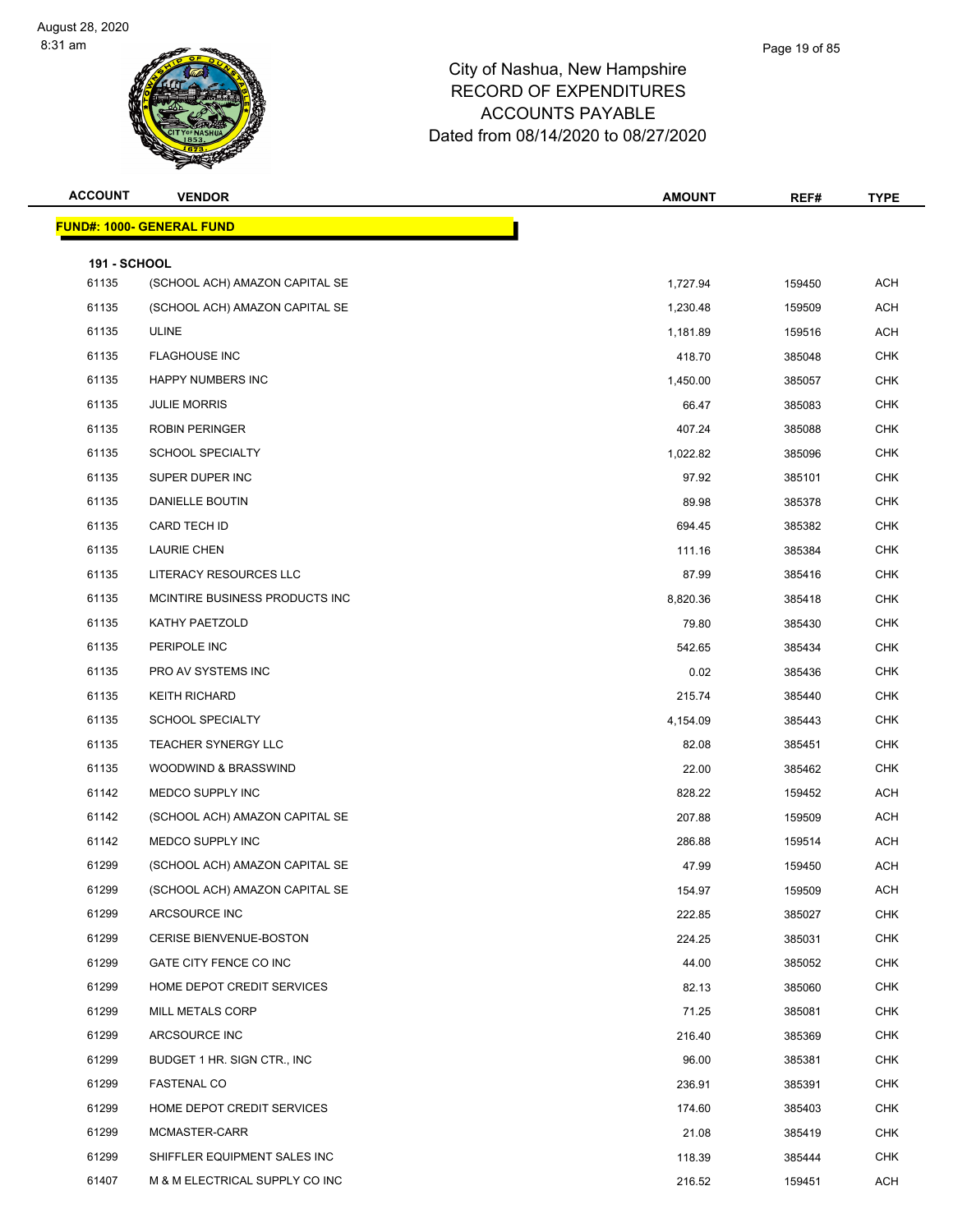# City of Nashua, New Hampshire
## RECORD OF EXPENDITURES
## ACCOUNTS PAYABLE
### Dated from 08/14/2020 to 08/27/2020

**FUND#: 1000- GENERAL FUND**

**191 - SCHOOL**

| ACCOUNT | VENDOR | AMOUNT | REF# | TYPE |
|---|---|---|---|---|
| 61135 | (SCHOOL ACH) AMAZON CAPITAL SE | 1,727.94 | 159450 | ACH |
| 61135 | (SCHOOL ACH) AMAZON CAPITAL SE | 1,230.48 | 159509 | ACH |
| 61135 | ULINE | 1,181.89 | 159516 | ACH |
| 61135 | FLAGHOUSE INC | 418.70 | 385048 | CHK |
| 61135 | HAPPY NUMBERS INC | 1,450.00 | 385057 | CHK |
| 61135 | JULIE MORRIS | 66.47 | 385083 | CHK |
| 61135 | ROBIN PERINGER | 407.24 | 385088 | CHK |
| 61135 | SCHOOL SPECIALTY | 1,022.82 | 385096 | CHK |
| 61135 | SUPER DUPER INC | 97.92 | 385101 | CHK |
| 61135 | DANIELLE BOUTIN | 89.98 | 385378 | CHK |
| 61135 | CARD TECH ID | 694.45 | 385382 | CHK |
| 61135 | LAURIE CHEN | 111.16 | 385384 | CHK |
| 61135 | LITERACY RESOURCES LLC | 87.99 | 385416 | CHK |
| 61135 | MCINTIRE BUSINESS PRODUCTS INC | 8,820.36 | 385418 | CHK |
| 61135 | KATHY PAETZOLD | 79.80 | 385430 | CHK |
| 61135 | PERIPOLE INC | 542.65 | 385434 | CHK |
| 61135 | PRO AV SYSTEMS INC | 0.02 | 385436 | CHK |
| 61135 | KEITH RICHARD | 215.74 | 385440 | CHK |
| 61135 | SCHOOL SPECIALTY | 4,154.09 | 385443 | CHK |
| 61135 | TEACHER SYNERGY LLC | 82.08 | 385451 | CHK |
| 61135 | WOODWIND & BRASSWIND | 22.00 | 385462 | CHK |
| 61142 | MEDCO SUPPLY INC | 828.22 | 159452 | ACH |
| 61142 | (SCHOOL ACH) AMAZON CAPITAL SE | 207.88 | 159509 | ACH |
| 61142 | MEDCO SUPPLY INC | 286.88 | 159514 | ACH |
| 61299 | (SCHOOL ACH) AMAZON CAPITAL SE | 47.99 | 159450 | ACH |
| 61299 | (SCHOOL ACH) AMAZON CAPITAL SE | 154.97 | 159509 | ACH |
| 61299 | ARCSOURCE INC | 222.85 | 385027 | CHK |
| 61299 | CERISE BIENVENUE-BOSTON | 224.25 | 385031 | CHK |
| 61299 | GATE CITY FENCE CO INC | 44.00 | 385052 | CHK |
| 61299 | HOME DEPOT CREDIT SERVICES | 82.13 | 385060 | CHK |
| 61299 | MILL METALS CORP | 71.25 | 385081 | CHK |
| 61299 | ARCSOURCE INC | 216.40 | 385369 | CHK |
| 61299 | BUDGET 1 HR. SIGN CTR., INC | 96.00 | 385381 | CHK |
| 61299 | FASTENAL CO | 236.91 | 385391 | CHK |
| 61299 | HOME DEPOT CREDIT SERVICES | 174.60 | 385403 | CHK |
| 61299 | MCMASTER-CARR | 21.08 | 385419 | CHK |
| 61299 | SHIFFLER EQUIPMENT SALES INC | 118.39 | 385444 | CHK |
| 61407 | M & M ELECTRICAL SUPPLY CO INC | 216.52 | 159451 | ACH |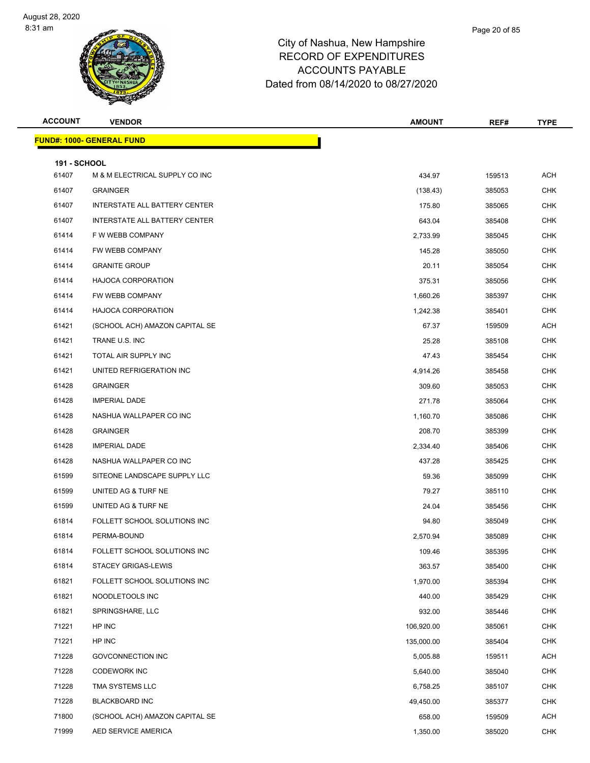# City of Nashua, New Hampshire
## RECORD OF EXPENDITURES
## ACCOUNTS PAYABLE
### Dated from 08/14/2020 to 08/27/2020

| ACCOUNT | VENDOR | AMOUNT | REF# | TYPE |
|---|---|---|---|---|
| **FUND#: 1000- GENERAL FUND** | | | | |
| **191 - SCHOOL** | | | | |
| 61407 | M & M ELECTRICAL SUPPLY CO INC | 434.97 | 159513 | ACH |
| 61407 | GRAINGER | (138.43) | 385053 | CHK |
| 61407 | INTERSTATE ALL BATTERY CENTER | 175.80 | 385065 | CHK |
| 61407 | INTERSTATE ALL BATTERY CENTER | 643.04 | 385408 | CHK |
| 61414 | F W WEBB COMPANY | 2,733.99 | 385045 | CHK |
| 61414 | FW WEBB COMPANY | 145.28 | 385050 | CHK |
| 61414 | GRANITE GROUP | 20.11 | 385054 | CHK |
| 61414 | HAJOCA CORPORATION | 375.31 | 385056 | CHK |
| 61414 | FW WEBB COMPANY | 1,660.26 | 385397 | CHK |
| 61414 | HAJOCA CORPORATION | 1,242.38 | 385401 | CHK |
| 61421 | (SCHOOL ACH) AMAZON CAPITAL SE | 67.37 | 159509 | ACH |
| 61421 | TRANE U.S. INC | 25.28 | 385108 | CHK |
| 61421 | TOTAL AIR SUPPLY INC | 47.43 | 385454 | CHK |
| 61421 | UNITED REFRIGERATION INC | 4,914.26 | 385458 | CHK |
| 61428 | GRAINGER | 309.60 | 385053 | CHK |
| 61428 | IMPERIAL DADE | 271.78 | 385064 | CHK |
| 61428 | NASHUA WALLPAPER CO INC | 1,160.70 | 385086 | CHK |
| 61428 | GRAINGER | 208.70 | 385399 | CHK |
| 61428 | IMPERIAL DADE | 2,334.40 | 385406 | CHK |
| 61428 | NASHUA WALLPAPER CO INC | 437.28 | 385425 | CHK |
| 61599 | SITEONE LANDSCAPE SUPPLY LLC | 59.36 | 385099 | CHK |
| 61599 | UNITED AG & TURF NE | 79.27 | 385110 | CHK |
| 61599 | UNITED AG & TURF NE | 24.04 | 385456 | CHK |
| 61814 | FOLLETT SCHOOL SOLUTIONS INC | 94.80 | 385049 | CHK |
| 61814 | PERMA-BOUND | 2,570.94 | 385089 | CHK |
| 61814 | FOLLETT SCHOOL SOLUTIONS INC | 109.46 | 385395 | CHK |
| 61814 | STACEY GRIGAS-LEWIS | 363.57 | 385400 | CHK |
| 61821 | FOLLETT SCHOOL SOLUTIONS INC | 1,970.00 | 385394 | CHK |
| 61821 | NOODLETOOLS INC | 440.00 | 385429 | CHK |
| 61821 | SPRINGSHARE, LLC | 932.00 | 385446 | CHK |
| 71221 | HP INC | 106,920.00 | 385061 | CHK |
| 71221 | HP INC | 135,000.00 | 385404 | CHK |
| 71228 | GOVCONNECTION INC | 5,005.88 | 159511 | ACH |
| 71228 | CODEWORK INC | 5,640.00 | 385040 | CHK |
| 71228 | TMA SYSTEMS LLC | 6,758.25 | 385107 | CHK |
| 71228 | BLACKBOARD INC | 49,450.00 | 385377 | CHK |
| 71800 | (SCHOOL ACH) AMAZON CAPITAL SE | 658.00 | 159509 | ACH |
| 71999 | AED SERVICE AMERICA | 1,350.00 | 385020 | CHK |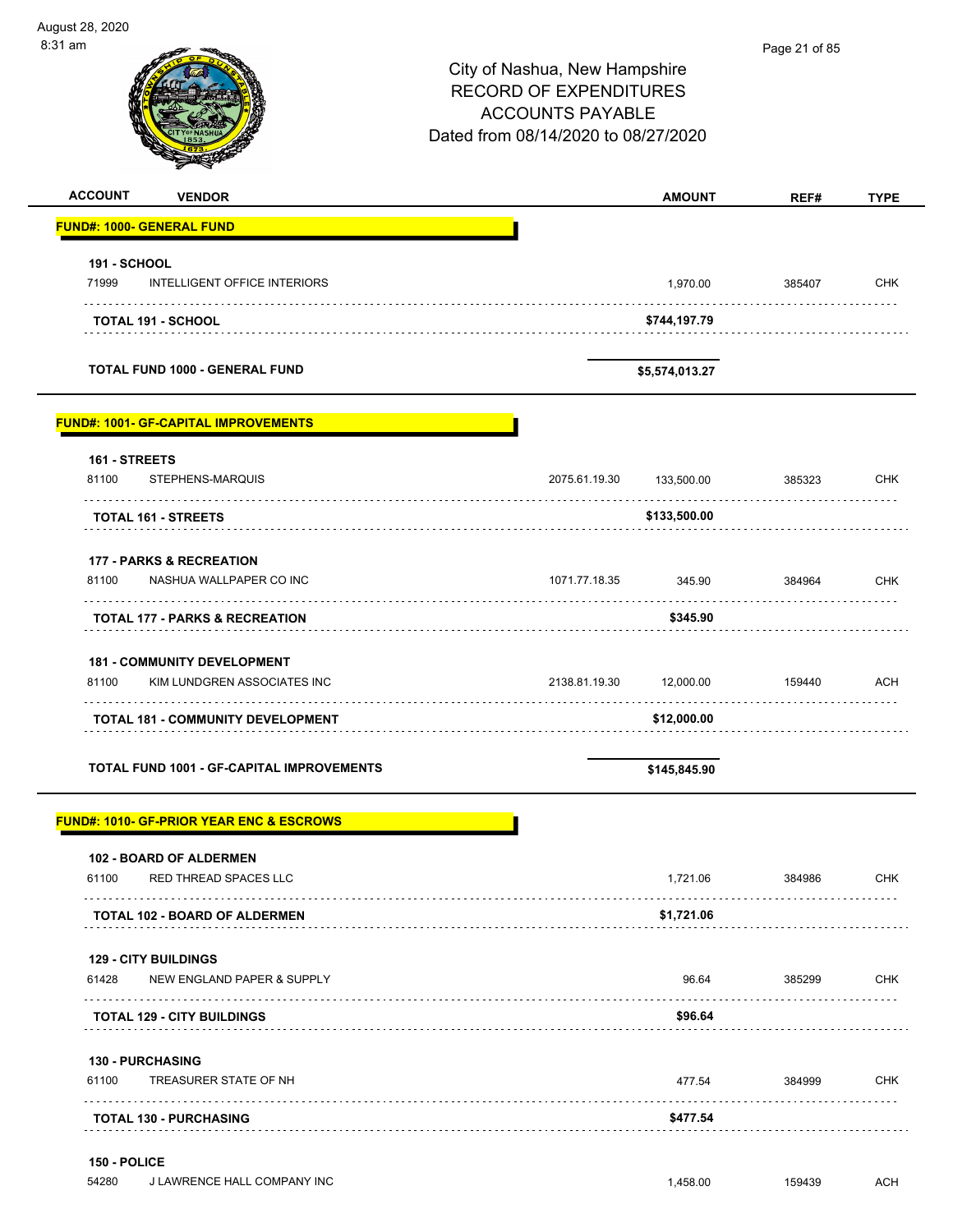City of Nashua, New Hampshire
RECORD OF EXPENDITURES
ACCOUNTS PAYABLE
Dated from 08/14/2020 to 08/27/2020

| ACCOUNT | VENDOR | | AMOUNT | REF# | TYPE |
|---|---|---|---|---|---|
| **FUND#: 1000- GENERAL FUND** | | | | | |
| **191 - SCHOOL** | | | | | |
| 71999 | INTELLIGENT OFFICE INTERIORS | | 1,970.00 | 385407 | CHK |
| | **TOTAL 191 - SCHOOL** | | **$744,197.79** | | |
| | **TOTAL FUND 1000 - GENERAL FUND** | | **$5,574,013.27** | | |
| **FUND#: 1001- GF-CAPITAL IMPROVEMENTS** | | | | | |
| **161 - STREETS** | | | | | |
| 81100 | STEPHENS-MARQUIS | 2075.61.19.30 | 133,500.00 | 385323 | CHK |
| | **TOTAL 161 - STREETS** | | **$133,500.00** | | |
| **177 - PARKS & RECREATION** | | | | | |
| 81100 | NASHUA WALLPAPER CO INC | 1071.77.18.35 | 345.90 | 384964 | CHK |
| | **TOTAL 177 - PARKS & RECREATION** | | **$345.90** | | |
| **181 - COMMUNITY DEVELOPMENT** | | | | | |
| 81100 | KIM LUNDGREN ASSOCIATES INC | 2138.81.19.30 | 12,000.00 | 159440 | ACH |
| | **TOTAL 181 - COMMUNITY DEVELOPMENT** | | **$12,000.00** | | |
| | **TOTAL FUND 1001 - GF-CAPITAL IMPROVEMENTS** | | **$145,845.90** | | |
| **FUND#: 1010- GF-PRIOR YEAR ENC & ESCROWS** | | | | | |
| **102 - BOARD OF ALDERMEN** | | | | | |
| 61100 | RED THREAD SPACES LLC | | 1,721.06 | 384986 | CHK |
| | **TOTAL 102 - BOARD OF ALDERMEN** | | **$1,721.06** | | |
| **129 - CITY BUILDINGS** | | | | | |
| 61428 | NEW ENGLAND PAPER & SUPPLY | | 96.64 | 385299 | CHK |
| | **TOTAL 129 - CITY BUILDINGS** | | **$96.64** | | |
| **130 - PURCHASING** | | | | | |
| 61100 | TREASURER STATE OF NH | | 477.54 | 384999 | CHK |
| | **TOTAL 130 - PURCHASING** | | **$477.54** | | |
| **150 - POLICE** | | | | | |
| 54280 | J LAWRENCE HALL COMPANY INC | | 1,458.00 | 159439 | ACH |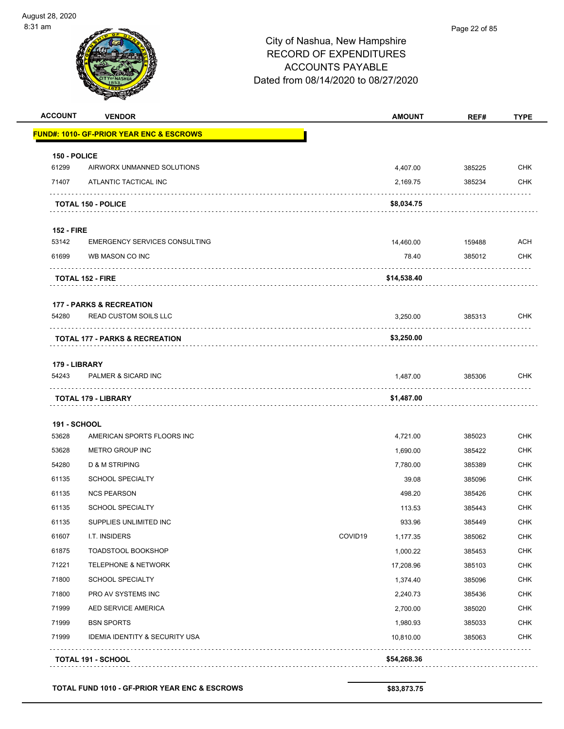# City of Nashua, New Hampshire
## RECORD OF EXPENDITURES
## ACCOUNTS PAYABLE
## Dated from 08/14/2020 to 08/27/2020

August 28, 2020
8:31 am

| ACCOUNT | VENDOR | | AMOUNT | REF# | TYPE |
|---|---|---|---|---|---|
| **FUND#: 1010- GF-PRIOR YEAR ENC & ESCROWS** | | | | | |
| **150 - POLICE** | | | | | |
| 61299 | AIRWORX UNMANNED SOLUTIONS | | 4,407.00 | 385225 | CHK |
| 71407 | ATLANTIC TACTICAL INC | | 2,169.75 | 385234 | CHK |
| | **TOTAL 150 - POLICE** | | **$8,034.75** | | |
| **152 - FIRE** | | | | | |
| 53142 | EMERGENCY SERVICES CONSULTING | | 14,460.00 | 159488 | ACH |
| 61699 | WB MASON CO INC | | 78.40 | 385012 | CHK |
| | **TOTAL 152 - FIRE** | | **$14,538.40** | | |
| **177 - PARKS & RECREATION** | | | | | |
| 54280 | READ CUSTOM SOILS LLC | | 3,250.00 | 385313 | CHK |
| | **TOTAL 177 - PARKS & RECREATION** | | **$3,250.00** | | |
| **179 - LIBRARY** | | | | | |
| 54243 | PALMER & SICARD INC | | 1,487.00 | 385306 | CHK |
| | **TOTAL 179 - LIBRARY** | | **$1,487.00** | | |
| **191 - SCHOOL** | | | | | |
| 53628 | AMERICAN SPORTS FLOORS INC | | 4,721.00 | 385023 | CHK |
| 53628 | METRO GROUP INC | | 1,690.00 | 385422 | CHK |
| 54280 | D & M STRIPING | | 7,780.00 | 385389 | CHK |
| 61135 | SCHOOL SPECIALTY | | 39.08 | 385096 | CHK |
| 61135 | NCS PEARSON | | 498.20 | 385426 | CHK |
| 61135 | SCHOOL SPECIALTY | | 113.53 | 385443 | CHK |
| 61135 | SUPPLIES UNLIMITED INC | | 933.96 | 385449 | CHK |
| 61607 | I.T. INSIDERS | COVID19 | 1,177.35 | 385062 | CHK |
| 61875 | TOADSTOOL BOOKSHOP | | 1,000.22 | 385453 | CHK |
| 71221 | TELEPHONE & NETWORK | | 17,208.96 | 385103 | CHK |
| 71800 | SCHOOL SPECIALTY | | 1,374.40 | 385096 | CHK |
| 71800 | PRO AV SYSTEMS INC | | 2,240.73 | 385436 | CHK |
| 71999 | AED SERVICE AMERICA | | 2,700.00 | 385020 | CHK |
| 71999 | BSN SPORTS | | 1,980.93 | 385033 | CHK |
| 71999 | IDEMIA IDENTITY & SECURITY USA | | 10,810.00 | 385063 | CHK |
| | **TOTAL 191 - SCHOOL** | | **$54,268.36** | | |
| | **TOTAL FUND 1010 - GF-PRIOR YEAR ENC & ESCROWS** | | **$83,873.75** | | |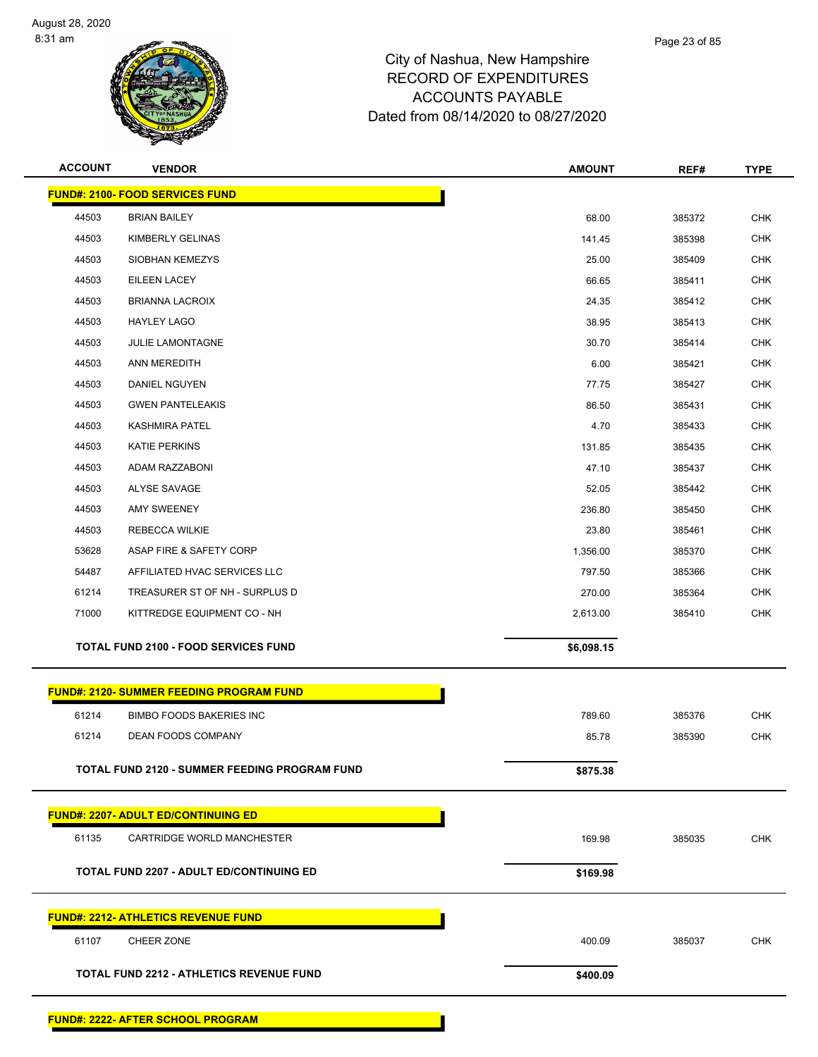City of Nashua, New Hampshire
RECORD OF EXPENDITURES
ACCOUNTS PAYABLE
Dated from 08/14/2020 to 08/27/2020

| ACCOUNT | VENDOR | AMOUNT | REF# | TYPE |
|---|---|---|---|---|
| **FUND#: 2100- FOOD SERVICES FUND** | | | | |
| 44503 | BRIAN BAILEY | 68.00 | 385372 | CHK |
| 44503 | KIMBERLY GELINAS | 141.45 | 385398 | CHK |
| 44503 | SIOBHAN KEMEZYS | 25.00 | 385409 | CHK |
| 44503 | EILEEN LACEY | 66.65 | 385411 | CHK |
| 44503 | BRIANNA LACROIX | 24.35 | 385412 | CHK |
| 44503 | HAYLEY LAGO | 38.95 | 385413 | CHK |
| 44503 | JULIE LAMONTAGNE | 30.70 | 385414 | CHK |
| 44503 | ANN MEREDITH | 6.00 | 385421 | CHK |
| 44503 | DANIEL NGUYEN | 77.75 | 385427 | CHK |
| 44503 | GWEN PANTELEAKIS | 86.50 | 385431 | CHK |
| 44503 | KASHMIRA PATEL | 4.70 | 385433 | CHK |
| 44503 | KATIE PERKINS | 131.85 | 385435 | CHK |
| 44503 | ADAM RAZZABONI | 47.10 | 385437 | CHK |
| 44503 | ALYSE SAVAGE | 52.05 | 385442 | CHK |
| 44503 | AMY SWEENEY | 236.80 | 385450 | CHK |
| 44503 | REBECCA WILKIE | 23.80 | 385461 | CHK |
| 53628 | ASAP FIRE & SAFETY CORP | 1,356.00 | 385370 | CHK |
| 54487 | AFFILIATED HVAC SERVICES LLC | 797.50 | 385366 | CHK |
| 61214 | TREASURER ST OF NH - SURPLUS D | 270.00 | 385364 | CHK |
| 71000 | KITTREDGE EQUIPMENT CO - NH | 2,613.00 | 385410 | CHK |
| **TOTAL FUND 2100 - FOOD SERVICES FUND** | | **$6,098.15** | | |
| **FUND#: 2120- SUMMER FEEDING PROGRAM FUND** | | | | |
| 61214 | BIMBO FOODS BAKERIES INC | 789.60 | 385376 | CHK |
| 61214 | DEAN FOODS COMPANY | 85.78 | 385390 | CHK |
| **TOTAL FUND 2120 - SUMMER FEEDING PROGRAM FUND** | | **$875.38** | | |
| **FUND#: 2207- ADULT ED/CONTINUING ED** | | | | |
| 61135 | CARTRIDGE WORLD MANCHESTER | 169.98 | 385035 | CHK |
| **TOTAL FUND 2207 - ADULT ED/CONTINUING ED** | | **$169.98** | | |
| **FUND#: 2212- ATHLETICS REVENUE FUND** | | | | |
| 61107 | CHEER ZONE | 400.09 | 385037 | CHK |
| **TOTAL FUND 2212 - ATHLETICS REVENUE FUND** | | **$400.09** | | |
| **FUND#: 2222- AFTER SCHOOL PROGRAM** | | | | |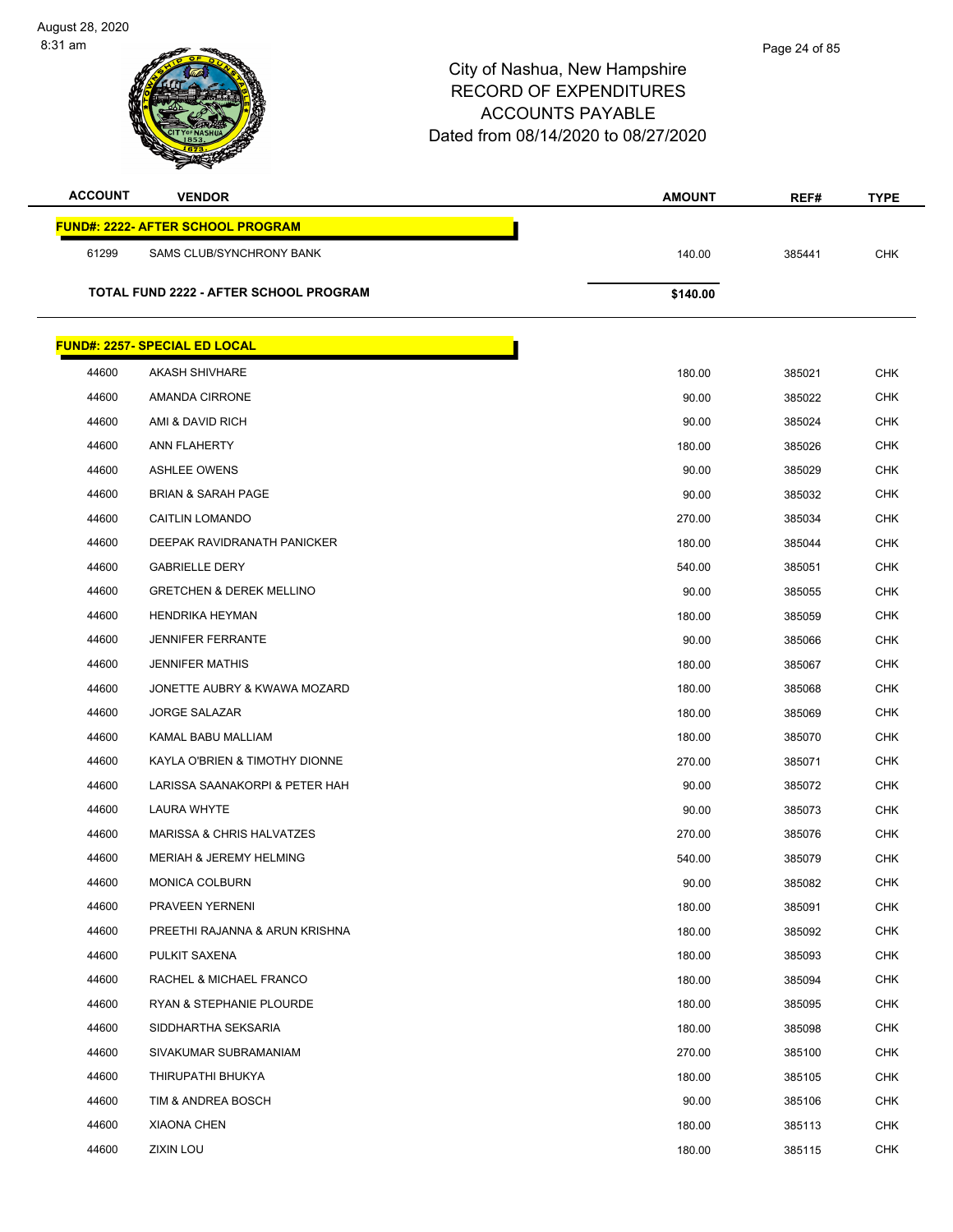# City of Nashua, New Hampshire
## RECORD OF EXPENDITURES
## ACCOUNTS PAYABLE
## Dated from 08/14/2020 to 08/27/2020

| ACCOUNT | VENDOR | AMOUNT | REF# | TYPE |
|---|---|---|---|---|
| **FUND#: 2222- AFTER SCHOOL PROGRAM** | | | | |
| 61299 | SAMS CLUB/SYNCHRONY BANK | 140.00 | 385441 | CHK |
| | **TOTAL FUND 2222 - AFTER SCHOOL PROGRAM** | **$140.00** | | |
| **FUND#: 2257- SPECIAL ED LOCAL** | | | | |
| 44600 | AKASH SHIVHARE | 180.00 | 385021 | CHK |
| 44600 | AMANDA CIRRONE | 90.00 | 385022 | CHK |
| 44600 | AMI & DAVID RICH | 90.00 | 385024 | CHK |
| 44600 | ANN FLAHERTY | 180.00 | 385026 | CHK |
| 44600 | ASHLEE OWENS | 90.00 | 385029 | CHK |
| 44600 | BRIAN & SARAH PAGE | 90.00 | 385032 | CHK |
| 44600 | CAITLIN LOMANDO | 270.00 | 385034 | CHK |
| 44600 | DEEPAK RAVIDRANATH PANICKER | 180.00 | 385044 | CHK |
| 44600 | GABRIELLE DERY | 540.00 | 385051 | CHK |
| 44600 | GRETCHEN & DEREK MELLINO | 90.00 | 385055 | CHK |
| 44600 | HENDRIKA HEYMAN | 180.00 | 385059 | CHK |
| 44600 | JENNIFER FERRANTE | 90.00 | 385066 | CHK |
| 44600 | JENNIFER MATHIS | 180.00 | 385067 | CHK |
| 44600 | JONETTE AUBRY & KWAWA MOZARD | 180.00 | 385068 | CHK |
| 44600 | JORGE SALAZAR | 180.00 | 385069 | CHK |
| 44600 | KAMAL BABU MALLIAM | 180.00 | 385070 | CHK |
| 44600 | KAYLA O'BRIEN & TIMOTHY DIONNE | 270.00 | 385071 | CHK |
| 44600 | LARISSA SAANAKORPI & PETER HAH | 90.00 | 385072 | CHK |
| 44600 | LAURA WHYTE | 90.00 | 385073 | CHK |
| 44600 | MARISSA & CHRIS HALVATZES | 270.00 | 385076 | CHK |
| 44600 | MERIAH & JEREMY HELMING | 540.00 | 385079 | CHK |
| 44600 | MONICA COLBURN | 90.00 | 385082 | CHK |
| 44600 | PRAVEEN YERNENI | 180.00 | 385091 | CHK |
| 44600 | PREETHI RAJANNA & ARUN KRISHNA | 180.00 | 385092 | CHK |
| 44600 | PULKIT SAXENA | 180.00 | 385093 | CHK |
| 44600 | RACHEL & MICHAEL FRANCO | 180.00 | 385094 | CHK |
| 44600 | RYAN & STEPHANIE PLOURDE | 180.00 | 385095 | CHK |
| 44600 | SIDDHARTHA SEKSARIA | 180.00 | 385098 | CHK |
| 44600 | SIVAKUMAR SUBRAMANIAM | 270.00 | 385100 | CHK |
| 44600 | THIRUPATHI BHUKYA | 180.00 | 385105 | CHK |
| 44600 | TIM & ANDREA BOSCH | 90.00 | 385106 | CHK |
| 44600 | XIAONA CHEN | 180.00 | 385113 | CHK |
| 44600 | ZIXIN LOU | 180.00 | 385115 | CHK |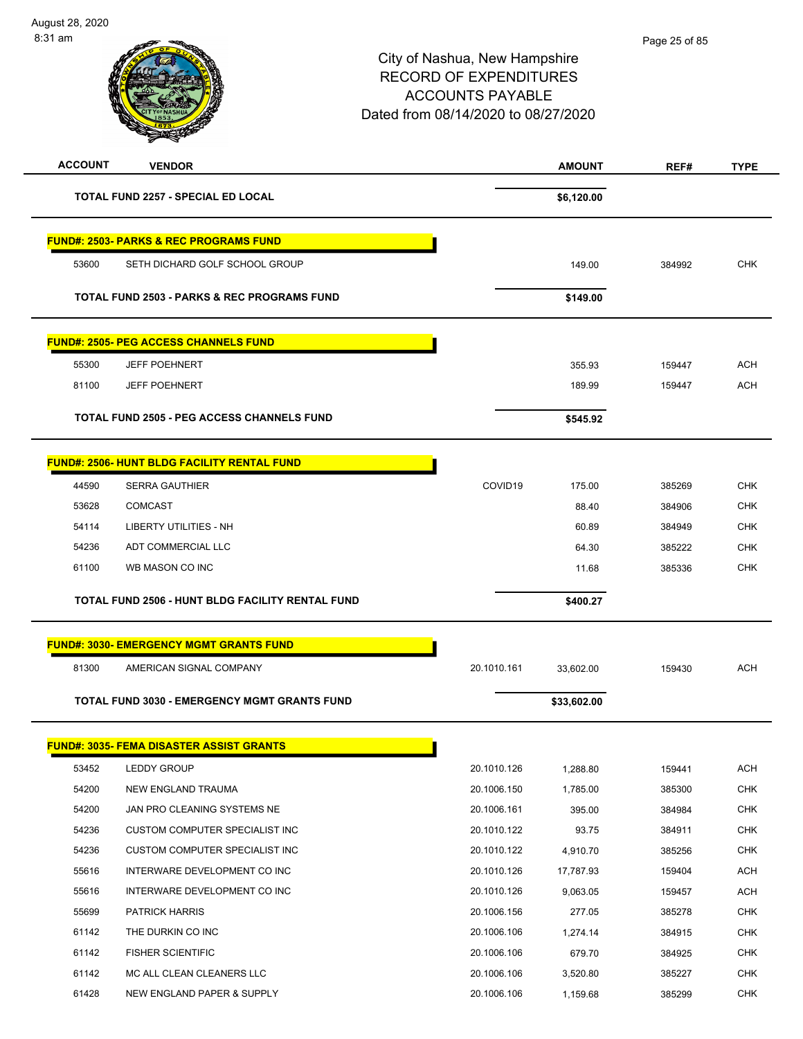# City of Nashua, New Hampshire
## RECORD OF EXPENDITURES
## ACCOUNTS PAYABLE
### Dated from 08/14/2020 to 08/27/2020

| ACCOUNT | VENDOR | | AMOUNT | REF# | TYPE |
|---|---|---|---|---|---|
| | **TOTAL FUND 2257 - SPECIAL ED LOCAL** | | **$6,120.00** | | |
| | **FUND#: 2503- PARKS & REC PROGRAMS FUND** | | | | |
| 53600 | SETH DICHARD GOLF SCHOOL GROUP | | 149.00 | 384992 | CHK |
| | **TOTAL FUND 2503 - PARKS & REC PROGRAMS FUND** | | **$149.00** | | |
| | **FUND#: 2505- PEG ACCESS CHANNELS FUND** | | | | |
| 55300 | JEFF POEHNERT | | 355.93 | 159447 | ACH |
| 81100 | JEFF POEHNERT | | 189.99 | 159447 | ACH |
| | **TOTAL FUND 2505 - PEG ACCESS CHANNELS FUND** | | **$545.92** | | |
| | **FUND#: 2506- HUNT BLDG FACILITY RENTAL FUND** | | | | |
| 44590 | SERRA GAUTHIER | COVID19 | 175.00 | 385269 | CHK |
| 53628 | COMCAST | | 88.40 | 384906 | CHK |
| 54114 | LIBERTY UTILITIES - NH | | 60.89 | 384949 | CHK |
| 54236 | ADT COMMERCIAL LLC | | 64.30 | 385222 | CHK |
| 61100 | WB MASON CO INC | | 11.68 | 385336 | CHK |
| | **TOTAL FUND 2506 - HUNT BLDG FACILITY RENTAL FUND** | | **$400.27** | | |
| | **FUND#: 3030- EMERGENCY MGMT GRANTS FUND** | | | | |
| 81300 | AMERICAN SIGNAL COMPANY | 20.1010.161 | 33,602.00 | 159430 | ACH |
| | **TOTAL FUND 3030 - EMERGENCY MGMT GRANTS FUND** | | **$33,602.00** | | |
| | **FUND#: 3035- FEMA DISASTER ASSIST GRANTS** | | | | |
| 53452 | LEDDY GROUP | 20.1010.126 | 1,288.80 | 159441 | ACH |
| 54200 | NEW ENGLAND TRAUMA | 20.1006.150 | 1,785.00 | 385300 | CHK |
| 54200 | JAN PRO CLEANING SYSTEMS NE | 20.1006.161 | 395.00 | 384984 | CHK |
| 54236 | CUSTOM COMPUTER SPECIALIST INC | 20.1010.122 | 93.75 | 384911 | CHK |
| 54236 | CUSTOM COMPUTER SPECIALIST INC | 20.1010.122 | 4,910.70 | 385256 | CHK |
| 55616 | INTERWARE DEVELOPMENT CO INC | 20.1010.126 | 17,787.93 | 159404 | ACH |
| 55616 | INTERWARE DEVELOPMENT CO INC | 20.1010.126 | 9,063.05 | 159457 | ACH |
| 55699 | PATRICK HARRIS | 20.1006.156 | 277.05 | 385278 | CHK |
| 61142 | THE DURKIN CO INC | 20.1006.106 | 1,274.14 | 384915 | CHK |
| 61142 | FISHER SCIENTIFIC | 20.1006.106 | 679.70 | 384925 | CHK |
| 61142 | MC ALL CLEAN CLEANERS LLC | 20.1006.106 | 3,520.80 | 385227 | CHK |
| 61428 | NEW ENGLAND PAPER & SUPPLY | 20.1006.106 | 1,159.68 | 385299 | CHK |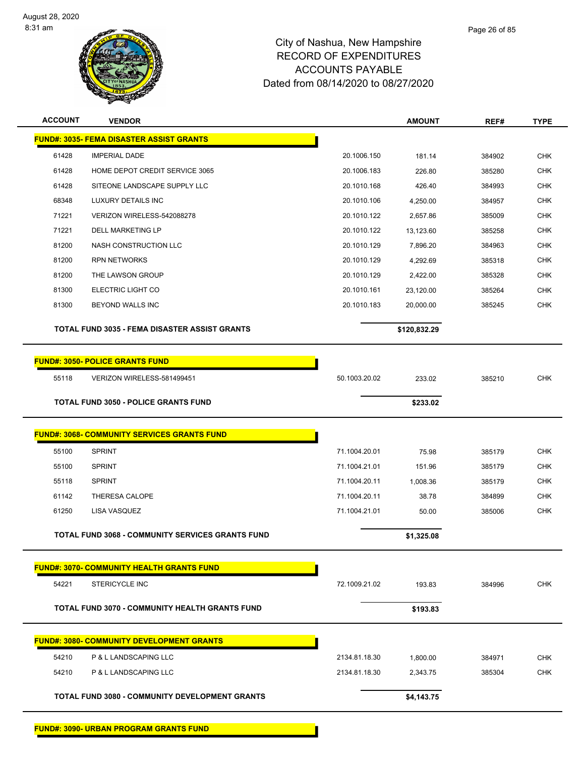# City of Nashua, New Hampshire
## RECORD OF EXPENDITURES
## ACCOUNTS PAYABLE
## Dated from 08/14/2020 to 08/27/2020

| ACCOUNT | VENDOR | | AMOUNT | REF# | TYPE |
|---|---|---|---|---|---|
| **FUND#: 3035- FEMA DISASTER ASSIST GRANTS** | | | | | |
| 61428 | IMPERIAL DADE | 20.1006.150 | 181.14 | 384902 | CHK |
| 61428 | HOME DEPOT CREDIT SERVICE 3065 | 20.1006.183 | 226.80 | 385280 | CHK |
| 61428 | SITEONE LANDSCAPE SUPPLY LLC | 20.1010.168 | 426.40 | 384993 | CHK |
| 68348 | LUXURY DETAILS INC | 20.1010.106 | 4,250.00 | 384957 | CHK |
| 71221 | VERIZON WIRELESS-542088278 | 20.1010.122 | 2,657.86 | 385009 | CHK |
| 71221 | DELL MARKETING LP | 20.1010.122 | 13,123.60 | 385258 | CHK |
| 81200 | NASH CONSTRUCTION LLC | 20.1010.129 | 7,896.20 | 384963 | CHK |
| 81200 | RPN NETWORKS | 20.1010.129 | 4,292.69 | 385318 | CHK |
| 81200 | THE LAWSON GROUP | 20.1010.129 | 2,422.00 | 385328 | CHK |
| 81300 | ELECTRIC LIGHT CO | 20.1010.161 | 23,120.00 | 385264 | CHK |
| 81300 | BEYOND WALLS INC | 20.1010.183 | 20,000.00 | 385245 | CHK |
| | **TOTAL FUND 3035 - FEMA DISASTER ASSIST GRANTS** | | **$120,832.29** | | |
| **FUND#: 3050- POLICE GRANTS FUND** | | | | | |
| 55118 | VERIZON WIRELESS-581499451 | 50.1003.20.02 | 233.02 | 385210 | CHK |
| | **TOTAL FUND 3050 - POLICE GRANTS FUND** | | **$233.02** | | |
| **FUND#: 3068- COMMUNITY SERVICES GRANTS FUND** | | | | | |
| 55100 | SPRINT | 71.1004.20.01 | 75.98 | 385179 | CHK |
| 55100 | SPRINT | 71.1004.21.01 | 151.96 | 385179 | CHK |
| 55118 | SPRINT | 71.1004.20.11 | 1,008.36 | 385179 | CHK |
| 61142 | THERESA CALOPE | 71.1004.20.11 | 38.78 | 384899 | CHK |
| 61250 | LISA VASQUEZ | 71.1004.21.01 | 50.00 | 385006 | CHK |
| | **TOTAL FUND 3068 - COMMUNITY SERVICES GRANTS FUND** | | **$1,325.08** | | |
| **FUND#: 3070- COMMUNITY HEALTH GRANTS FUND** | | | | | |
| 54221 | STERICYCLE INC | 72.1009.21.02 | 193.83 | 384996 | CHK |
| | **TOTAL FUND 3070 - COMMUNITY HEALTH GRANTS FUND** | | **$193.83** | | |
| **FUND#: 3080- COMMUNITY DEVELOPMENT GRANTS** | | | | | |
| 54210 | P & L LANDSCAPING LLC | 2134.81.18.30 | 1,800.00 | 384971 | CHK |
| 54210 | P & L LANDSCAPING LLC | 2134.81.18.30 | 2,343.75 | 385304 | CHK |
| | **TOTAL FUND 3080 - COMMUNITY DEVELOPMENT GRANTS** | | **$4,143.75** | | |
| **FUND#: 3090- URBAN PROGRAM GRANTS FUND** | | | | | |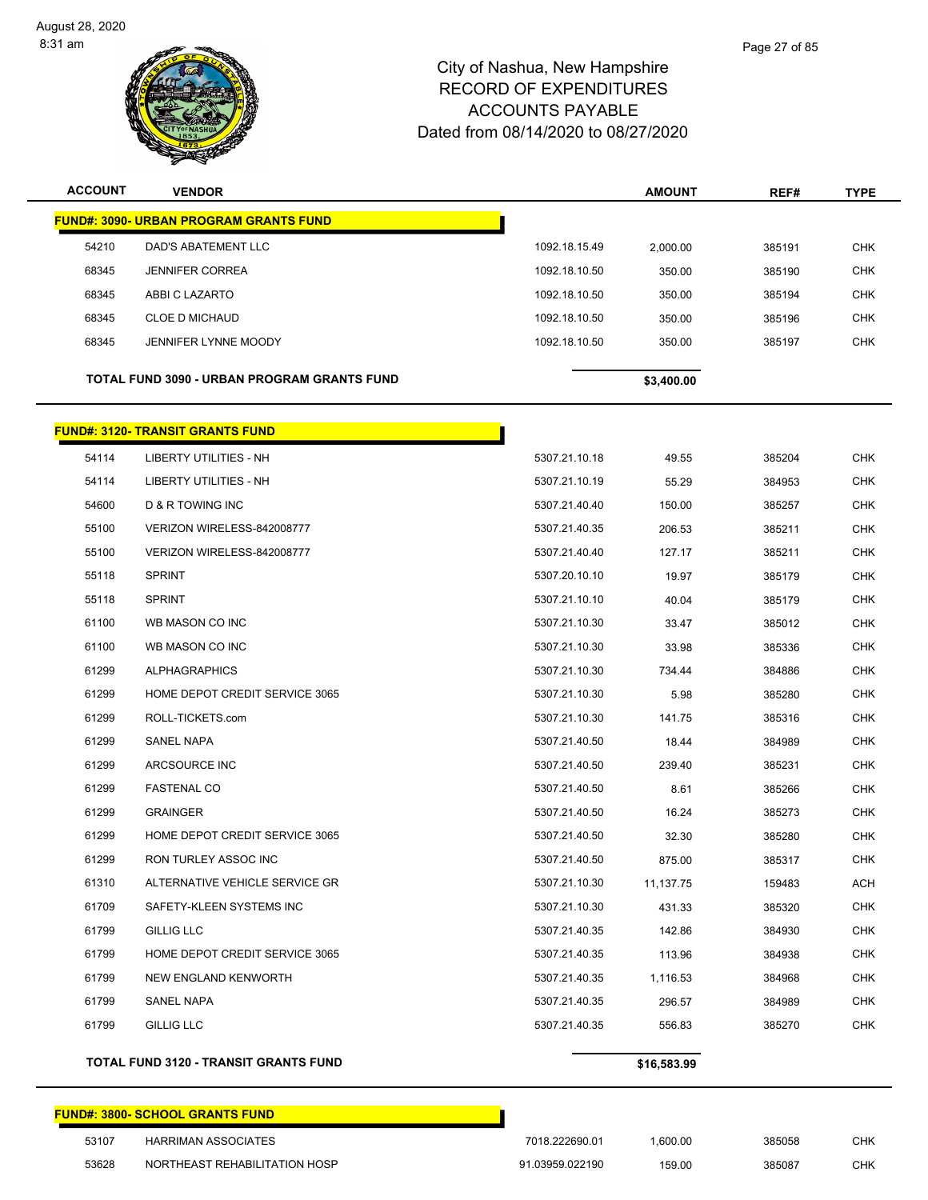# City of Nashua, New Hampshire
# RECORD OF EXPENDITURES
# ACCOUNTS PAYABLE
# Dated from 08/14/2020 to 08/27/2020

| ACCOUNT | VENDOR | | AMOUNT | REF# | TYPE |
|---|---|---|---|---|---|
| **FUND#: 3090- URBAN PROGRAM GRANTS FUND** | | | | | |
| 54210 | DAD'S ABATEMENT LLC | 1092.18.15.49 | 2,000.00 | 385191 | CHK |
| 68345 | JENNIFER CORREA | 1092.18.10.50 | 350.00 | 385190 | CHK |
| 68345 | ABBI C LAZARTO | 1092.18.10.50 | 350.00 | 385194 | CHK |
| 68345 | CLOE D MICHAUD | 1092.18.10.50 | 350.00 | 385196 | CHK |
| 68345 | JENNIFER LYNNE MOODY | 1092.18.10.50 | 350.00 | 385197 | CHK |
| **TOTAL FUND 3090 - URBAN PROGRAM GRANTS FUND** | | | **$3,400.00** | | |
| **FUND#: 3120- TRANSIT GRANTS FUND** | | | | | |
| 54114 | LIBERTY UTILITIES - NH | 5307.21.10.18 | 49.55 | 385204 | CHK |
| 54114 | LIBERTY UTILITIES - NH | 5307.21.10.19 | 55.29 | 384953 | CHK |
| 54600 | D & R TOWING INC | 5307.21.40.40 | 150.00 | 385257 | CHK |
| 55100 | VERIZON WIRELESS-842008777 | 5307.21.40.35 | 206.53 | 385211 | CHK |
| 55100 | VERIZON WIRELESS-842008777 | 5307.21.40.40 | 127.17 | 385211 | CHK |
| 55118 | SPRINT | 5307.20.10.10 | 19.97 | 385179 | CHK |
| 55118 | SPRINT | 5307.21.10.10 | 40.04 | 385179 | CHK |
| 61100 | WB MASON CO INC | 5307.21.10.30 | 33.47 | 385012 | CHK |
| 61100 | WB MASON CO INC | 5307.21.10.30 | 33.98 | 385336 | CHK |
| 61299 | ALPHAGRAPHICS | 5307.21.10.30 | 734.44 | 384886 | CHK |
| 61299 | HOME DEPOT CREDIT SERVICE 3065 | 5307.21.10.30 | 5.98 | 385280 | CHK |
| 61299 | ROLL-TICKETS.com | 5307.21.10.30 | 141.75 | 385316 | CHK |
| 61299 | SANEL NAPA | 5307.21.40.50 | 18.44 | 384989 | CHK |
| 61299 | ARCSOURCE INC | 5307.21.40.50 | 239.40 | 385231 | CHK |
| 61299 | FASTENAL CO | 5307.21.40.50 | 8.61 | 385266 | CHK |
| 61299 | GRAINGER | 5307.21.40.50 | 16.24 | 385273 | CHK |
| 61299 | HOME DEPOT CREDIT SERVICE 3065 | 5307.21.40.50 | 32.30 | 385280 | CHK |
| 61299 | RON TURLEY ASSOC INC | 5307.21.40.50 | 875.00 | 385317 | CHK |
| 61310 | ALTERNATIVE VEHICLE SERVICE GR | 5307.21.10.30 | 11,137.75 | 159483 | ACH |
| 61709 | SAFETY-KLEEN SYSTEMS INC | 5307.21.10.30 | 431.33 | 385320 | CHK |
| 61799 | GILLIG LLC | 5307.21.40.35 | 142.86 | 384930 | CHK |
| 61799 | HOME DEPOT CREDIT SERVICE 3065 | 5307.21.40.35 | 113.96 | 384938 | CHK |
| 61799 | NEW ENGLAND KENWORTH | 5307.21.40.35 | 1,116.53 | 384968 | CHK |
| 61799 | SANEL NAPA | 5307.21.40.35 | 296.57 | 384989 | CHK |
| 61799 | GILLIG LLC | 5307.21.40.35 | 556.83 | 385270 | CHK |
| **TOTAL FUND 3120 - TRANSIT GRANTS FUND** | | | **$16,583.99** | | |
| **FUND#: 3800- SCHOOL GRANTS FUND** | | | | | |
| 53107 | HARRIMAN ASSOCIATES | 7018.222690.01 | 1,600.00 | 385058 | CHK |
| 53628 | NORTHEAST REHABILITATION HOSP | 91.03959.022190 | 159.00 | 385087 | CHK |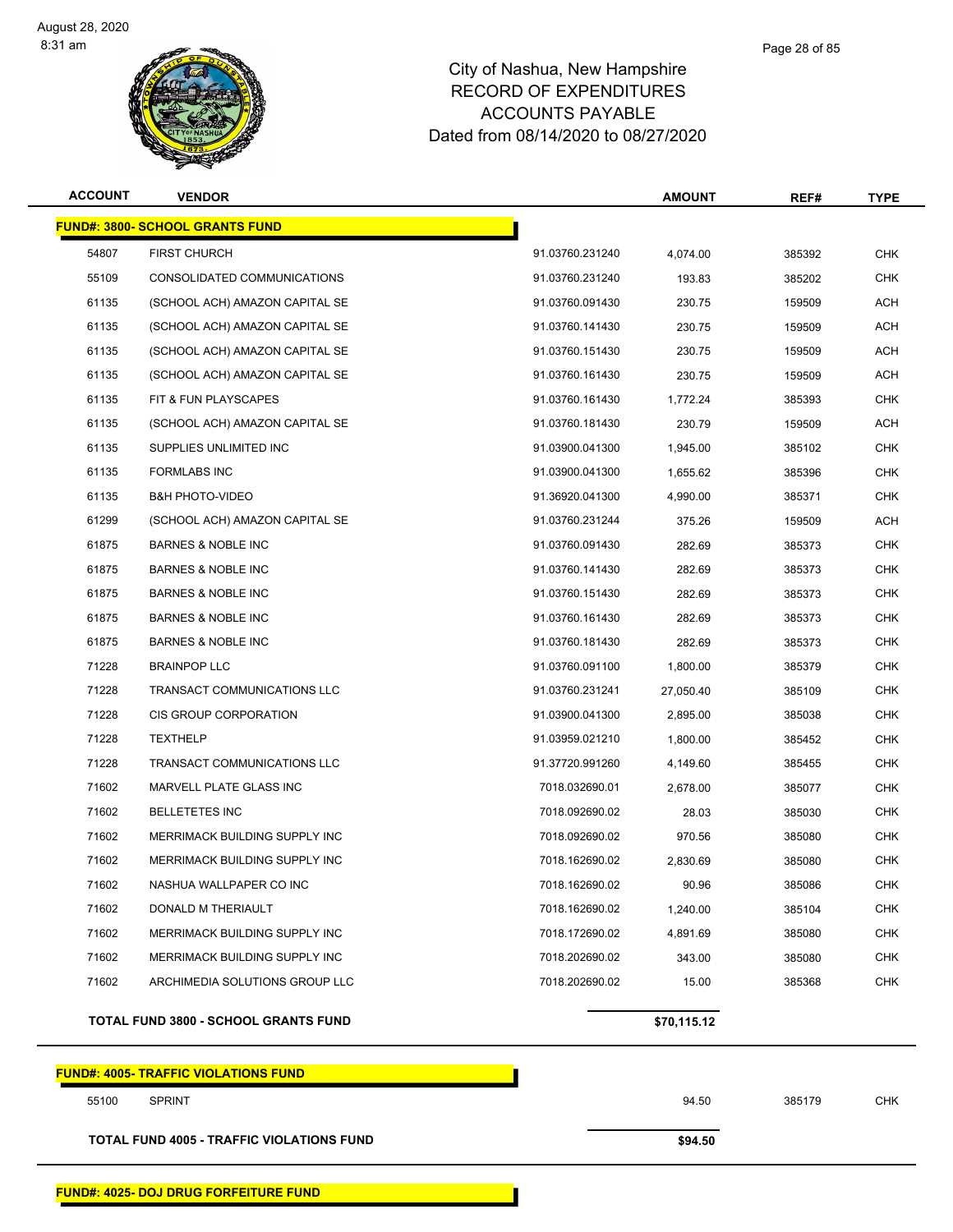# City of Nashua, New Hampshire
## RECORD OF EXPENDITURES
## ACCOUNTS PAYABLE
## Dated from 08/14/2020 to 08/27/2020

| ACCOUNT | VENDOR | | AMOUNT | REF# | TYPE |
|---|---|---|---|---|---|
| **FUND#: 3800- SCHOOL GRANTS FUND** | | | | | |
| 54807 | FIRST CHURCH | 91.03760.231240 | 4,074.00 | 385392 | CHK |
| 55109 | CONSOLIDATED COMMUNICATIONS | 91.03760.231240 | 193.83 | 385202 | CHK |
| 61135 | (SCHOOL ACH) AMAZON CAPITAL SE | 91.03760.091430 | 230.75 | 159509 | ACH |
| 61135 | (SCHOOL ACH) AMAZON CAPITAL SE | 91.03760.141430 | 230.75 | 159509 | ACH |
| 61135 | (SCHOOL ACH) AMAZON CAPITAL SE | 91.03760.151430 | 230.75 | 159509 | ACH |
| 61135 | (SCHOOL ACH) AMAZON CAPITAL SE | 91.03760.161430 | 230.75 | 159509 | ACH |
| 61135 | FIT & FUN PLAYSCAPES | 91.03760.161430 | 1,772.24 | 385393 | CHK |
| 61135 | (SCHOOL ACH) AMAZON CAPITAL SE | 91.03760.181430 | 230.79 | 159509 | ACH |
| 61135 | SUPPLIES UNLIMITED INC | 91.03900.041300 | 1,945.00 | 385102 | CHK |
| 61135 | FORMLABS INC | 91.03900.041300 | 1,655.62 | 385396 | CHK |
| 61135 | B&H PHOTO-VIDEO | 91.36920.041300 | 4,990.00 | 385371 | CHK |
| 61299 | (SCHOOL ACH) AMAZON CAPITAL SE | 91.03760.231244 | 375.26 | 159509 | ACH |
| 61875 | BARNES & NOBLE INC | 91.03760.091430 | 282.69 | 385373 | CHK |
| 61875 | BARNES & NOBLE INC | 91.03760.141430 | 282.69 | 385373 | CHK |
| 61875 | BARNES & NOBLE INC | 91.03760.151430 | 282.69 | 385373 | CHK |
| 61875 | BARNES & NOBLE INC | 91.03760.161430 | 282.69 | 385373 | CHK |
| 61875 | BARNES & NOBLE INC | 91.03760.181430 | 282.69 | 385373 | CHK |
| 71228 | BRAINPOP LLC | 91.03760.091100 | 1,800.00 | 385379 | CHK |
| 71228 | TRANSACT COMMUNICATIONS LLC | 91.03760.231241 | 27,050.40 | 385109 | CHK |
| 71228 | CIS GROUP CORPORATION | 91.03900.041300 | 2,895.00 | 385038 | CHK |
| 71228 | TEXTHELP | 91.03959.021210 | 1,800.00 | 385452 | CHK |
| 71228 | TRANSACT COMMUNICATIONS LLC | 91.37720.991260 | 4,149.60 | 385455 | CHK |
| 71602 | MARVELL PLATE GLASS INC | 7018.032690.01 | 2,678.00 | 385077 | CHK |
| 71602 | BELLETETES INC | 7018.092690.02 | 28.03 | 385030 | CHK |
| 71602 | MERRIMACK BUILDING SUPPLY INC | 7018.092690.02 | 970.56 | 385080 | CHK |
| 71602 | MERRIMACK BUILDING SUPPLY INC | 7018.162690.02 | 2,830.69 | 385080 | CHK |
| 71602 | NASHUA WALLPAPER CO INC | 7018.162690.02 | 90.96 | 385086 | CHK |
| 71602 | DONALD M THERIAULT | 7018.162690.02 | 1,240.00 | 385104 | CHK |
| 71602 | MERRIMACK BUILDING SUPPLY INC | 7018.172690.02 | 4,891.69 | 385080 | CHK |
| 71602 | MERRIMACK BUILDING SUPPLY INC | 7018.202690.02 | 343.00 | 385080 | CHK |
| 71602 | ARCHIMEDIA SOLUTIONS GROUP LLC | 7018.202690.02 | 15.00 | 385368 | CHK |
| | **TOTAL FUND 3800 - SCHOOL GRANTS FUND** | | **$70,115.12** | | |
| **FUND#: 4005- TRAFFIC VIOLATIONS FUND** | | | | | |
| 55100 | SPRINT | | 94.50 | 385179 | CHK |
| | **TOTAL FUND 4005 - TRAFFIC VIOLATIONS FUND** | | **$94.50** | | |
| **FUND#: 4025- DOJ DRUG FORFEITURE FUND** | | | | | |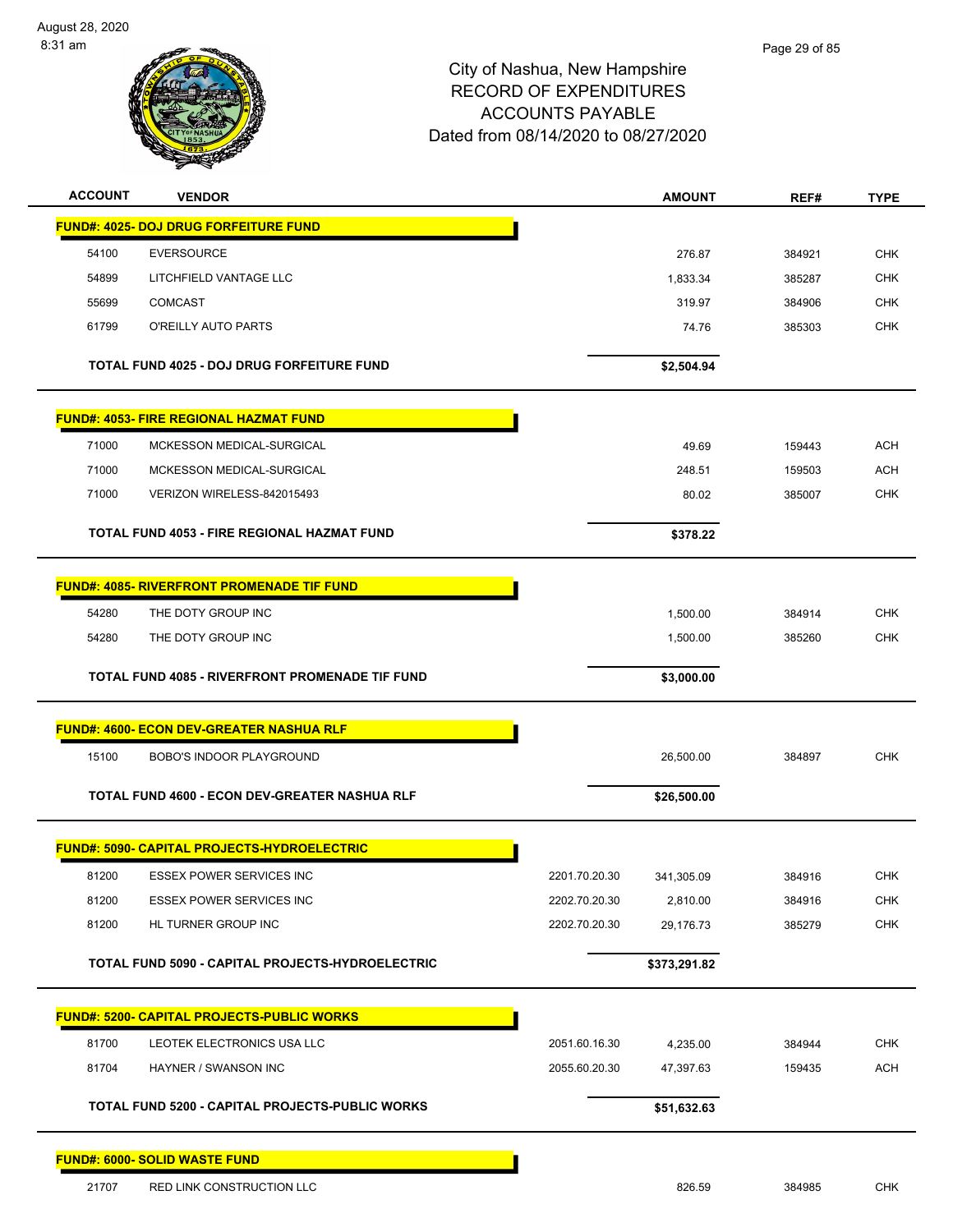City of Nashua, New Hampshire
RECORD OF EXPENDITURES
ACCOUNTS PAYABLE
Dated from 08/14/2020 to 08/27/2020

| ACCOUNT | VENDOR | | AMOUNT | REF# | TYPE |
|---|---|---|---|---|---|
| **FUND#: 4025- DOJ DRUG FORFEITURE FUND** | | | | | |
| 54100 | EVERSOURCE | | 276.87 | 384921 | CHK |
| 54899 | LITCHFIELD VANTAGE LLC | | 1,833.34 | 385287 | CHK |
| 55699 | COMCAST | | 319.97 | 384906 | CHK |
| 61799 | O'REILLY AUTO PARTS | | 74.76 | 385303 | CHK |
| | **TOTAL FUND 4025 - DOJ DRUG FORFEITURE FUND** | | **$2,504.94** | | |
| **FUND#: 4053- FIRE REGIONAL HAZMAT FUND** | | | | | |
| 71000 | MCKESSON MEDICAL-SURGICAL | | 49.69 | 159443 | ACH |
| 71000 | MCKESSON MEDICAL-SURGICAL | | 248.51 | 159503 | ACH |
| 71000 | VERIZON WIRELESS-842015493 | | 80.02 | 385007 | CHK |
| | **TOTAL FUND 4053 - FIRE REGIONAL HAZMAT FUND** | | **$378.22** | | |
| **FUND#: 4085- RIVERFRONT PROMENADE TIF FUND** | | | | | |
| 54280 | THE DOTY GROUP INC | | 1,500.00 | 384914 | CHK |
| 54280 | THE DOTY GROUP INC | | 1,500.00 | 385260 | CHK |
| | **TOTAL FUND 4085 - RIVERFRONT PROMENADE TIF FUND** | | **$3,000.00** | | |
| **FUND#: 4600- ECON DEV-GREATER NASHUA RLF** | | | | | |
| 15100 | BOBO'S INDOOR PLAYGROUND | | 26,500.00 | 384897 | CHK |
| | **TOTAL FUND 4600 - ECON DEV-GREATER NASHUA RLF** | | **$26,500.00** | | |
| **FUND#: 5090- CAPITAL PROJECTS-HYDROELECTRIC** | | | | | |
| 81200 | ESSEX POWER SERVICES INC | 2201.70.20.30 | 341,305.09 | 384916 | CHK |
| 81200 | ESSEX POWER SERVICES INC | 2202.70.20.30 | 2,810.00 | 384916 | CHK |
| 81200 | HL TURNER GROUP INC | 2202.70.20.30 | 29,176.73 | 385279 | CHK |
| | **TOTAL FUND 5090 - CAPITAL PROJECTS-HYDROELECTRIC** | | **$373,291.82** | | |
| **FUND#: 5200- CAPITAL PROJECTS-PUBLIC WORKS** | | | | | |
| 81700 | LEOTEK ELECTRONICS USA LLC | 2051.60.16.30 | 4,235.00 | 384944 | CHK |
| 81704 | HAYNER / SWANSON INC | 2055.60.20.30 | 47,397.63 | 159435 | ACH |
| | **TOTAL FUND 5200 - CAPITAL PROJECTS-PUBLIC WORKS** | | **$51,632.63** | | |
| **FUND#: 6000- SOLID WASTE FUND** | | | | | |
| 21707 | RED LINK CONSTRUCTION LLC | | 826.59 | 384985 | CHK |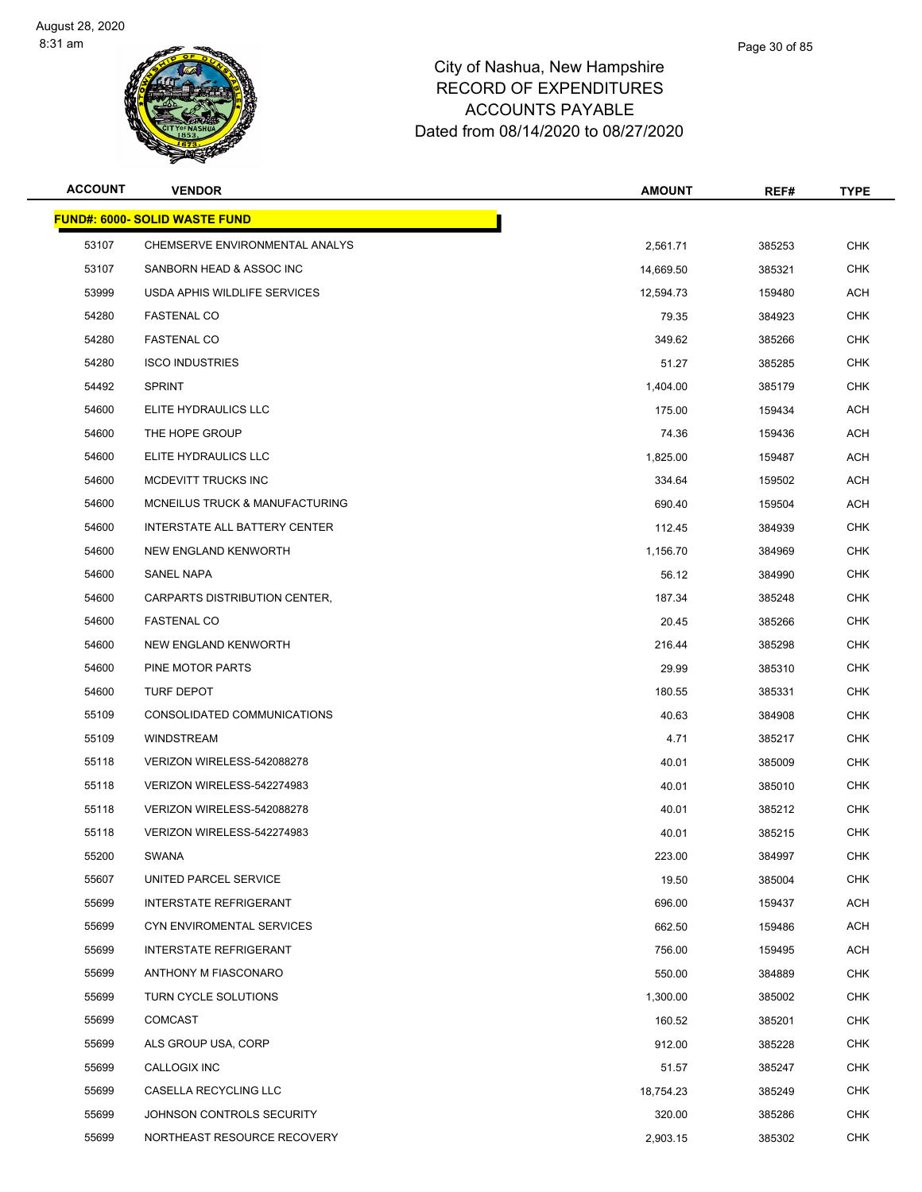August 28, 2020
8:31 am

# City of Nashua, New Hampshire
## RECORD OF EXPENDITURES
## ACCOUNTS PAYABLE
## Dated from 08/14/2020 to 08/27/2020

| ACCOUNT | VENDOR | AMOUNT | REF# | TYPE |
|---|---|---|---|---|
| **FUND#: 6000- SOLID WASTE FUND** | | | | |
| 53107 | CHEMSERVE ENVIRONMENTAL ANALYS | 2,561.71 | 385253 | CHK |
| 53107 | SANBORN HEAD & ASSOC INC | 14,669.50 | 385321 | CHK |
| 53999 | USDA APHIS WILDLIFE SERVICES | 12,594.73 | 159480 | ACH |
| 54280 | FASTENAL CO | 79.35 | 384923 | CHK |
| 54280 | FASTENAL CO | 349.62 | 385266 | CHK |
| 54280 | ISCO INDUSTRIES | 51.27 | 385285 | CHK |
| 54492 | SPRINT | 1,404.00 | 385179 | CHK |
| 54600 | ELITE HYDRAULICS LLC | 175.00 | 159434 | ACH |
| 54600 | THE HOPE GROUP | 74.36 | 159436 | ACH |
| 54600 | ELITE HYDRAULICS LLC | 1,825.00 | 159487 | ACH |
| 54600 | MCDEVITT TRUCKS INC | 334.64 | 159502 | ACH |
| 54600 | MCNEILUS TRUCK & MANUFACTURING | 690.40 | 159504 | ACH |
| 54600 | INTERSTATE ALL BATTERY CENTER | 112.45 | 384939 | CHK |
| 54600 | NEW ENGLAND KENWORTH | 1,156.70 | 384969 | CHK |
| 54600 | SANEL NAPA | 56.12 | 384990 | CHK |
| 54600 | CARPARTS DISTRIBUTION CENTER, | 187.34 | 385248 | CHK |
| 54600 | FASTENAL CO | 20.45 | 385266 | CHK |
| 54600 | NEW ENGLAND KENWORTH | 216.44 | 385298 | CHK |
| 54600 | PINE MOTOR PARTS | 29.99 | 385310 | CHK |
| 54600 | TURF DEPOT | 180.55 | 385331 | CHK |
| 55109 | CONSOLIDATED COMMUNICATIONS | 40.63 | 384908 | CHK |
| 55109 | WINDSTREAM | 4.71 | 385217 | CHK |
| 55118 | VERIZON WIRELESS-542088278 | 40.01 | 385009 | CHK |
| 55118 | VERIZON WIRELESS-542274983 | 40.01 | 385010 | CHK |
| 55118 | VERIZON WIRELESS-542088278 | 40.01 | 385212 | CHK |
| 55118 | VERIZON WIRELESS-542274983 | 40.01 | 385215 | CHK |
| 55200 | SWANA | 223.00 | 384997 | CHK |
| 55607 | UNITED PARCEL SERVICE | 19.50 | 385004 | CHK |
| 55699 | INTERSTATE REFRIGERANT | 696.00 | 159437 | ACH |
| 55699 | CYN ENVIROMENTAL SERVICES | 662.50 | 159486 | ACH |
| 55699 | INTERSTATE REFRIGERANT | 756.00 | 159495 | ACH |
| 55699 | ANTHONY M FIASCONARO | 550.00 | 384889 | CHK |
| 55699 | TURN CYCLE SOLUTIONS | 1,300.00 | 385002 | CHK |
| 55699 | COMCAST | 160.52 | 385201 | CHK |
| 55699 | ALS GROUP USA, CORP | 912.00 | 385228 | CHK |
| 55699 | CALLOGIX INC | 51.57 | 385247 | CHK |
| 55699 | CASELLA RECYCLING LLC | 18,754.23 | 385249 | CHK |
| 55699 | JOHNSON CONTROLS SECURITY | 320.00 | 385286 | CHK |
| 55699 | NORTHEAST RESOURCE RECOVERY | 2,903.15 | 385302 | CHK |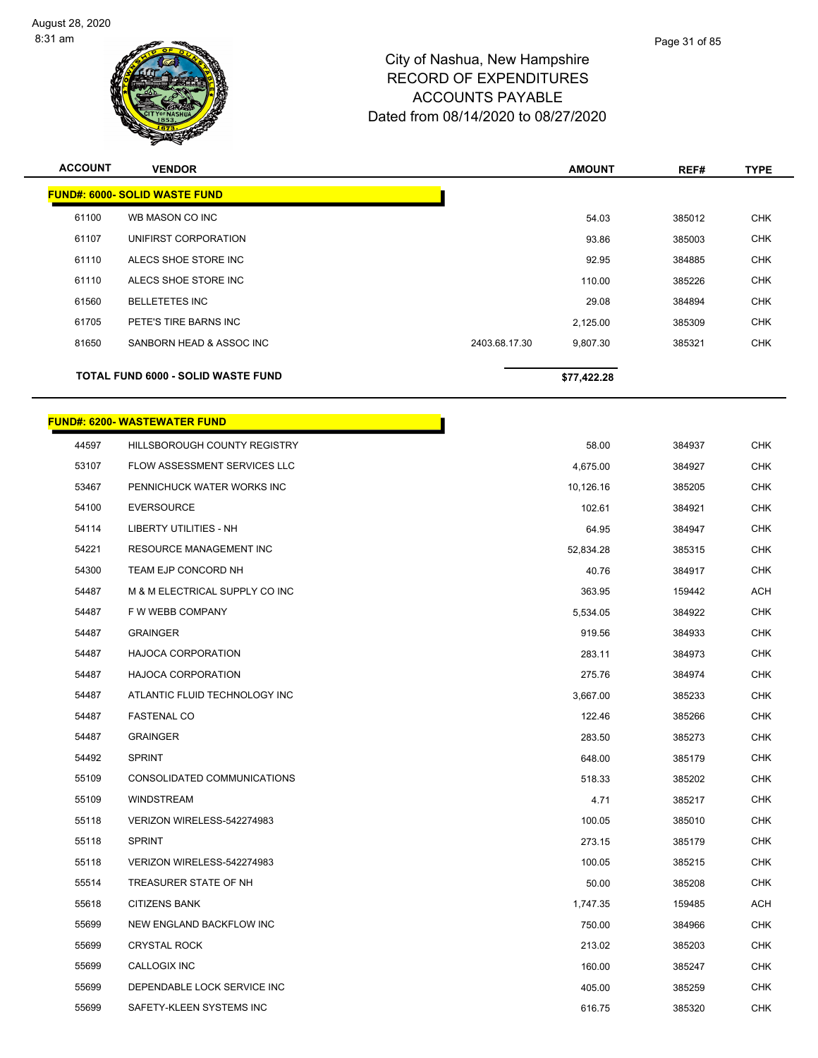City of Nashua, New Hampshire
RECORD OF EXPENDITURES
ACCOUNTS PAYABLE
Dated from 08/14/2020 to 08/27/2020

| ACCOUNT | VENDOR | | AMOUNT | REF# | TYPE |
|---|---|---|---|---|---|
| **FUND#: 6000- SOLID WASTE FUND** | | | | | |
| 61100 | WB MASON CO INC | | 54.03 | 385012 | CHK |
| 61107 | UNIFIRST CORPORATION | | 93.86 | 385003 | CHK |
| 61110 | ALECS SHOE STORE INC | | 92.95 | 384885 | CHK |
| 61110 | ALECS SHOE STORE INC | | 110.00 | 385226 | CHK |
| 61560 | BELLETETES INC | | 29.08 | 384894 | CHK |
| 61705 | PETE'S TIRE BARNS INC | | 2,125.00 | 385309 | CHK |
| 81650 | SANBORN HEAD & ASSOC INC | 2403.68.17.30 | 9,807.30 | 385321 | CHK |
| **TOTAL FUND 6000 - SOLID WASTE FUND** | | | **$77,422.28** | | |

| ACCOUNT | VENDOR | AMOUNT | REF# | TYPE |
|---|---|---|---|---|
| **FUND#: 6200- WASTEWATER FUND** | | | | |
| 44597 | HILLSBOROUGH COUNTY REGISTRY | 58.00 | 384937 | CHK |
| 53107 | FLOW ASSESSMENT SERVICES LLC | 4,675.00 | 384927 | CHK |
| 53467 | PENNICHUCK WATER WORKS INC | 10,126.16 | 385205 | CHK |
| 54100 | EVERSOURCE | 102.61 | 384921 | CHK |
| 54114 | LIBERTY UTILITIES - NH | 64.95 | 384947 | CHK |
| 54221 | RESOURCE MANAGEMENT INC | 52,834.28 | 385315 | CHK |
| 54300 | TEAM EJP CONCORD NH | 40.76 | 384917 | CHK |
| 54487 | M & M ELECTRICAL SUPPLY CO INC | 363.95 | 159442 | ACH |
| 54487 | F W WEBB COMPANY | 5,534.05 | 384922 | CHK |
| 54487 | GRAINGER | 919.56 | 384933 | CHK |
| 54487 | HAJOCA CORPORATION | 283.11 | 384973 | CHK |
| 54487 | HAJOCA CORPORATION | 275.76 | 384974 | CHK |
| 54487 | ATLANTIC FLUID TECHNOLOGY INC | 3,667.00 | 385233 | CHK |
| 54487 | FASTENAL CO | 122.46 | 385266 | CHK |
| 54487 | GRAINGER | 283.50 | 385273 | CHK |
| 54492 | SPRINT | 648.00 | 385179 | CHK |
| 55109 | CONSOLIDATED COMMUNICATIONS | 518.33 | 385202 | CHK |
| 55109 | WINDSTREAM | 4.71 | 385217 | CHK |
| 55118 | VERIZON WIRELESS-542274983 | 100.05 | 385010 | CHK |
| 55118 | SPRINT | 273.15 | 385179 | CHK |
| 55118 | VERIZON WIRELESS-542274983 | 100.05 | 385215 | CHK |
| 55514 | TREASURER STATE OF NH | 50.00 | 385208 | CHK |
| 55618 | CITIZENS BANK | 1,747.35 | 159485 | ACH |
| 55699 | NEW ENGLAND BACKFLOW INC | 750.00 | 384966 | CHK |
| 55699 | CRYSTAL ROCK | 213.02 | 385203 | CHK |
| 55699 | CALLOGIX INC | 160.00 | 385247 | CHK |
| 55699 | DEPENDABLE LOCK SERVICE INC | 405.00 | 385259 | CHK |
| 55699 | SAFETY-KLEEN SYSTEMS INC | 616.75 | 385320 | CHK |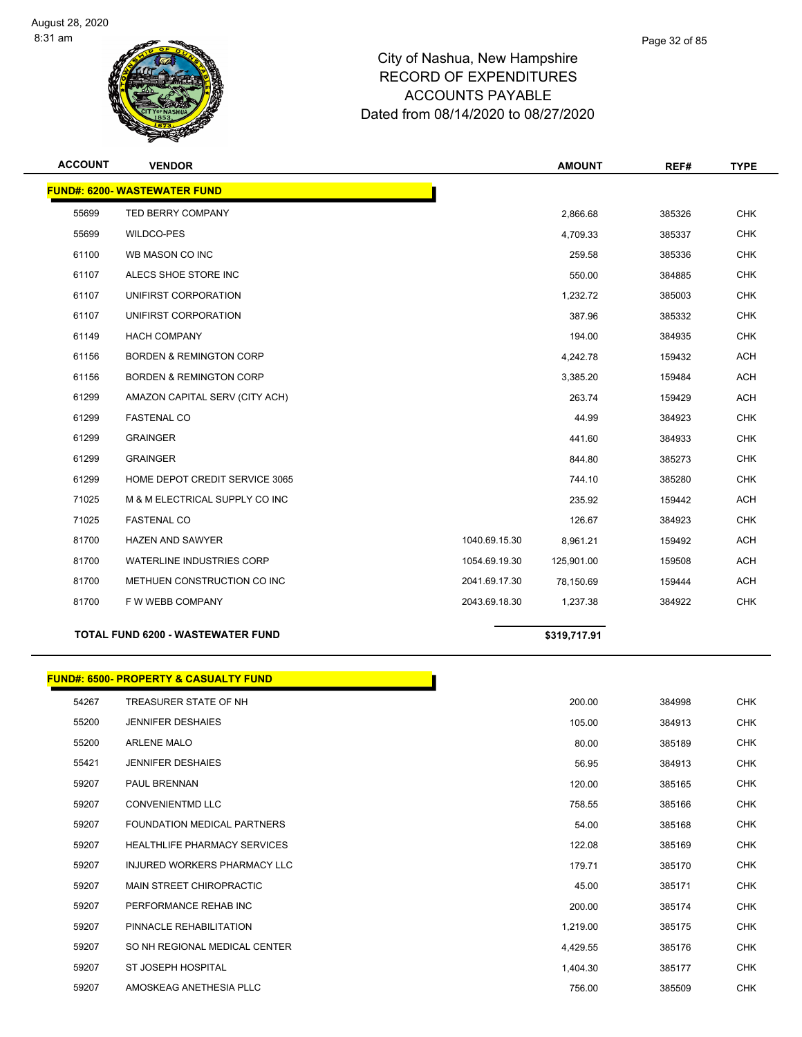# City of Nashua, New Hampshire
## RECORD OF EXPENDITURES
## ACCOUNTS PAYABLE
## Dated from 08/14/2020 to 08/27/2020

| ACCOUNT | VENDOR | | AMOUNT | REF# | TYPE |
|---|---|---|---|---|---|
| **FUND#: 6200- WASTEWATER FUND** | | | | | |
| 55699 | TED BERRY COMPANY | | 2,866.68 | 385326 | CHK |
| 55699 | WILDCO-PES | | 4,709.33 | 385337 | CHK |
| 61100 | WB MASON CO INC | | 259.58 | 385336 | CHK |
| 61107 | ALECS SHOE STORE INC | | 550.00 | 384885 | CHK |
| 61107 | UNIFIRST CORPORATION | | 1,232.72 | 385003 | CHK |
| 61107 | UNIFIRST CORPORATION | | 387.96 | 385332 | CHK |
| 61149 | HACH COMPANY | | 194.00 | 384935 | CHK |
| 61156 | BORDEN & REMINGTON CORP | | 4,242.78 | 159432 | ACH |
| 61156 | BORDEN & REMINGTON CORP | | 3,385.20 | 159484 | ACH |
| 61299 | AMAZON CAPITAL SERV (CITY ACH) | | 263.74 | 159429 | ACH |
| 61299 | FASTENAL CO | | 44.99 | 384923 | CHK |
| 61299 | GRAINGER | | 441.60 | 384933 | CHK |
| 61299 | GRAINGER | | 844.80 | 385273 | CHK |
| 61299 | HOME DEPOT CREDIT SERVICE 3065 | | 744.10 | 385280 | CHK |
| 71025 | M & M ELECTRICAL SUPPLY CO INC | | 235.92 | 159442 | ACH |
| 71025 | FASTENAL CO | | 126.67 | 384923 | CHK |
| 81700 | HAZEN AND SAWYER | 1040.69.15.30 | 8,961.21 | 159492 | ACH |
| 81700 | WATERLINE INDUSTRIES CORP | 1054.69.19.30 | 125,901.00 | 159508 | ACH |
| 81700 | METHUEN CONSTRUCTION CO INC | 2041.69.17.30 | 78,150.69 | 159444 | ACH |
| 81700 | F W WEBB COMPANY | 2043.69.18.30 | 1,237.38 | 384922 | CHK |
| **TOTAL FUND 6200 - WASTEWATER FUND** | | | **$319,717.91** | | |

| ACCOUNT | VENDOR | AMOUNT | REF# | TYPE |
|---|---|---|---|---|
| **FUND#: 6500- PROPERTY & CASUALTY FUND** | | | | |
| 54267 | TREASURER STATE OF NH | 200.00 | 384998 | CHK |
| 55200 | JENNIFER DESHAIES | 105.00 | 384913 | CHK |
| 55200 | ARLENE MALO | 80.00 | 385189 | CHK |
| 55421 | JENNIFER DESHAIES | 56.95 | 384913 | CHK |
| 59207 | PAUL BRENNAN | 120.00 | 385165 | CHK |
| 59207 | CONVENIENTMD LLC | 758.55 | 385166 | CHK |
| 59207 | FOUNDATION MEDICAL PARTNERS | 54.00 | 385168 | CHK |
| 59207 | HEALTHLIFE PHARMACY SERVICES | 122.08 | 385169 | CHK |
| 59207 | INJURED WORKERS PHARMACY LLC | 179.71 | 385170 | CHK |
| 59207 | MAIN STREET CHIROPRACTIC | 45.00 | 385171 | CHK |
| 59207 | PERFORMANCE REHAB INC | 200.00 | 385174 | CHK |
| 59207 | PINNACLE REHABILITATION | 1,219.00 | 385175 | CHK |
| 59207 | SO NH REGIONAL MEDICAL CENTER | 4,429.55 | 385176 | CHK |
| 59207 | ST JOSEPH HOSPITAL | 1,404.30 | 385177 | CHK |
| 59207 | AMOSKEAG ANETHESIA PLLC | 756.00 | 385509 | CHK |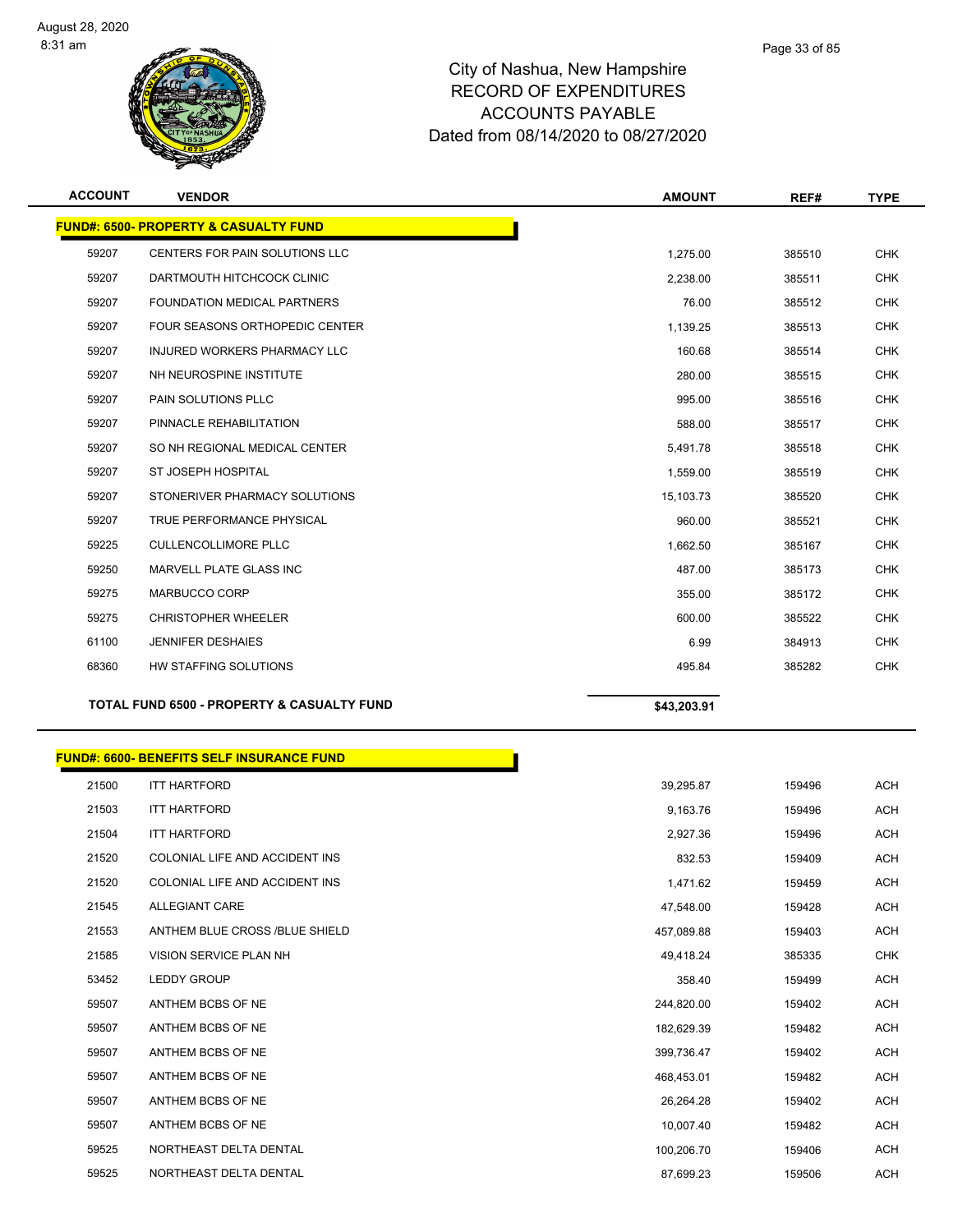# City of Nashua, New Hampshire
## RECORD OF EXPENDITURES
## ACCOUNTS PAYABLE
## Dated from 08/14/2020 to 08/27/2020

| ACCOUNT | VENDOR | AMOUNT | REF# | TYPE |
|---|---|---|---|---|
| **FUND#: 6500- PROPERTY & CASUALTY FUND** | | | | |
| 59207 | CENTERS FOR PAIN SOLUTIONS LLC | 1,275.00 | 385510 | CHK |
| 59207 | DARTMOUTH HITCHCOCK CLINIC | 2,238.00 | 385511 | CHK |
| 59207 | FOUNDATION MEDICAL PARTNERS | 76.00 | 385512 | CHK |
| 59207 | FOUR SEASONS ORTHOPEDIC CENTER | 1,139.25 | 385513 | CHK |
| 59207 | INJURED WORKERS PHARMACY LLC | 160.68 | 385514 | CHK |
| 59207 | NH NEUROSPINE INSTITUTE | 280.00 | 385515 | CHK |
| 59207 | PAIN SOLUTIONS PLLC | 995.00 | 385516 | CHK |
| 59207 | PINNACLE REHABILITATION | 588.00 | 385517 | CHK |
| 59207 | SO NH REGIONAL MEDICAL CENTER | 5,491.78 | 385518 | CHK |
| 59207 | ST JOSEPH HOSPITAL | 1,559.00 | 385519 | CHK |
| 59207 | STONERIVER PHARMACY SOLUTIONS | 15,103.73 | 385520 | CHK |
| 59207 | TRUE PERFORMANCE PHYSICAL | 960.00 | 385521 | CHK |
| 59225 | CULLENCOLLIMORE PLLC | 1,662.50 | 385167 | CHK |
| 59250 | MARVELL PLATE GLASS INC | 487.00 | 385173 | CHK |
| 59275 | MARBUCCO CORP | 355.00 | 385172 | CHK |
| 59275 | CHRISTOPHER WHEELER | 600.00 | 385522 | CHK |
| 61100 | JENNIFER DESHAIES | 6.99 | 384913 | CHK |
| 68360 | HW STAFFING SOLUTIONS | 495.84 | 385282 | CHK |
| **TOTAL FUND 6500 - PROPERTY & CASUALTY FUND** | | **$43,203.91** | | |

| ACCOUNT | VENDOR | AMOUNT | REF# | TYPE |
|---|---|---|---|---|
| **FUND#: 6600- BENEFITS SELF INSURANCE FUND** | | | | |
| 21500 | ITT HARTFORD | 39,295.87 | 159496 | ACH |
| 21503 | ITT HARTFORD | 9,163.76 | 159496 | ACH |
| 21504 | ITT HARTFORD | 2,927.36 | 159496 | ACH |
| 21520 | COLONIAL LIFE AND ACCIDENT INS | 832.53 | 159409 | ACH |
| 21520 | COLONIAL LIFE AND ACCIDENT INS | 1,471.62 | 159459 | ACH |
| 21545 | ALLEGIANT CARE | 47,548.00 | 159428 | ACH |
| 21553 | ANTHEM BLUE CROSS /BLUE SHIELD | 457,089.88 | 159403 | ACH |
| 21585 | VISION SERVICE PLAN NH | 49,418.24 | 385335 | CHK |
| 53452 | LEDDY GROUP | 358.40 | 159499 | ACH |
| 59507 | ANTHEM BCBS OF NE | 244,820.00 | 159402 | ACH |
| 59507 | ANTHEM BCBS OF NE | 182,629.39 | 159482 | ACH |
| 59507 | ANTHEM BCBS OF NE | 399,736.47 | 159402 | ACH |
| 59507 | ANTHEM BCBS OF NE | 468,453.01 | 159482 | ACH |
| 59507 | ANTHEM BCBS OF NE | 26,264.28 | 159402 | ACH |
| 59507 | ANTHEM BCBS OF NE | 10,007.40 | 159482 | ACH |
| 59525 | NORTHEAST DELTA DENTAL | 100,206.70 | 159406 | ACH |
| 59525 | NORTHEAST DELTA DENTAL | 87,699.23 | 159506 | ACH |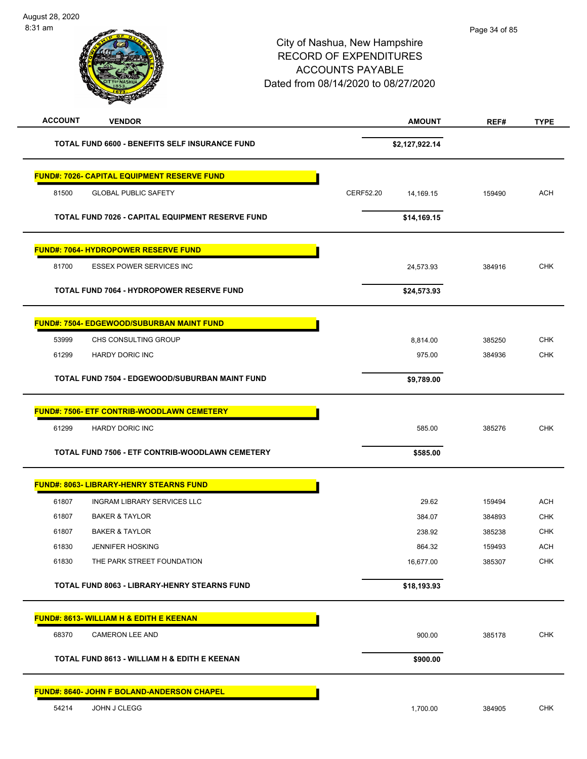City of Nashua, New Hampshire
RECORD OF EXPENDITURES
ACCOUNTS PAYABLE
Dated from 08/14/2020 to 08/27/2020

| ACCOUNT | VENDOR | | AMOUNT | REF# | TYPE |
|---|---|---|---|---|---|
| | **TOTAL FUND 6600 - BENEFITS SELF INSURANCE FUND** | | **$2,127,922.14** | | |
| **FUND#: 7026- CAPITAL EQUIPMENT RESERVE FUND** | | | | | |
| 81500 | GLOBAL PUBLIC SAFETY | CERF52.20 | 14,169.15 | 159490 | ACH |
| | **TOTAL FUND 7026 - CAPITAL EQUIPMENT RESERVE FUND** | | **$14,169.15** | | |
| **FUND#: 7064- HYDROPOWER RESERVE FUND** | | | | | |
| 81700 | ESSEX POWER SERVICES INC | | 24,573.93 | 384916 | CHK |
| | **TOTAL FUND 7064 - HYDROPOWER RESERVE FUND** | | **$24,573.93** | | |
| **FUND#: 7504- EDGEWOOD/SUBURBAN MAINT FUND** | | | | | |
| 53999 | CHS CONSULTING GROUP | | 8,814.00 | 385250 | CHK |
| 61299 | HARDY DORIC INC | | 975.00 | 384936 | CHK |
| | **TOTAL FUND 7504 - EDGEWOOD/SUBURBAN MAINT FUND** | | **$9,789.00** | | |
| **FUND#: 7506- ETF CONTRIB-WOODLAWN CEMETERY** | | | | | |
| 61299 | HARDY DORIC INC | | 585.00 | 385276 | CHK |
| | **TOTAL FUND 7506 - ETF CONTRIB-WOODLAWN CEMETERY** | | **$585.00** | | |
| **FUND#: 8063- LIBRARY-HENRY STEARNS FUND** | | | | | |
| 61807 | INGRAM LIBRARY SERVICES LLC | | 29.62 | 159494 | ACH |
| 61807 | BAKER & TAYLOR | | 384.07 | 384893 | CHK |
| 61807 | BAKER & TAYLOR | | 238.92 | 385238 | CHK |
| 61830 | JENNIFER HOSKING | | 864.32 | 159493 | ACH |
| 61830 | THE PARK STREET FOUNDATION | | 16,677.00 | 385307 | CHK |
| | **TOTAL FUND 8063 - LIBRARY-HENRY STEARNS FUND** | | **$18,193.93** | | |
| **FUND#: 8613- WILLIAM H & EDITH E KEENAN** | | | | | |
| 68370 | CAMERON LEE AND | | 900.00 | 385178 | CHK |
| | **TOTAL FUND 8613 - WILLIAM H & EDITH E KEENAN** | | **$900.00** | | |
| **FUND#: 8640- JOHN F BOLAND-ANDERSON CHAPEL** | | | | | |
| 54214 | JOHN J CLEGG | | 1,700.00 | 384905 | CHK |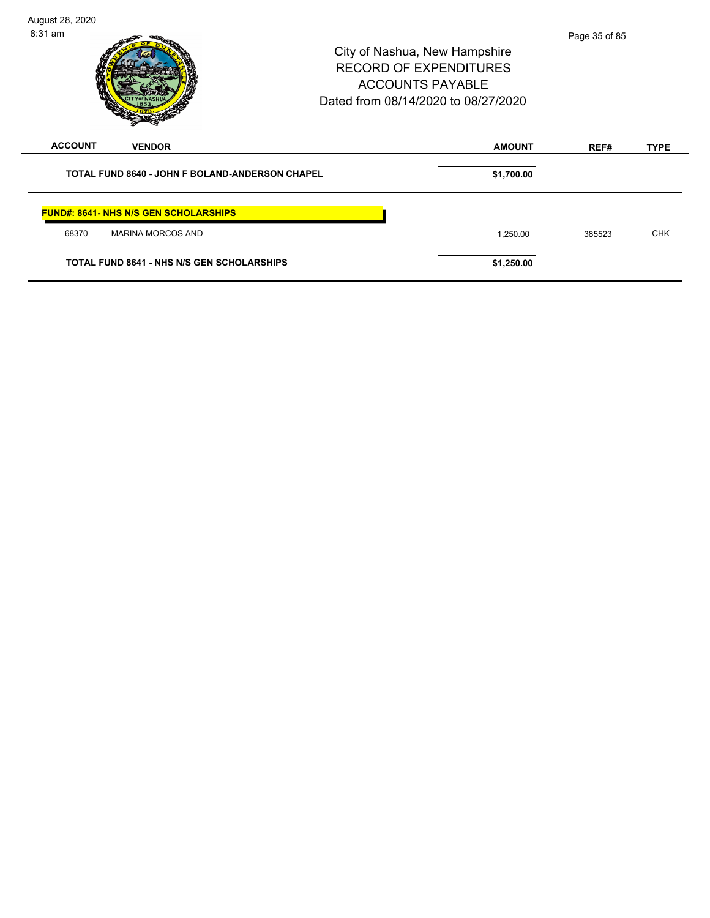| ACCOUNT | VENDOR | AMOUNT | REF# | TYPE |
| --- | --- | --- | --- | --- |
| | **TOTAL FUND 8640 - JOHN F BOLAND-ANDERSON CHAPEL** | **$1,700.00** | | |

**FUND#: 8641- NHS N/S GEN SCHOLARSHIPS**

| ACCOUNT | VENDOR | AMOUNT | REF# | TYPE |
| --- | --- | --- | --- | --- |
| 68370 | MARINA MORCOS AND | 1,250.00 | 385523 | CHK |
| | **TOTAL FUND 8641 - NHS N/S GEN SCHOLARSHIPS** | **$1,250.00** | | |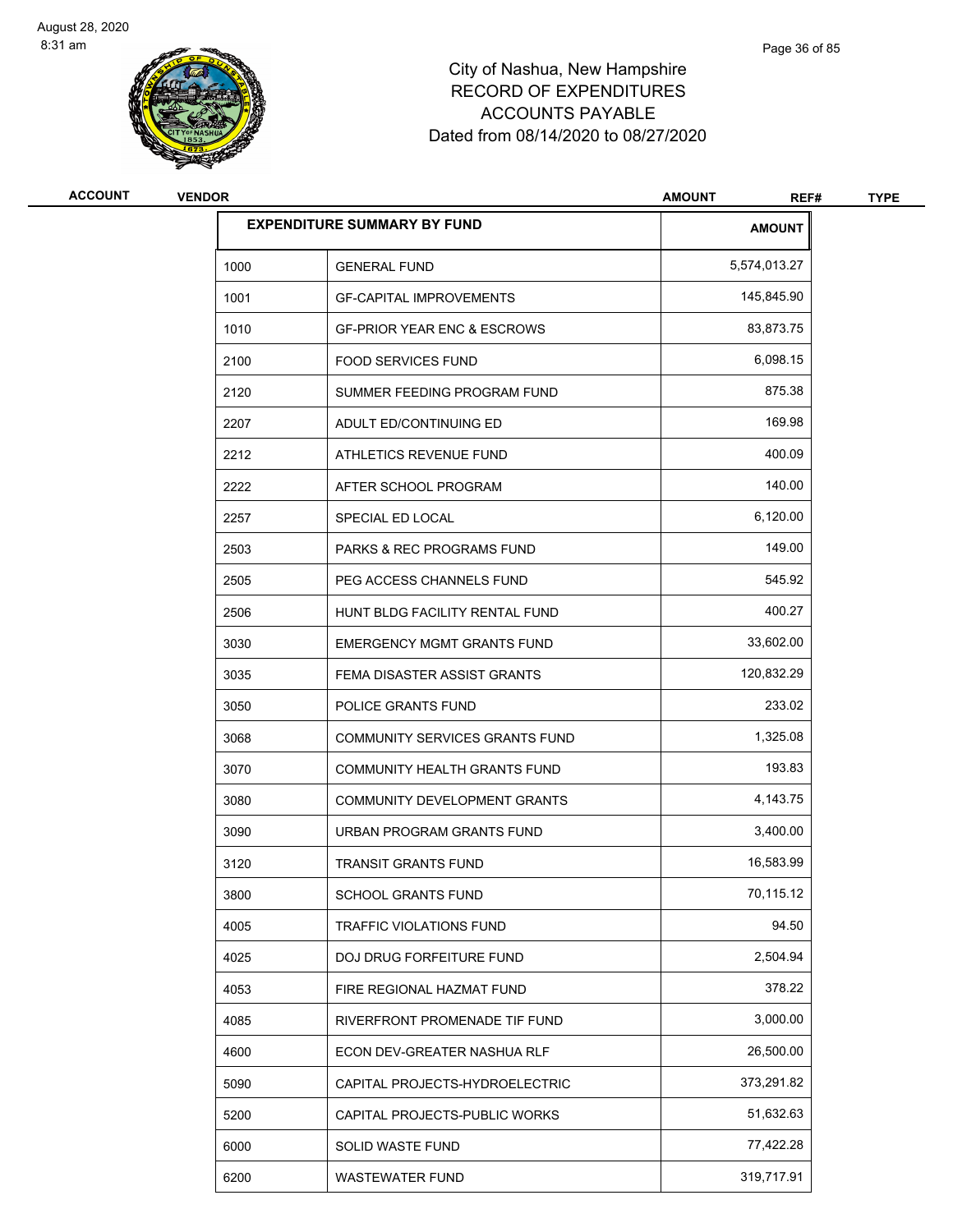# City of Nashua, New Hampshire
# RECORD OF EXPENDITURES
# ACCOUNTS PAYABLE
# Dated from 08/14/2020 to 08/27/2020

August 28, 2020
8:31 am

| ACCOUNT | VENDOR | AMOUNT | REF# | TYPE |
|---|---|---|---|---|

| EXPENDITURE SUMMARY BY FUND | | AMOUNT |
|---|---|---|
| 1000 | GENERAL FUND | 5,574,013.27 |
| 1001 | GF-CAPITAL IMPROVEMENTS | 145,845.90 |
| 1010 | GF-PRIOR YEAR ENC & ESCROWS | 83,873.75 |
| 2100 | FOOD SERVICES FUND | 6,098.15 |
| 2120 | SUMMER FEEDING PROGRAM FUND | 875.38 |
| 2207 | ADULT ED/CONTINUING ED | 169.98 |
| 2212 | ATHLETICS REVENUE FUND | 400.09 |
| 2222 | AFTER SCHOOL PROGRAM | 140.00 |
| 2257 | SPECIAL ED LOCAL | 6,120.00 |
| 2503 | PARKS & REC PROGRAMS FUND | 149.00 |
| 2505 | PEG ACCESS CHANNELS FUND | 545.92 |
| 2506 | HUNT BLDG FACILITY RENTAL FUND | 400.27 |
| 3030 | EMERGENCY MGMT GRANTS FUND | 33,602.00 |
| 3035 | FEMA DISASTER ASSIST GRANTS | 120,832.29 |
| 3050 | POLICE GRANTS FUND | 233.02 |
| 3068 | COMMUNITY SERVICES GRANTS FUND | 1,325.08 |
| 3070 | COMMUNITY HEALTH GRANTS FUND | 193.83 |
| 3080 | COMMUNITY DEVELOPMENT GRANTS | 4,143.75 |
| 3090 | URBAN PROGRAM GRANTS FUND | 3,400.00 |
| 3120 | TRANSIT GRANTS FUND | 16,583.99 |
| 3800 | SCHOOL GRANTS FUND | 70,115.12 |
| 4005 | TRAFFIC VIOLATIONS FUND | 94.50 |
| 4025 | DOJ DRUG FORFEITURE FUND | 2,504.94 |
| 4053 | FIRE REGIONAL HAZMAT FUND | 378.22 |
| 4085 | RIVERFRONT PROMENADE TIF FUND | 3,000.00 |
| 4600 | ECON DEV-GREATER NASHUA RLF | 26,500.00 |
| 5090 | CAPITAL PROJECTS-HYDROELECTRIC | 373,291.82 |
| 5200 | CAPITAL PROJECTS-PUBLIC WORKS | 51,632.63 |
| 6000 | SOLID WASTE FUND | 77,422.28 |
| 6200 | WASTEWATER FUND | 319,717.91 |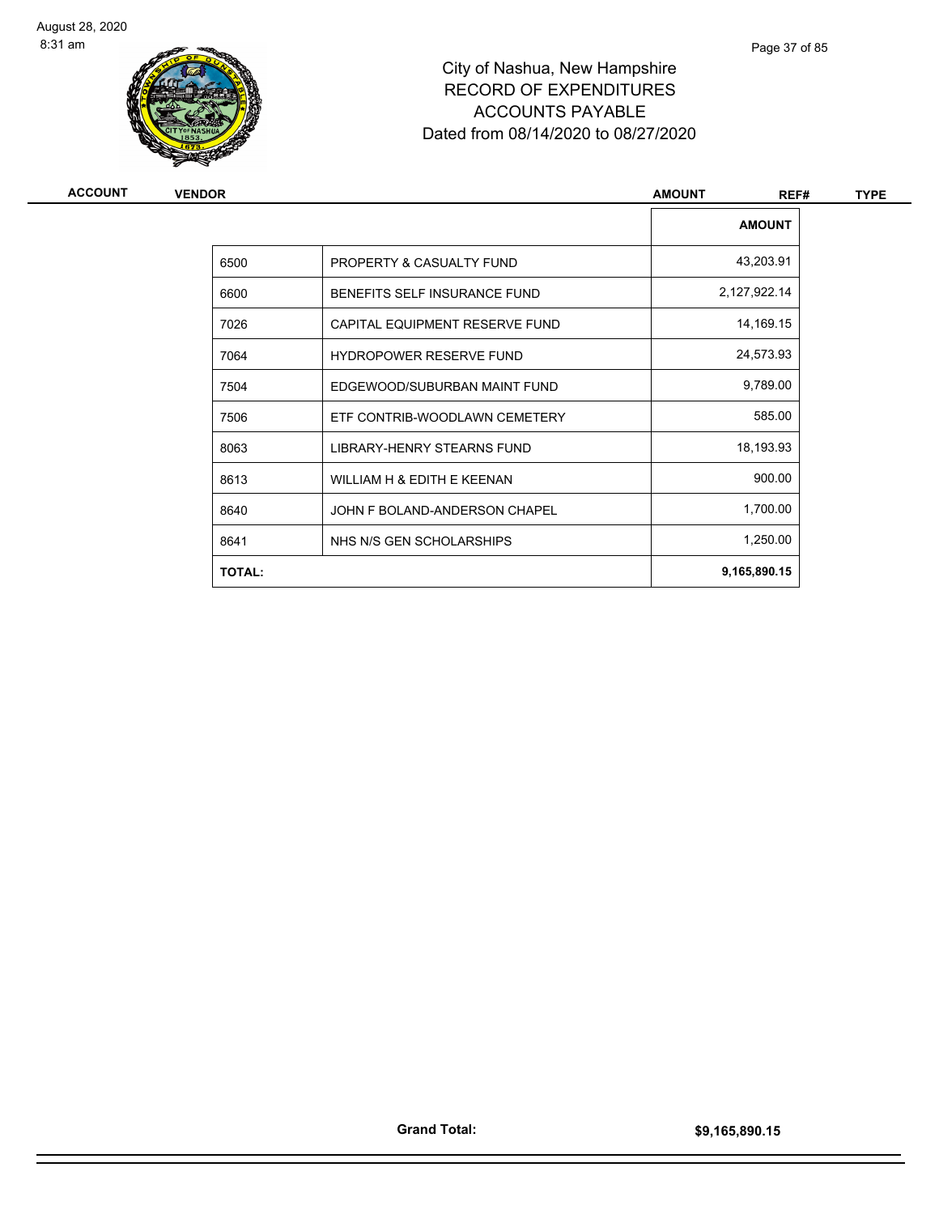City of Nashua, New Hampshire
RECORD OF EXPENDITURES
ACCOUNTS PAYABLE
Dated from 08/14/2020 to 08/27/2020

| ACCOUNT | VENDOR | AMOUNT | REF# | TYPE |
|---|---|---|---|---|

| | | AMOUNT |
|---|---|---|
| 6500 | PROPERTY & CASUALTY FUND | 43,203.91 |
| 6600 | BENEFITS SELF INSURANCE FUND | 2,127,922.14 |
| 7026 | CAPITAL EQUIPMENT RESERVE FUND | 14,169.15 |
| 7064 | HYDROPOWER RESERVE FUND | 24,573.93 |
| 7504 | EDGEWOOD/SUBURBAN MAINT FUND | 9,789.00 |
| 7506 | ETF CONTRIB-WOODLAWN CEMETERY | 585.00 |
| 8063 | LIBRARY-HENRY STEARNS FUND | 18,193.93 |
| 8613 | WILLIAM H & EDITH E KEENAN | 900.00 |
| 8640 | JOHN F BOLAND-ANDERSON CHAPEL | 1,700.00 |
| 8641 | NHS N/S GEN SCHOLARSHIPS | 1,250.00 |
| **TOTAL:** | | **9,165,890.15** |

**Grand Total:** **$9,165,890.15**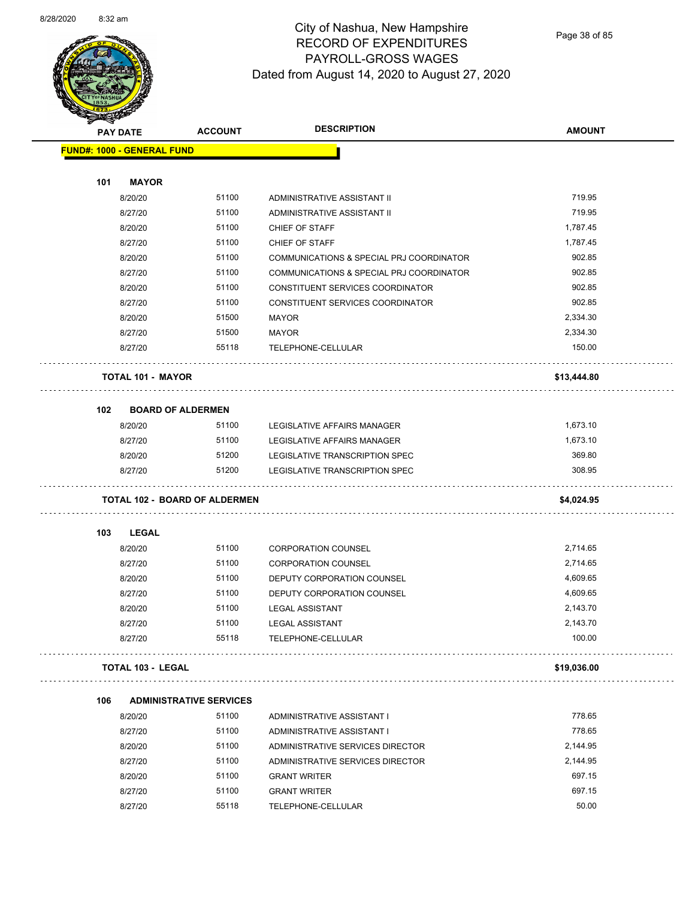# City of Nashua, New Hampshire
## RECORD OF EXPENDITURES
## PAYROLL-GROSS WAGES
## Dated from August 14, 2020 to August 27, 2020

| PAY DATE | ACCOUNT | DESCRIPTION | AMOUNT |
|---|---|---|---|
| **FUND#: 1000 - GENERAL FUND** | | | |
| **101 MAYOR** | | | |
| 8/20/20 | 51100 | ADMINISTRATIVE ASSISTANT II | 719.95 |
| 8/27/20 | 51100 | ADMINISTRATIVE ASSISTANT II | 719.95 |
| 8/20/20 | 51100 | CHIEF OF STAFF | 1,787.45 |
| 8/27/20 | 51100 | CHIEF OF STAFF | 1,787.45 |
| 8/20/20 | 51100 | COMMUNICATIONS & SPECIAL PRJ COORDINATOR | 902.85 |
| 8/27/20 | 51100 | COMMUNICATIONS & SPECIAL PRJ COORDINATOR | 902.85 |
| 8/20/20 | 51100 | CONSTITUENT SERVICES COORDINATOR | 902.85 |
| 8/27/20 | 51100 | CONSTITUENT SERVICES COORDINATOR | 902.85 |
| 8/20/20 | 51500 | MAYOR | 2,334.30 |
| 8/27/20 | 51500 | MAYOR | 2,334.30 |
| 8/27/20 | 55118 | TELEPHONE-CELLULAR | 150.00 |
| **TOTAL 101 - MAYOR** | | | **$13,444.80** |
| **102 BOARD OF ALDERMEN** | | | |
| 8/20/20 | 51100 | LEGISLATIVE AFFAIRS MANAGER | 1,673.10 |
| 8/27/20 | 51100 | LEGISLATIVE AFFAIRS MANAGER | 1,673.10 |
| 8/20/20 | 51200 | LEGISLATIVE TRANSCRIPTION SPEC | 369.80 |
| 8/27/20 | 51200 | LEGISLATIVE TRANSCRIPTION SPEC | 308.95 |
| **TOTAL 102 - BOARD OF ALDERMEN** | | | **$4,024.95** |
| **103 LEGAL** | | | |
| 8/20/20 | 51100 | CORPORATION COUNSEL | 2,714.65 |
| 8/27/20 | 51100 | CORPORATION COUNSEL | 2,714.65 |
| 8/20/20 | 51100 | DEPUTY CORPORATION COUNSEL | 4,609.65 |
| 8/27/20 | 51100 | DEPUTY CORPORATION COUNSEL | 4,609.65 |
| 8/20/20 | 51100 | LEGAL ASSISTANT | 2,143.70 |
| 8/27/20 | 51100 | LEGAL ASSISTANT | 2,143.70 |
| 8/27/20 | 55118 | TELEPHONE-CELLULAR | 100.00 |
| **TOTAL 103 - LEGAL** | | | **$19,036.00** |
| **106 ADMINISTRATIVE SERVICES** | | | |
| 8/20/20 | 51100 | ADMINISTRATIVE ASSISTANT I | 778.65 |
| 8/27/20 | 51100 | ADMINISTRATIVE ASSISTANT I | 778.65 |
| 8/20/20 | 51100 | ADMINISTRATIVE SERVICES DIRECTOR | 2,144.95 |
| 8/27/20 | 51100 | ADMINISTRATIVE SERVICES DIRECTOR | 2,144.95 |
| 8/20/20 | 51100 | GRANT WRITER | 697.15 |
| 8/27/20 | 51100 | GRANT WRITER | 697.15 |
| 8/27/20 | 55118 | TELEPHONE-CELLULAR | 50.00 |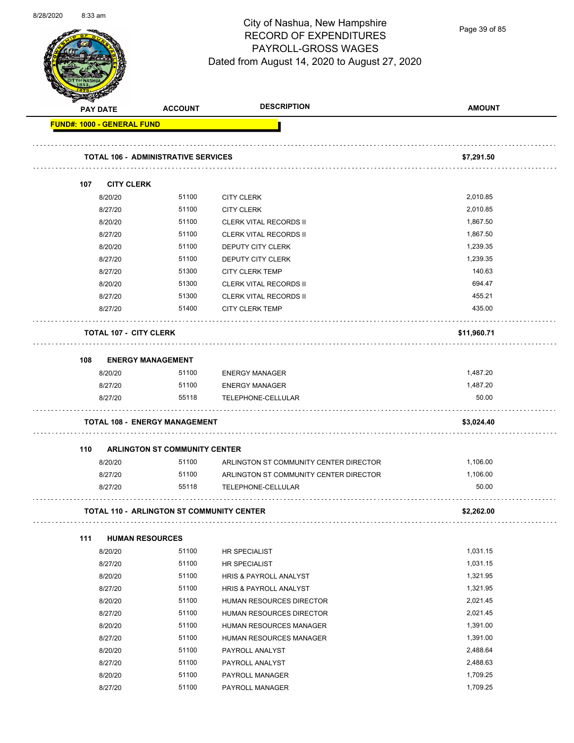# City of Nashua, New Hampshire
## RECORD OF EXPENDITURES
## PAYROLL-GROSS WAGES
### Dated from August 14, 2020 to August 27, 2020

| PAY DATE | ACCOUNT | DESCRIPTION | AMOUNT |
|---|---|---|---|
| **FUND#: 1000 - GENERAL FUND** | | | |
| **TOTAL 106 - ADMINISTRATIVE SERVICES** | | | **$7,291.50** |
| **107 CITY CLERK** | | | |
| 8/20/20 | 51100 | CITY CLERK | 2,010.85 |
| 8/27/20 | 51100 | CITY CLERK | 2,010.85 |
| 8/20/20 | 51100 | CLERK VITAL RECORDS II | 1,867.50 |
| 8/27/20 | 51100 | CLERK VITAL RECORDS II | 1,867.50 |
| 8/20/20 | 51100 | DEPUTY CITY CLERK | 1,239.35 |
| 8/27/20 | 51100 | DEPUTY CITY CLERK | 1,239.35 |
| 8/27/20 | 51300 | CITY CLERK TEMP | 140.63 |
| 8/20/20 | 51300 | CLERK VITAL RECORDS II | 694.47 |
| 8/27/20 | 51300 | CLERK VITAL RECORDS II | 455.21 |
| 8/27/20 | 51400 | CITY CLERK TEMP | 435.00 |
| **TOTAL 107 - CITY CLERK** | | | **$11,960.71** |
| **108 ENERGY MANAGEMENT** | | | |
| 8/20/20 | 51100 | ENERGY MANAGER | 1,487.20 |
| 8/27/20 | 51100 | ENERGY MANAGER | 1,487.20 |
| 8/27/20 | 55118 | TELEPHONE-CELLULAR | 50.00 |
| **TOTAL 108 - ENERGY MANAGEMENT** | | | **$3,024.40** |
| **110 ARLINGTON ST COMMUNITY CENTER** | | | |
| 8/20/20 | 51100 | ARLINGTON ST COMMUNITY CENTER DIRECTOR | 1,106.00 |
| 8/27/20 | 51100 | ARLINGTON ST COMMUNITY CENTER DIRECTOR | 1,106.00 |
| 8/27/20 | 55118 | TELEPHONE-CELLULAR | 50.00 |
| **TOTAL 110 - ARLINGTON ST COMMUNITY CENTER** | | | **$2,262.00** |
| **111 HUMAN RESOURCES** | | | |
| 8/20/20 | 51100 | HR SPECIALIST | 1,031.15 |
| 8/27/20 | 51100 | HR SPECIALIST | 1,031.15 |
| 8/20/20 | 51100 | HRIS & PAYROLL ANALYST | 1,321.95 |
| 8/27/20 | 51100 | HRIS & PAYROLL ANALYST | 1,321.95 |
| 8/20/20 | 51100 | HUMAN RESOURCES DIRECTOR | 2,021.45 |
| 8/27/20 | 51100 | HUMAN RESOURCES DIRECTOR | 2,021.45 |
| 8/20/20 | 51100 | HUMAN RESOURCES MANAGER | 1,391.00 |
| 8/27/20 | 51100 | HUMAN RESOURCES MANAGER | 1,391.00 |
| 8/20/20 | 51100 | PAYROLL ANALYST | 2,488.64 |
| 8/27/20 | 51100 | PAYROLL ANALYST | 2,488.63 |
| 8/20/20 | 51100 | PAYROLL MANAGER | 1,709.25 |
| 8/27/20 | 51100 | PAYROLL MANAGER | 1,709.25 |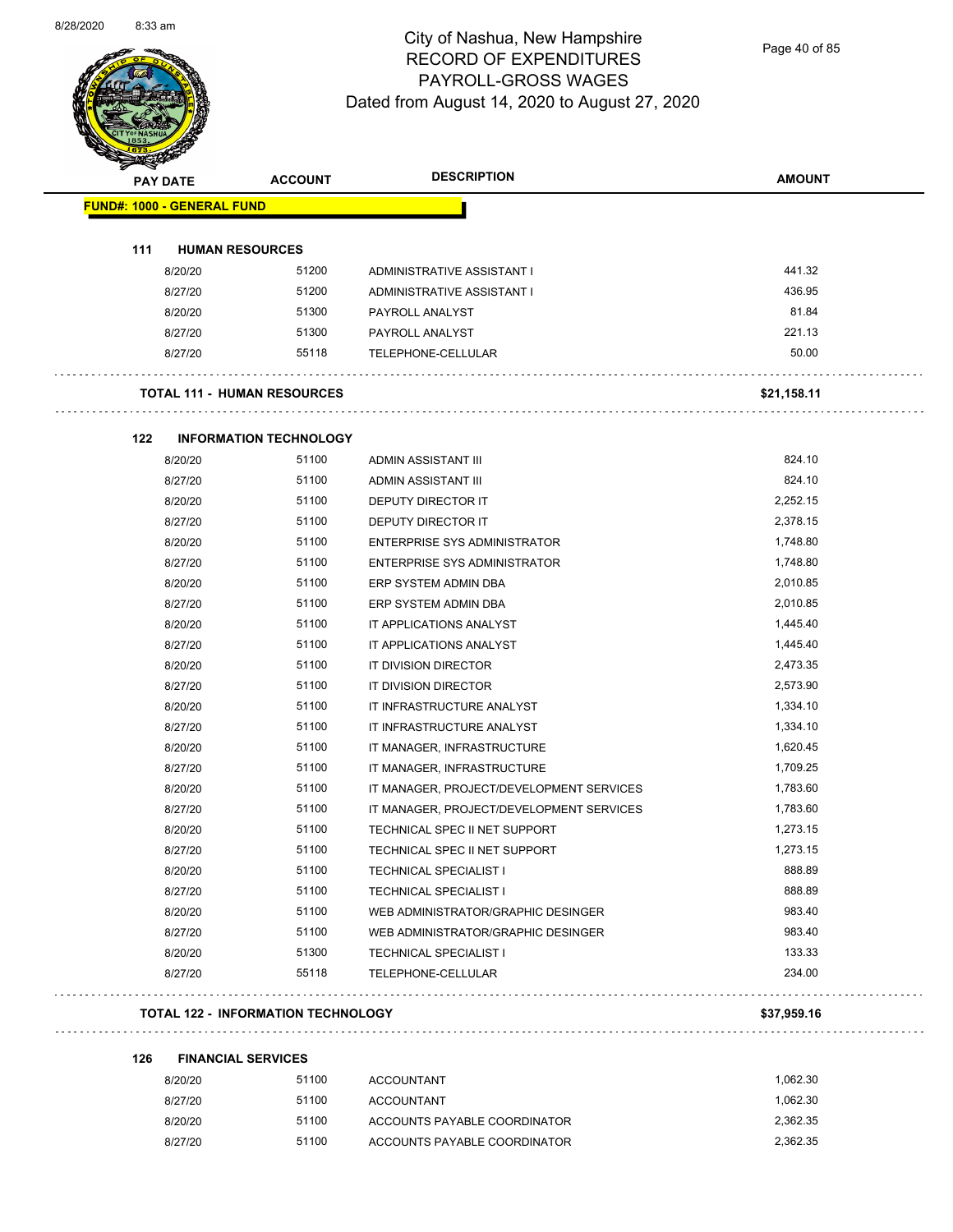# City of Nashua, New Hampshire
## RECORD OF EXPENDITURES
## PAYROLL-GROSS WAGES
### Dated from August 14, 2020 to August 27, 2020

| PAY DATE | ACCOUNT | DESCRIPTION | AMOUNT |
|---|---|---|---|
| **FUND#: 1000 - GENERAL FUND** | | | |
| **111 HUMAN RESOURCES** | | | |
| 8/20/20 | 51200 | ADMINISTRATIVE ASSISTANT I | 441.32 |
| 8/27/20 | 51200 | ADMINISTRATIVE ASSISTANT I | 436.95 |
| 8/20/20 | 51300 | PAYROLL ANALYST | 81.84 |
| 8/27/20 | 51300 | PAYROLL ANALYST | 221.13 |
| 8/27/20 | 55118 | TELEPHONE-CELLULAR | 50.00 |
| **TOTAL 111 - HUMAN RESOURCES** | | | **$21,158.11** |
| **122 INFORMATION TECHNOLOGY** | | | |
| 8/20/20 | 51100 | ADMIN ASSISTANT III | 824.10 |
| 8/27/20 | 51100 | ADMIN ASSISTANT III | 824.10 |
| 8/20/20 | 51100 | DEPUTY DIRECTOR IT | 2,252.15 |
| 8/27/20 | 51100 | DEPUTY DIRECTOR IT | 2,378.15 |
| 8/20/20 | 51100 | ENTERPRISE SYS ADMINISTRATOR | 1,748.80 |
| 8/27/20 | 51100 | ENTERPRISE SYS ADMINISTRATOR | 1,748.80 |
| 8/20/20 | 51100 | ERP SYSTEM ADMIN DBA | 2,010.85 |
| 8/27/20 | 51100 | ERP SYSTEM ADMIN DBA | 2,010.85 |
| 8/20/20 | 51100 | IT APPLICATIONS ANALYST | 1,445.40 |
| 8/27/20 | 51100 | IT APPLICATIONS ANALYST | 1,445.40 |
| 8/20/20 | 51100 | IT DIVISION DIRECTOR | 2,473.35 |
| 8/27/20 | 51100 | IT DIVISION DIRECTOR | 2,573.90 |
| 8/20/20 | 51100 | IT INFRASTRUCTURE ANALYST | 1,334.10 |
| 8/27/20 | 51100 | IT INFRASTRUCTURE ANALYST | 1,334.10 |
| 8/20/20 | 51100 | IT MANAGER, INFRASTRUCTURE | 1,620.45 |
| 8/27/20 | 51100 | IT MANAGER, INFRASTRUCTURE | 1,709.25 |
| 8/20/20 | 51100 | IT MANAGER, PROJECT/DEVELOPMENT SERVICES | 1,783.60 |
| 8/27/20 | 51100 | IT MANAGER, PROJECT/DEVELOPMENT SERVICES | 1,783.60 |
| 8/20/20 | 51100 | TECHNICAL SPEC II NET SUPPORT | 1,273.15 |
| 8/27/20 | 51100 | TECHNICAL SPEC II NET SUPPORT | 1,273.15 |
| 8/20/20 | 51100 | TECHNICAL SPECIALIST I | 888.89 |
| 8/27/20 | 51100 | TECHNICAL SPECIALIST I | 888.89 |
| 8/20/20 | 51100 | WEB ADMINISTRATOR/GRAPHIC DESINGER | 983.40 |
| 8/27/20 | 51100 | WEB ADMINISTRATOR/GRAPHIC DESINGER | 983.40 |
| 8/20/20 | 51300 | TECHNICAL SPECIALIST I | 133.33 |
| 8/27/20 | 55118 | TELEPHONE-CELLULAR | 234.00 |
| **TOTAL 122 - INFORMATION TECHNOLOGY** | | | **$37,959.16** |
| **126 FINANCIAL SERVICES** | | | |
| 8/20/20 | 51100 | ACCOUNTANT | 1,062.30 |
| 8/27/20 | 51100 | ACCOUNTANT | 1,062.30 |
| 8/20/20 | 51100 | ACCOUNTS PAYABLE COORDINATOR | 2,362.35 |
| 8/27/20 | 51100 | ACCOUNTS PAYABLE COORDINATOR | 2,362.35 |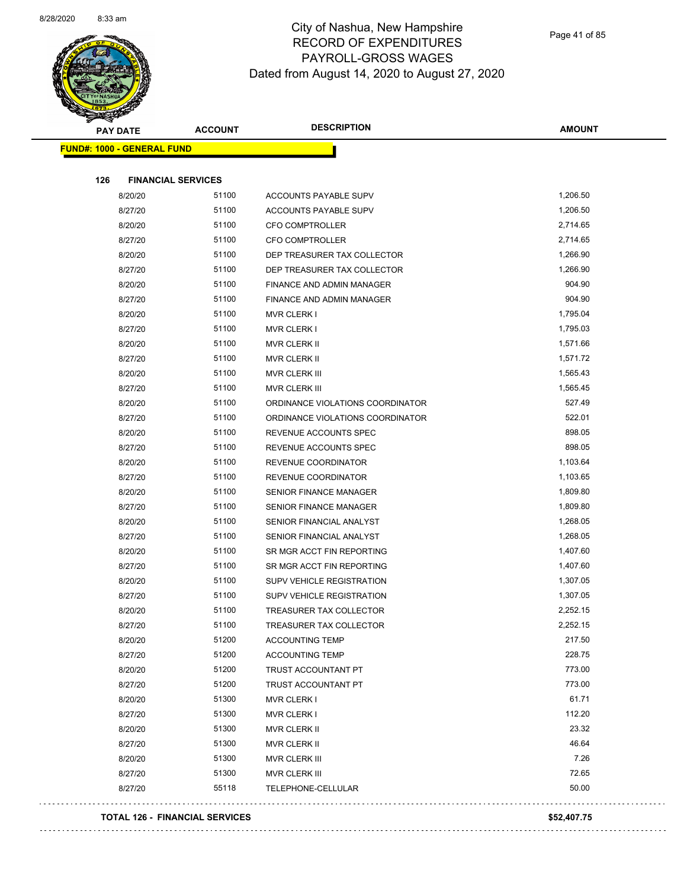# City of Nashua, New Hampshire
# RECORD OF EXPENDITURES
# PAYROLL-GROSS WAGES
# Dated from August 14, 2020 to August 27, 2020

**FUND#: 1000 - GENERAL FUND**

**126 FINANCIAL SERVICES**

| PAY DATE | ACCOUNT | DESCRIPTION | AMOUNT |
|---|---|---|---|
| 8/20/20 | 51100 | ACCOUNTS PAYABLE SUPV | 1,206.50 |
| 8/27/20 | 51100 | ACCOUNTS PAYABLE SUPV | 1,206.50 |
| 8/20/20 | 51100 | CFO COMPTROLLER | 2,714.65 |
| 8/27/20 | 51100 | CFO COMPTROLLER | 2,714.65 |
| 8/20/20 | 51100 | DEP TREASURER TAX COLLECTOR | 1,266.90 |
| 8/27/20 | 51100 | DEP TREASURER TAX COLLECTOR | 1,266.90 |
| 8/20/20 | 51100 | FINANCE AND ADMIN MANAGER | 904.90 |
| 8/27/20 | 51100 | FINANCE AND ADMIN MANAGER | 904.90 |
| 8/20/20 | 51100 | MVR CLERK I | 1,795.04 |
| 8/27/20 | 51100 | MVR CLERK I | 1,795.03 |
| 8/20/20 | 51100 | MVR CLERK II | 1,571.66 |
| 8/27/20 | 51100 | MVR CLERK II | 1,571.72 |
| 8/20/20 | 51100 | MVR CLERK III | 1,565.43 |
| 8/27/20 | 51100 | MVR CLERK III | 1,565.45 |
| 8/20/20 | 51100 | ORDINANCE VIOLATIONS COORDINATOR | 527.49 |
| 8/27/20 | 51100 | ORDINANCE VIOLATIONS COORDINATOR | 522.01 |
| 8/20/20 | 51100 | REVENUE ACCOUNTS SPEC | 898.05 |
| 8/27/20 | 51100 | REVENUE ACCOUNTS SPEC | 898.05 |
| 8/20/20 | 51100 | REVENUE COORDINATOR | 1,103.64 |
| 8/27/20 | 51100 | REVENUE COORDINATOR | 1,103.65 |
| 8/20/20 | 51100 | SENIOR FINANCE MANAGER | 1,809.80 |
| 8/27/20 | 51100 | SENIOR FINANCE MANAGER | 1,809.80 |
| 8/20/20 | 51100 | SENIOR FINANCIAL ANALYST | 1,268.05 |
| 8/27/20 | 51100 | SENIOR FINANCIAL ANALYST | 1,268.05 |
| 8/20/20 | 51100 | SR MGR ACCT FIN REPORTING | 1,407.60 |
| 8/27/20 | 51100 | SR MGR ACCT FIN REPORTING | 1,407.60 |
| 8/20/20 | 51100 | SUPV VEHICLE REGISTRATION | 1,307.05 |
| 8/27/20 | 51100 | SUPV VEHICLE REGISTRATION | 1,307.05 |
| 8/20/20 | 51100 | TREASURER TAX COLLECTOR | 2,252.15 |
| 8/27/20 | 51100 | TREASURER TAX COLLECTOR | 2,252.15 |
| 8/20/20 | 51200 | ACCOUNTING TEMP | 217.50 |
| 8/27/20 | 51200 | ACCOUNTING TEMP | 228.75 |
| 8/20/20 | 51200 | TRUST ACCOUNTANT PT | 773.00 |
| 8/27/20 | 51200 | TRUST ACCOUNTANT PT | 773.00 |
| 8/20/20 | 51300 | MVR CLERK I | 61.71 |
| 8/27/20 | 51300 | MVR CLERK I | 112.20 |
| 8/20/20 | 51300 | MVR CLERK II | 23.32 |
| 8/27/20 | 51300 | MVR CLERK II | 46.64 |
| 8/20/20 | 51300 | MVR CLERK III | 7.26 |
| 8/27/20 | 51300 | MVR CLERK III | 72.65 |
| 8/27/20 | 55118 | TELEPHONE-CELLULAR | 50.00 |

**TOTAL 126 - FINANCIAL SERVICES** **$52,407.75**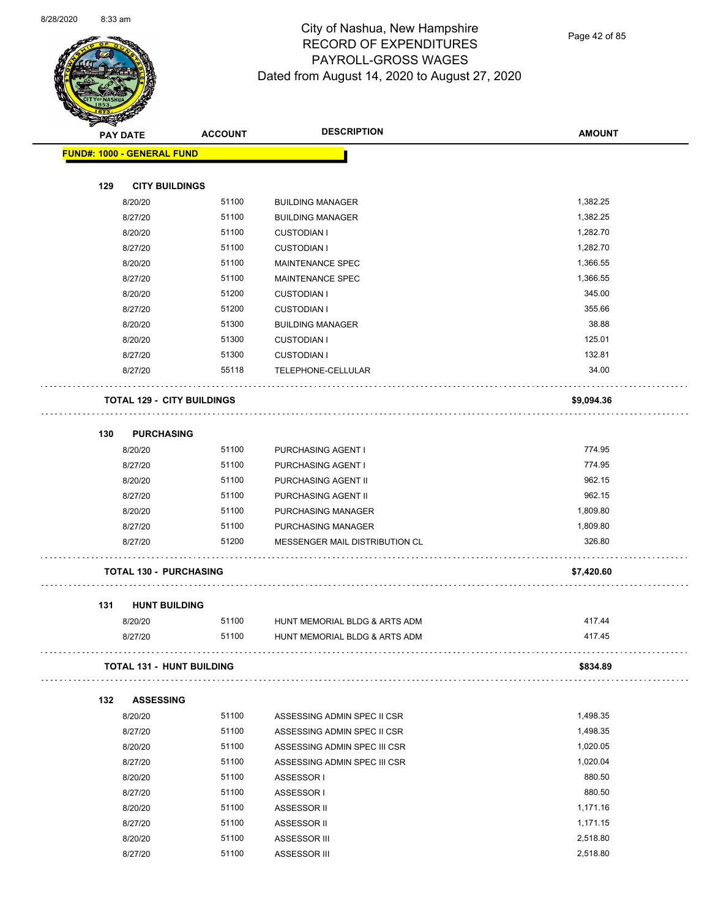# City of Nashua, New Hampshire
## RECORD OF EXPENDITURES
## PAYROLL-GROSS WAGES
### Dated from August 14, 2020 to August 27, 2020

| PAY DATE | ACCOUNT | DESCRIPTION | AMOUNT |
|---|---|---|---|
| **FUND#: 1000 - GENERAL FUND** | | | |
| **129 CITY BUILDINGS** | | | |
| 8/20/20 | 51100 | BUILDING MANAGER | 1,382.25 |
| 8/27/20 | 51100 | BUILDING MANAGER | 1,382.25 |
| 8/20/20 | 51100 | CUSTODIAN I | 1,282.70 |
| 8/27/20 | 51100 | CUSTODIAN I | 1,282.70 |
| 8/20/20 | 51100 | MAINTENANCE SPEC | 1,366.55 |
| 8/27/20 | 51100 | MAINTENANCE SPEC | 1,366.55 |
| 8/20/20 | 51200 | CUSTODIAN I | 345.00 |
| 8/27/20 | 51200 | CUSTODIAN I | 355.66 |
| 8/20/20 | 51300 | BUILDING MANAGER | 38.88 |
| 8/20/20 | 51300 | CUSTODIAN I | 125.01 |
| 8/27/20 | 51300 | CUSTODIAN I | 132.81 |
| 8/27/20 | 55118 | TELEPHONE-CELLULAR | 34.00 |
| **TOTAL 129 - CITY BUILDINGS** | | | **$9,094.36** |
| **130 PURCHASING** | | | |
| 8/20/20 | 51100 | PURCHASING AGENT I | 774.95 |
| 8/27/20 | 51100 | PURCHASING AGENT I | 774.95 |
| 8/20/20 | 51100 | PURCHASING AGENT II | 962.15 |
| 8/27/20 | 51100 | PURCHASING AGENT II | 962.15 |
| 8/20/20 | 51100 | PURCHASING MANAGER | 1,809.80 |
| 8/27/20 | 51100 | PURCHASING MANAGER | 1,809.80 |
| 8/27/20 | 51200 | MESSENGER MAIL DISTRIBUTION CL | 326.80 |
| **TOTAL 130 - PURCHASING** | | | **$7,420.60** |
| **131 HUNT BUILDING** | | | |
| 8/20/20 | 51100 | HUNT MEMORIAL BLDG & ARTS ADM | 417.44 |
| 8/27/20 | 51100 | HUNT MEMORIAL BLDG & ARTS ADM | 417.45 |
| **TOTAL 131 - HUNT BUILDING** | | | **$834.89** |
| **132 ASSESSING** | | | |
| 8/20/20 | 51100 | ASSESSING ADMIN SPEC II CSR | 1,498.35 |
| 8/27/20 | 51100 | ASSESSING ADMIN SPEC II CSR | 1,498.35 |
| 8/20/20 | 51100 | ASSESSING ADMIN SPEC III CSR | 1,020.05 |
| 8/27/20 | 51100 | ASSESSING ADMIN SPEC III CSR | 1,020.04 |
| 8/20/20 | 51100 | ASSESSOR I | 880.50 |
| 8/27/20 | 51100 | ASSESSOR I | 880.50 |
| 8/20/20 | 51100 | ASSESSOR II | 1,171.16 |
| 8/27/20 | 51100 | ASSESSOR II | 1,171.15 |
| 8/20/20 | 51100 | ASSESSOR III | 2,518.80 |
| 8/27/20 | 51100 | ASSESSOR III | 2,518.80 |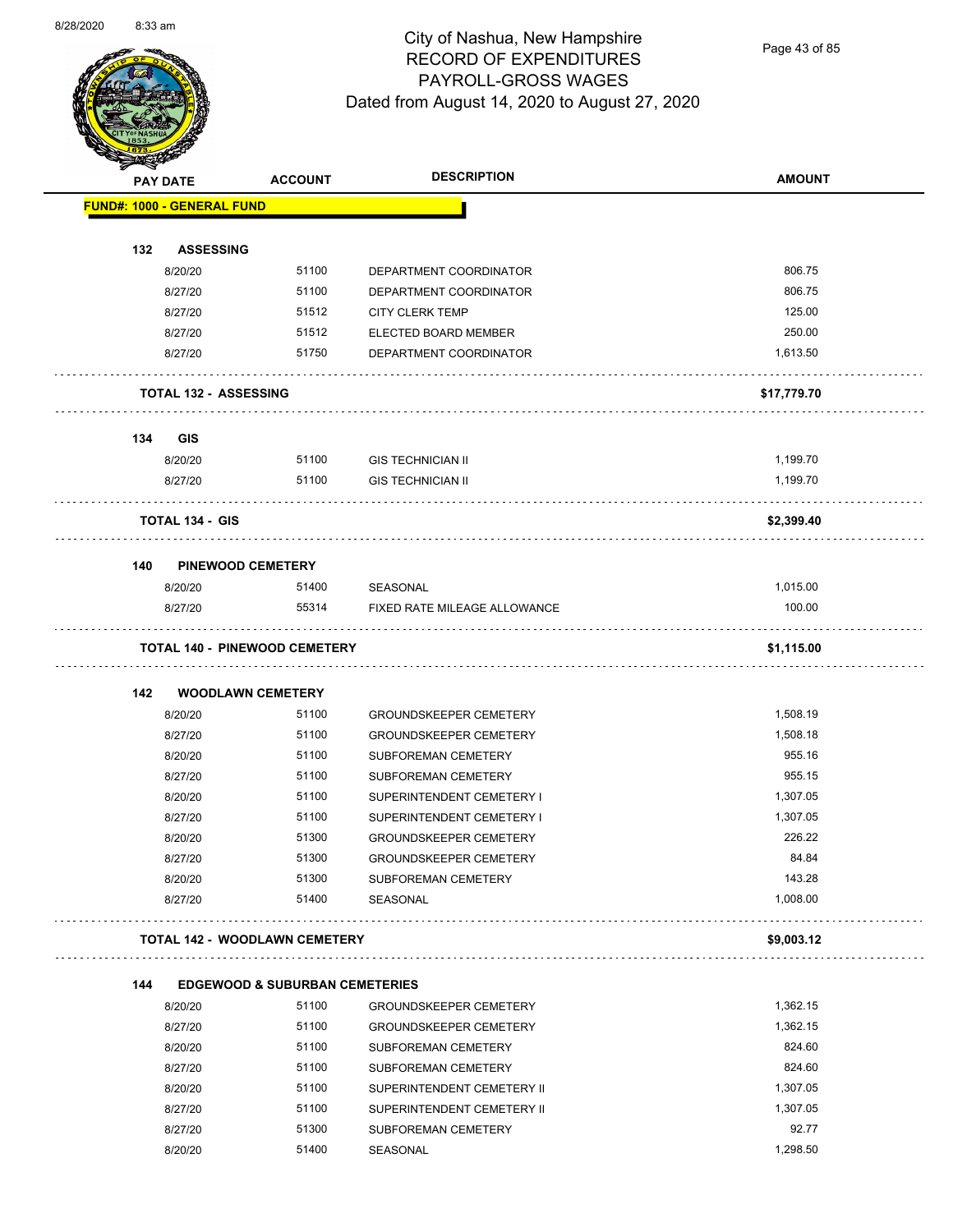# City of Nashua, New Hampshire
## RECORD OF EXPENDITURES
## PAYROLL-GROSS WAGES
## Dated from August 14, 2020 to August 27, 2020

| PAY DATE | ACCOUNT | DESCRIPTION | AMOUNT |
|---|---|---|---|
| **FUND#: 1000 - GENERAL FUND** | | | |
| **132 ASSESSING** | | | |
| 8/20/20 | 51100 | DEPARTMENT COORDINATOR | 806.75 |
| 8/27/20 | 51100 | DEPARTMENT COORDINATOR | 806.75 |
| 8/27/20 | 51512 | CITY CLERK TEMP | 125.00 |
| 8/27/20 | 51512 | ELECTED BOARD MEMBER | 250.00 |
| 8/27/20 | 51750 | DEPARTMENT COORDINATOR | 1,613.50 |
| **TOTAL 132 - ASSESSING** | | | **$17,779.70** |
| **134 GIS** | | | |
| 8/20/20 | 51100 | GIS TECHNICIAN II | 1,199.70 |
| 8/27/20 | 51100 | GIS TECHNICIAN II | 1,199.70 |
| **TOTAL 134 - GIS** | | | **$2,399.40** |
| **140 PINEWOOD CEMETERY** | | | |
| 8/20/20 | 51400 | SEASONAL | 1,015.00 |
| 8/27/20 | 55314 | FIXED RATE MILEAGE ALLOWANCE | 100.00 |
| **TOTAL 140 - PINEWOOD CEMETERY** | | | **$1,115.00** |
| **142 WOODLAWN CEMETERY** | | | |
| 8/20/20 | 51100 | GROUNDSKEEPER CEMETERY | 1,508.19 |
| 8/27/20 | 51100 | GROUNDSKEEPER CEMETERY | 1,508.18 |
| 8/20/20 | 51100 | SUBFOREMAN CEMETERY | 955.16 |
| 8/27/20 | 51100 | SUBFOREMAN CEMETERY | 955.15 |
| 8/20/20 | 51100 | SUPERINTENDENT CEMETERY I | 1,307.05 |
| 8/27/20 | 51100 | SUPERINTENDENT CEMETERY I | 1,307.05 |
| 8/20/20 | 51300 | GROUNDSKEEPER CEMETERY | 226.22 |
| 8/27/20 | 51300 | GROUNDSKEEPER CEMETERY | 84.84 |
| 8/20/20 | 51300 | SUBFOREMAN CEMETERY | 143.28 |
| 8/27/20 | 51400 | SEASONAL | 1,008.00 |
| **TOTAL 142 - WOODLAWN CEMETERY** | | | **$9,003.12** |
| **144 EDGEWOOD & SUBURBAN CEMETERIES** | | | |
| 8/20/20 | 51100 | GROUNDSKEEPER CEMETERY | 1,362.15 |
| 8/27/20 | 51100 | GROUNDSKEEPER CEMETERY | 1,362.15 |
| 8/20/20 | 51100 | SUBFOREMAN CEMETERY | 824.60 |
| 8/27/20 | 51100 | SUBFOREMAN CEMETERY | 824.60 |
| 8/20/20 | 51100 | SUPERINTENDENT CEMETERY II | 1,307.05 |
| 8/27/20 | 51100 | SUPERINTENDENT CEMETERY II | 1,307.05 |
| 8/27/20 | 51300 | SUBFOREMAN CEMETERY | 92.77 |
| 8/20/20 | 51400 | SEASONAL | 1,298.50 |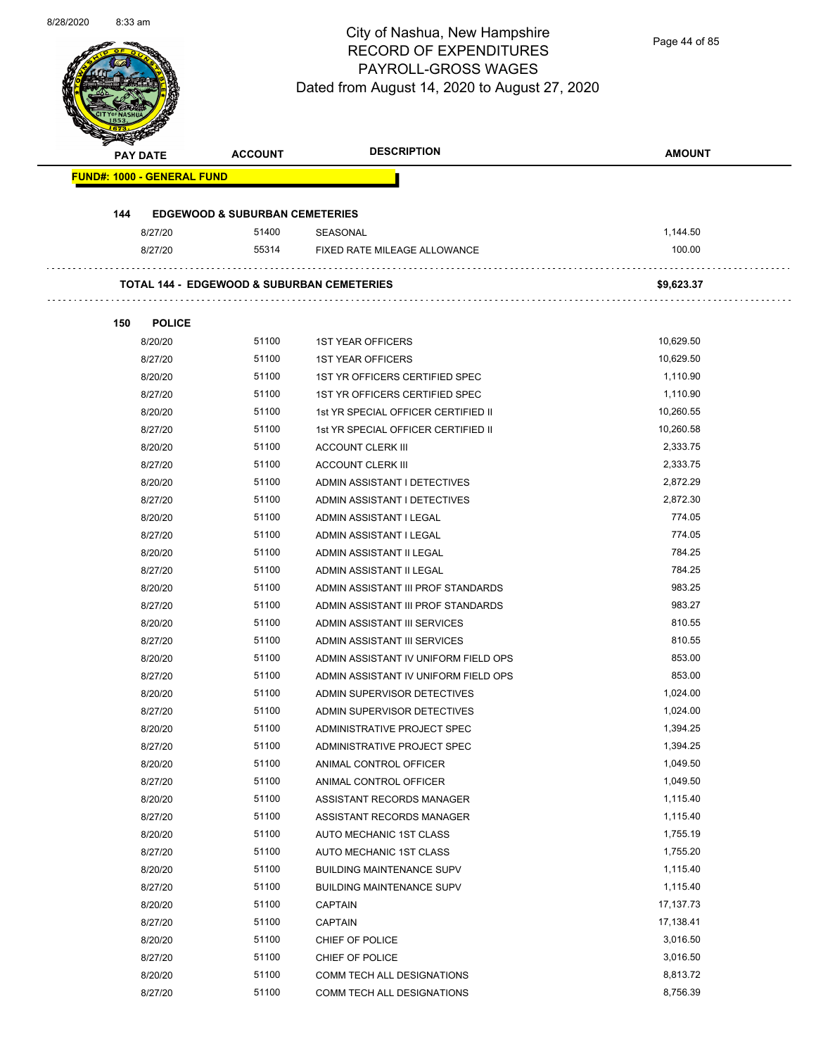# City of Nashua, New Hampshire
## RECORD OF EXPENDITURES
## PAYROLL-GROSS WAGES
### Dated from August 14, 2020 to August 27, 2020

| PAY DATE | ACCOUNT | DESCRIPTION | AMOUNT |
|---|---|---|---|
| **FUND#: 1000 - GENERAL FUND** | | | |
| **144 EDGEWOOD & SUBURBAN CEMETERIES** | | | |
| 8/27/20 | 51400 | SEASONAL | 1,144.50 |
| 8/27/20 | 55314 | FIXED RATE MILEAGE ALLOWANCE | 100.00 |
| **TOTAL 144 - EDGEWOOD & SUBURBAN CEMETERIES** | | | **$9,623.37** |
| **150 POLICE** | | | |
| 8/20/20 | 51100 | 1ST YEAR OFFICERS | 10,629.50 |
| 8/27/20 | 51100 | 1ST YEAR OFFICERS | 10,629.50 |
| 8/20/20 | 51100 | 1ST YR OFFICERS CERTIFIED SPEC | 1,110.90 |
| 8/27/20 | 51100 | 1ST YR OFFICERS CERTIFIED SPEC | 1,110.90 |
| 8/20/20 | 51100 | 1st YR SPECIAL OFFICER CERTIFIED II | 10,260.55 |
| 8/27/20 | 51100 | 1st YR SPECIAL OFFICER CERTIFIED II | 10,260.58 |
| 8/20/20 | 51100 | ACCOUNT CLERK III | 2,333.75 |
| 8/27/20 | 51100 | ACCOUNT CLERK III | 2,333.75 |
| 8/20/20 | 51100 | ADMIN ASSISTANT I DETECTIVES | 2,872.29 |
| 8/27/20 | 51100 | ADMIN ASSISTANT I DETECTIVES | 2,872.30 |
| 8/20/20 | 51100 | ADMIN ASSISTANT I LEGAL | 774.05 |
| 8/27/20 | 51100 | ADMIN ASSISTANT I LEGAL | 774.05 |
| 8/20/20 | 51100 | ADMIN ASSISTANT II LEGAL | 784.25 |
| 8/27/20 | 51100 | ADMIN ASSISTANT II LEGAL | 784.25 |
| 8/20/20 | 51100 | ADMIN ASSISTANT III PROF STANDARDS | 983.25 |
| 8/27/20 | 51100 | ADMIN ASSISTANT III PROF STANDARDS | 983.27 |
| 8/20/20 | 51100 | ADMIN ASSISTANT III SERVICES | 810.55 |
| 8/27/20 | 51100 | ADMIN ASSISTANT III SERVICES | 810.55 |
| 8/20/20 | 51100 | ADMIN ASSISTANT IV UNIFORM FIELD OPS | 853.00 |
| 8/27/20 | 51100 | ADMIN ASSISTANT IV UNIFORM FIELD OPS | 853.00 |
| 8/20/20 | 51100 | ADMIN SUPERVISOR DETECTIVES | 1,024.00 |
| 8/27/20 | 51100 | ADMIN SUPERVISOR DETECTIVES | 1,024.00 |
| 8/20/20 | 51100 | ADMINISTRATIVE PROJECT SPEC | 1,394.25 |
| 8/27/20 | 51100 | ADMINISTRATIVE PROJECT SPEC | 1,394.25 |
| 8/20/20 | 51100 | ANIMAL CONTROL OFFICER | 1,049.50 |
| 8/27/20 | 51100 | ANIMAL CONTROL OFFICER | 1,049.50 |
| 8/20/20 | 51100 | ASSISTANT RECORDS MANAGER | 1,115.40 |
| 8/27/20 | 51100 | ASSISTANT RECORDS MANAGER | 1,115.40 |
| 8/20/20 | 51100 | AUTO MECHANIC 1ST CLASS | 1,755.19 |
| 8/27/20 | 51100 | AUTO MECHANIC 1ST CLASS | 1,755.20 |
| 8/20/20 | 51100 | BUILDING MAINTENANCE SUPV | 1,115.40 |
| 8/27/20 | 51100 | BUILDING MAINTENANCE SUPV | 1,115.40 |
| 8/20/20 | 51100 | CAPTAIN | 17,137.73 |
| 8/27/20 | 51100 | CAPTAIN | 17,138.41 |
| 8/20/20 | 51100 | CHIEF OF POLICE | 3,016.50 |
| 8/27/20 | 51100 | CHIEF OF POLICE | 3,016.50 |
| 8/20/20 | 51100 | COMM TECH ALL DESIGNATIONS | 8,813.72 |
| 8/27/20 | 51100 | COMM TECH ALL DESIGNATIONS | 8,756.39 |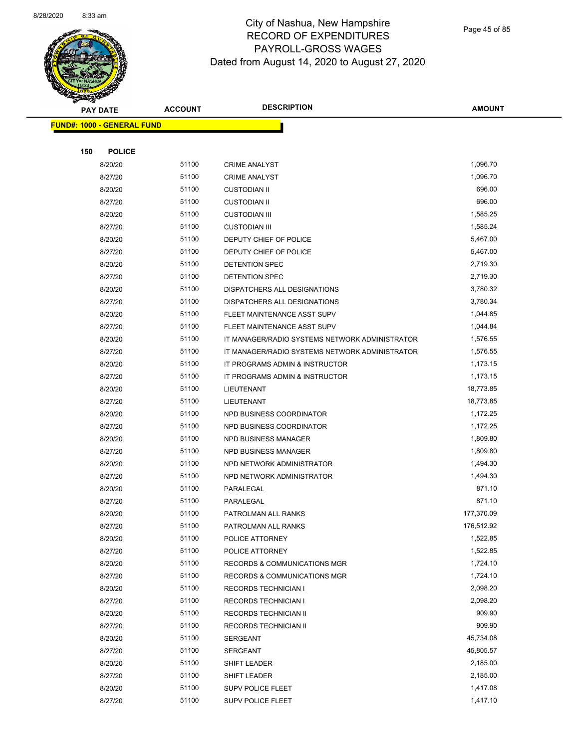# City of Nashua, New Hampshire
# RECORD OF EXPENDITURES
# PAYROLL-GROSS WAGES
# Dated from August 14, 2020 to August 27, 2020

| PAY DATE | ACCOUNT | DESCRIPTION | AMOUNT |
|---|---|---|---|

**FUND#: 1000 - GENERAL FUND**

**150 POLICE**

| PAY DATE | ACCOUNT | DESCRIPTION | AMOUNT |
|---|---|---|---|
| 8/20/20 | 51100 | CRIME ANALYST | 1,096.70 |
| 8/27/20 | 51100 | CRIME ANALYST | 1,096.70 |
| 8/20/20 | 51100 | CUSTODIAN II | 696.00 |
| 8/27/20 | 51100 | CUSTODIAN II | 696.00 |
| 8/20/20 | 51100 | CUSTODIAN III | 1,585.25 |
| 8/27/20 | 51100 | CUSTODIAN III | 1,585.24 |
| 8/20/20 | 51100 | DEPUTY CHIEF OF POLICE | 5,467.00 |
| 8/27/20 | 51100 | DEPUTY CHIEF OF POLICE | 5,467.00 |
| 8/20/20 | 51100 | DETENTION SPEC | 2,719.30 |
| 8/27/20 | 51100 | DETENTION SPEC | 2,719.30 |
| 8/20/20 | 51100 | DISPATCHERS ALL DESIGNATIONS | 3,780.32 |
| 8/27/20 | 51100 | DISPATCHERS ALL DESIGNATIONS | 3,780.34 |
| 8/20/20 | 51100 | FLEET MAINTENANCE ASST SUPV | 1,044.85 |
| 8/27/20 | 51100 | FLEET MAINTENANCE ASST SUPV | 1,044.84 |
| 8/20/20 | 51100 | IT MANAGER/RADIO SYSTEMS NETWORK ADMINISTRATOR | 1,576.55 |
| 8/27/20 | 51100 | IT MANAGER/RADIO SYSTEMS NETWORK ADMINISTRATOR | 1,576.55 |
| 8/20/20 | 51100 | IT PROGRAMS ADMIN & INSTRUCTOR | 1,173.15 |
| 8/27/20 | 51100 | IT PROGRAMS ADMIN & INSTRUCTOR | 1,173.15 |
| 8/20/20 | 51100 | LIEUTENANT | 18,773.85 |
| 8/27/20 | 51100 | LIEUTENANT | 18,773.85 |
| 8/20/20 | 51100 | NPD BUSINESS COORDINATOR | 1,172.25 |
| 8/27/20 | 51100 | NPD BUSINESS COORDINATOR | 1,172.25 |
| 8/20/20 | 51100 | NPD BUSINESS MANAGER | 1,809.80 |
| 8/27/20 | 51100 | NPD BUSINESS MANAGER | 1,809.80 |
| 8/20/20 | 51100 | NPD NETWORK ADMINISTRATOR | 1,494.30 |
| 8/27/20 | 51100 | NPD NETWORK ADMINISTRATOR | 1,494.30 |
| 8/20/20 | 51100 | PARALEGAL | 871.10 |
| 8/27/20 | 51100 | PARALEGAL | 871.10 |
| 8/20/20 | 51100 | PATROLMAN ALL RANKS | 177,370.09 |
| 8/27/20 | 51100 | PATROLMAN ALL RANKS | 176,512.92 |
| 8/20/20 | 51100 | POLICE ATTORNEY | 1,522.85 |
| 8/27/20 | 51100 | POLICE ATTORNEY | 1,522.85 |
| 8/20/20 | 51100 | RECORDS & COMMUNICATIONS MGR | 1,724.10 |
| 8/27/20 | 51100 | RECORDS & COMMUNICATIONS MGR | 1,724.10 |
| 8/20/20 | 51100 | RECORDS TECHNICIAN I | 2,098.20 |
| 8/27/20 | 51100 | RECORDS TECHNICIAN I | 2,098.20 |
| 8/20/20 | 51100 | RECORDS TECHNICIAN II | 909.90 |
| 8/27/20 | 51100 | RECORDS TECHNICIAN II | 909.90 |
| 8/20/20 | 51100 | SERGEANT | 45,734.08 |
| 8/27/20 | 51100 | SERGEANT | 45,805.57 |
| 8/20/20 | 51100 | SHIFT LEADER | 2,185.00 |
| 8/27/20 | 51100 | SHIFT LEADER | 2,185.00 |
| 8/20/20 | 51100 | SUPV POLICE FLEET | 1,417.08 |
| 8/27/20 | 51100 | SUPV POLICE FLEET | 1,417.10 |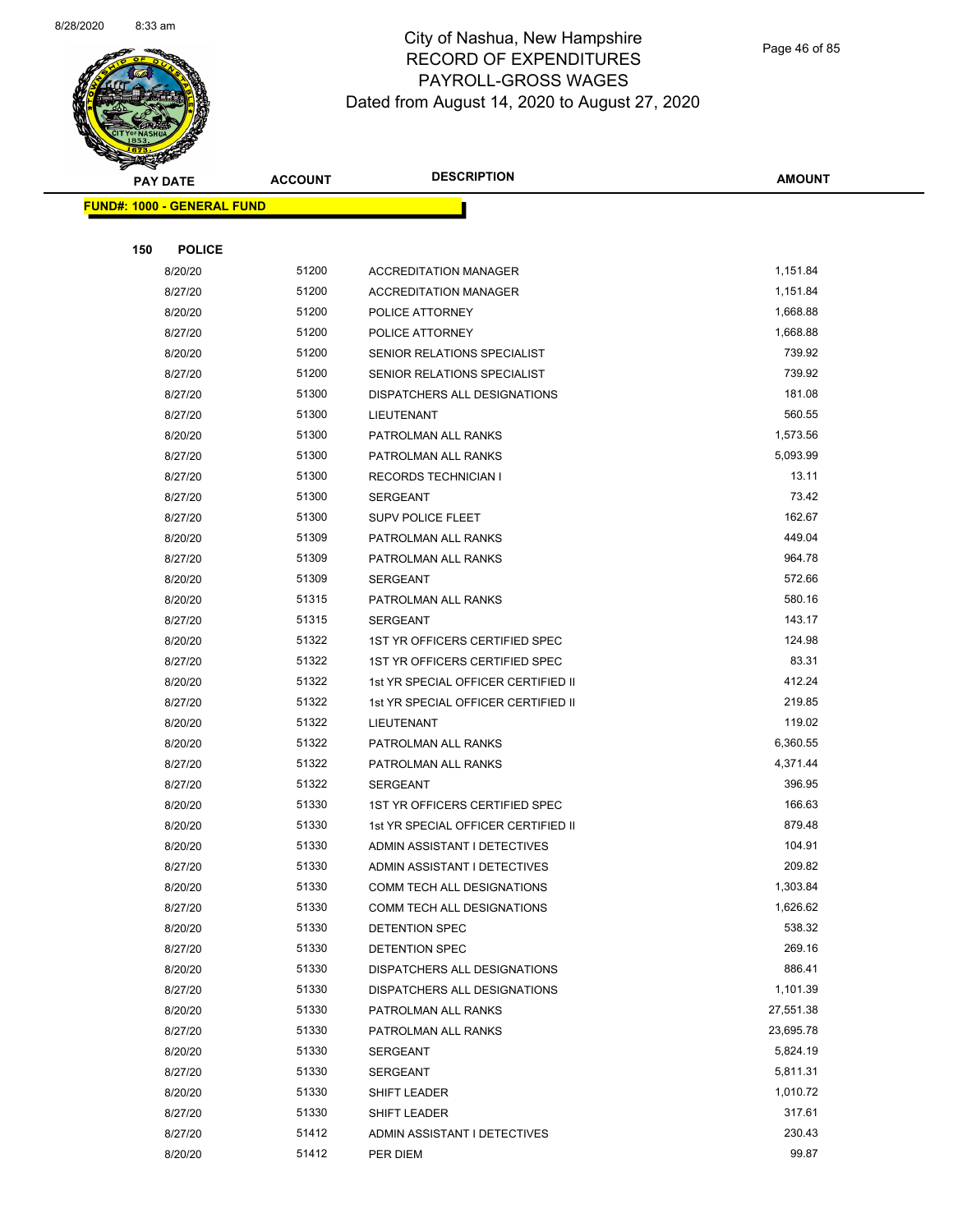# City of Nashua, New Hampshire
## RECORD OF EXPENDITURES
## PAYROLL-GROSS WAGES
## Dated from August 14, 2020 to August 27, 2020

| PAY DATE | ACCOUNT | DESCRIPTION | AMOUNT |
|---|---|---|---|
| **FUND#: 1000 - GENERAL FUND** | | | |
| **150 POLICE** | | | |
| 8/20/20 | 51200 | ACCREDITATION MANAGER | 1,151.84 |
| 8/27/20 | 51200 | ACCREDITATION MANAGER | 1,151.84 |
| 8/20/20 | 51200 | POLICE ATTORNEY | 1,668.88 |
| 8/27/20 | 51200 | POLICE ATTORNEY | 1,668.88 |
| 8/20/20 | 51200 | SENIOR RELATIONS SPECIALIST | 739.92 |
| 8/27/20 | 51200 | SENIOR RELATIONS SPECIALIST | 739.92 |
| 8/27/20 | 51300 | DISPATCHERS ALL DESIGNATIONS | 181.08 |
| 8/27/20 | 51300 | LIEUTENANT | 560.55 |
| 8/20/20 | 51300 | PATROLMAN ALL RANKS | 1,573.56 |
| 8/27/20 | 51300 | PATROLMAN ALL RANKS | 5,093.99 |
| 8/27/20 | 51300 | RECORDS TECHNICIAN I | 13.11 |
| 8/27/20 | 51300 | SERGEANT | 73.42 |
| 8/27/20 | 51300 | SUPV POLICE FLEET | 162.67 |
| 8/20/20 | 51309 | PATROLMAN ALL RANKS | 449.04 |
| 8/27/20 | 51309 | PATROLMAN ALL RANKS | 964.78 |
| 8/20/20 | 51309 | SERGEANT | 572.66 |
| 8/20/20 | 51315 | PATROLMAN ALL RANKS | 580.16 |
| 8/27/20 | 51315 | SERGEANT | 143.17 |
| 8/20/20 | 51322 | 1ST YR OFFICERS CERTIFIED SPEC | 124.98 |
| 8/27/20 | 51322 | 1ST YR OFFICERS CERTIFIED SPEC | 83.31 |
| 8/20/20 | 51322 | 1st YR SPECIAL OFFICER CERTIFIED II | 412.24 |
| 8/27/20 | 51322 | 1st YR SPECIAL OFFICER CERTIFIED II | 219.85 |
| 8/20/20 | 51322 | LIEUTENANT | 119.02 |
| 8/20/20 | 51322 | PATROLMAN ALL RANKS | 6,360.55 |
| 8/27/20 | 51322 | PATROLMAN ALL RANKS | 4,371.44 |
| 8/27/20 | 51322 | SERGEANT | 396.95 |
| 8/20/20 | 51330 | 1ST YR OFFICERS CERTIFIED SPEC | 166.63 |
| 8/20/20 | 51330 | 1st YR SPECIAL OFFICER CERTIFIED II | 879.48 |
| 8/20/20 | 51330 | ADMIN ASSISTANT I DETECTIVES | 104.91 |
| 8/27/20 | 51330 | ADMIN ASSISTANT I DETECTIVES | 209.82 |
| 8/20/20 | 51330 | COMM TECH ALL DESIGNATIONS | 1,303.84 |
| 8/27/20 | 51330 | COMM TECH ALL DESIGNATIONS | 1,626.62 |
| 8/20/20 | 51330 | DETENTION SPEC | 538.32 |
| 8/27/20 | 51330 | DETENTION SPEC | 269.16 |
| 8/20/20 | 51330 | DISPATCHERS ALL DESIGNATIONS | 886.41 |
| 8/27/20 | 51330 | DISPATCHERS ALL DESIGNATIONS | 1,101.39 |
| 8/20/20 | 51330 | PATROLMAN ALL RANKS | 27,551.38 |
| 8/27/20 | 51330 | PATROLMAN ALL RANKS | 23,695.78 |
| 8/20/20 | 51330 | SERGEANT | 5,824.19 |
| 8/27/20 | 51330 | SERGEANT | 5,811.31 |
| 8/20/20 | 51330 | SHIFT LEADER | 1,010.72 |
| 8/27/20 | 51330 | SHIFT LEADER | 317.61 |
| 8/27/20 | 51412 | ADMIN ASSISTANT I DETECTIVES | 230.43 |
| 8/20/20 | 51412 | PER DIEM | 99.87 |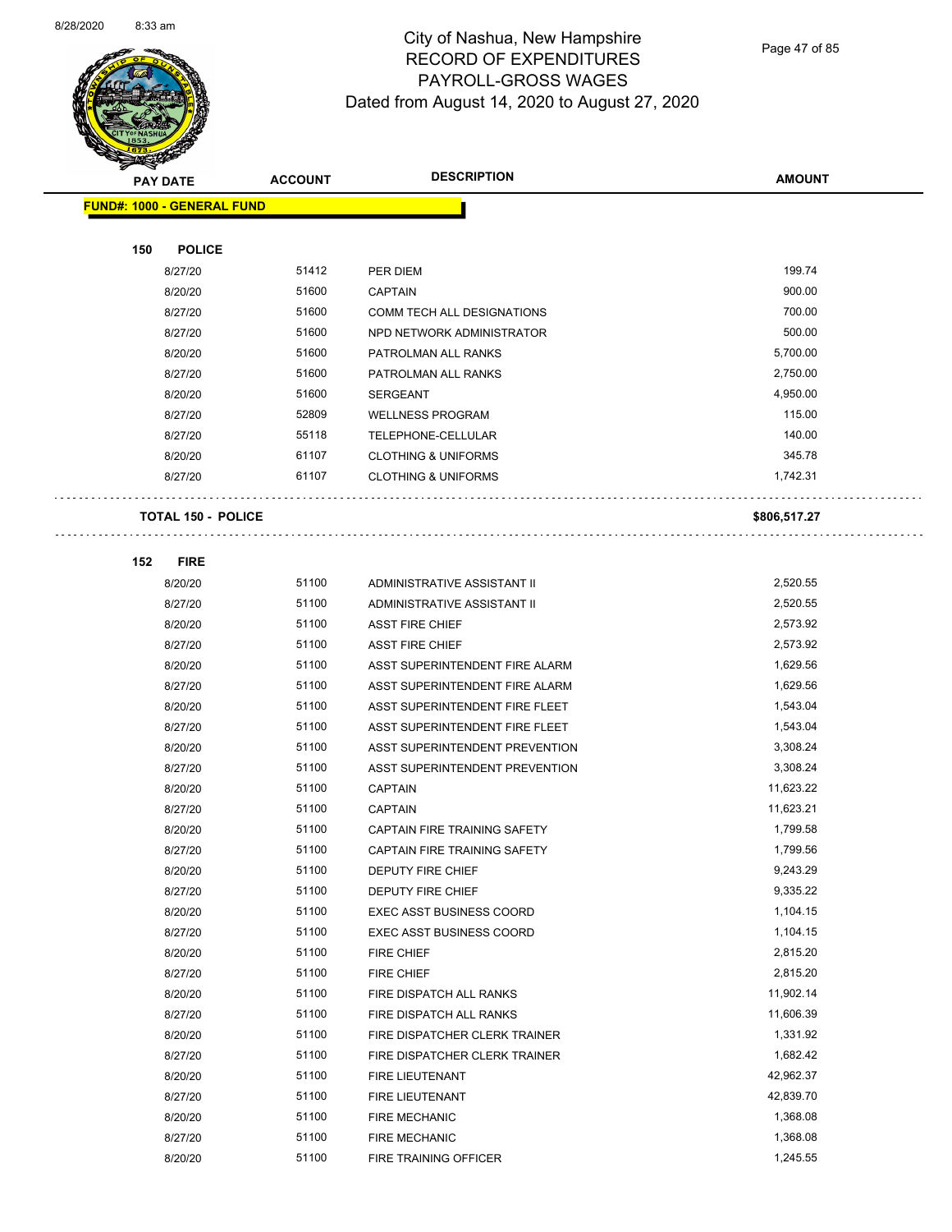# City of Nashua, New Hampshire
# RECORD OF EXPENDITURES
# PAYROLL-GROSS WAGES
# Dated from August 14, 2020 to August 27, 2020

| PAY DATE | ACCOUNT | DESCRIPTION | AMOUNT |
|---|---|---|---|
| **FUND#: 1000 - GENERAL FUND** | | | |
| **150 POLICE** | | | |
| 8/27/20 | 51412 | PER DIEM | 199.74 |
| 8/20/20 | 51600 | CAPTAIN | 900.00 |
| 8/27/20 | 51600 | COMM TECH ALL DESIGNATIONS | 700.00 |
| 8/27/20 | 51600 | NPD NETWORK ADMINISTRATOR | 500.00 |
| 8/20/20 | 51600 | PATROLMAN ALL RANKS | 5,700.00 |
| 8/27/20 | 51600 | PATROLMAN ALL RANKS | 2,750.00 |
| 8/20/20 | 51600 | SERGEANT | 4,950.00 |
| 8/27/20 | 52809 | WELLNESS PROGRAM | 115.00 |
| 8/27/20 | 55118 | TELEPHONE-CELLULAR | 140.00 |
| 8/20/20 | 61107 | CLOTHING & UNIFORMS | 345.78 |
| 8/27/20 | 61107 | CLOTHING & UNIFORMS | 1,742.31 |
| **TOTAL 150 - POLICE** | | | **$806,517.27** |
| **152 FIRE** | | | |
| 8/20/20 | 51100 | ADMINISTRATIVE ASSISTANT II | 2,520.55 |
| 8/27/20 | 51100 | ADMINISTRATIVE ASSISTANT II | 2,520.55 |
| 8/20/20 | 51100 | ASST FIRE CHIEF | 2,573.92 |
| 8/27/20 | 51100 | ASST FIRE CHIEF | 2,573.92 |
| 8/20/20 | 51100 | ASST SUPERINTENDENT FIRE ALARM | 1,629.56 |
| 8/27/20 | 51100 | ASST SUPERINTENDENT FIRE ALARM | 1,629.56 |
| 8/20/20 | 51100 | ASST SUPERINTENDENT FIRE FLEET | 1,543.04 |
| 8/27/20 | 51100 | ASST SUPERINTENDENT FIRE FLEET | 1,543.04 |
| 8/20/20 | 51100 | ASST SUPERINTENDENT PREVENTION | 3,308.24 |
| 8/27/20 | 51100 | ASST SUPERINTENDENT PREVENTION | 3,308.24 |
| 8/20/20 | 51100 | CAPTAIN | 11,623.22 |
| 8/27/20 | 51100 | CAPTAIN | 11,623.21 |
| 8/20/20 | 51100 | CAPTAIN FIRE TRAINING SAFETY | 1,799.58 |
| 8/27/20 | 51100 | CAPTAIN FIRE TRAINING SAFETY | 1,799.56 |
| 8/20/20 | 51100 | DEPUTY FIRE CHIEF | 9,243.29 |
| 8/27/20 | 51100 | DEPUTY FIRE CHIEF | 9,335.22 |
| 8/20/20 | 51100 | EXEC ASST BUSINESS COORD | 1,104.15 |
| 8/27/20 | 51100 | EXEC ASST BUSINESS COORD | 1,104.15 |
| 8/20/20 | 51100 | FIRE CHIEF | 2,815.20 |
| 8/27/20 | 51100 | FIRE CHIEF | 2,815.20 |
| 8/20/20 | 51100 | FIRE DISPATCH ALL RANKS | 11,902.14 |
| 8/27/20 | 51100 | FIRE DISPATCH ALL RANKS | 11,606.39 |
| 8/20/20 | 51100 | FIRE DISPATCHER CLERK TRAINER | 1,331.92 |
| 8/27/20 | 51100 | FIRE DISPATCHER CLERK TRAINER | 1,682.42 |
| 8/20/20 | 51100 | FIRE LIEUTENANT | 42,962.37 |
| 8/27/20 | 51100 | FIRE LIEUTENANT | 42,839.70 |
| 8/20/20 | 51100 | FIRE MECHANIC | 1,368.08 |
| 8/27/20 | 51100 | FIRE MECHANIC | 1,368.08 |
| 8/20/20 | 51100 | FIRE TRAINING OFFICER | 1,245.55 |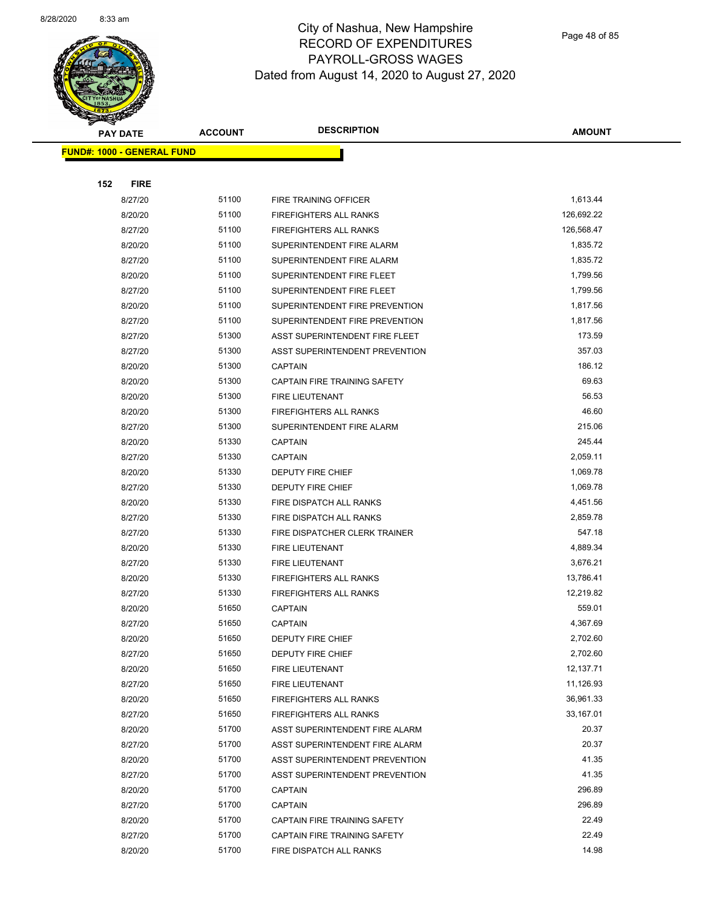# City of Nashua, New Hampshire
## RECORD OF EXPENDITURES
## PAYROLL-GROSS WAGES
## Dated from August 14, 2020 to August 27, 2020

| PAY DATE | ACCOUNT | DESCRIPTION | AMOUNT |
|---|---|---|---|
| **FUND#: 1000 - GENERAL FUND** | | | |
| **152 FIRE** | | | |
| 8/27/20 | 51100 | FIRE TRAINING OFFICER | 1,613.44 |
| 8/20/20 | 51100 | FIREFIGHTERS ALL RANKS | 126,692.22 |
| 8/27/20 | 51100 | FIREFIGHTERS ALL RANKS | 126,568.47 |
| 8/20/20 | 51100 | SUPERINTENDENT FIRE ALARM | 1,835.72 |
| 8/27/20 | 51100 | SUPERINTENDENT FIRE ALARM | 1,835.72 |
| 8/20/20 | 51100 | SUPERINTENDENT FIRE FLEET | 1,799.56 |
| 8/27/20 | 51100 | SUPERINTENDENT FIRE FLEET | 1,799.56 |
| 8/20/20 | 51100 | SUPERINTENDENT FIRE PREVENTION | 1,817.56 |
| 8/27/20 | 51100 | SUPERINTENDENT FIRE PREVENTION | 1,817.56 |
| 8/27/20 | 51300 | ASST SUPERINTENDENT FIRE FLEET | 173.59 |
| 8/27/20 | 51300 | ASST SUPERINTENDENT PREVENTION | 357.03 |
| 8/20/20 | 51300 | CAPTAIN | 186.12 |
| 8/20/20 | 51300 | CAPTAIN FIRE TRAINING SAFETY | 69.63 |
| 8/20/20 | 51300 | FIRE LIEUTENANT | 56.53 |
| 8/20/20 | 51300 | FIREFIGHTERS ALL RANKS | 46.60 |
| 8/27/20 | 51300 | SUPERINTENDENT FIRE ALARM | 215.06 |
| 8/20/20 | 51330 | CAPTAIN | 245.44 |
| 8/27/20 | 51330 | CAPTAIN | 2,059.11 |
| 8/20/20 | 51330 | DEPUTY FIRE CHIEF | 1,069.78 |
| 8/27/20 | 51330 | DEPUTY FIRE CHIEF | 1,069.78 |
| 8/20/20 | 51330 | FIRE DISPATCH ALL RANKS | 4,451.56 |
| 8/27/20 | 51330 | FIRE DISPATCH ALL RANKS | 2,859.78 |
| 8/27/20 | 51330 | FIRE DISPATCHER CLERK TRAINER | 547.18 |
| 8/20/20 | 51330 | FIRE LIEUTENANT | 4,889.34 |
| 8/27/20 | 51330 | FIRE LIEUTENANT | 3,676.21 |
| 8/20/20 | 51330 | FIREFIGHTERS ALL RANKS | 13,786.41 |
| 8/27/20 | 51330 | FIREFIGHTERS ALL RANKS | 12,219.82 |
| 8/20/20 | 51650 | CAPTAIN | 559.01 |
| 8/27/20 | 51650 | CAPTAIN | 4,367.69 |
| 8/20/20 | 51650 | DEPUTY FIRE CHIEF | 2,702.60 |
| 8/27/20 | 51650 | DEPUTY FIRE CHIEF | 2,702.60 |
| 8/20/20 | 51650 | FIRE LIEUTENANT | 12,137.71 |
| 8/27/20 | 51650 | FIRE LIEUTENANT | 11,126.93 |
| 8/20/20 | 51650 | FIREFIGHTERS ALL RANKS | 36,961.33 |
| 8/27/20 | 51650 | FIREFIGHTERS ALL RANKS | 33,167.01 |
| 8/20/20 | 51700 | ASST SUPERINTENDENT FIRE ALARM | 20.37 |
| 8/27/20 | 51700 | ASST SUPERINTENDENT FIRE ALARM | 20.37 |
| 8/20/20 | 51700 | ASST SUPERINTENDENT PREVENTION | 41.35 |
| 8/27/20 | 51700 | ASST SUPERINTENDENT PREVENTION | 41.35 |
| 8/20/20 | 51700 | CAPTAIN | 296.89 |
| 8/27/20 | 51700 | CAPTAIN | 296.89 |
| 8/20/20 | 51700 | CAPTAIN FIRE TRAINING SAFETY | 22.49 |
| 8/27/20 | 51700 | CAPTAIN FIRE TRAINING SAFETY | 22.49 |
| 8/20/20 | 51700 | FIRE DISPATCH ALL RANKS | 14.98 |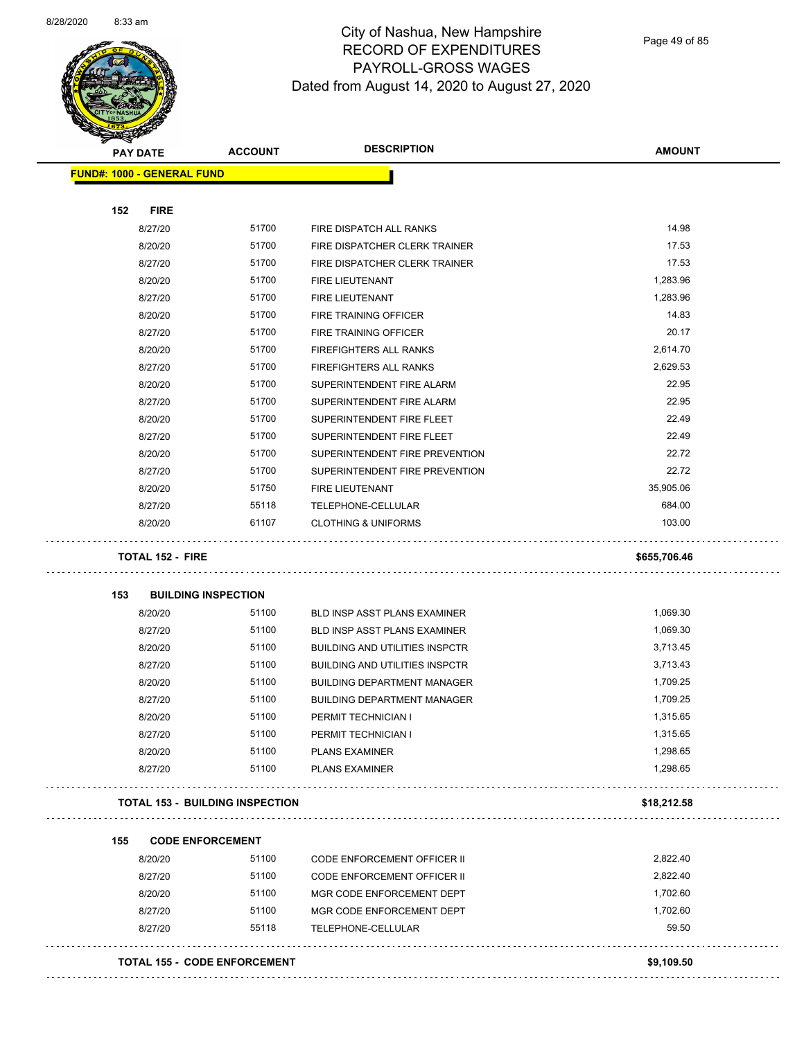# City of Nashua, New Hampshire
## RECORD OF EXPENDITURES
## PAYROLL-GROSS WAGES
### Dated from August 14, 2020 to August 27, 2020

| PAY DATE | ACCOUNT | DESCRIPTION | AMOUNT |
|---|---|---|---|
| **FUND#: 1000 - GENERAL FUND** | | | |
| **152 FIRE** | | | |
| 8/27/20 | 51700 | FIRE DISPATCH ALL RANKS | 14.98 |
| 8/20/20 | 51700 | FIRE DISPATCHER CLERK TRAINER | 17.53 |
| 8/27/20 | 51700 | FIRE DISPATCHER CLERK TRAINER | 17.53 |
| 8/20/20 | 51700 | FIRE LIEUTENANT | 1,283.96 |
| 8/27/20 | 51700 | FIRE LIEUTENANT | 1,283.96 |
| 8/20/20 | 51700 | FIRE TRAINING OFFICER | 14.83 |
| 8/27/20 | 51700 | FIRE TRAINING OFFICER | 20.17 |
| 8/20/20 | 51700 | FIREFIGHTERS ALL RANKS | 2,614.70 |
| 8/27/20 | 51700 | FIREFIGHTERS ALL RANKS | 2,629.53 |
| 8/20/20 | 51700 | SUPERINTENDENT FIRE ALARM | 22.95 |
| 8/27/20 | 51700 | SUPERINTENDENT FIRE ALARM | 22.95 |
| 8/20/20 | 51700 | SUPERINTENDENT FIRE FLEET | 22.49 |
| 8/27/20 | 51700 | SUPERINTENDENT FIRE FLEET | 22.49 |
| 8/20/20 | 51700 | SUPERINTENDENT FIRE PREVENTION | 22.72 |
| 8/27/20 | 51700 | SUPERINTENDENT FIRE PREVENTION | 22.72 |
| 8/20/20 | 51750 | FIRE LIEUTENANT | 35,905.06 |
| 8/27/20 | 55118 | TELEPHONE-CELLULAR | 684.00 |
| 8/20/20 | 61107 | CLOTHING & UNIFORMS | 103.00 |
| **TOTAL 152 - FIRE** | | | **$655,706.46** |
| **153 BUILDING INSPECTION** | | | |
| 8/20/20 | 51100 | BLD INSP ASST PLANS EXAMINER | 1,069.30 |
| 8/27/20 | 51100 | BLD INSP ASST PLANS EXAMINER | 1,069.30 |
| 8/20/20 | 51100 | BUILDING AND UTILITIES INSPCTR | 3,713.45 |
| 8/27/20 | 51100 | BUILDING AND UTILITIES INSPCTR | 3,713.43 |
| 8/20/20 | 51100 | BUILDING DEPARTMENT MANAGER | 1,709.25 |
| 8/27/20 | 51100 | BUILDING DEPARTMENT MANAGER | 1,709.25 |
| 8/20/20 | 51100 | PERMIT TECHNICIAN I | 1,315.65 |
| 8/27/20 | 51100 | PERMIT TECHNICIAN I | 1,315.65 |
| 8/20/20 | 51100 | PLANS EXAMINER | 1,298.65 |
| 8/27/20 | 51100 | PLANS EXAMINER | 1,298.65 |
| **TOTAL 153 - BUILDING INSPECTION** | | | **$18,212.58** |
| **155 CODE ENFORCEMENT** | | | |
| 8/20/20 | 51100 | CODE ENFORCEMENT OFFICER II | 2,822.40 |
| 8/27/20 | 51100 | CODE ENFORCEMENT OFFICER II | 2,822.40 |
| 8/20/20 | 51100 | MGR CODE ENFORCEMENT DEPT | 1,702.60 |
| 8/27/20 | 51100 | MGR CODE ENFORCEMENT DEPT | 1,702.60 |
| 8/27/20 | 55118 | TELEPHONE-CELLULAR | 59.50 |
| **TOTAL 155 - CODE ENFORCEMENT** | | | **$9,109.50** |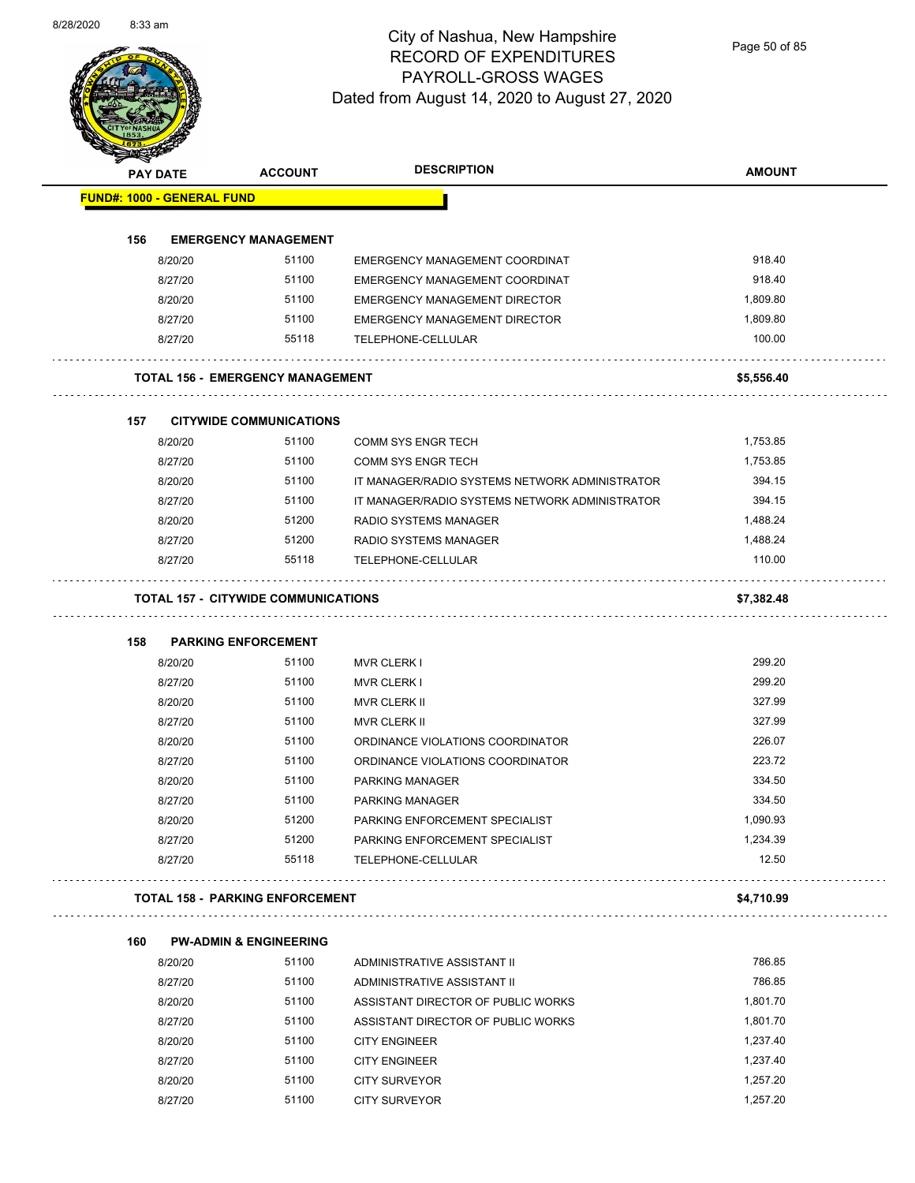# City of Nashua, New Hampshire
## RECORD OF EXPENDITURES
## PAYROLL-GROSS WAGES
## Dated from August 14, 2020 to August 27, 2020

| PAY DATE | ACCOUNT | DESCRIPTION | AMOUNT |
|---|---|---|---|
| **FUND#: 1000 - GENERAL FUND** | | | |
| **156 EMERGENCY MANAGEMENT** | | | |
| 8/20/20 | 51100 | EMERGENCY MANAGEMENT COORDINAT | 918.40 |
| 8/27/20 | 51100 | EMERGENCY MANAGEMENT COORDINAT | 918.40 |
| 8/20/20 | 51100 | EMERGENCY MANAGEMENT DIRECTOR | 1,809.80 |
| 8/27/20 | 51100 | EMERGENCY MANAGEMENT DIRECTOR | 1,809.80 |
| 8/27/20 | 55118 | TELEPHONE-CELLULAR | 100.00 |
| **TOTAL 156 - EMERGENCY MANAGEMENT** | | | **$5,556.40** |
| **157 CITYWIDE COMMUNICATIONS** | | | |
| 8/20/20 | 51100 | COMM SYS ENGR TECH | 1,753.85 |
| 8/27/20 | 51100 | COMM SYS ENGR TECH | 1,753.85 |
| 8/20/20 | 51100 | IT MANAGER/RADIO SYSTEMS NETWORK ADMINISTRATOR | 394.15 |
| 8/27/20 | 51100 | IT MANAGER/RADIO SYSTEMS NETWORK ADMINISTRATOR | 394.15 |
| 8/20/20 | 51200 | RADIO SYSTEMS MANAGER | 1,488.24 |
| 8/27/20 | 51200 | RADIO SYSTEMS MANAGER | 1,488.24 |
| 8/27/20 | 55118 | TELEPHONE-CELLULAR | 110.00 |
| **TOTAL 157 - CITYWIDE COMMUNICATIONS** | | | **$7,382.48** |
| **158 PARKING ENFORCEMENT** | | | |
| 8/20/20 | 51100 | MVR CLERK I | 299.20 |
| 8/27/20 | 51100 | MVR CLERK I | 299.20 |
| 8/20/20 | 51100 | MVR CLERK II | 327.99 |
| 8/27/20 | 51100 | MVR CLERK II | 327.99 |
| 8/20/20 | 51100 | ORDINANCE VIOLATIONS COORDINATOR | 226.07 |
| 8/27/20 | 51100 | ORDINANCE VIOLATIONS COORDINATOR | 223.72 |
| 8/20/20 | 51100 | PARKING MANAGER | 334.50 |
| 8/27/20 | 51100 | PARKING MANAGER | 334.50 |
| 8/20/20 | 51200 | PARKING ENFORCEMENT SPECIALIST | 1,090.93 |
| 8/27/20 | 51200 | PARKING ENFORCEMENT SPECIALIST | 1,234.39 |
| 8/27/20 | 55118 | TELEPHONE-CELLULAR | 12.50 |
| **TOTAL 158 - PARKING ENFORCEMENT** | | | **$4,710.99** |
| **160 PW-ADMIN & ENGINEERING** | | | |
| 8/20/20 | 51100 | ADMINISTRATIVE ASSISTANT II | 786.85 |
| 8/27/20 | 51100 | ADMINISTRATIVE ASSISTANT II | 786.85 |
| 8/20/20 | 51100 | ASSISTANT DIRECTOR OF PUBLIC WORKS | 1,801.70 |
| 8/27/20 | 51100 | ASSISTANT DIRECTOR OF PUBLIC WORKS | 1,801.70 |
| 8/20/20 | 51100 | CITY ENGINEER | 1,237.40 |
| 8/27/20 | 51100 | CITY ENGINEER | 1,237.40 |
| 8/20/20 | 51100 | CITY SURVEYOR | 1,257.20 |
| 8/27/20 | 51100 | CITY SURVEYOR | 1,257.20 |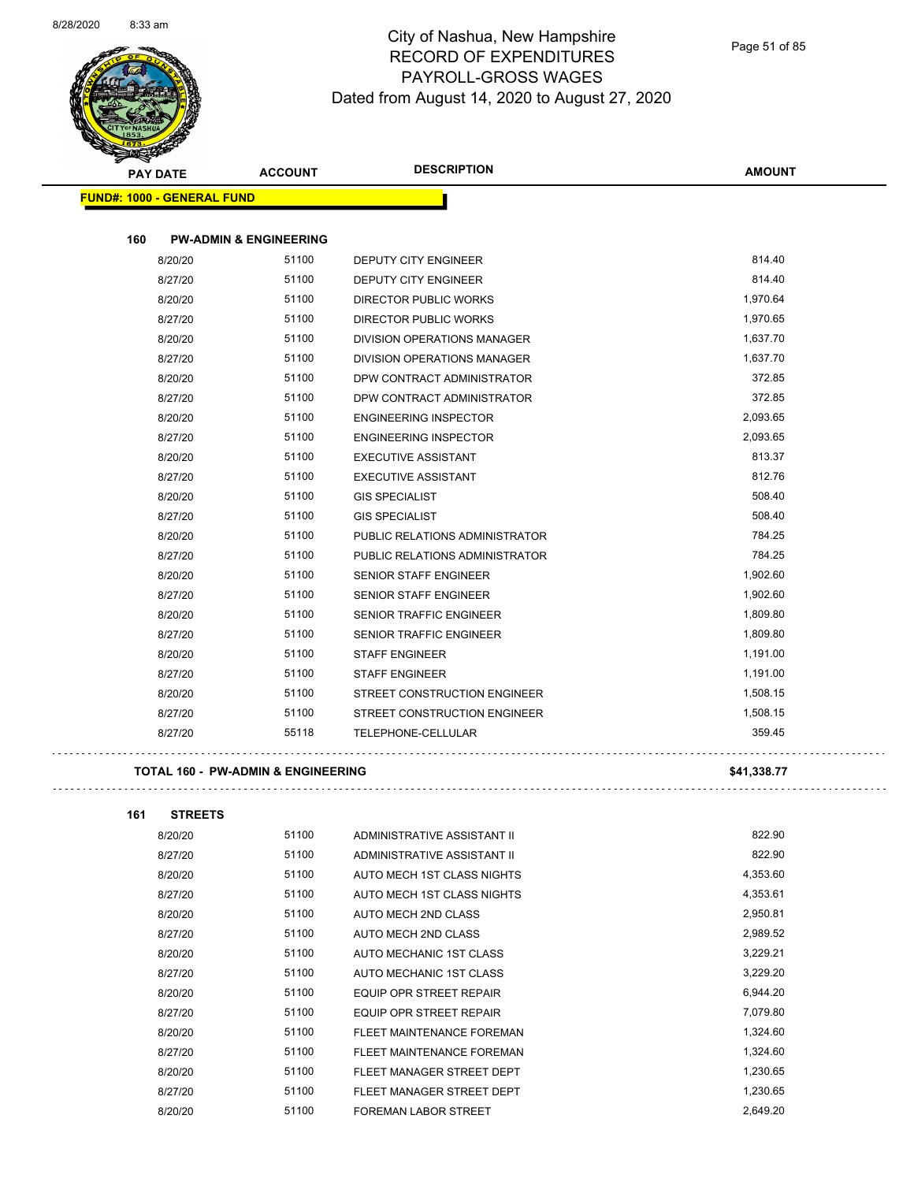# City of Nashua, New Hampshire
## RECORD OF EXPENDITURES
## PAYROLL-GROSS WAGES
## Dated from August 14, 2020 to August 27, 2020

**FUND#: 1000 - GENERAL FUND**

### 160 PW-ADMIN & ENGINEERING

| PAY DATE | ACCOUNT | DESCRIPTION | AMOUNT |
|---|---|---|---|
| 8/20/20 | 51100 | DEPUTY CITY ENGINEER | 814.40 |
| 8/27/20 | 51100 | DEPUTY CITY ENGINEER | 814.40 |
| 8/20/20 | 51100 | DIRECTOR PUBLIC WORKS | 1,970.64 |
| 8/27/20 | 51100 | DIRECTOR PUBLIC WORKS | 1,970.65 |
| 8/20/20 | 51100 | DIVISION OPERATIONS MANAGER | 1,637.70 |
| 8/27/20 | 51100 | DIVISION OPERATIONS MANAGER | 1,637.70 |
| 8/20/20 | 51100 | DPW CONTRACT ADMINISTRATOR | 372.85 |
| 8/27/20 | 51100 | DPW CONTRACT ADMINISTRATOR | 372.85 |
| 8/20/20 | 51100 | ENGINEERING INSPECTOR | 2,093.65 |
| 8/27/20 | 51100 | ENGINEERING INSPECTOR | 2,093.65 |
| 8/20/20 | 51100 | EXECUTIVE ASSISTANT | 813.37 |
| 8/27/20 | 51100 | EXECUTIVE ASSISTANT | 812.76 |
| 8/20/20 | 51100 | GIS SPECIALIST | 508.40 |
| 8/27/20 | 51100 | GIS SPECIALIST | 508.40 |
| 8/20/20 | 51100 | PUBLIC RELATIONS ADMINISTRATOR | 784.25 |
| 8/27/20 | 51100 | PUBLIC RELATIONS ADMINISTRATOR | 784.25 |
| 8/20/20 | 51100 | SENIOR STAFF ENGINEER | 1,902.60 |
| 8/27/20 | 51100 | SENIOR STAFF ENGINEER | 1,902.60 |
| 8/20/20 | 51100 | SENIOR TRAFFIC ENGINEER | 1,809.80 |
| 8/27/20 | 51100 | SENIOR TRAFFIC ENGINEER | 1,809.80 |
| 8/20/20 | 51100 | STAFF ENGINEER | 1,191.00 |
| 8/27/20 | 51100 | STAFF ENGINEER | 1,191.00 |
| 8/20/20 | 51100 | STREET CONSTRUCTION ENGINEER | 1,508.15 |
| 8/27/20 | 51100 | STREET CONSTRUCTION ENGINEER | 1,508.15 |
| 8/27/20 | 55118 | TELEPHONE-CELLULAR | 359.45 |

**TOTAL 160 - PW-ADMIN & ENGINEERING** **$41,338.77**

### 161 STREETS

| PAY DATE | ACCOUNT | DESCRIPTION | AMOUNT |
|---|---|---|---|
| 8/20/20 | 51100 | ADMINISTRATIVE ASSISTANT II | 822.90 |
| 8/27/20 | 51100 | ADMINISTRATIVE ASSISTANT II | 822.90 |
| 8/20/20 | 51100 | AUTO MECH 1ST CLASS NIGHTS | 4,353.60 |
| 8/27/20 | 51100 | AUTO MECH 1ST CLASS NIGHTS | 4,353.61 |
| 8/20/20 | 51100 | AUTO MECH 2ND CLASS | 2,950.81 |
| 8/27/20 | 51100 | AUTO MECH 2ND CLASS | 2,989.52 |
| 8/20/20 | 51100 | AUTO MECHANIC 1ST CLASS | 3,229.21 |
| 8/27/20 | 51100 | AUTO MECHANIC 1ST CLASS | 3,229.20 |
| 8/20/20 | 51100 | EQUIP OPR STREET REPAIR | 6,944.20 |
| 8/27/20 | 51100 | EQUIP OPR STREET REPAIR | 7,079.80 |
| 8/20/20 | 51100 | FLEET MAINTENANCE FOREMAN | 1,324.60 |
| 8/27/20 | 51100 | FLEET MAINTENANCE FOREMAN | 1,324.60 |
| 8/20/20 | 51100 | FLEET MANAGER STREET DEPT | 1,230.65 |
| 8/27/20 | 51100 | FLEET MANAGER STREET DEPT | 1,230.65 |
| 8/20/20 | 51100 | FOREMAN LABOR STREET | 2,649.20 |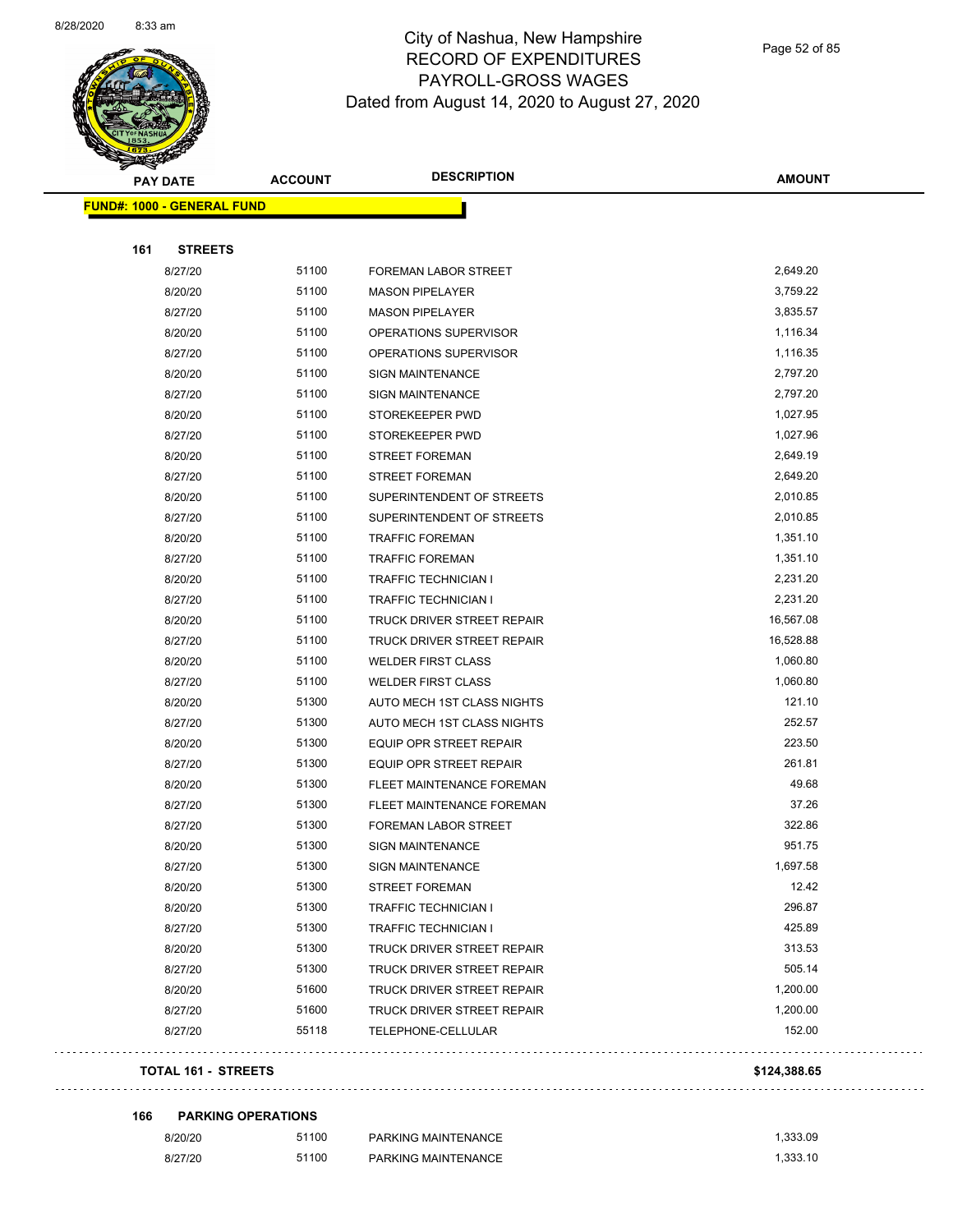# City of Nashua, New Hampshire
## RECORD OF EXPENDITURES
## PAYROLL-GROSS WAGES
### Dated from August 14, 2020 to August 27, 2020

| PAY DATE | ACCOUNT | DESCRIPTION | AMOUNT |
|---|---|---|---|
| **FUND#: 1000 - GENERAL FUND** | | | |
| **161 STREETS** | | | |
| 8/27/20 | 51100 | FOREMAN LABOR STREET | 2,649.20 |
| 8/20/20 | 51100 | MASON PIPELAYER | 3,759.22 |
| 8/27/20 | 51100 | MASON PIPELAYER | 3,835.57 |
| 8/20/20 | 51100 | OPERATIONS SUPERVISOR | 1,116.34 |
| 8/27/20 | 51100 | OPERATIONS SUPERVISOR | 1,116.35 |
| 8/20/20 | 51100 | SIGN MAINTENANCE | 2,797.20 |
| 8/27/20 | 51100 | SIGN MAINTENANCE | 2,797.20 |
| 8/20/20 | 51100 | STOREKEEPER PWD | 1,027.95 |
| 8/27/20 | 51100 | STOREKEEPER PWD | 1,027.96 |
| 8/20/20 | 51100 | STREET FOREMAN | 2,649.19 |
| 8/27/20 | 51100 | STREET FOREMAN | 2,649.20 |
| 8/20/20 | 51100 | SUPERINTENDENT OF STREETS | 2,010.85 |
| 8/27/20 | 51100 | SUPERINTENDENT OF STREETS | 2,010.85 |
| 8/20/20 | 51100 | TRAFFIC FOREMAN | 1,351.10 |
| 8/27/20 | 51100 | TRAFFIC FOREMAN | 1,351.10 |
| 8/20/20 | 51100 | TRAFFIC TECHNICIAN I | 2,231.20 |
| 8/27/20 | 51100 | TRAFFIC TECHNICIAN I | 2,231.20 |
| 8/20/20 | 51100 | TRUCK DRIVER STREET REPAIR | 16,567.08 |
| 8/27/20 | 51100 | TRUCK DRIVER STREET REPAIR | 16,528.88 |
| 8/20/20 | 51100 | WELDER FIRST CLASS | 1,060.80 |
| 8/27/20 | 51100 | WELDER FIRST CLASS | 1,060.80 |
| 8/20/20 | 51300 | AUTO MECH 1ST CLASS NIGHTS | 121.10 |
| 8/27/20 | 51300 | AUTO MECH 1ST CLASS NIGHTS | 252.57 |
| 8/20/20 | 51300 | EQUIP OPR STREET REPAIR | 223.50 |
| 8/27/20 | 51300 | EQUIP OPR STREET REPAIR | 261.81 |
| 8/20/20 | 51300 | FLEET MAINTENANCE FOREMAN | 49.68 |
| 8/27/20 | 51300 | FLEET MAINTENANCE FOREMAN | 37.26 |
| 8/27/20 | 51300 | FOREMAN LABOR STREET | 322.86 |
| 8/20/20 | 51300 | SIGN MAINTENANCE | 951.75 |
| 8/27/20 | 51300 | SIGN MAINTENANCE | 1,697.58 |
| 8/20/20 | 51300 | STREET FOREMAN | 12.42 |
| 8/20/20 | 51300 | TRAFFIC TECHNICIAN I | 296.87 |
| 8/27/20 | 51300 | TRAFFIC TECHNICIAN I | 425.89 |
| 8/20/20 | 51300 | TRUCK DRIVER STREET REPAIR | 313.53 |
| 8/27/20 | 51300 | TRUCK DRIVER STREET REPAIR | 505.14 |
| 8/20/20 | 51600 | TRUCK DRIVER STREET REPAIR | 1,200.00 |
| 8/27/20 | 51600 | TRUCK DRIVER STREET REPAIR | 1,200.00 |
| 8/27/20 | 55118 | TELEPHONE-CELLULAR | 152.00 |
| **TOTAL 161 - STREETS** | | | **$124,388.65** |
| **166 PARKING OPERATIONS** | | | |
| 8/20/20 | 51100 | PARKING MAINTENANCE | 1,333.09 |
| 8/27/20 | 51100 | PARKING MAINTENANCE | 1,333.10 |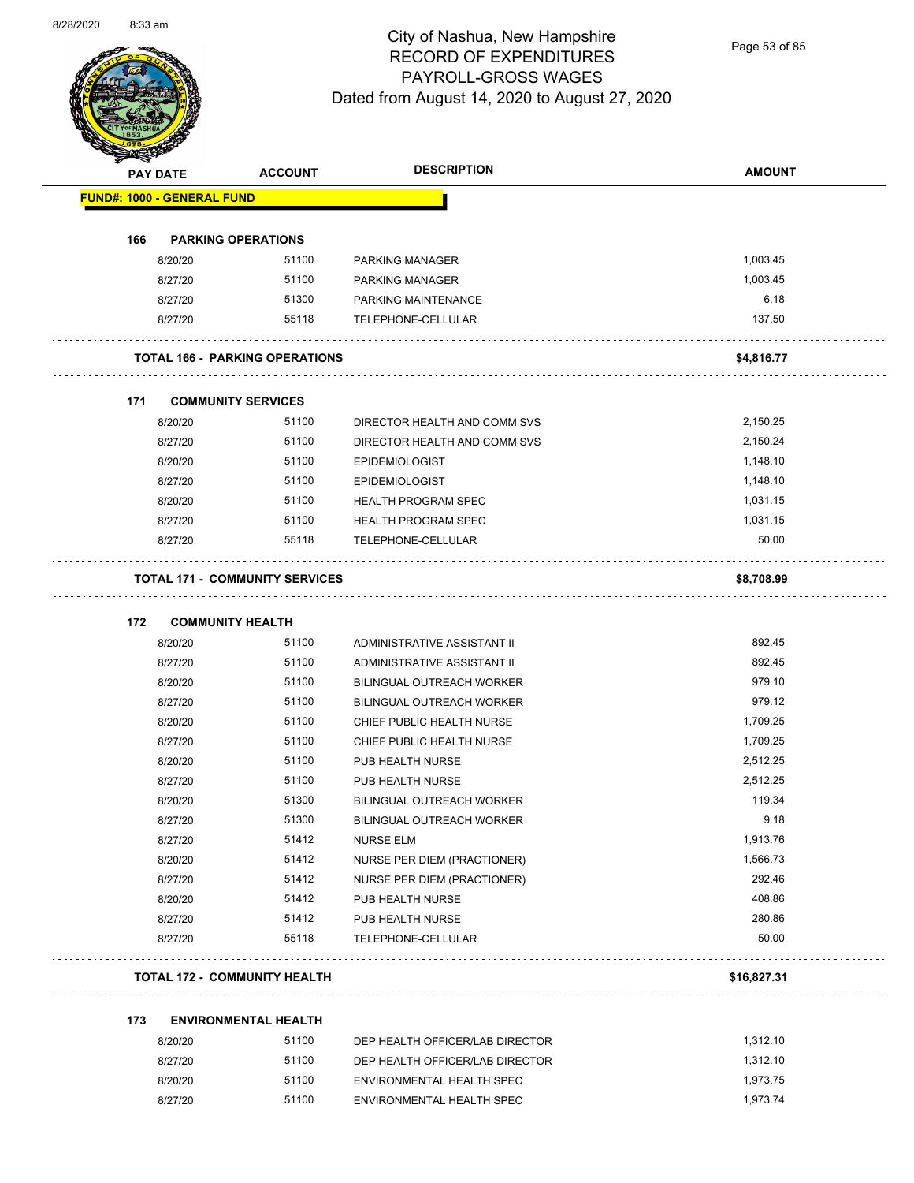# City of Nashua, New Hampshire
## RECORD OF EXPENDITURES
## PAYROLL-GROSS WAGES
## Dated from August 14, 2020 to August 27, 2020

| PAY DATE | ACCOUNT | DESCRIPTION | AMOUNT |
|---|---|---|---|
| **FUND#: 1000 - GENERAL FUND** | | | |
| **166 PARKING OPERATIONS** | | | |
| 8/20/20 | 51100 | PARKING MANAGER | 1,003.45 |
| 8/27/20 | 51100 | PARKING MANAGER | 1,003.45 |
| 8/27/20 | 51300 | PARKING MAINTENANCE | 6.18 |
| 8/27/20 | 55118 | TELEPHONE-CELLULAR | 137.50 |
| **TOTAL 166 - PARKING OPERATIONS** | | | **$4,816.77** |
| **171 COMMUNITY SERVICES** | | | |
| 8/20/20 | 51100 | DIRECTOR HEALTH AND COMM SVS | 2,150.25 |
| 8/27/20 | 51100 | DIRECTOR HEALTH AND COMM SVS | 2,150.24 |
| 8/20/20 | 51100 | EPIDEMIOLOGIST | 1,148.10 |
| 8/27/20 | 51100 | EPIDEMIOLOGIST | 1,148.10 |
| 8/20/20 | 51100 | HEALTH PROGRAM SPEC | 1,031.15 |
| 8/27/20 | 51100 | HEALTH PROGRAM SPEC | 1,031.15 |
| 8/27/20 | 55118 | TELEPHONE-CELLULAR | 50.00 |
| **TOTAL 171 - COMMUNITY SERVICES** | | | **$8,708.99** |
| **172 COMMUNITY HEALTH** | | | |
| 8/20/20 | 51100 | ADMINISTRATIVE ASSISTANT II | 892.45 |
| 8/27/20 | 51100 | ADMINISTRATIVE ASSISTANT II | 892.45 |
| 8/20/20 | 51100 | BILINGUAL OUTREACH WORKER | 979.10 |
| 8/27/20 | 51100 | BILINGUAL OUTREACH WORKER | 979.12 |
| 8/20/20 | 51100 | CHIEF PUBLIC HEALTH NURSE | 1,709.25 |
| 8/27/20 | 51100 | CHIEF PUBLIC HEALTH NURSE | 1,709.25 |
| 8/20/20 | 51100 | PUB HEALTH NURSE | 2,512.25 |
| 8/27/20 | 51100 | PUB HEALTH NURSE | 2,512.25 |
| 8/20/20 | 51300 | BILINGUAL OUTREACH WORKER | 119.34 |
| 8/27/20 | 51300 | BILINGUAL OUTREACH WORKER | 9.18 |
| 8/27/20 | 51412 | NURSE ELM | 1,913.76 |
| 8/20/20 | 51412 | NURSE PER DIEM (PRACTIONER) | 1,566.73 |
| 8/27/20 | 51412 | NURSE PER DIEM (PRACTIONER) | 292.46 |
| 8/20/20 | 51412 | PUB HEALTH NURSE | 408.86 |
| 8/27/20 | 51412 | PUB HEALTH NURSE | 280.86 |
| 8/27/20 | 55118 | TELEPHONE-CELLULAR | 50.00 |
| **TOTAL 172 - COMMUNITY HEALTH** | | | **$16,827.31** |
| **173 ENVIRONMENTAL HEALTH** | | | |
| 8/20/20 | 51100 | DEP HEALTH OFFICER/LAB DIRECTOR | 1,312.10 |
| 8/27/20 | 51100 | DEP HEALTH OFFICER/LAB DIRECTOR | 1,312.10 |
| 8/20/20 | 51100 | ENVIRONMENTAL HEALTH SPEC | 1,973.75 |
| 8/27/20 | 51100 | ENVIRONMENTAL HEALTH SPEC | 1,973.74 |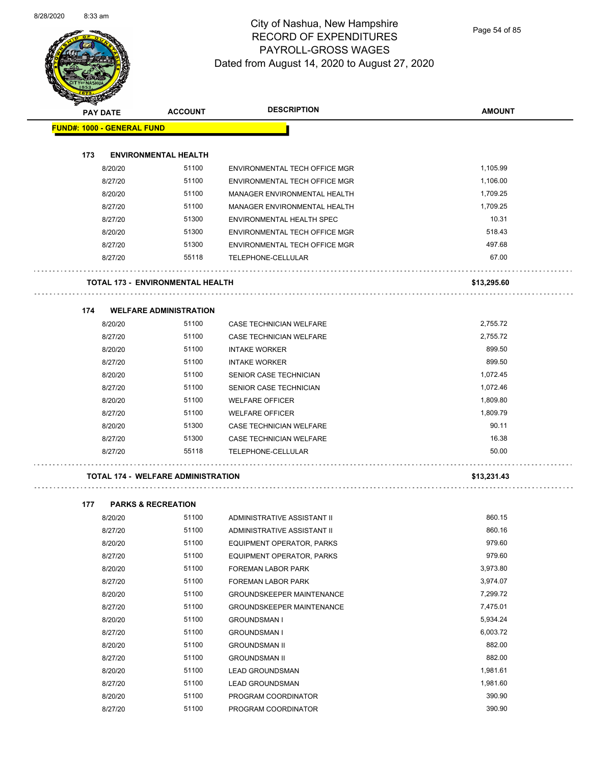# City of Nashua, New Hampshire
## RECORD OF EXPENDITURES
## PAYROLL-GROSS WAGES
### Dated from August 14, 2020 to August 27, 2020

| PAY DATE | ACCOUNT | DESCRIPTION | AMOUNT |
|---|---|---|---|
| **FUND#: 1000 - GENERAL FUND** | | | |
| **173 ENVIRONMENTAL HEALTH** | | | |
| 8/20/20 | 51100 | ENVIRONMENTAL TECH OFFICE MGR | 1,105.99 |
| 8/27/20 | 51100 | ENVIRONMENTAL TECH OFFICE MGR | 1,106.00 |
| 8/20/20 | 51100 | MANAGER ENVIRONMENTAL HEALTH | 1,709.25 |
| 8/27/20 | 51100 | MANAGER ENVIRONMENTAL HEALTH | 1,709.25 |
| 8/27/20 | 51300 | ENVIRONMENTAL HEALTH SPEC | 10.31 |
| 8/20/20 | 51300 | ENVIRONMENTAL TECH OFFICE MGR | 518.43 |
| 8/27/20 | 51300 | ENVIRONMENTAL TECH OFFICE MGR | 497.68 |
| 8/27/20 | 55118 | TELEPHONE-CELLULAR | 67.00 |
| **TOTAL 173 - ENVIRONMENTAL HEALTH** | | | **$13,295.60** |
| **174 WELFARE ADMINISTRATION** | | | |
| 8/20/20 | 51100 | CASE TECHNICIAN WELFARE | 2,755.72 |
| 8/27/20 | 51100 | CASE TECHNICIAN WELFARE | 2,755.72 |
| 8/20/20 | 51100 | INTAKE WORKER | 899.50 |
| 8/27/20 | 51100 | INTAKE WORKER | 899.50 |
| 8/20/20 | 51100 | SENIOR CASE TECHNICIAN | 1,072.45 |
| 8/27/20 | 51100 | SENIOR CASE TECHNICIAN | 1,072.46 |
| 8/20/20 | 51100 | WELFARE OFFICER | 1,809.80 |
| 8/27/20 | 51100 | WELFARE OFFICER | 1,809.79 |
| 8/20/20 | 51300 | CASE TECHNICIAN WELFARE | 90.11 |
| 8/27/20 | 51300 | CASE TECHNICIAN WELFARE | 16.38 |
| 8/27/20 | 55118 | TELEPHONE-CELLULAR | 50.00 |
| **TOTAL 174 - WELFARE ADMINISTRATION** | | | **$13,231.43** |
| **177 PARKS & RECREATION** | | | |
| 8/20/20 | 51100 | ADMINISTRATIVE ASSISTANT II | 860.15 |
| 8/27/20 | 51100 | ADMINISTRATIVE ASSISTANT II | 860.16 |
| 8/20/20 | 51100 | EQUIPMENT OPERATOR, PARKS | 979.60 |
| 8/27/20 | 51100 | EQUIPMENT OPERATOR, PARKS | 979.60 |
| 8/20/20 | 51100 | FOREMAN LABOR PARK | 3,973.80 |
| 8/27/20 | 51100 | FOREMAN LABOR PARK | 3,974.07 |
| 8/20/20 | 51100 | GROUNDSKEEPER MAINTENANCE | 7,299.72 |
| 8/27/20 | 51100 | GROUNDSKEEPER MAINTENANCE | 7,475.01 |
| 8/20/20 | 51100 | GROUNDSMAN I | 5,934.24 |
| 8/27/20 | 51100 | GROUNDSMAN I | 6,003.72 |
| 8/20/20 | 51100 | GROUNDSMAN II | 882.00 |
| 8/27/20 | 51100 | GROUNDSMAN II | 882.00 |
| 8/20/20 | 51100 | LEAD GROUNDSMAN | 1,981.61 |
| 8/27/20 | 51100 | LEAD GROUNDSMAN | 1,981.60 |
| 8/20/20 | 51100 | PROGRAM COORDINATOR | 390.90 |
| 8/27/20 | 51100 | PROGRAM COORDINATOR | 390.90 |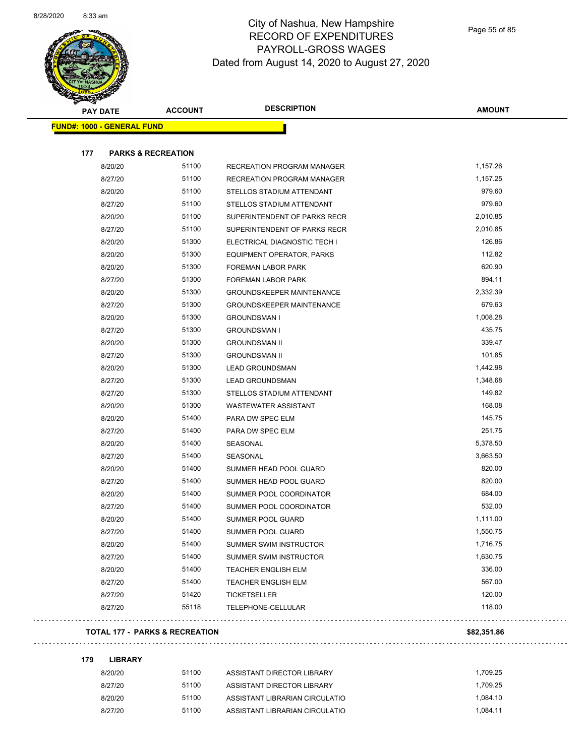# City of Nashua, New Hampshire
## RECORD OF EXPENDITURES
## PAYROLL-GROSS WAGES
## Dated from August 14, 2020 to August 27, 2020

| PAY DATE | ACCOUNT | DESCRIPTION | AMOUNT |
|---|---|---|---|

**FUND#: 1000 - GENERAL FUND**

### 177 PARKS & RECREATION

| PAY DATE | ACCOUNT | DESCRIPTION | AMOUNT |
|---|---|---|---|
| 8/20/20 | 51100 | RECREATION PROGRAM MANAGER | 1,157.26 |
| 8/27/20 | 51100 | RECREATION PROGRAM MANAGER | 1,157.25 |
| 8/20/20 | 51100 | STELLOS STADIUM ATTENDANT | 979.60 |
| 8/27/20 | 51100 | STELLOS STADIUM ATTENDANT | 979.60 |
| 8/20/20 | 51100 | SUPERINTENDENT OF PARKS RECR | 2,010.85 |
| 8/27/20 | 51100 | SUPERINTENDENT OF PARKS RECR | 2,010.85 |
| 8/20/20 | 51300 | ELECTRICAL DIAGNOSTIC TECH I | 126.86 |
| 8/20/20 | 51300 | EQUIPMENT OPERATOR, PARKS | 112.82 |
| 8/20/20 | 51300 | FOREMAN LABOR PARK | 620.90 |
| 8/27/20 | 51300 | FOREMAN LABOR PARK | 894.11 |
| 8/20/20 | 51300 | GROUNDSKEEPER MAINTENANCE | 2,332.39 |
| 8/27/20 | 51300 | GROUNDSKEEPER MAINTENANCE | 679.63 |
| 8/20/20 | 51300 | GROUNDSMAN I | 1,008.28 |
| 8/27/20 | 51300 | GROUNDSMAN I | 435.75 |
| 8/20/20 | 51300 | GROUNDSMAN II | 339.47 |
| 8/27/20 | 51300 | GROUNDSMAN II | 101.85 |
| 8/20/20 | 51300 | LEAD GROUNDSMAN | 1,442.98 |
| 8/27/20 | 51300 | LEAD GROUNDSMAN | 1,348.68 |
| 8/27/20 | 51300 | STELLOS STADIUM ATTENDANT | 149.82 |
| 8/20/20 | 51300 | WASTEWATER ASSISTANT | 168.08 |
| 8/20/20 | 51400 | PARA DW SPEC ELM | 145.75 |
| 8/27/20 | 51400 | PARA DW SPEC ELM | 251.75 |
| 8/20/20 | 51400 | SEASONAL | 5,378.50 |
| 8/27/20 | 51400 | SEASONAL | 3,663.50 |
| 8/20/20 | 51400 | SUMMER HEAD POOL GUARD | 820.00 |
| 8/27/20 | 51400 | SUMMER HEAD POOL GUARD | 820.00 |
| 8/20/20 | 51400 | SUMMER POOL COORDINATOR | 684.00 |
| 8/27/20 | 51400 | SUMMER POOL COORDINATOR | 532.00 |
| 8/20/20 | 51400 | SUMMER POOL GUARD | 1,111.00 |
| 8/27/20 | 51400 | SUMMER POOL GUARD | 1,550.75 |
| 8/20/20 | 51400 | SUMMER SWIM INSTRUCTOR | 1,716.75 |
| 8/27/20 | 51400 | SUMMER SWIM INSTRUCTOR | 1,630.75 |
| 8/20/20 | 51400 | TEACHER ENGLISH ELM | 336.00 |
| 8/27/20 | 51400 | TEACHER ENGLISH ELM | 567.00 |
| 8/27/20 | 51420 | TICKETSELLER | 120.00 |
| 8/27/20 | 55118 | TELEPHONE-CELLULAR | 118.00 |

**TOTAL 177 - PARKS & RECREATION** **$82,351.86**

### 179 LIBRARY

| PAY DATE | ACCOUNT | DESCRIPTION | AMOUNT |
|---|---|---|---|
| 8/20/20 | 51100 | ASSISTANT DIRECTOR LIBRARY | 1,709.25 |
| 8/27/20 | 51100 | ASSISTANT DIRECTOR LIBRARY | 1,709.25 |
| 8/20/20 | 51100 | ASSISTANT LIBRARIAN CIRCULATIO | 1,084.10 |
| 8/27/20 | 51100 | ASSISTANT LIBRARIAN CIRCULATIO | 1,084.11 |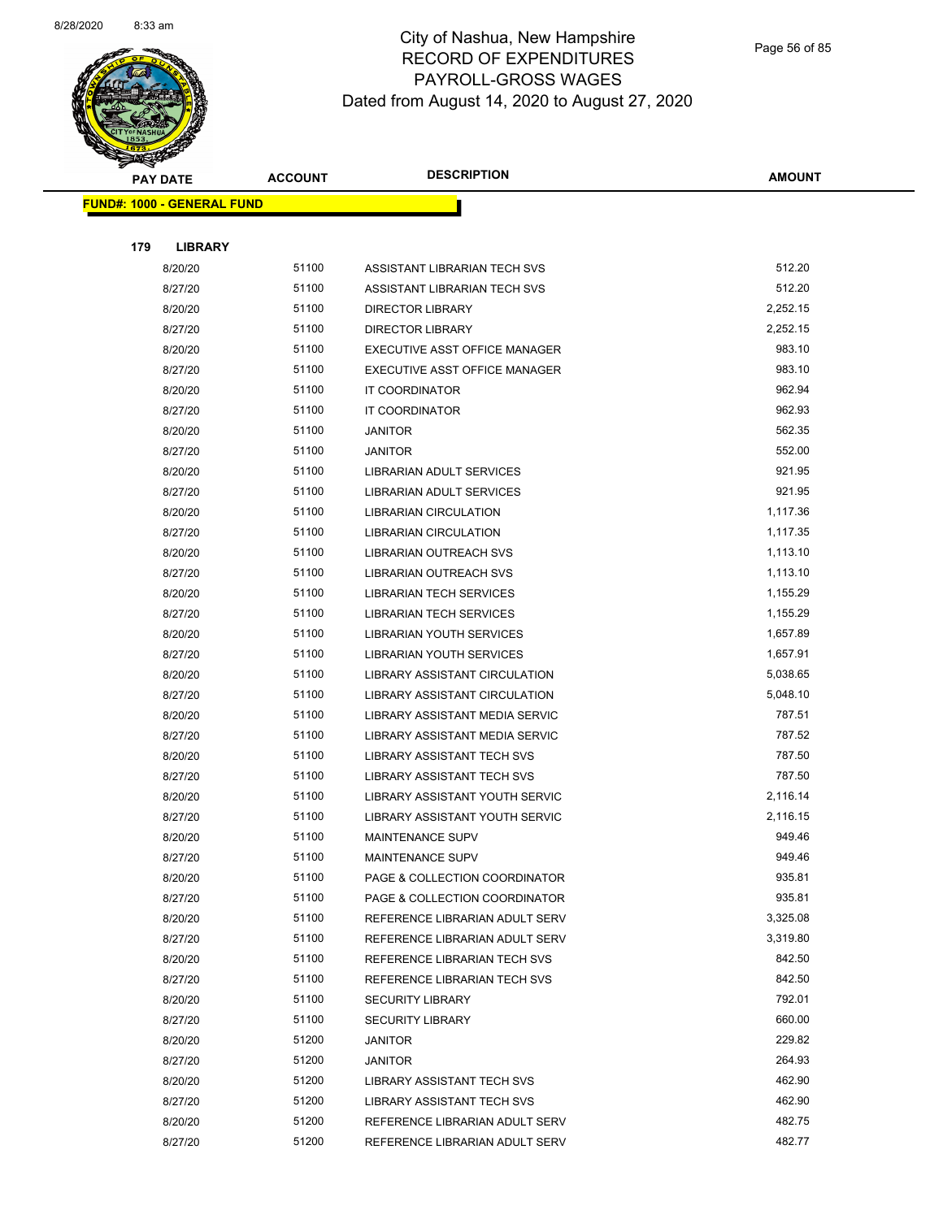# City of Nashua, New Hampshire
## RECORD OF EXPENDITURES
## PAYROLL-GROSS WAGES
## Dated from August 14, 2020 to August 27, 2020

| PAY DATE | ACCOUNT | DESCRIPTION | AMOUNT |
|---|---|---|---|

**FUND#: 1000 - GENERAL FUND**

**179 LIBRARY**

| PAY DATE | ACCOUNT | DESCRIPTION | AMOUNT |
|---|---|---|---|
| 8/20/20 | 51100 | ASSISTANT LIBRARIAN TECH SVS | 512.20 |
| 8/27/20 | 51100 | ASSISTANT LIBRARIAN TECH SVS | 512.20 |
| 8/20/20 | 51100 | DIRECTOR LIBRARY | 2,252.15 |
| 8/27/20 | 51100 | DIRECTOR LIBRARY | 2,252.15 |
| 8/20/20 | 51100 | EXECUTIVE ASST OFFICE MANAGER | 983.10 |
| 8/27/20 | 51100 | EXECUTIVE ASST OFFICE MANAGER | 983.10 |
| 8/20/20 | 51100 | IT COORDINATOR | 962.94 |
| 8/27/20 | 51100 | IT COORDINATOR | 962.93 |
| 8/20/20 | 51100 | JANITOR | 562.35 |
| 8/27/20 | 51100 | JANITOR | 552.00 |
| 8/20/20 | 51100 | LIBRARIAN ADULT SERVICES | 921.95 |
| 8/27/20 | 51100 | LIBRARIAN ADULT SERVICES | 921.95 |
| 8/20/20 | 51100 | LIBRARIAN CIRCULATION | 1,117.36 |
| 8/27/20 | 51100 | LIBRARIAN CIRCULATION | 1,117.35 |
| 8/20/20 | 51100 | LIBRARIAN OUTREACH SVS | 1,113.10 |
| 8/27/20 | 51100 | LIBRARIAN OUTREACH SVS | 1,113.10 |
| 8/20/20 | 51100 | LIBRARIAN TECH SERVICES | 1,155.29 |
| 8/27/20 | 51100 | LIBRARIAN TECH SERVICES | 1,155.29 |
| 8/20/20 | 51100 | LIBRARIAN YOUTH SERVICES | 1,657.89 |
| 8/27/20 | 51100 | LIBRARIAN YOUTH SERVICES | 1,657.91 |
| 8/20/20 | 51100 | LIBRARY ASSISTANT CIRCULATION | 5,038.65 |
| 8/27/20 | 51100 | LIBRARY ASSISTANT CIRCULATION | 5,048.10 |
| 8/20/20 | 51100 | LIBRARY ASSISTANT MEDIA SERVIC | 787.51 |
| 8/27/20 | 51100 | LIBRARY ASSISTANT MEDIA SERVIC | 787.52 |
| 8/20/20 | 51100 | LIBRARY ASSISTANT TECH SVS | 787.50 |
| 8/27/20 | 51100 | LIBRARY ASSISTANT TECH SVS | 787.50 |
| 8/20/20 | 51100 | LIBRARY ASSISTANT YOUTH SERVIC | 2,116.14 |
| 8/27/20 | 51100 | LIBRARY ASSISTANT YOUTH SERVIC | 2,116.15 |
| 8/20/20 | 51100 | MAINTENANCE SUPV | 949.46 |
| 8/27/20 | 51100 | MAINTENANCE SUPV | 949.46 |
| 8/20/20 | 51100 | PAGE & COLLECTION COORDINATOR | 935.81 |
| 8/27/20 | 51100 | PAGE & COLLECTION COORDINATOR | 935.81 |
| 8/20/20 | 51100 | REFERENCE LIBRARIAN ADULT SERV | 3,325.08 |
| 8/27/20 | 51100 | REFERENCE LIBRARIAN ADULT SERV | 3,319.80 |
| 8/20/20 | 51100 | REFERENCE LIBRARIAN TECH SVS | 842.50 |
| 8/27/20 | 51100 | REFERENCE LIBRARIAN TECH SVS | 842.50 |
| 8/20/20 | 51100 | SECURITY LIBRARY | 792.01 |
| 8/27/20 | 51100 | SECURITY LIBRARY | 660.00 |
| 8/20/20 | 51200 | JANITOR | 229.82 |
| 8/27/20 | 51200 | JANITOR | 264.93 |
| 8/20/20 | 51200 | LIBRARY ASSISTANT TECH SVS | 462.90 |
| 8/27/20 | 51200 | LIBRARY ASSISTANT TECH SVS | 462.90 |
| 8/20/20 | 51200 | REFERENCE LIBRARIAN ADULT SERV | 482.75 |
| 8/27/20 | 51200 | REFERENCE LIBRARIAN ADULT SERV | 482.77 |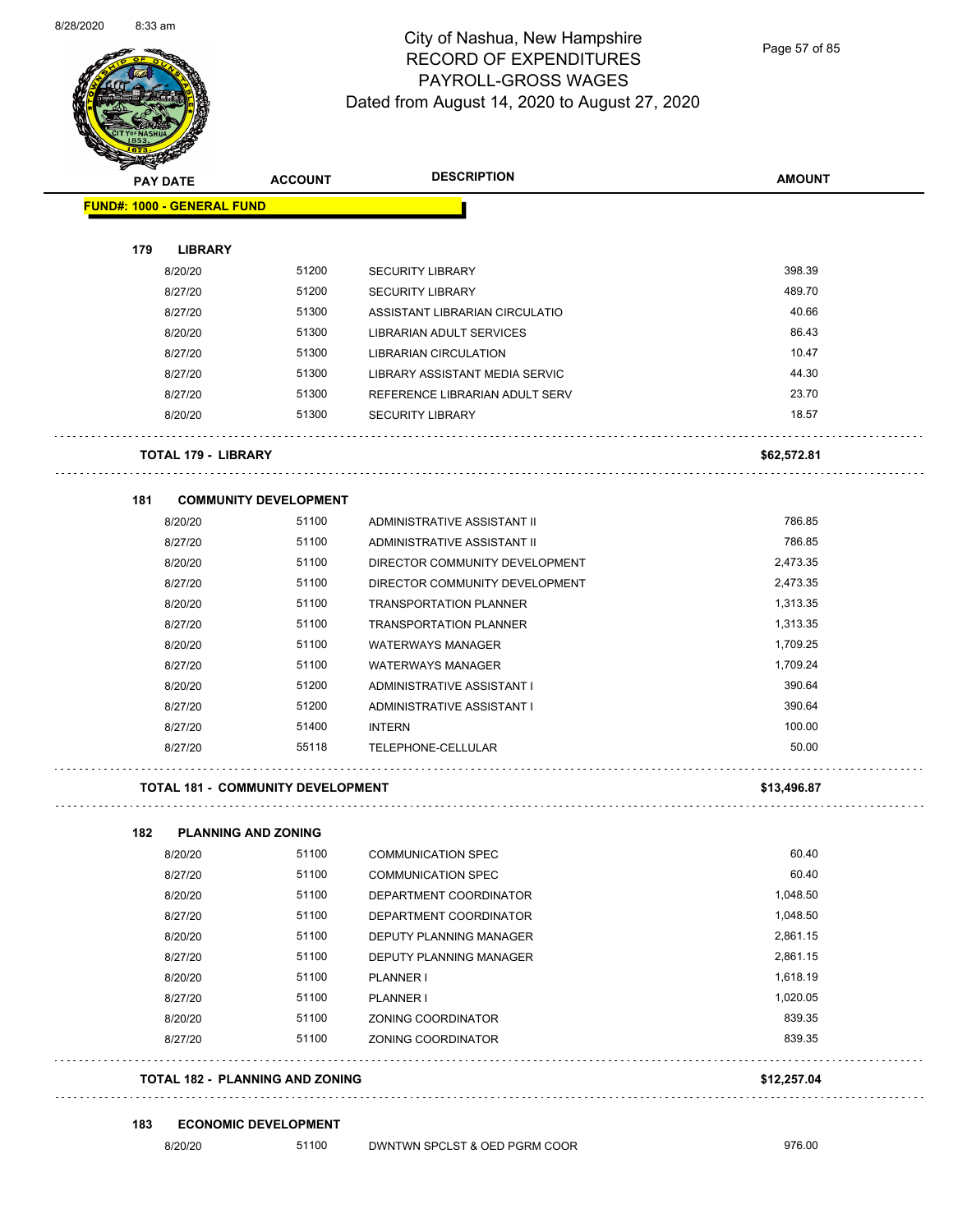# City of Nashua, New Hampshire
## RECORD OF EXPENDITURES
## PAYROLL-GROSS WAGES
### Dated from August 14, 2020 to August 27, 2020

| PAY DATE | ACCOUNT | DESCRIPTION | AMOUNT |
|---|---|---|---|
| **FUND#: 1000 - GENERAL FUND** | | | |
| **179 LIBRARY** | | | |
| 8/20/20 | 51200 | SECURITY LIBRARY | 398.39 |
| 8/27/20 | 51200 | SECURITY LIBRARY | 489.70 |
| 8/27/20 | 51300 | ASSISTANT LIBRARIAN CIRCULATIO | 40.66 |
| 8/20/20 | 51300 | LIBRARIAN ADULT SERVICES | 86.43 |
| 8/27/20 | 51300 | LIBRARIAN CIRCULATION | 10.47 |
| 8/27/20 | 51300 | LIBRARY ASSISTANT MEDIA SERVIC | 44.30 |
| 8/27/20 | 51300 | REFERENCE LIBRARIAN ADULT SERV | 23.70 |
| 8/20/20 | 51300 | SECURITY LIBRARY | 18.57 |
| **TOTAL 179 - LIBRARY** | | | **$62,572.81** |
| **181 COMMUNITY DEVELOPMENT** | | | |
| 8/20/20 | 51100 | ADMINISTRATIVE ASSISTANT II | 786.85 |
| 8/27/20 | 51100 | ADMINISTRATIVE ASSISTANT II | 786.85 |
| 8/20/20 | 51100 | DIRECTOR COMMUNITY DEVELOPMENT | 2,473.35 |
| 8/27/20 | 51100 | DIRECTOR COMMUNITY DEVELOPMENT | 2,473.35 |
| 8/20/20 | 51100 | TRANSPORTATION PLANNER | 1,313.35 |
| 8/27/20 | 51100 | TRANSPORTATION PLANNER | 1,313.35 |
| 8/20/20 | 51100 | WATERWAYS MANAGER | 1,709.25 |
| 8/27/20 | 51100 | WATERWAYS MANAGER | 1,709.24 |
| 8/20/20 | 51200 | ADMINISTRATIVE ASSISTANT I | 390.64 |
| 8/27/20 | 51200 | ADMINISTRATIVE ASSISTANT I | 390.64 |
| 8/27/20 | 51400 | INTERN | 100.00 |
| 8/27/20 | 55118 | TELEPHONE-CELLULAR | 50.00 |
| **TOTAL 181 - COMMUNITY DEVELOPMENT** | | | **$13,496.87** |
| **182 PLANNING AND ZONING** | | | |
| 8/20/20 | 51100 | COMMUNICATION SPEC | 60.40 |
| 8/27/20 | 51100 | COMMUNICATION SPEC | 60.40 |
| 8/20/20 | 51100 | DEPARTMENT COORDINATOR | 1,048.50 |
| 8/27/20 | 51100 | DEPARTMENT COORDINATOR | 1,048.50 |
| 8/20/20 | 51100 | DEPUTY PLANNING MANAGER | 2,861.15 |
| 8/27/20 | 51100 | DEPUTY PLANNING MANAGER | 2,861.15 |
| 8/20/20 | 51100 | PLANNER I | 1,618.19 |
| 8/27/20 | 51100 | PLANNER I | 1,020.05 |
| 8/20/20 | 51100 | ZONING COORDINATOR | 839.35 |
| 8/27/20 | 51100 | ZONING COORDINATOR | 839.35 |
| **TOTAL 182 - PLANNING AND ZONING** | | | **$12,257.04** |
| **183 ECONOMIC DEVELOPMENT** | | | |
| 8/20/20 | 51100 | DWNTWN SPCLST & OED PGRM COOR | 976.00 |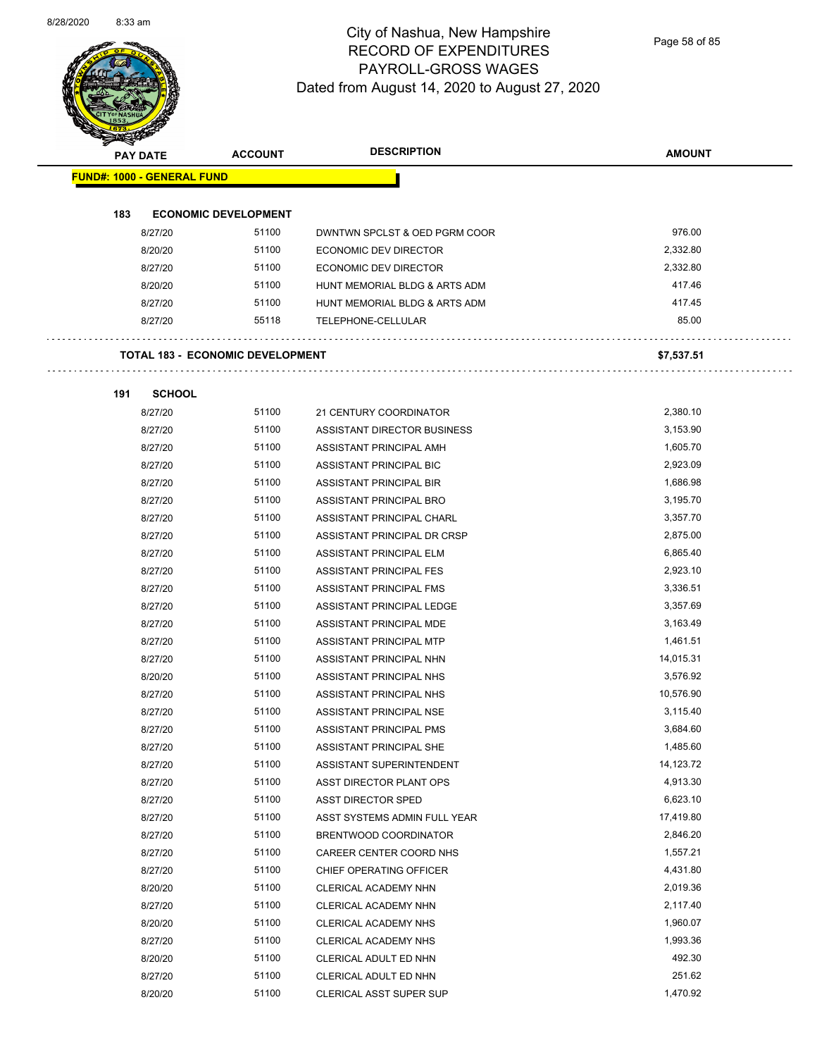# City of Nashua, New Hampshire
## RECORD OF EXPENDITURES
## PAYROLL-GROSS WAGES
## Dated from August 14, 2020 to August 27, 2020

| PAY DATE | ACCOUNT | DESCRIPTION | AMOUNT |
|---|---|---|---|
| **FUND#: 1000 - GENERAL FUND** | | | |
| **183 ECONOMIC DEVELOPMENT** | | | |
| 8/27/20 | 51100 | DWNTWN SPCLST & OED PGRM COOR | 976.00 |
| 8/20/20 | 51100 | ECONOMIC DEV DIRECTOR | 2,332.80 |
| 8/27/20 | 51100 | ECONOMIC DEV DIRECTOR | 2,332.80 |
| 8/20/20 | 51100 | HUNT MEMORIAL BLDG & ARTS ADM | 417.46 |
| 8/27/20 | 51100 | HUNT MEMORIAL BLDG & ARTS ADM | 417.45 |
| 8/27/20 | 55118 | TELEPHONE-CELLULAR | 85.00 |
| **TOTAL 183 - ECONOMIC DEVELOPMENT** | | | **$7,537.51** |
| **191 SCHOOL** | | | |
| 8/27/20 | 51100 | 21 CENTURY COORDINATOR | 2,380.10 |
| 8/27/20 | 51100 | ASSISTANT DIRECTOR BUSINESS | 3,153.90 |
| 8/27/20 | 51100 | ASSISTANT PRINCIPAL AMH | 1,605.70 |
| 8/27/20 | 51100 | ASSISTANT PRINCIPAL BIC | 2,923.09 |
| 8/27/20 | 51100 | ASSISTANT PRINCIPAL BIR | 1,686.98 |
| 8/27/20 | 51100 | ASSISTANT PRINCIPAL BRO | 3,195.70 |
| 8/27/20 | 51100 | ASSISTANT PRINCIPAL CHARL | 3,357.70 |
| 8/27/20 | 51100 | ASSISTANT PRINCIPAL DR CRSP | 2,875.00 |
| 8/27/20 | 51100 | ASSISTANT PRINCIPAL ELM | 6,865.40 |
| 8/27/20 | 51100 | ASSISTANT PRINCIPAL FES | 2,923.10 |
| 8/27/20 | 51100 | ASSISTANT PRINCIPAL FMS | 3,336.51 |
| 8/27/20 | 51100 | ASSISTANT PRINCIPAL LEDGE | 3,357.69 |
| 8/27/20 | 51100 | ASSISTANT PRINCIPAL MDE | 3,163.49 |
| 8/27/20 | 51100 | ASSISTANT PRINCIPAL MTP | 1,461.51 |
| 8/27/20 | 51100 | ASSISTANT PRINCIPAL NHN | 14,015.31 |
| 8/20/20 | 51100 | ASSISTANT PRINCIPAL NHS | 3,576.92 |
| 8/27/20 | 51100 | ASSISTANT PRINCIPAL NHS | 10,576.90 |
| 8/27/20 | 51100 | ASSISTANT PRINCIPAL NSE | 3,115.40 |
| 8/27/20 | 51100 | ASSISTANT PRINCIPAL PMS | 3,684.60 |
| 8/27/20 | 51100 | ASSISTANT PRINCIPAL SHE | 1,485.60 |
| 8/27/20 | 51100 | ASSISTANT SUPERINTENDENT | 14,123.72 |
| 8/27/20 | 51100 | ASST DIRECTOR PLANT OPS | 4,913.30 |
| 8/27/20 | 51100 | ASST DIRECTOR SPED | 6,623.10 |
| 8/27/20 | 51100 | ASST SYSTEMS ADMIN FULL YEAR | 17,419.80 |
| 8/27/20 | 51100 | BRENTWOOD COORDINATOR | 2,846.20 |
| 8/27/20 | 51100 | CAREER CENTER COORD NHS | 1,557.21 |
| 8/27/20 | 51100 | CHIEF OPERATING OFFICER | 4,431.80 |
| 8/20/20 | 51100 | CLERICAL ACADEMY NHN | 2,019.36 |
| 8/27/20 | 51100 | CLERICAL ACADEMY NHN | 2,117.40 |
| 8/20/20 | 51100 | CLERICAL ACADEMY NHS | 1,960.07 |
| 8/27/20 | 51100 | CLERICAL ACADEMY NHS | 1,993.36 |
| 8/20/20 | 51100 | CLERICAL ADULT ED NHN | 492.30 |
| 8/27/20 | 51100 | CLERICAL ADULT ED NHN | 251.62 |
| 8/20/20 | 51100 | CLERICAL ASST SUPER SUP | 1,470.92 |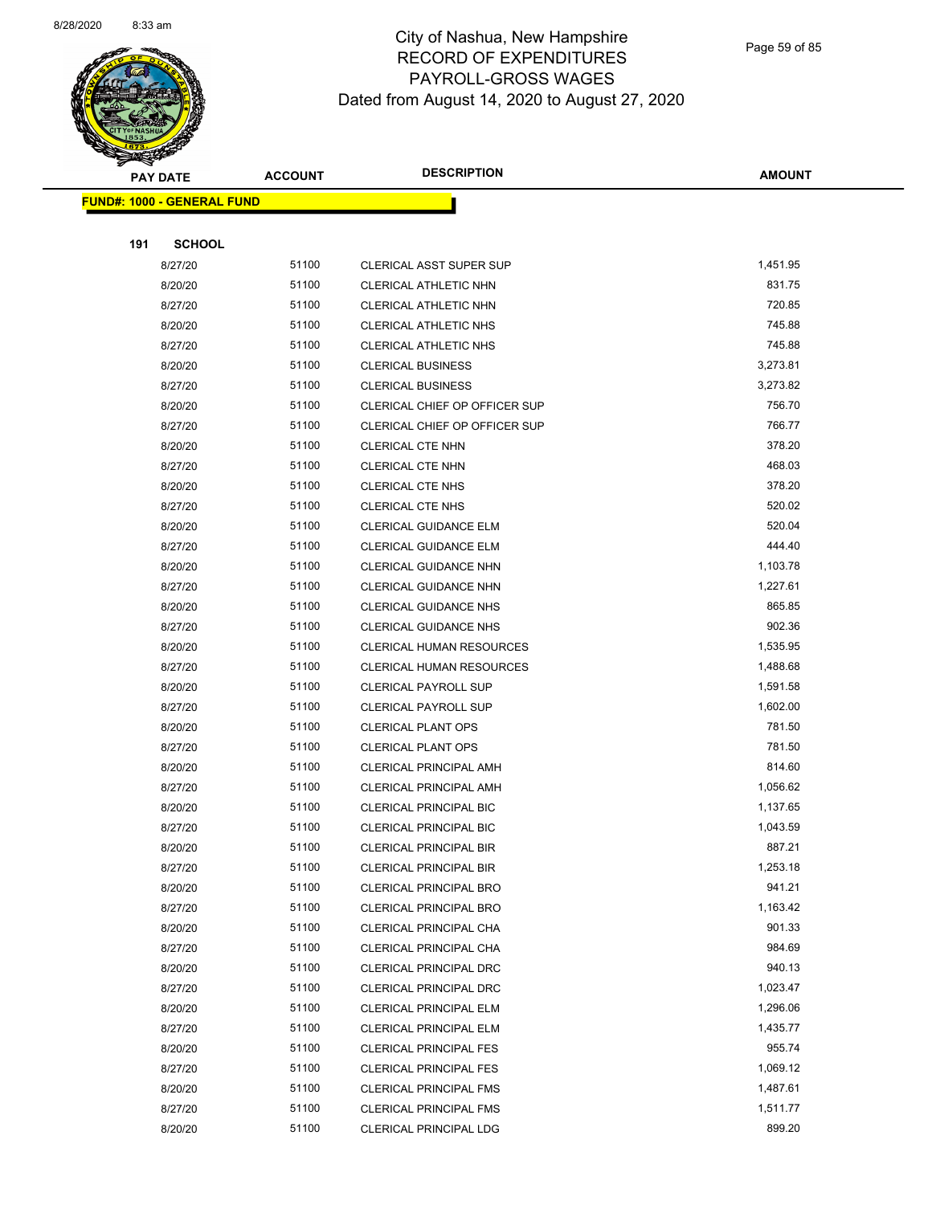# City of Nashua, New Hampshire
## RECORD OF EXPENDITURES
## PAYROLL-GROSS WAGES
## Dated from August 14, 2020 to August 27, 2020

| PAY DATE | ACCOUNT | DESCRIPTION | AMOUNT |
|---|---|---|---|
| **FUND#: 1000 - GENERAL FUND** | | | |
| **191 SCHOOL** | | | |
| 8/27/20 | 51100 | CLERICAL ASST SUPER SUP | 1,451.95 |
| 8/20/20 | 51100 | CLERICAL ATHLETIC NHN | 831.75 |
| 8/27/20 | 51100 | CLERICAL ATHLETIC NHN | 720.85 |
| 8/20/20 | 51100 | CLERICAL ATHLETIC NHS | 745.88 |
| 8/27/20 | 51100 | CLERICAL ATHLETIC NHS | 745.88 |
| 8/20/20 | 51100 | CLERICAL BUSINESS | 3,273.81 |
| 8/27/20 | 51100 | CLERICAL BUSINESS | 3,273.82 |
| 8/20/20 | 51100 | CLERICAL CHIEF OP OFFICER SUP | 756.70 |
| 8/27/20 | 51100 | CLERICAL CHIEF OP OFFICER SUP | 766.77 |
| 8/20/20 | 51100 | CLERICAL CTE NHN | 378.20 |
| 8/27/20 | 51100 | CLERICAL CTE NHN | 468.03 |
| 8/20/20 | 51100 | CLERICAL CTE NHS | 378.20 |
| 8/27/20 | 51100 | CLERICAL CTE NHS | 520.02 |
| 8/20/20 | 51100 | CLERICAL GUIDANCE ELM | 520.04 |
| 8/27/20 | 51100 | CLERICAL GUIDANCE ELM | 444.40 |
| 8/20/20 | 51100 | CLERICAL GUIDANCE NHN | 1,103.78 |
| 8/27/20 | 51100 | CLERICAL GUIDANCE NHN | 1,227.61 |
| 8/20/20 | 51100 | CLERICAL GUIDANCE NHS | 865.85 |
| 8/27/20 | 51100 | CLERICAL GUIDANCE NHS | 902.36 |
| 8/20/20 | 51100 | CLERICAL HUMAN RESOURCES | 1,535.95 |
| 8/27/20 | 51100 | CLERICAL HUMAN RESOURCES | 1,488.68 |
| 8/20/20 | 51100 | CLERICAL PAYROLL SUP | 1,591.58 |
| 8/27/20 | 51100 | CLERICAL PAYROLL SUP | 1,602.00 |
| 8/20/20 | 51100 | CLERICAL PLANT OPS | 781.50 |
| 8/27/20 | 51100 | CLERICAL PLANT OPS | 781.50 |
| 8/20/20 | 51100 | CLERICAL PRINCIPAL AMH | 814.60 |
| 8/27/20 | 51100 | CLERICAL PRINCIPAL AMH | 1,056.62 |
| 8/20/20 | 51100 | CLERICAL PRINCIPAL BIC | 1,137.65 |
| 8/27/20 | 51100 | CLERICAL PRINCIPAL BIC | 1,043.59 |
| 8/20/20 | 51100 | CLERICAL PRINCIPAL BIR | 887.21 |
| 8/27/20 | 51100 | CLERICAL PRINCIPAL BIR | 1,253.18 |
| 8/20/20 | 51100 | CLERICAL PRINCIPAL BRO | 941.21 |
| 8/27/20 | 51100 | CLERICAL PRINCIPAL BRO | 1,163.42 |
| 8/20/20 | 51100 | CLERICAL PRINCIPAL CHA | 901.33 |
| 8/27/20 | 51100 | CLERICAL PRINCIPAL CHA | 984.69 |
| 8/20/20 | 51100 | CLERICAL PRINCIPAL DRC | 940.13 |
| 8/27/20 | 51100 | CLERICAL PRINCIPAL DRC | 1,023.47 |
| 8/20/20 | 51100 | CLERICAL PRINCIPAL ELM | 1,296.06 |
| 8/27/20 | 51100 | CLERICAL PRINCIPAL ELM | 1,435.77 |
| 8/20/20 | 51100 | CLERICAL PRINCIPAL FES | 955.74 |
| 8/27/20 | 51100 | CLERICAL PRINCIPAL FES | 1,069.12 |
| 8/20/20 | 51100 | CLERICAL PRINCIPAL FMS | 1,487.61 |
| 8/27/20 | 51100 | CLERICAL PRINCIPAL FMS | 1,511.77 |
| 8/20/20 | 51100 | CLERICAL PRINCIPAL LDG | 899.20 |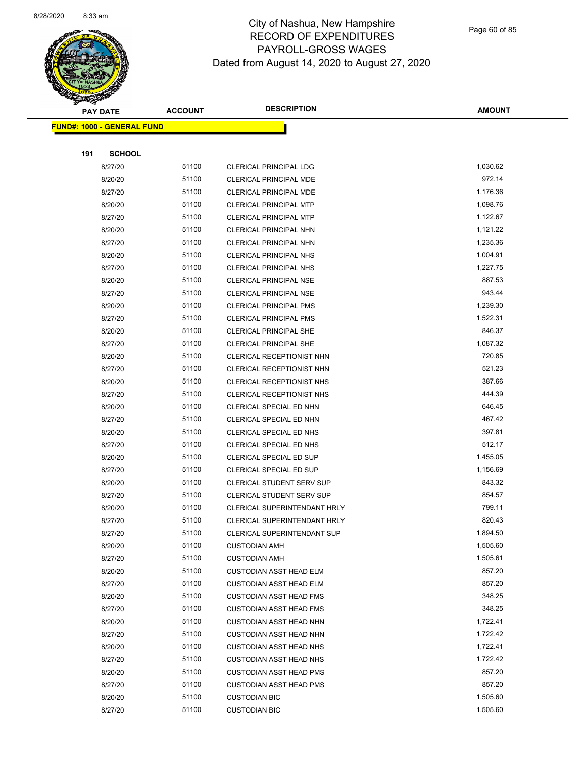# City of Nashua, New Hampshire
## RECORD OF EXPENDITURES
## PAYROLL-GROSS WAGES
### Dated from August 14, 2020 to August 27, 2020

| PAY DATE | ACCOUNT | DESCRIPTION | AMOUNT |
|---|---|---|---|
| **FUND#: 1000 - GENERAL FUND** | | | |
| **191 SCHOOL** | | | |
| 8/27/20 | 51100 | CLERICAL PRINCIPAL LDG | 1,030.62 |
| 8/20/20 | 51100 | CLERICAL PRINCIPAL MDE | 972.14 |
| 8/27/20 | 51100 | CLERICAL PRINCIPAL MDE | 1,176.36 |
| 8/20/20 | 51100 | CLERICAL PRINCIPAL MTP | 1,098.76 |
| 8/27/20 | 51100 | CLERICAL PRINCIPAL MTP | 1,122.67 |
| 8/20/20 | 51100 | CLERICAL PRINCIPAL NHN | 1,121.22 |
| 8/27/20 | 51100 | CLERICAL PRINCIPAL NHN | 1,235.36 |
| 8/20/20 | 51100 | CLERICAL PRINCIPAL NHS | 1,004.91 |
| 8/27/20 | 51100 | CLERICAL PRINCIPAL NHS | 1,227.75 |
| 8/20/20 | 51100 | CLERICAL PRINCIPAL NSE | 887.53 |
| 8/27/20 | 51100 | CLERICAL PRINCIPAL NSE | 943.44 |
| 8/20/20 | 51100 | CLERICAL PRINCIPAL PMS | 1,239.30 |
| 8/27/20 | 51100 | CLERICAL PRINCIPAL PMS | 1,522.31 |
| 8/20/20 | 51100 | CLERICAL PRINCIPAL SHE | 846.37 |
| 8/27/20 | 51100 | CLERICAL PRINCIPAL SHE | 1,087.32 |
| 8/20/20 | 51100 | CLERICAL RECEPTIONIST NHN | 720.85 |
| 8/27/20 | 51100 | CLERICAL RECEPTIONIST NHN | 521.23 |
| 8/20/20 | 51100 | CLERICAL RECEPTIONIST NHS | 387.66 |
| 8/27/20 | 51100 | CLERICAL RECEPTIONIST NHS | 444.39 |
| 8/20/20 | 51100 | CLERICAL SPECIAL ED NHN | 646.45 |
| 8/27/20 | 51100 | CLERICAL SPECIAL ED NHN | 467.42 |
| 8/20/20 | 51100 | CLERICAL SPECIAL ED NHS | 397.81 |
| 8/27/20 | 51100 | CLERICAL SPECIAL ED NHS | 512.17 |
| 8/20/20 | 51100 | CLERICAL SPECIAL ED SUP | 1,455.05 |
| 8/27/20 | 51100 | CLERICAL SPECIAL ED SUP | 1,156.69 |
| 8/20/20 | 51100 | CLERICAL STUDENT SERV SUP | 843.32 |
| 8/27/20 | 51100 | CLERICAL STUDENT SERV SUP | 854.57 |
| 8/20/20 | 51100 | CLERICAL SUPERINTENDANT HRLY | 799.11 |
| 8/27/20 | 51100 | CLERICAL SUPERINTENDANT HRLY | 820.43 |
| 8/27/20 | 51100 | CLERICAL SUPERINTENDANT SUP | 1,894.50 |
| 8/20/20 | 51100 | CUSTODIAN AMH | 1,505.60 |
| 8/27/20 | 51100 | CUSTODIAN AMH | 1,505.61 |
| 8/20/20 | 51100 | CUSTODIAN ASST HEAD ELM | 857.20 |
| 8/27/20 | 51100 | CUSTODIAN ASST HEAD ELM | 857.20 |
| 8/20/20 | 51100 | CUSTODIAN ASST HEAD FMS | 348.25 |
| 8/27/20 | 51100 | CUSTODIAN ASST HEAD FMS | 348.25 |
| 8/20/20 | 51100 | CUSTODIAN ASST HEAD NHN | 1,722.41 |
| 8/27/20 | 51100 | CUSTODIAN ASST HEAD NHN | 1,722.42 |
| 8/20/20 | 51100 | CUSTODIAN ASST HEAD NHS | 1,722.41 |
| 8/27/20 | 51100 | CUSTODIAN ASST HEAD NHS | 1,722.42 |
| 8/20/20 | 51100 | CUSTODIAN ASST HEAD PMS | 857.20 |
| 8/27/20 | 51100 | CUSTODIAN ASST HEAD PMS | 857.20 |
| 8/20/20 | 51100 | CUSTODIAN BIC | 1,505.60 |
| 8/27/20 | 51100 | CUSTODIAN BIC | 1,505.60 |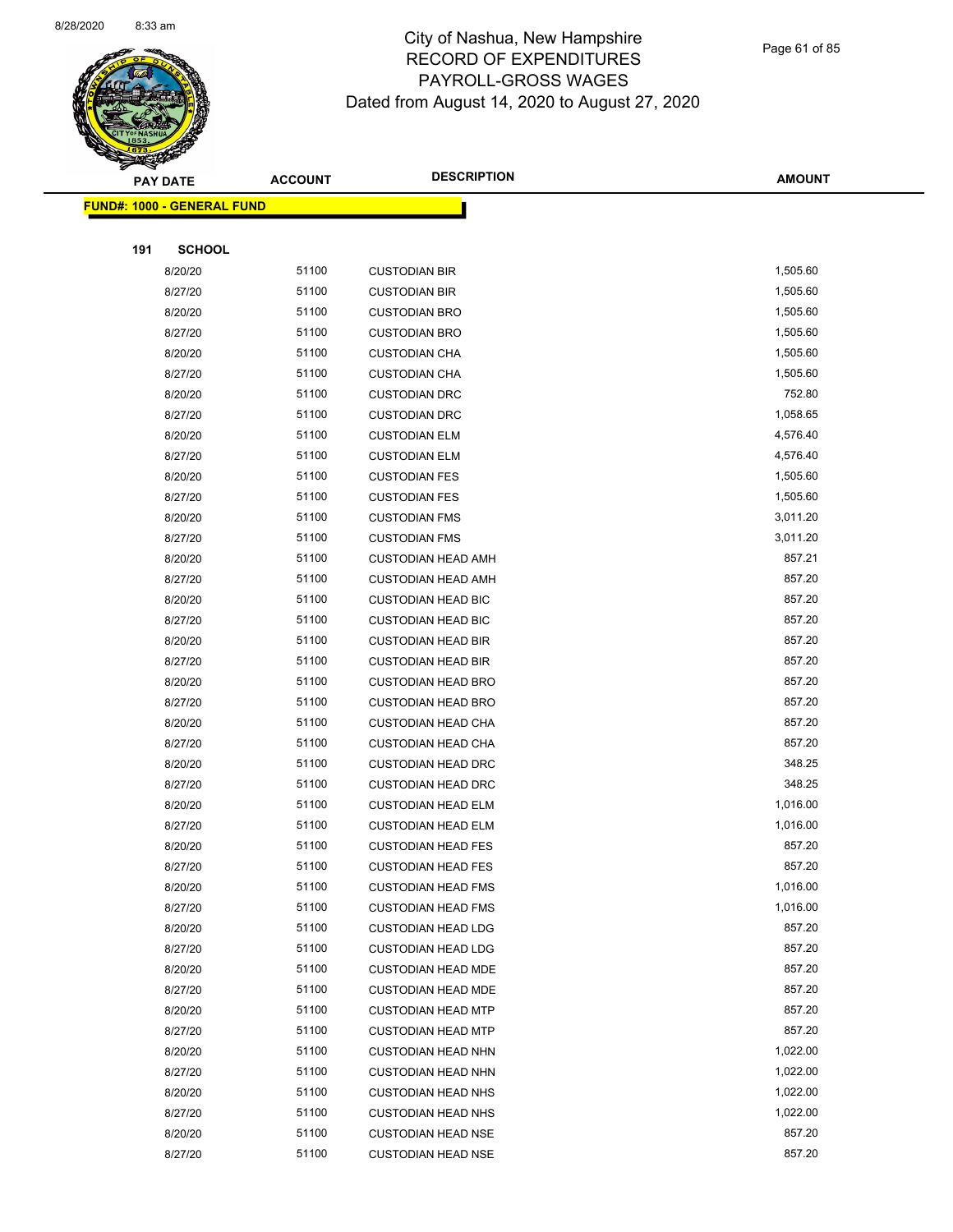# City of Nashua, New Hampshire
## RECORD OF EXPENDITURES
## PAYROLL-GROSS WAGES
## Dated from August 14, 2020 to August 27, 2020

**FUND#: 1000 - GENERAL FUND**

**191 SCHOOL**

| PAY DATE | ACCOUNT | DESCRIPTION | AMOUNT |
|---|---|---|---|
| 8/20/20 | 51100 | CUSTODIAN BIR | 1,505.60 |
| 8/27/20 | 51100 | CUSTODIAN BIR | 1,505.60 |
| 8/20/20 | 51100 | CUSTODIAN BRO | 1,505.60 |
| 8/27/20 | 51100 | CUSTODIAN BRO | 1,505.60 |
| 8/20/20 | 51100 | CUSTODIAN CHA | 1,505.60 |
| 8/27/20 | 51100 | CUSTODIAN CHA | 1,505.60 |
| 8/20/20 | 51100 | CUSTODIAN DRC | 752.80 |
| 8/27/20 | 51100 | CUSTODIAN DRC | 1,058.65 |
| 8/20/20 | 51100 | CUSTODIAN ELM | 4,576.40 |
| 8/27/20 | 51100 | CUSTODIAN ELM | 4,576.40 |
| 8/20/20 | 51100 | CUSTODIAN FES | 1,505.60 |
| 8/27/20 | 51100 | CUSTODIAN FES | 1,505.60 |
| 8/20/20 | 51100 | CUSTODIAN FMS | 3,011.20 |
| 8/27/20 | 51100 | CUSTODIAN FMS | 3,011.20 |
| 8/20/20 | 51100 | CUSTODIAN HEAD AMH | 857.21 |
| 8/27/20 | 51100 | CUSTODIAN HEAD AMH | 857.20 |
| 8/20/20 | 51100 | CUSTODIAN HEAD BIC | 857.20 |
| 8/27/20 | 51100 | CUSTODIAN HEAD BIC | 857.20 |
| 8/20/20 | 51100 | CUSTODIAN HEAD BIR | 857.20 |
| 8/27/20 | 51100 | CUSTODIAN HEAD BIR | 857.20 |
| 8/20/20 | 51100 | CUSTODIAN HEAD BRO | 857.20 |
| 8/27/20 | 51100 | CUSTODIAN HEAD BRO | 857.20 |
| 8/20/20 | 51100 | CUSTODIAN HEAD CHA | 857.20 |
| 8/27/20 | 51100 | CUSTODIAN HEAD CHA | 857.20 |
| 8/20/20 | 51100 | CUSTODIAN HEAD DRC | 348.25 |
| 8/27/20 | 51100 | CUSTODIAN HEAD DRC | 348.25 |
| 8/20/20 | 51100 | CUSTODIAN HEAD ELM | 1,016.00 |
| 8/27/20 | 51100 | CUSTODIAN HEAD ELM | 1,016.00 |
| 8/20/20 | 51100 | CUSTODIAN HEAD FES | 857.20 |
| 8/27/20 | 51100 | CUSTODIAN HEAD FES | 857.20 |
| 8/20/20 | 51100 | CUSTODIAN HEAD FMS | 1,016.00 |
| 8/27/20 | 51100 | CUSTODIAN HEAD FMS | 1,016.00 |
| 8/20/20 | 51100 | CUSTODIAN HEAD LDG | 857.20 |
| 8/27/20 | 51100 | CUSTODIAN HEAD LDG | 857.20 |
| 8/20/20 | 51100 | CUSTODIAN HEAD MDE | 857.20 |
| 8/27/20 | 51100 | CUSTODIAN HEAD MDE | 857.20 |
| 8/20/20 | 51100 | CUSTODIAN HEAD MTP | 857.20 |
| 8/27/20 | 51100 | CUSTODIAN HEAD MTP | 857.20 |
| 8/20/20 | 51100 | CUSTODIAN HEAD NHN | 1,022.00 |
| 8/27/20 | 51100 | CUSTODIAN HEAD NHN | 1,022.00 |
| 8/20/20 | 51100 | CUSTODIAN HEAD NHS | 1,022.00 |
| 8/27/20 | 51100 | CUSTODIAN HEAD NHS | 1,022.00 |
| 8/20/20 | 51100 | CUSTODIAN HEAD NSE | 857.20 |
| 8/27/20 | 51100 | CUSTODIAN HEAD NSE | 857.20 |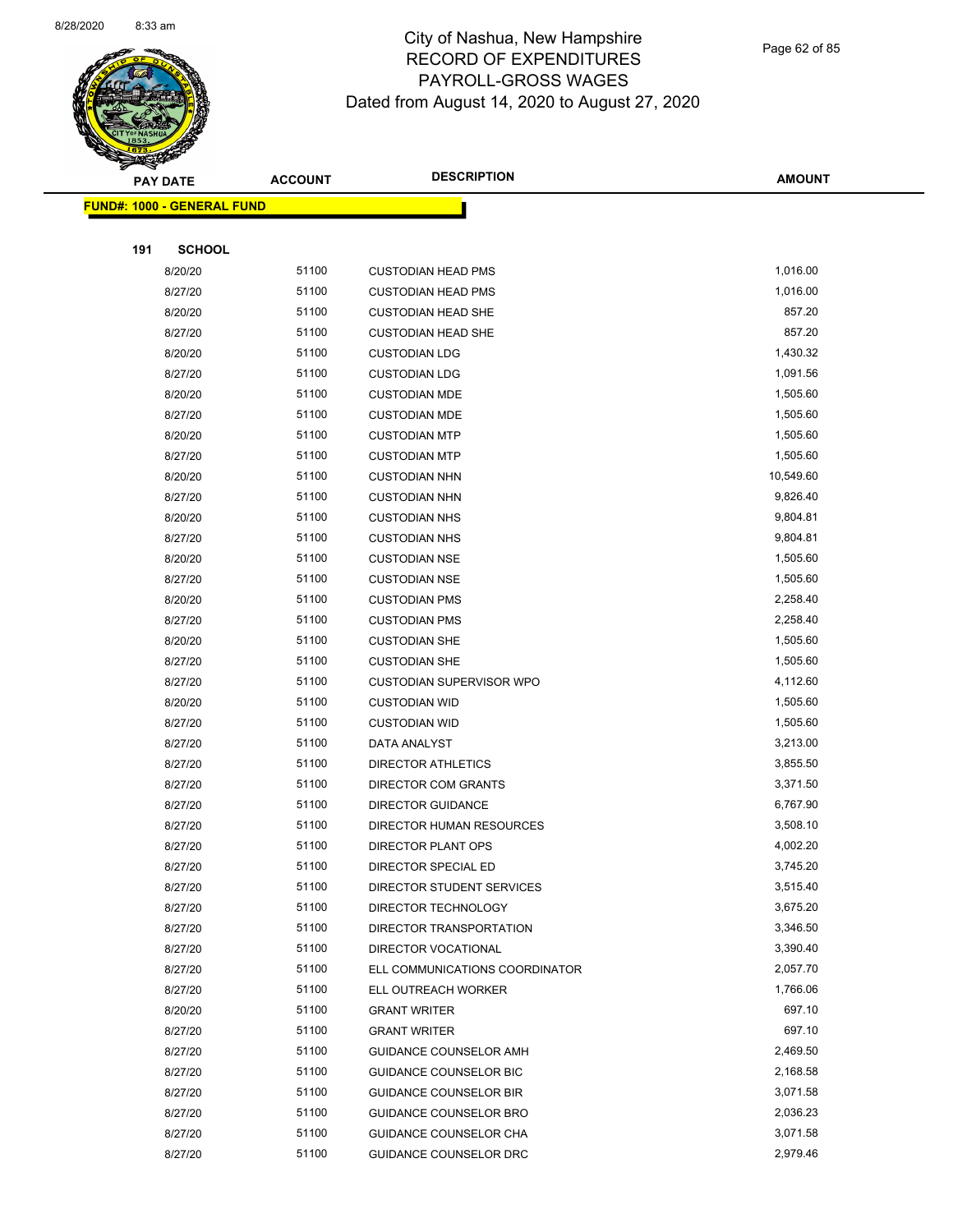# City of Nashua, New Hampshire
## RECORD OF EXPENDITURES
## PAYROLL-GROSS WAGES
## Dated from August 14, 2020 to August 27, 2020

| PAY DATE | ACCOUNT | DESCRIPTION | AMOUNT |
|---|---|---|---|
| **FUND#: 1000 - GENERAL FUND** | | | |
| **191 SCHOOL** | | | |
| 8/20/20 | 51100 | CUSTODIAN HEAD PMS | 1,016.00 |
| 8/27/20 | 51100 | CUSTODIAN HEAD PMS | 1,016.00 |
| 8/20/20 | 51100 | CUSTODIAN HEAD SHE | 857.20 |
| 8/27/20 | 51100 | CUSTODIAN HEAD SHE | 857.20 |
| 8/20/20 | 51100 | CUSTODIAN LDG | 1,430.32 |
| 8/27/20 | 51100 | CUSTODIAN LDG | 1,091.56 |
| 8/20/20 | 51100 | CUSTODIAN MDE | 1,505.60 |
| 8/27/20 | 51100 | CUSTODIAN MDE | 1,505.60 |
| 8/20/20 | 51100 | CUSTODIAN MTP | 1,505.60 |
| 8/27/20 | 51100 | CUSTODIAN MTP | 1,505.60 |
| 8/20/20 | 51100 | CUSTODIAN NHN | 10,549.60 |
| 8/27/20 | 51100 | CUSTODIAN NHN | 9,826.40 |
| 8/20/20 | 51100 | CUSTODIAN NHS | 9,804.81 |
| 8/27/20 | 51100 | CUSTODIAN NHS | 9,804.81 |
| 8/20/20 | 51100 | CUSTODIAN NSE | 1,505.60 |
| 8/27/20 | 51100 | CUSTODIAN NSE | 1,505.60 |
| 8/20/20 | 51100 | CUSTODIAN PMS | 2,258.40 |
| 8/27/20 | 51100 | CUSTODIAN PMS | 2,258.40 |
| 8/20/20 | 51100 | CUSTODIAN SHE | 1,505.60 |
| 8/27/20 | 51100 | CUSTODIAN SHE | 1,505.60 |
| 8/27/20 | 51100 | CUSTODIAN SUPERVISOR WPO | 4,112.60 |
| 8/20/20 | 51100 | CUSTODIAN WID | 1,505.60 |
| 8/27/20 | 51100 | CUSTODIAN WID | 1,505.60 |
| 8/27/20 | 51100 | DATA ANALYST | 3,213.00 |
| 8/27/20 | 51100 | DIRECTOR ATHLETICS | 3,855.50 |
| 8/27/20 | 51100 | DIRECTOR COM GRANTS | 3,371.50 |
| 8/27/20 | 51100 | DIRECTOR GUIDANCE | 6,767.90 |
| 8/27/20 | 51100 | DIRECTOR HUMAN RESOURCES | 3,508.10 |
| 8/27/20 | 51100 | DIRECTOR PLANT OPS | 4,002.20 |
| 8/27/20 | 51100 | DIRECTOR SPECIAL ED | 3,745.20 |
| 8/27/20 | 51100 | DIRECTOR STUDENT SERVICES | 3,515.40 |
| 8/27/20 | 51100 | DIRECTOR TECHNOLOGY | 3,675.20 |
| 8/27/20 | 51100 | DIRECTOR TRANSPORTATION | 3,346.50 |
| 8/27/20 | 51100 | DIRECTOR VOCATIONAL | 3,390.40 |
| 8/27/20 | 51100 | ELL COMMUNICATIONS COORDINATOR | 2,057.70 |
| 8/27/20 | 51100 | ELL OUTREACH WORKER | 1,766.06 |
| 8/20/20 | 51100 | GRANT WRITER | 697.10 |
| 8/27/20 | 51100 | GRANT WRITER | 697.10 |
| 8/27/20 | 51100 | GUIDANCE COUNSELOR AMH | 2,469.50 |
| 8/27/20 | 51100 | GUIDANCE COUNSELOR BIC | 2,168.58 |
| 8/27/20 | 51100 | GUIDANCE COUNSELOR BIR | 3,071.58 |
| 8/27/20 | 51100 | GUIDANCE COUNSELOR BRO | 2,036.23 |
| 8/27/20 | 51100 | GUIDANCE COUNSELOR CHA | 3,071.58 |
| 8/27/20 | 51100 | GUIDANCE COUNSELOR DRC | 2,979.46 |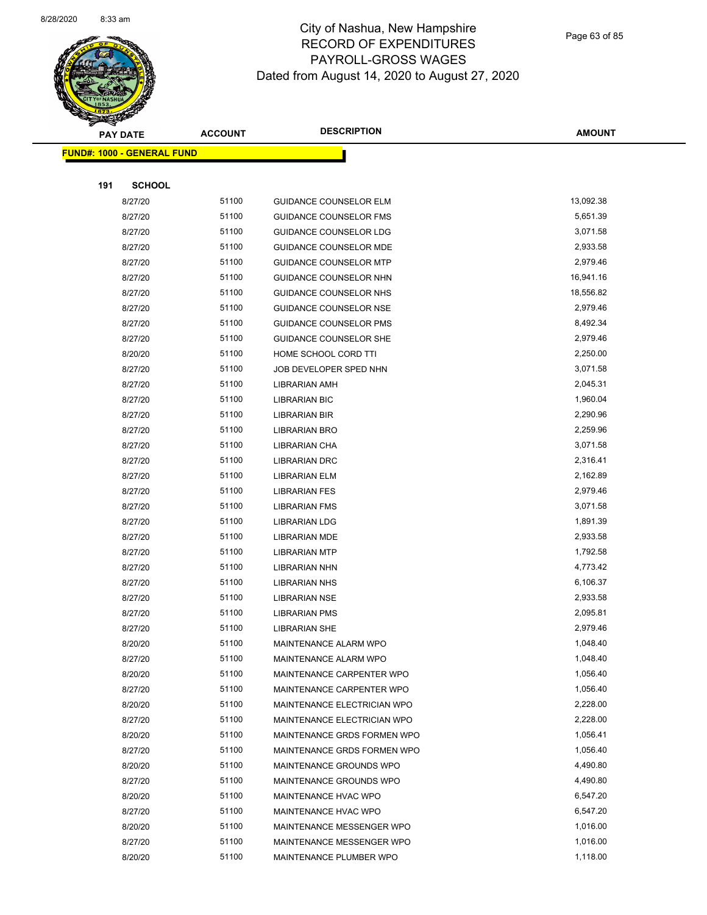# City of Nashua, New Hampshire
## RECORD OF EXPENDITURES
## PAYROLL-GROSS WAGES
## Dated from August 14, 2020 to August 27, 2020

| PAY DATE | ACCOUNT | DESCRIPTION | AMOUNT |
|---|---|---|---|
| **FUND#: 1000 - GENERAL FUND** | | | |
| **191 SCHOOL** | | | |
| 8/27/20 | 51100 | GUIDANCE COUNSELOR ELM | 13,092.38 |
| 8/27/20 | 51100 | GUIDANCE COUNSELOR FMS | 5,651.39 |
| 8/27/20 | 51100 | GUIDANCE COUNSELOR LDG | 3,071.58 |
| 8/27/20 | 51100 | GUIDANCE COUNSELOR MDE | 2,933.58 |
| 8/27/20 | 51100 | GUIDANCE COUNSELOR MTP | 2,979.46 |
| 8/27/20 | 51100 | GUIDANCE COUNSELOR NHN | 16,941.16 |
| 8/27/20 | 51100 | GUIDANCE COUNSELOR NHS | 18,556.82 |
| 8/27/20 | 51100 | GUIDANCE COUNSELOR NSE | 2,979.46 |
| 8/27/20 | 51100 | GUIDANCE COUNSELOR PMS | 8,492.34 |
| 8/27/20 | 51100 | GUIDANCE COUNSELOR SHE | 2,979.46 |
| 8/20/20 | 51100 | HOME SCHOOL CORD TTI | 2,250.00 |
| 8/27/20 | 51100 | JOB DEVELOPER SPED NHN | 3,071.58 |
| 8/27/20 | 51100 | LIBRARIAN AMH | 2,045.31 |
| 8/27/20 | 51100 | LIBRARIAN BIC | 1,960.04 |
| 8/27/20 | 51100 | LIBRARIAN BIR | 2,290.96 |
| 8/27/20 | 51100 | LIBRARIAN BRO | 2,259.96 |
| 8/27/20 | 51100 | LIBRARIAN CHA | 3,071.58 |
| 8/27/20 | 51100 | LIBRARIAN DRC | 2,316.41 |
| 8/27/20 | 51100 | LIBRARIAN ELM | 2,162.89 |
| 8/27/20 | 51100 | LIBRARIAN FES | 2,979.46 |
| 8/27/20 | 51100 | LIBRARIAN FMS | 3,071.58 |
| 8/27/20 | 51100 | LIBRARIAN LDG | 1,891.39 |
| 8/27/20 | 51100 | LIBRARIAN MDE | 2,933.58 |
| 8/27/20 | 51100 | LIBRARIAN MTP | 1,792.58 |
| 8/27/20 | 51100 | LIBRARIAN NHN | 4,773.42 |
| 8/27/20 | 51100 | LIBRARIAN NHS | 6,106.37 |
| 8/27/20 | 51100 | LIBRARIAN NSE | 2,933.58 |
| 8/27/20 | 51100 | LIBRARIAN PMS | 2,095.81 |
| 8/27/20 | 51100 | LIBRARIAN SHE | 2,979.46 |
| 8/20/20 | 51100 | MAINTENANCE ALARM WPO | 1,048.40 |
| 8/27/20 | 51100 | MAINTENANCE ALARM WPO | 1,048.40 |
| 8/20/20 | 51100 | MAINTENANCE CARPENTER WPO | 1,056.40 |
| 8/27/20 | 51100 | MAINTENANCE CARPENTER WPO | 1,056.40 |
| 8/20/20 | 51100 | MAINTENANCE ELECTRICIAN WPO | 2,228.00 |
| 8/27/20 | 51100 | MAINTENANCE ELECTRICIAN WPO | 2,228.00 |
| 8/20/20 | 51100 | MAINTENANCE GRDS FORMEN WPO | 1,056.41 |
| 8/27/20 | 51100 | MAINTENANCE GRDS FORMEN WPO | 1,056.40 |
| 8/20/20 | 51100 | MAINTENANCE GROUNDS WPO | 4,490.80 |
| 8/27/20 | 51100 | MAINTENANCE GROUNDS WPO | 4,490.80 |
| 8/20/20 | 51100 | MAINTENANCE HVAC WPO | 6,547.20 |
| 8/27/20 | 51100 | MAINTENANCE HVAC WPO | 6,547.20 |
| 8/20/20 | 51100 | MAINTENANCE MESSENGER WPO | 1,016.00 |
| 8/27/20 | 51100 | MAINTENANCE MESSENGER WPO | 1,016.00 |
| 8/20/20 | 51100 | MAINTENANCE PLUMBER WPO | 1,118.00 |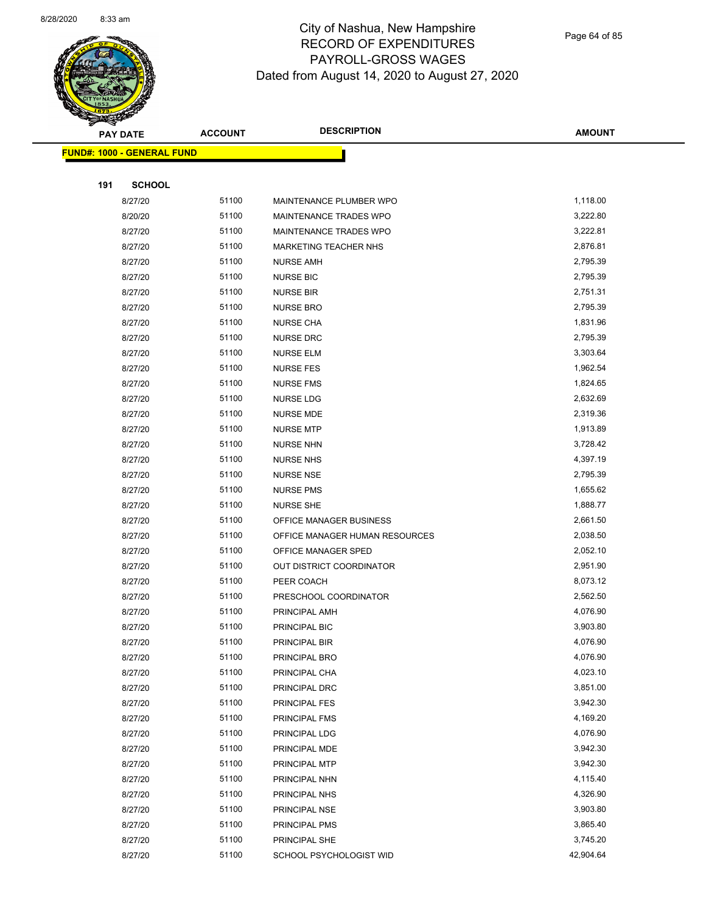# City of Nashua, New Hampshire
## RECORD OF EXPENDITURES
## PAYROLL-GROSS WAGES
## Dated from August 14, 2020 to August 27, 2020

| PAY DATE | ACCOUNT | DESCRIPTION | AMOUNT |
|---|---|---|---|
| **FUND#: 1000 - GENERAL FUND** | | | |
| **191 SCHOOL** | | | |
| 8/27/20 | 51100 | MAINTENANCE PLUMBER WPO | 1,118.00 |
| 8/20/20 | 51100 | MAINTENANCE TRADES WPO | 3,222.80 |
| 8/27/20 | 51100 | MAINTENANCE TRADES WPO | 3,222.81 |
| 8/27/20 | 51100 | MARKETING TEACHER NHS | 2,876.81 |
| 8/27/20 | 51100 | NURSE AMH | 2,795.39 |
| 8/27/20 | 51100 | NURSE BIC | 2,795.39 |
| 8/27/20 | 51100 | NURSE BIR | 2,751.31 |
| 8/27/20 | 51100 | NURSE BRO | 2,795.39 |
| 8/27/20 | 51100 | NURSE CHA | 1,831.96 |
| 8/27/20 | 51100 | NURSE DRC | 2,795.39 |
| 8/27/20 | 51100 | NURSE ELM | 3,303.64 |
| 8/27/20 | 51100 | NURSE FES | 1,962.54 |
| 8/27/20 | 51100 | NURSE FMS | 1,824.65 |
| 8/27/20 | 51100 | NURSE LDG | 2,632.69 |
| 8/27/20 | 51100 | NURSE MDE | 2,319.36 |
| 8/27/20 | 51100 | NURSE MTP | 1,913.89 |
| 8/27/20 | 51100 | NURSE NHN | 3,728.42 |
| 8/27/20 | 51100 | NURSE NHS | 4,397.19 |
| 8/27/20 | 51100 | NURSE NSE | 2,795.39 |
| 8/27/20 | 51100 | NURSE PMS | 1,655.62 |
| 8/27/20 | 51100 | NURSE SHE | 1,888.77 |
| 8/27/20 | 51100 | OFFICE MANAGER BUSINESS | 2,661.50 |
| 8/27/20 | 51100 | OFFICE MANAGER HUMAN RESOURCES | 2,038.50 |
| 8/27/20 | 51100 | OFFICE MANAGER SPED | 2,052.10 |
| 8/27/20 | 51100 | OUT DISTRICT COORDINATOR | 2,951.90 |
| 8/27/20 | 51100 | PEER COACH | 8,073.12 |
| 8/27/20 | 51100 | PRESCHOOL COORDINATOR | 2,562.50 |
| 8/27/20 | 51100 | PRINCIPAL AMH | 4,076.90 |
| 8/27/20 | 51100 | PRINCIPAL BIC | 3,903.80 |
| 8/27/20 | 51100 | PRINCIPAL BIR | 4,076.90 |
| 8/27/20 | 51100 | PRINCIPAL BRO | 4,076.90 |
| 8/27/20 | 51100 | PRINCIPAL CHA | 4,023.10 |
| 8/27/20 | 51100 | PRINCIPAL DRC | 3,851.00 |
| 8/27/20 | 51100 | PRINCIPAL FES | 3,942.30 |
| 8/27/20 | 51100 | PRINCIPAL FMS | 4,169.20 |
| 8/27/20 | 51100 | PRINCIPAL LDG | 4,076.90 |
| 8/27/20 | 51100 | PRINCIPAL MDE | 3,942.30 |
| 8/27/20 | 51100 | PRINCIPAL MTP | 3,942.30 |
| 8/27/20 | 51100 | PRINCIPAL NHN | 4,115.40 |
| 8/27/20 | 51100 | PRINCIPAL NHS | 4,326.90 |
| 8/27/20 | 51100 | PRINCIPAL NSE | 3,903.80 |
| 8/27/20 | 51100 | PRINCIPAL PMS | 3,865.40 |
| 8/27/20 | 51100 | PRINCIPAL SHE | 3,745.20 |
| 8/27/20 | 51100 | SCHOOL PSYCHOLOGIST WID | 42,904.64 |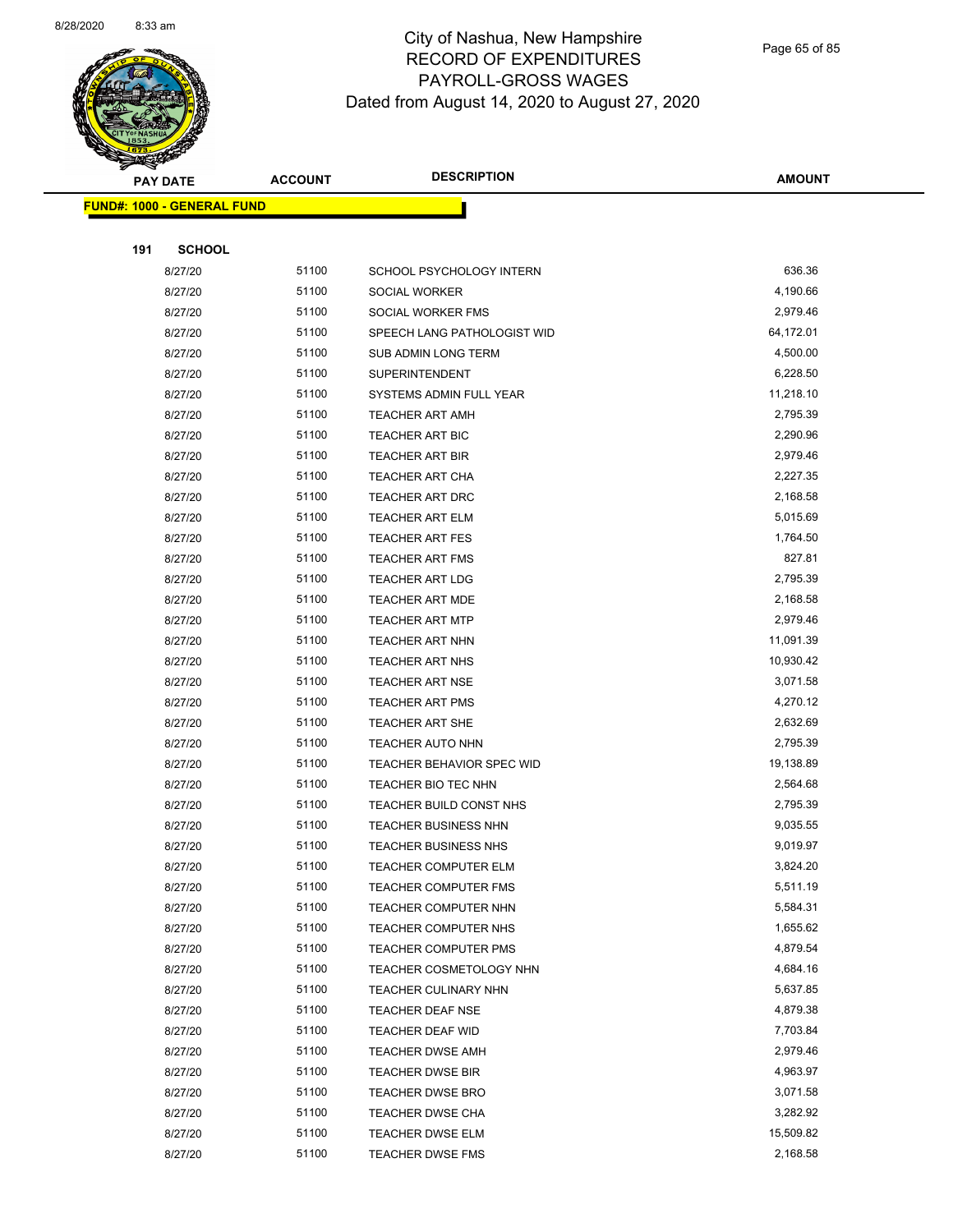# City of Nashua, New Hampshire
## RECORD OF EXPENDITURES
## PAYROLL-GROSS WAGES
### Dated from August 14, 2020 to August 27, 2020

| PAY DATE | ACCOUNT | DESCRIPTION | AMOUNT |
|---|---|---|---|

**FUND#: 1000 - GENERAL FUND**

**191 SCHOOL**

| PAY DATE | ACCOUNT | DESCRIPTION | AMOUNT |
|---|---|---|---|
| 8/27/20 | 51100 | SCHOOL PSYCHOLOGY INTERN | 636.36 |
| 8/27/20 | 51100 | SOCIAL WORKER | 4,190.66 |
| 8/27/20 | 51100 | SOCIAL WORKER FMS | 2,979.46 |
| 8/27/20 | 51100 | SPEECH LANG PATHOLOGIST WID | 64,172.01 |
| 8/27/20 | 51100 | SUB ADMIN LONG TERM | 4,500.00 |
| 8/27/20 | 51100 | SUPERINTENDENT | 6,228.50 |
| 8/27/20 | 51100 | SYSTEMS ADMIN FULL YEAR | 11,218.10 |
| 8/27/20 | 51100 | TEACHER ART AMH | 2,795.39 |
| 8/27/20 | 51100 | TEACHER ART BIC | 2,290.96 |
| 8/27/20 | 51100 | TEACHER ART BIR | 2,979.46 |
| 8/27/20 | 51100 | TEACHER ART CHA | 2,227.35 |
| 8/27/20 | 51100 | TEACHER ART DRC | 2,168.58 |
| 8/27/20 | 51100 | TEACHER ART ELM | 5,015.69 |
| 8/27/20 | 51100 | TEACHER ART FES | 1,764.50 |
| 8/27/20 | 51100 | TEACHER ART FMS | 827.81 |
| 8/27/20 | 51100 | TEACHER ART LDG | 2,795.39 |
| 8/27/20 | 51100 | TEACHER ART MDE | 2,168.58 |
| 8/27/20 | 51100 | TEACHER ART MTP | 2,979.46 |
| 8/27/20 | 51100 | TEACHER ART NHN | 11,091.39 |
| 8/27/20 | 51100 | TEACHER ART NHS | 10,930.42 |
| 8/27/20 | 51100 | TEACHER ART NSE | 3,071.58 |
| 8/27/20 | 51100 | TEACHER ART PMS | 4,270.12 |
| 8/27/20 | 51100 | TEACHER ART SHE | 2,632.69 |
| 8/27/20 | 51100 | TEACHER AUTO NHN | 2,795.39 |
| 8/27/20 | 51100 | TEACHER BEHAVIOR SPEC WID | 19,138.89 |
| 8/27/20 | 51100 | TEACHER BIO TEC NHN | 2,564.68 |
| 8/27/20 | 51100 | TEACHER BUILD CONST NHS | 2,795.39 |
| 8/27/20 | 51100 | TEACHER BUSINESS NHN | 9,035.55 |
| 8/27/20 | 51100 | TEACHER BUSINESS NHS | 9,019.97 |
| 8/27/20 | 51100 | TEACHER COMPUTER ELM | 3,824.20 |
| 8/27/20 | 51100 | TEACHER COMPUTER FMS | 5,511.19 |
| 8/27/20 | 51100 | TEACHER COMPUTER NHN | 5,584.31 |
| 8/27/20 | 51100 | TEACHER COMPUTER NHS | 1,655.62 |
| 8/27/20 | 51100 | TEACHER COMPUTER PMS | 4,879.54 |
| 8/27/20 | 51100 | TEACHER COSMETOLOGY NHN | 4,684.16 |
| 8/27/20 | 51100 | TEACHER CULINARY NHN | 5,637.85 |
| 8/27/20 | 51100 | TEACHER DEAF NSE | 4,879.38 |
| 8/27/20 | 51100 | TEACHER DEAF WID | 7,703.84 |
| 8/27/20 | 51100 | TEACHER DWSE AMH | 2,979.46 |
| 8/27/20 | 51100 | TEACHER DWSE BIR | 4,963.97 |
| 8/27/20 | 51100 | TEACHER DWSE BRO | 3,071.58 |
| 8/27/20 | 51100 | TEACHER DWSE CHA | 3,282.92 |
| 8/27/20 | 51100 | TEACHER DWSE ELM | 15,509.82 |
| 8/27/20 | 51100 | TEACHER DWSE FMS | 2,168.58 |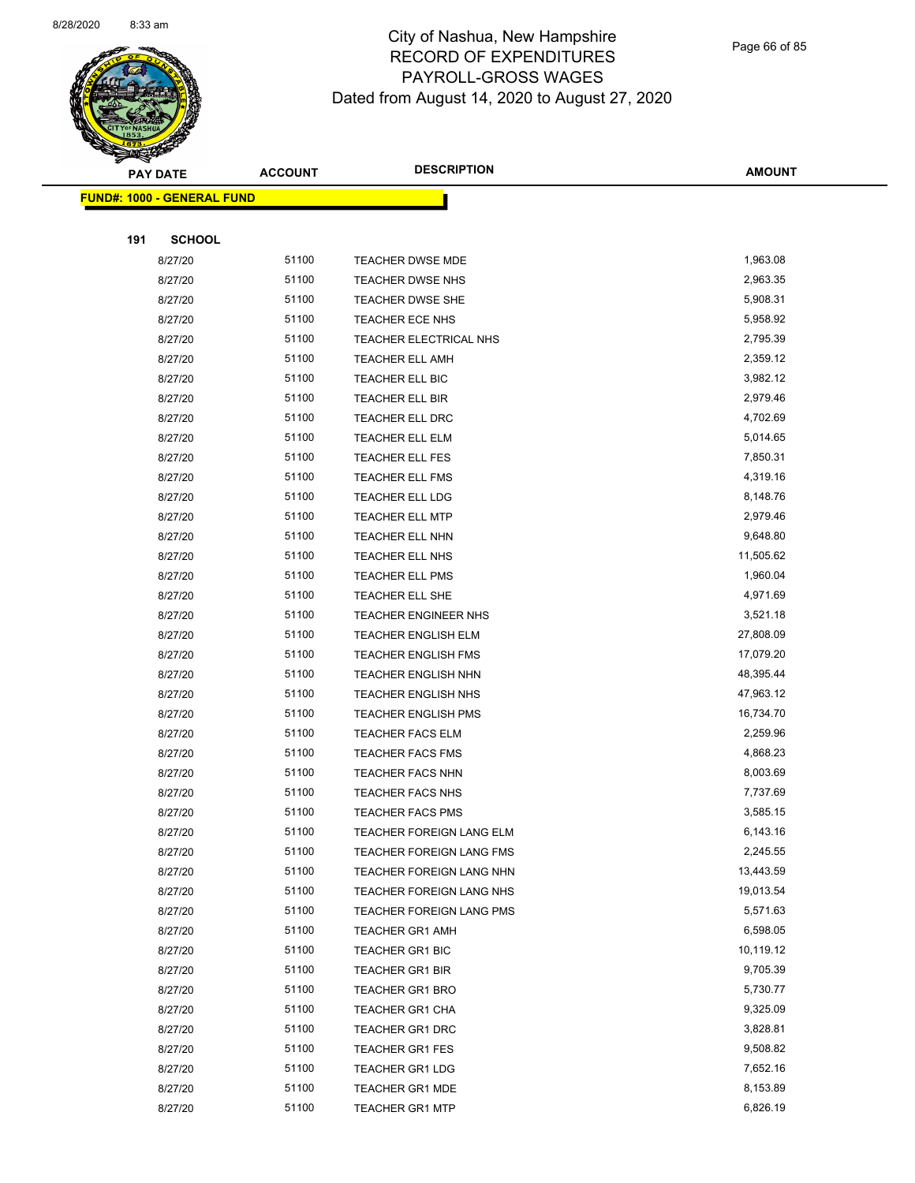# City of Nashua, New Hampshire
## RECORD OF EXPENDITURES
## PAYROLL-GROSS WAGES
## Dated from August 14, 2020 to August 27, 2020

| PAY DATE | ACCOUNT | DESCRIPTION | AMOUNT |
|---|---|---|---|

**FUND#: 1000 - GENERAL FUND**

**191 SCHOOL**

| PAY DATE | ACCOUNT | DESCRIPTION | AMOUNT |
|---|---|---|---|
| 8/27/20 | 51100 | TEACHER DWSE MDE | 1,963.08 |
| 8/27/20 | 51100 | TEACHER DWSE NHS | 2,963.35 |
| 8/27/20 | 51100 | TEACHER DWSE SHE | 5,908.31 |
| 8/27/20 | 51100 | TEACHER ECE NHS | 5,958.92 |
| 8/27/20 | 51100 | TEACHER ELECTRICAL NHS | 2,795.39 |
| 8/27/20 | 51100 | TEACHER ELL AMH | 2,359.12 |
| 8/27/20 | 51100 | TEACHER ELL BIC | 3,982.12 |
| 8/27/20 | 51100 | TEACHER ELL BIR | 2,979.46 |
| 8/27/20 | 51100 | TEACHER ELL DRC | 4,702.69 |
| 8/27/20 | 51100 | TEACHER ELL ELM | 5,014.65 |
| 8/27/20 | 51100 | TEACHER ELL FES | 7,850.31 |
| 8/27/20 | 51100 | TEACHER ELL FMS | 4,319.16 |
| 8/27/20 | 51100 | TEACHER ELL LDG | 8,148.76 |
| 8/27/20 | 51100 | TEACHER ELL MTP | 2,979.46 |
| 8/27/20 | 51100 | TEACHER ELL NHN | 9,648.80 |
| 8/27/20 | 51100 | TEACHER ELL NHS | 11,505.62 |
| 8/27/20 | 51100 | TEACHER ELL PMS | 1,960.04 |
| 8/27/20 | 51100 | TEACHER ELL SHE | 4,971.69 |
| 8/27/20 | 51100 | TEACHER ENGINEER NHS | 3,521.18 |
| 8/27/20 | 51100 | TEACHER ENGLISH ELM | 27,808.09 |
| 8/27/20 | 51100 | TEACHER ENGLISH FMS | 17,079.20 |
| 8/27/20 | 51100 | TEACHER ENGLISH NHN | 48,395.44 |
| 8/27/20 | 51100 | TEACHER ENGLISH NHS | 47,963.12 |
| 8/27/20 | 51100 | TEACHER ENGLISH PMS | 16,734.70 |
| 8/27/20 | 51100 | TEACHER FACS ELM | 2,259.96 |
| 8/27/20 | 51100 | TEACHER FACS FMS | 4,868.23 |
| 8/27/20 | 51100 | TEACHER FACS NHN | 8,003.69 |
| 8/27/20 | 51100 | TEACHER FACS NHS | 7,737.69 |
| 8/27/20 | 51100 | TEACHER FACS PMS | 3,585.15 |
| 8/27/20 | 51100 | TEACHER FOREIGN LANG ELM | 6,143.16 |
| 8/27/20 | 51100 | TEACHER FOREIGN LANG FMS | 2,245.55 |
| 8/27/20 | 51100 | TEACHER FOREIGN LANG NHN | 13,443.59 |
| 8/27/20 | 51100 | TEACHER FOREIGN LANG NHS | 19,013.54 |
| 8/27/20 | 51100 | TEACHER FOREIGN LANG PMS | 5,571.63 |
| 8/27/20 | 51100 | TEACHER GR1 AMH | 6,598.05 |
| 8/27/20 | 51100 | TEACHER GR1 BIC | 10,119.12 |
| 8/27/20 | 51100 | TEACHER GR1 BIR | 9,705.39 |
| 8/27/20 | 51100 | TEACHER GR1 BRO | 5,730.77 |
| 8/27/20 | 51100 | TEACHER GR1 CHA | 9,325.09 |
| 8/27/20 | 51100 | TEACHER GR1 DRC | 3,828.81 |
| 8/27/20 | 51100 | TEACHER GR1 FES | 9,508.82 |
| 8/27/20 | 51100 | TEACHER GR1 LDG | 7,652.16 |
| 8/27/20 | 51100 | TEACHER GR1 MDE | 8,153.89 |
| 8/27/20 | 51100 | TEACHER GR1 MTP | 6,826.19 |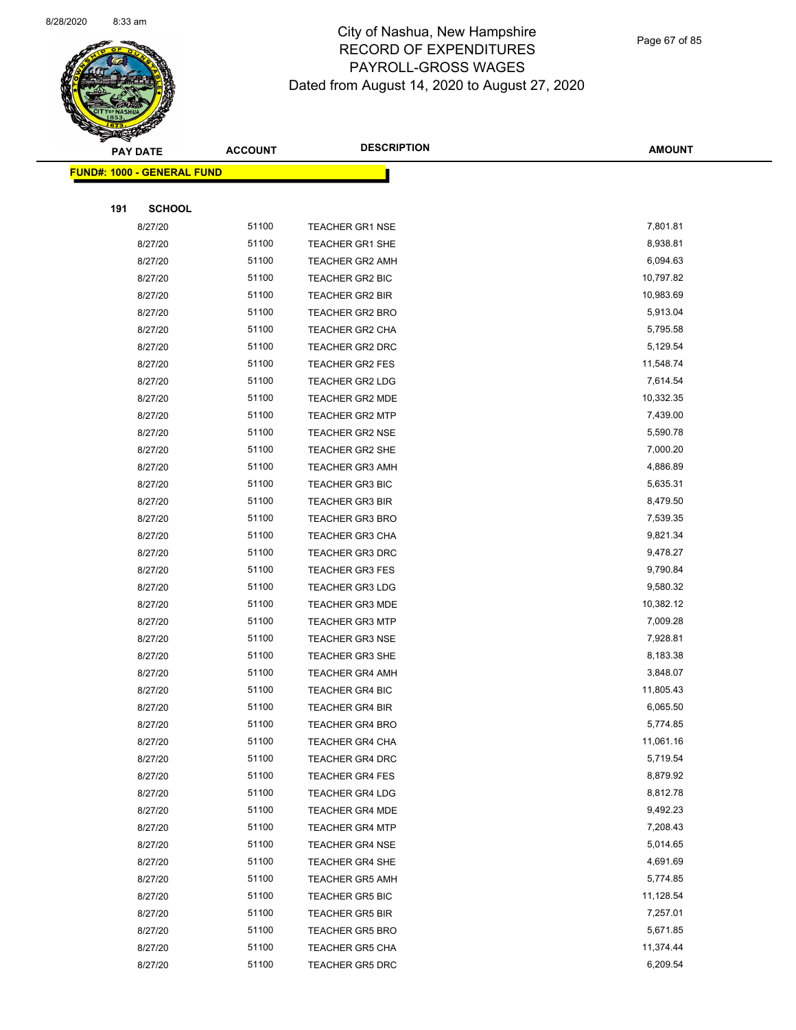# City of Nashua, New Hampshire
## RECORD OF EXPENDITURES
## PAYROLL-GROSS WAGES
## Dated from August 14, 2020 to August 27, 2020

| PAY DATE | ACCOUNT | DESCRIPTION | AMOUNT |
|---|---|---|---|

**FUND#: 1000 - GENERAL FUND**

**191 SCHOOL**

| PAY DATE | ACCOUNT | DESCRIPTION | AMOUNT |
|---|---|---|---|
| 8/27/20 | 51100 | TEACHER GR1 NSE | 7,801.81 |
| 8/27/20 | 51100 | TEACHER GR1 SHE | 8,938.81 |
| 8/27/20 | 51100 | TEACHER GR2 AMH | 6,094.63 |
| 8/27/20 | 51100 | TEACHER GR2 BIC | 10,797.82 |
| 8/27/20 | 51100 | TEACHER GR2 BIR | 10,983.69 |
| 8/27/20 | 51100 | TEACHER GR2 BRO | 5,913.04 |
| 8/27/20 | 51100 | TEACHER GR2 CHA | 5,795.58 |
| 8/27/20 | 51100 | TEACHER GR2 DRC | 5,129.54 |
| 8/27/20 | 51100 | TEACHER GR2 FES | 11,548.74 |
| 8/27/20 | 51100 | TEACHER GR2 LDG | 7,614.54 |
| 8/27/20 | 51100 | TEACHER GR2 MDE | 10,332.35 |
| 8/27/20 | 51100 | TEACHER GR2 MTP | 7,439.00 |
| 8/27/20 | 51100 | TEACHER GR2 NSE | 5,590.78 |
| 8/27/20 | 51100 | TEACHER GR2 SHE | 7,000.20 |
| 8/27/20 | 51100 | TEACHER GR3 AMH | 4,886.89 |
| 8/27/20 | 51100 | TEACHER GR3 BIC | 5,635.31 |
| 8/27/20 | 51100 | TEACHER GR3 BIR | 8,479.50 |
| 8/27/20 | 51100 | TEACHER GR3 BRO | 7,539.35 |
| 8/27/20 | 51100 | TEACHER GR3 CHA | 9,821.34 |
| 8/27/20 | 51100 | TEACHER GR3 DRC | 9,478.27 |
| 8/27/20 | 51100 | TEACHER GR3 FES | 9,790.84 |
| 8/27/20 | 51100 | TEACHER GR3 LDG | 9,580.32 |
| 8/27/20 | 51100 | TEACHER GR3 MDE | 10,382.12 |
| 8/27/20 | 51100 | TEACHER GR3 MTP | 7,009.28 |
| 8/27/20 | 51100 | TEACHER GR3 NSE | 7,928.81 |
| 8/27/20 | 51100 | TEACHER GR3 SHE | 8,183.38 |
| 8/27/20 | 51100 | TEACHER GR4 AMH | 3,848.07 |
| 8/27/20 | 51100 | TEACHER GR4 BIC | 11,805.43 |
| 8/27/20 | 51100 | TEACHER GR4 BIR | 6,065.50 |
| 8/27/20 | 51100 | TEACHER GR4 BRO | 5,774.85 |
| 8/27/20 | 51100 | TEACHER GR4 CHA | 11,061.16 |
| 8/27/20 | 51100 | TEACHER GR4 DRC | 5,719.54 |
| 8/27/20 | 51100 | TEACHER GR4 FES | 8,879.92 |
| 8/27/20 | 51100 | TEACHER GR4 LDG | 8,812.78 |
| 8/27/20 | 51100 | TEACHER GR4 MDE | 9,492.23 |
| 8/27/20 | 51100 | TEACHER GR4 MTP | 7,208.43 |
| 8/27/20 | 51100 | TEACHER GR4 NSE | 5,014.65 |
| 8/27/20 | 51100 | TEACHER GR4 SHE | 4,691.69 |
| 8/27/20 | 51100 | TEACHER GR5 AMH | 5,774.85 |
| 8/27/20 | 51100 | TEACHER GR5 BIC | 11,128.54 |
| 8/27/20 | 51100 | TEACHER GR5 BIR | 7,257.01 |
| 8/27/20 | 51100 | TEACHER GR5 BRO | 5,671.85 |
| 8/27/20 | 51100 | TEACHER GR5 CHA | 11,374.44 |
| 8/27/20 | 51100 | TEACHER GR5 DRC | 6,209.54 |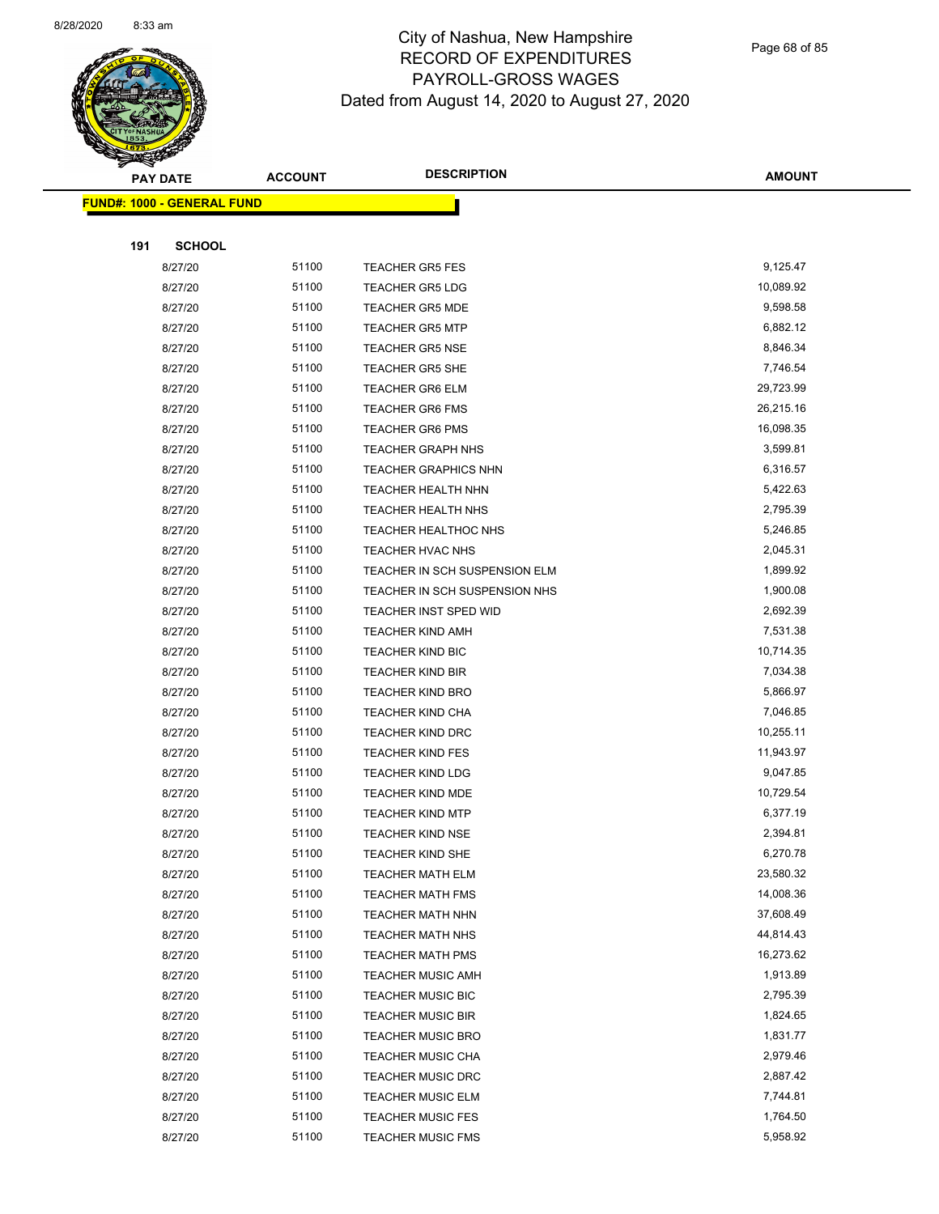# City of Nashua, New Hampshire
## RECORD OF EXPENDITURES
## PAYROLL-GROSS WAGES
### Dated from August 14, 2020 to August 27, 2020

| PAY DATE | ACCOUNT | DESCRIPTION | AMOUNT |
|---|---|---|---|

**FUND#: 1000 - GENERAL FUND**

**191 SCHOOL**

| PAY DATE | ACCOUNT | DESCRIPTION | AMOUNT |
|---|---|---|---|
| 8/27/20 | 51100 | TEACHER GR5 FES | 9,125.47 |
| 8/27/20 | 51100 | TEACHER GR5 LDG | 10,089.92 |
| 8/27/20 | 51100 | TEACHER GR5 MDE | 9,598.58 |
| 8/27/20 | 51100 | TEACHER GR5 MTP | 6,882.12 |
| 8/27/20 | 51100 | TEACHER GR5 NSE | 8,846.34 |
| 8/27/20 | 51100 | TEACHER GR5 SHE | 7,746.54 |
| 8/27/20 | 51100 | TEACHER GR6 ELM | 29,723.99 |
| 8/27/20 | 51100 | TEACHER GR6 FMS | 26,215.16 |
| 8/27/20 | 51100 | TEACHER GR6 PMS | 16,098.35 |
| 8/27/20 | 51100 | TEACHER GRAPH NHS | 3,599.81 |
| 8/27/20 | 51100 | TEACHER GRAPHICS NHN | 6,316.57 |
| 8/27/20 | 51100 | TEACHER HEALTH NHN | 5,422.63 |
| 8/27/20 | 51100 | TEACHER HEALTH NHS | 2,795.39 |
| 8/27/20 | 51100 | TEACHER HEALTHOC NHS | 5,246.85 |
| 8/27/20 | 51100 | TEACHER HVAC NHS | 2,045.31 |
| 8/27/20 | 51100 | TEACHER IN SCH SUSPENSION ELM | 1,899.92 |
| 8/27/20 | 51100 | TEACHER IN SCH SUSPENSION NHS | 1,900.08 |
| 8/27/20 | 51100 | TEACHER INST SPED WID | 2,692.39 |
| 8/27/20 | 51100 | TEACHER KIND AMH | 7,531.38 |
| 8/27/20 | 51100 | TEACHER KIND BIC | 10,714.35 |
| 8/27/20 | 51100 | TEACHER KIND BIR | 7,034.38 |
| 8/27/20 | 51100 | TEACHER KIND BRO | 5,866.97 |
| 8/27/20 | 51100 | TEACHER KIND CHA | 7,046.85 |
| 8/27/20 | 51100 | TEACHER KIND DRC | 10,255.11 |
| 8/27/20 | 51100 | TEACHER KIND FES | 11,943.97 |
| 8/27/20 | 51100 | TEACHER KIND LDG | 9,047.85 |
| 8/27/20 | 51100 | TEACHER KIND MDE | 10,729.54 |
| 8/27/20 | 51100 | TEACHER KIND MTP | 6,377.19 |
| 8/27/20 | 51100 | TEACHER KIND NSE | 2,394.81 |
| 8/27/20 | 51100 | TEACHER KIND SHE | 6,270.78 |
| 8/27/20 | 51100 | TEACHER MATH ELM | 23,580.32 |
| 8/27/20 | 51100 | TEACHER MATH FMS | 14,008.36 |
| 8/27/20 | 51100 | TEACHER MATH NHN | 37,608.49 |
| 8/27/20 | 51100 | TEACHER MATH NHS | 44,814.43 |
| 8/27/20 | 51100 | TEACHER MATH PMS | 16,273.62 |
| 8/27/20 | 51100 | TEACHER MUSIC AMH | 1,913.89 |
| 8/27/20 | 51100 | TEACHER MUSIC BIC | 2,795.39 |
| 8/27/20 | 51100 | TEACHER MUSIC BIR | 1,824.65 |
| 8/27/20 | 51100 | TEACHER MUSIC BRO | 1,831.77 |
| 8/27/20 | 51100 | TEACHER MUSIC CHA | 2,979.46 |
| 8/27/20 | 51100 | TEACHER MUSIC DRC | 2,887.42 |
| 8/27/20 | 51100 | TEACHER MUSIC ELM | 7,744.81 |
| 8/27/20 | 51100 | TEACHER MUSIC FES | 1,764.50 |
| 8/27/20 | 51100 | TEACHER MUSIC FMS | 5,958.92 |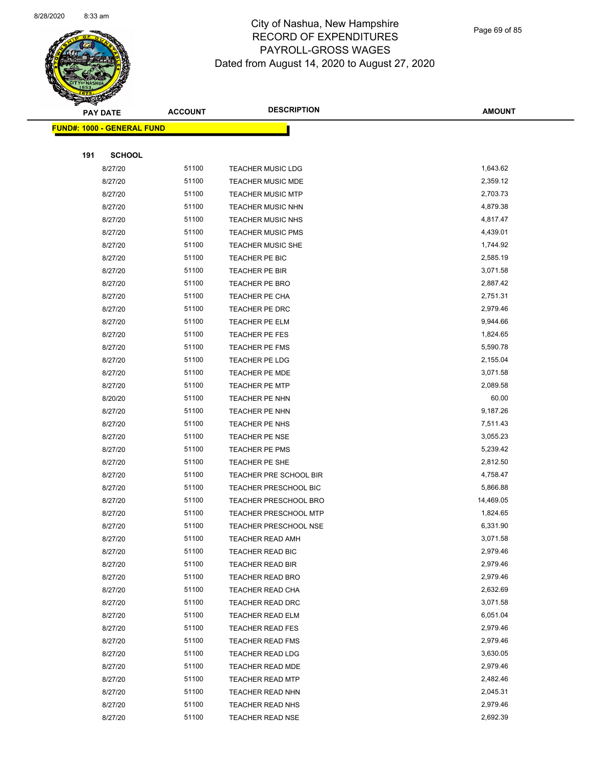# City of Nashua, New Hampshire
## RECORD OF EXPENDITURES
## PAYROLL-GROSS WAGES
## Dated from August 14, 2020 to August 27, 2020

| PAY DATE | ACCOUNT | DESCRIPTION | AMOUNT |
|---|---|---|---|
| **FUND#: 1000 - GENERAL FUND** | | | |
| **191 SCHOOL** | | | |
| 8/27/20 | 51100 | TEACHER MUSIC LDG | 1,643.62 |
| 8/27/20 | 51100 | TEACHER MUSIC MDE | 2,359.12 |
| 8/27/20 | 51100 | TEACHER MUSIC MTP | 2,703.73 |
| 8/27/20 | 51100 | TEACHER MUSIC NHN | 4,879.38 |
| 8/27/20 | 51100 | TEACHER MUSIC NHS | 4,817.47 |
| 8/27/20 | 51100 | TEACHER MUSIC PMS | 4,439.01 |
| 8/27/20 | 51100 | TEACHER MUSIC SHE | 1,744.92 |
| 8/27/20 | 51100 | TEACHER PE BIC | 2,585.19 |
| 8/27/20 | 51100 | TEACHER PE BIR | 3,071.58 |
| 8/27/20 | 51100 | TEACHER PE BRO | 2,887.42 |
| 8/27/20 | 51100 | TEACHER PE CHA | 2,751.31 |
| 8/27/20 | 51100 | TEACHER PE DRC | 2,979.46 |
| 8/27/20 | 51100 | TEACHER PE ELM | 9,944.66 |
| 8/27/20 | 51100 | TEACHER PE FES | 1,824.65 |
| 8/27/20 | 51100 | TEACHER PE FMS | 5,590.78 |
| 8/27/20 | 51100 | TEACHER PE LDG | 2,155.04 |
| 8/27/20 | 51100 | TEACHER PE MDE | 3,071.58 |
| 8/27/20 | 51100 | TEACHER PE MTP | 2,089.58 |
| 8/20/20 | 51100 | TEACHER PE NHN | 60.00 |
| 8/27/20 | 51100 | TEACHER PE NHN | 9,187.26 |
| 8/27/20 | 51100 | TEACHER PE NHS | 7,511.43 |
| 8/27/20 | 51100 | TEACHER PE NSE | 3,055.23 |
| 8/27/20 | 51100 | TEACHER PE PMS | 5,239.42 |
| 8/27/20 | 51100 | TEACHER PE SHE | 2,812.50 |
| 8/27/20 | 51100 | TEACHER PRE SCHOOL BIR | 4,758.47 |
| 8/27/20 | 51100 | TEACHER PRESCHOOL BIC | 5,866.88 |
| 8/27/20 | 51100 | TEACHER PRESCHOOL BRO | 14,469.05 |
| 8/27/20 | 51100 | TEACHER PRESCHOOL MTP | 1,824.65 |
| 8/27/20 | 51100 | TEACHER PRESCHOOL NSE | 6,331.90 |
| 8/27/20 | 51100 | TEACHER READ AMH | 3,071.58 |
| 8/27/20 | 51100 | TEACHER READ BIC | 2,979.46 |
| 8/27/20 | 51100 | TEACHER READ BIR | 2,979.46 |
| 8/27/20 | 51100 | TEACHER READ BRO | 2,979.46 |
| 8/27/20 | 51100 | TEACHER READ CHA | 2,632.69 |
| 8/27/20 | 51100 | TEACHER READ DRC | 3,071.58 |
| 8/27/20 | 51100 | TEACHER READ ELM | 6,051.04 |
| 8/27/20 | 51100 | TEACHER READ FES | 2,979.46 |
| 8/27/20 | 51100 | TEACHER READ FMS | 2,979.46 |
| 8/27/20 | 51100 | TEACHER READ LDG | 3,630.05 |
| 8/27/20 | 51100 | TEACHER READ MDE | 2,979.46 |
| 8/27/20 | 51100 | TEACHER READ MTP | 2,482.46 |
| 8/27/20 | 51100 | TEACHER READ NHN | 2,045.31 |
| 8/27/20 | 51100 | TEACHER READ NHS | 2,979.46 |
| 8/27/20 | 51100 | TEACHER READ NSE | 2,692.39 |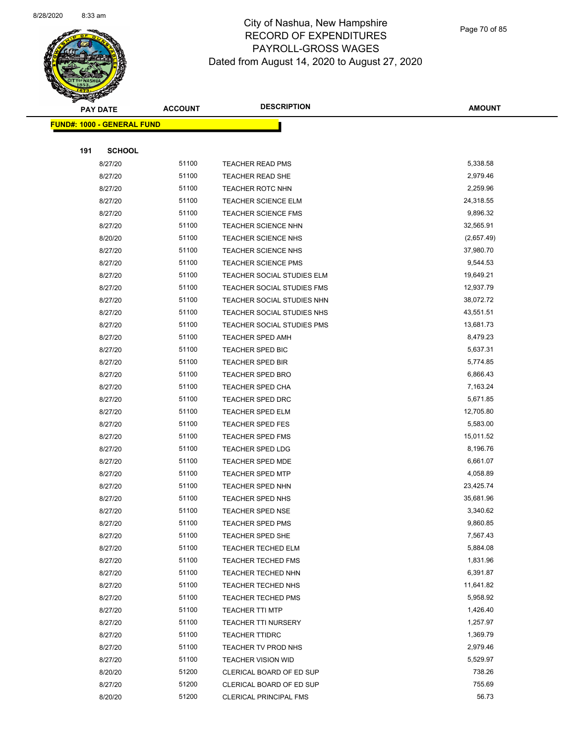City of Nashua, New Hampshire
RECORD OF EXPENDITURES
PAYROLL-GROSS WAGES
Dated from August 14, 2020 to August 27, 2020

| PAY DATE | ACCOUNT | DESCRIPTION | AMOUNT |
|---|---|---|---|
| **FUND#: 1000 - GENERAL FUND** | | | |
| **191 SCHOOL** | | | |
| 8/27/20 | 51100 | TEACHER READ PMS | 5,338.58 |
| 8/27/20 | 51100 | TEACHER READ SHE | 2,979.46 |
| 8/27/20 | 51100 | TEACHER ROTC NHN | 2,259.96 |
| 8/27/20 | 51100 | TEACHER SCIENCE ELM | 24,318.55 |
| 8/27/20 | 51100 | TEACHER SCIENCE FMS | 9,896.32 |
| 8/27/20 | 51100 | TEACHER SCIENCE NHN | 32,565.91 |
| 8/20/20 | 51100 | TEACHER SCIENCE NHS | (2,657.49) |
| 8/27/20 | 51100 | TEACHER SCIENCE NHS | 37,980.70 |
| 8/27/20 | 51100 | TEACHER SCIENCE PMS | 9,544.53 |
| 8/27/20 | 51100 | TEACHER SOCIAL STUDIES ELM | 19,649.21 |
| 8/27/20 | 51100 | TEACHER SOCIAL STUDIES FMS | 12,937.79 |
| 8/27/20 | 51100 | TEACHER SOCIAL STUDIES NHN | 38,072.72 |
| 8/27/20 | 51100 | TEACHER SOCIAL STUDIES NHS | 43,551.51 |
| 8/27/20 | 51100 | TEACHER SOCIAL STUDIES PMS | 13,681.73 |
| 8/27/20 | 51100 | TEACHER SPED AMH | 8,479.23 |
| 8/27/20 | 51100 | TEACHER SPED BIC | 5,637.31 |
| 8/27/20 | 51100 | TEACHER SPED BIR | 5,774.85 |
| 8/27/20 | 51100 | TEACHER SPED BRO | 6,866.43 |
| 8/27/20 | 51100 | TEACHER SPED CHA | 7,163.24 |
| 8/27/20 | 51100 | TEACHER SPED DRC | 5,671.85 |
| 8/27/20 | 51100 | TEACHER SPED ELM | 12,705.80 |
| 8/27/20 | 51100 | TEACHER SPED FES | 5,583.00 |
| 8/27/20 | 51100 | TEACHER SPED FMS | 15,011.52 |
| 8/27/20 | 51100 | TEACHER SPED LDG | 8,196.76 |
| 8/27/20 | 51100 | TEACHER SPED MDE | 6,661.07 |
| 8/27/20 | 51100 | TEACHER SPED MTP | 4,058.89 |
| 8/27/20 | 51100 | TEACHER SPED NHN | 23,425.74 |
| 8/27/20 | 51100 | TEACHER SPED NHS | 35,681.96 |
| 8/27/20 | 51100 | TEACHER SPED NSE | 3,340.62 |
| 8/27/20 | 51100 | TEACHER SPED PMS | 9,860.85 |
| 8/27/20 | 51100 | TEACHER SPED SHE | 7,567.43 |
| 8/27/20 | 51100 | TEACHER TECHED ELM | 5,884.08 |
| 8/27/20 | 51100 | TEACHER TECHED FMS | 1,831.96 |
| 8/27/20 | 51100 | TEACHER TECHED NHN | 6,391.87 |
| 8/27/20 | 51100 | TEACHER TECHED NHS | 11,641.82 |
| 8/27/20 | 51100 | TEACHER TECHED PMS | 5,958.92 |
| 8/27/20 | 51100 | TEACHER TTI MTP | 1,426.40 |
| 8/27/20 | 51100 | TEACHER TTI NURSERY | 1,257.97 |
| 8/27/20 | 51100 | TEACHER TTIDRC | 1,369.79 |
| 8/27/20 | 51100 | TEACHER TV PROD NHS | 2,979.46 |
| 8/27/20 | 51100 | TEACHER VISION WID | 5,529.97 |
| 8/20/20 | 51200 | CLERICAL BOARD OF ED SUP | 738.26 |
| 8/27/20 | 51200 | CLERICAL BOARD OF ED SUP | 755.69 |
| 8/20/20 | 51200 | CLERICAL PRINCIPAL FMS | 56.73 |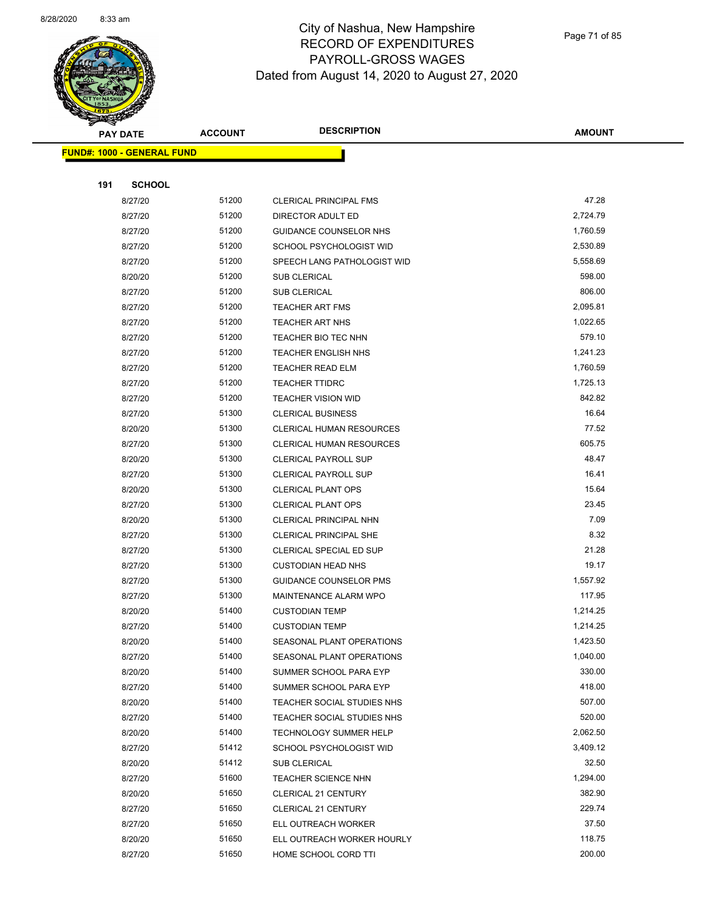# City of Nashua, New Hampshire
## RECORD OF EXPENDITURES
## PAYROLL-GROSS WAGES
## Dated from August 14, 2020 to August 27, 2020

**FUND#: 1000 - GENERAL FUND**

**191 SCHOOL**

| PAY DATE | ACCOUNT | DESCRIPTION | AMOUNT |
|---|---|---|---|
| 8/27/20 | 51200 | CLERICAL PRINCIPAL FMS | 47.28 |
| 8/27/20 | 51200 | DIRECTOR ADULT ED | 2,724.79 |
| 8/27/20 | 51200 | GUIDANCE COUNSELOR NHS | 1,760.59 |
| 8/27/20 | 51200 | SCHOOL PSYCHOLOGIST WID | 2,530.89 |
| 8/27/20 | 51200 | SPEECH LANG PATHOLOGIST WID | 5,558.69 |
| 8/20/20 | 51200 | SUB CLERICAL | 598.00 |
| 8/27/20 | 51200 | SUB CLERICAL | 806.00 |
| 8/27/20 | 51200 | TEACHER ART FMS | 2,095.81 |
| 8/27/20 | 51200 | TEACHER ART NHS | 1,022.65 |
| 8/27/20 | 51200 | TEACHER BIO TEC NHN | 579.10 |
| 8/27/20 | 51200 | TEACHER ENGLISH NHS | 1,241.23 |
| 8/27/20 | 51200 | TEACHER READ ELM | 1,760.59 |
| 8/27/20 | 51200 | TEACHER TTIDRC | 1,725.13 |
| 8/27/20 | 51200 | TEACHER VISION WID | 842.82 |
| 8/27/20 | 51300 | CLERICAL BUSINESS | 16.64 |
| 8/20/20 | 51300 | CLERICAL HUMAN RESOURCES | 77.52 |
| 8/27/20 | 51300 | CLERICAL HUMAN RESOURCES | 605.75 |
| 8/20/20 | 51300 | CLERICAL PAYROLL SUP | 48.47 |
| 8/27/20 | 51300 | CLERICAL PAYROLL SUP | 16.41 |
| 8/20/20 | 51300 | CLERICAL PLANT OPS | 15.64 |
| 8/27/20 | 51300 | CLERICAL PLANT OPS | 23.45 |
| 8/20/20 | 51300 | CLERICAL PRINCIPAL NHN | 7.09 |
| 8/27/20 | 51300 | CLERICAL PRINCIPAL SHE | 8.32 |
| 8/27/20 | 51300 | CLERICAL SPECIAL ED SUP | 21.28 |
| 8/27/20 | 51300 | CUSTODIAN HEAD NHS | 19.17 |
| 8/27/20 | 51300 | GUIDANCE COUNSELOR PMS | 1,557.92 |
| 8/27/20 | 51300 | MAINTENANCE ALARM WPO | 117.95 |
| 8/20/20 | 51400 | CUSTODIAN TEMP | 1,214.25 |
| 8/27/20 | 51400 | CUSTODIAN TEMP | 1,214.25 |
| 8/20/20 | 51400 | SEASONAL PLANT OPERATIONS | 1,423.50 |
| 8/27/20 | 51400 | SEASONAL PLANT OPERATIONS | 1,040.00 |
| 8/20/20 | 51400 | SUMMER SCHOOL PARA EYP | 330.00 |
| 8/27/20 | 51400 | SUMMER SCHOOL PARA EYP | 418.00 |
| 8/20/20 | 51400 | TEACHER SOCIAL STUDIES NHS | 507.00 |
| 8/27/20 | 51400 | TEACHER SOCIAL STUDIES NHS | 520.00 |
| 8/20/20 | 51400 | TECHNOLOGY SUMMER HELP | 2,062.50 |
| 8/27/20 | 51412 | SCHOOL PSYCHOLOGIST WID | 3,409.12 |
| 8/20/20 | 51412 | SUB CLERICAL | 32.50 |
| 8/27/20 | 51600 | TEACHER SCIENCE NHN | 1,294.00 |
| 8/20/20 | 51650 | CLERICAL 21 CENTURY | 382.90 |
| 8/27/20 | 51650 | CLERICAL 21 CENTURY | 229.74 |
| 8/27/20 | 51650 | ELL OUTREACH WORKER | 37.50 |
| 8/20/20 | 51650 | ELL OUTREACH WORKER HOURLY | 118.75 |
| 8/27/20 | 51650 | HOME SCHOOL CORD TTI | 200.00 |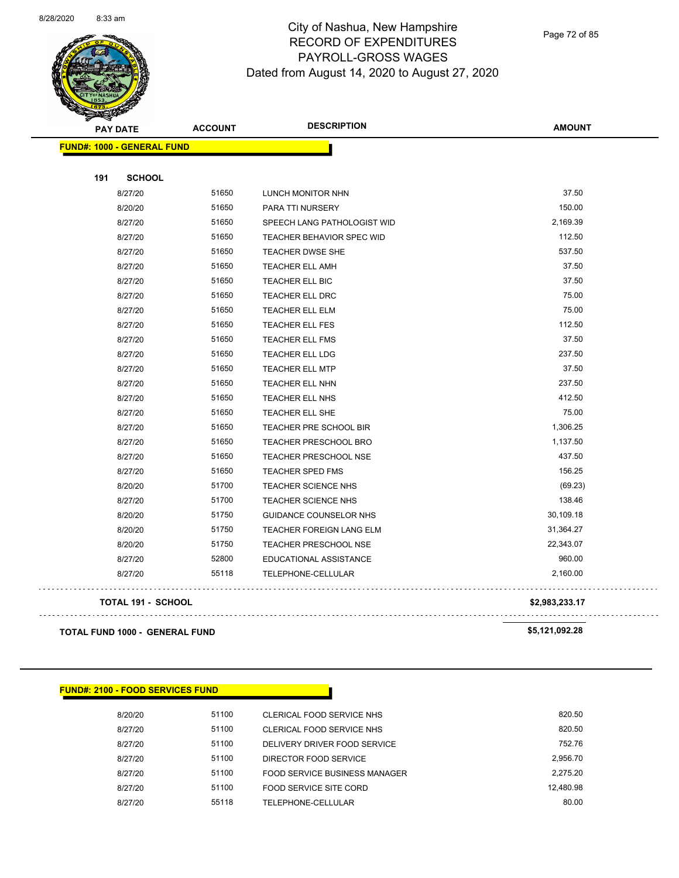# City of Nashua, New Hampshire
## RECORD OF EXPENDITURES
## PAYROLL-GROSS WAGES
### Dated from August 14, 2020 to August 27, 2020

| PAY DATE | ACCOUNT | DESCRIPTION | AMOUNT |
|---|---|---|---|
| **FUND#: 1000 - GENERAL FUND** | | | |
| **191 SCHOOL** | | | |
| 8/27/20 | 51650 | LUNCH MONITOR NHN | 37.50 |
| 8/20/20 | 51650 | PARA TTI NURSERY | 150.00 |
| 8/27/20 | 51650 | SPEECH LANG PATHOLOGIST WID | 2,169.39 |
| 8/27/20 | 51650 | TEACHER BEHAVIOR SPEC WID | 112.50 |
| 8/27/20 | 51650 | TEACHER DWSE SHE | 537.50 |
| 8/27/20 | 51650 | TEACHER ELL AMH | 37.50 |
| 8/27/20 | 51650 | TEACHER ELL BIC | 37.50 |
| 8/27/20 | 51650 | TEACHER ELL DRC | 75.00 |
| 8/27/20 | 51650 | TEACHER ELL ELM | 75.00 |
| 8/27/20 | 51650 | TEACHER ELL FES | 112.50 |
| 8/27/20 | 51650 | TEACHER ELL FMS | 37.50 |
| 8/27/20 | 51650 | TEACHER ELL LDG | 237.50 |
| 8/27/20 | 51650 | TEACHER ELL MTP | 37.50 |
| 8/27/20 | 51650 | TEACHER ELL NHN | 237.50 |
| 8/27/20 | 51650 | TEACHER ELL NHS | 412.50 |
| 8/27/20 | 51650 | TEACHER ELL SHE | 75.00 |
| 8/27/20 | 51650 | TEACHER PRE SCHOOL BIR | 1,306.25 |
| 8/27/20 | 51650 | TEACHER PRESCHOOL BRO | 1,137.50 |
| 8/27/20 | 51650 | TEACHER PRESCHOOL NSE | 437.50 |
| 8/27/20 | 51650 | TEACHER SPED FMS | 156.25 |
| 8/20/20 | 51700 | TEACHER SCIENCE NHS | (69.23) |
| 8/27/20 | 51700 | TEACHER SCIENCE NHS | 138.46 |
| 8/20/20 | 51750 | GUIDANCE COUNSELOR NHS | 30,109.18 |
| 8/20/20 | 51750 | TEACHER FOREIGN LANG ELM | 31,364.27 |
| 8/20/20 | 51750 | TEACHER PRESCHOOL NSE | 22,343.07 |
| 8/27/20 | 52800 | EDUCATIONAL ASSISTANCE | 960.00 |
| 8/27/20 | 55118 | TELEPHONE-CELLULAR | 2,160.00 |
| **TOTAL 191 - SCHOOL** | | | **$2,983,233.17** |
| **TOTAL FUND 1000 - GENERAL FUND** | | | **$5,121,092.28** |

| PAY DATE | ACCOUNT | DESCRIPTION | AMOUNT |
|---|---|---|---|
| **FUND#: 2100 - FOOD SERVICES FUND** | | | |
| 8/20/20 | 51100 | CLERICAL FOOD SERVICE NHS | 820.50 |
| 8/27/20 | 51100 | CLERICAL FOOD SERVICE NHS | 820.50 |
| 8/27/20 | 51100 | DELIVERY DRIVER FOOD SERVICE | 752.76 |
| 8/27/20 | 51100 | DIRECTOR FOOD SERVICE | 2,956.70 |
| 8/27/20 | 51100 | FOOD SERVICE BUSINESS MANAGER | 2,275.20 |
| 8/27/20 | 51100 | FOOD SERVICE SITE CORD | 12,480.98 |
| 8/27/20 | 55118 | TELEPHONE-CELLULAR | 80.00 |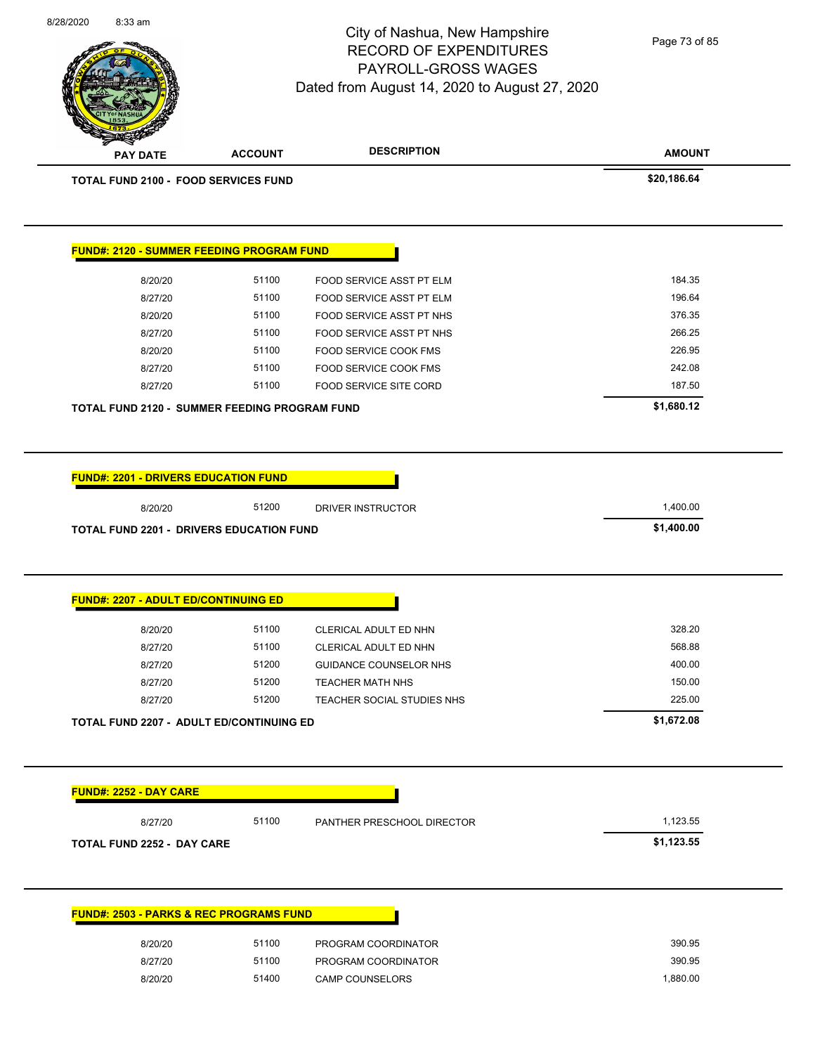# City of Nashua, New Hampshire
## RECORD OF EXPENDITURES
## PAYROLL-GROSS WAGES
### Dated from August 14, 2020 to August 27, 2020

| PAY DATE | ACCOUNT | DESCRIPTION | AMOUNT |
|---|---|---|---|
| **TOTAL FUND 2100 - FOOD SERVICES FUND** | | | **$20,186.64** |

**FUND#: 2120 - SUMMER FEEDING PROGRAM FUND**

| PAY DATE | ACCOUNT | DESCRIPTION | AMOUNT |
|---|---|---|---|
| 8/20/20 | 51100 | FOOD SERVICE ASST PT ELM | 184.35 |
| 8/27/20 | 51100 | FOOD SERVICE ASST PT ELM | 196.64 |
| 8/20/20 | 51100 | FOOD SERVICE ASST PT NHS | 376.35 |
| 8/27/20 | 51100 | FOOD SERVICE ASST PT NHS | 266.25 |
| 8/20/20 | 51100 | FOOD SERVICE COOK FMS | 226.95 |
| 8/27/20 | 51100 | FOOD SERVICE COOK FMS | 242.08 |
| 8/27/20 | 51100 | FOOD SERVICE SITE CORD | 187.50 |
| **TOTAL FUND 2120 - SUMMER FEEDING PROGRAM FUND** | | | **$1,680.12** |

**FUND#: 2201 - DRIVERS EDUCATION FUND**

| PAY DATE | ACCOUNT | DESCRIPTION | AMOUNT |
|---|---|---|---|
| 8/20/20 | 51200 | DRIVER INSTRUCTOR | 1,400.00 |
| **TOTAL FUND 2201 - DRIVERS EDUCATION FUND** | | | **$1,400.00** |

**FUND#: 2207 - ADULT ED/CONTINUING ED**

| PAY DATE | ACCOUNT | DESCRIPTION | AMOUNT |
|---|---|---|---|
| 8/20/20 | 51100 | CLERICAL ADULT ED NHN | 328.20 |
| 8/27/20 | 51100 | CLERICAL ADULT ED NHN | 568.88 |
| 8/27/20 | 51200 | GUIDANCE COUNSELOR NHS | 400.00 |
| 8/27/20 | 51200 | TEACHER MATH NHS | 150.00 |
| 8/27/20 | 51200 | TEACHER SOCIAL STUDIES NHS | 225.00 |
| **TOTAL FUND 2207 - ADULT ED/CONTINUING ED** | | | **$1,672.08** |

**FUND#: 2252 - DAY CARE**

| PAY DATE | ACCOUNT | DESCRIPTION | AMOUNT |
|---|---|---|---|
| 8/27/20 | 51100 | PANTHER PRESCHOOL DIRECTOR | 1,123.55 |
| **TOTAL FUND 2252 - DAY CARE** | | | **$1,123.55** |

**FUND#: 2503 - PARKS & REC PROGRAMS FUND**

| PAY DATE | ACCOUNT | DESCRIPTION | AMOUNT |
|---|---|---|---|
| 8/20/20 | 51100 | PROGRAM COORDINATOR | 390.95 |
| 8/27/20 | 51100 | PROGRAM COORDINATOR | 390.95 |
| 8/20/20 | 51400 | CAMP COUNSELORS | 1,880.00 |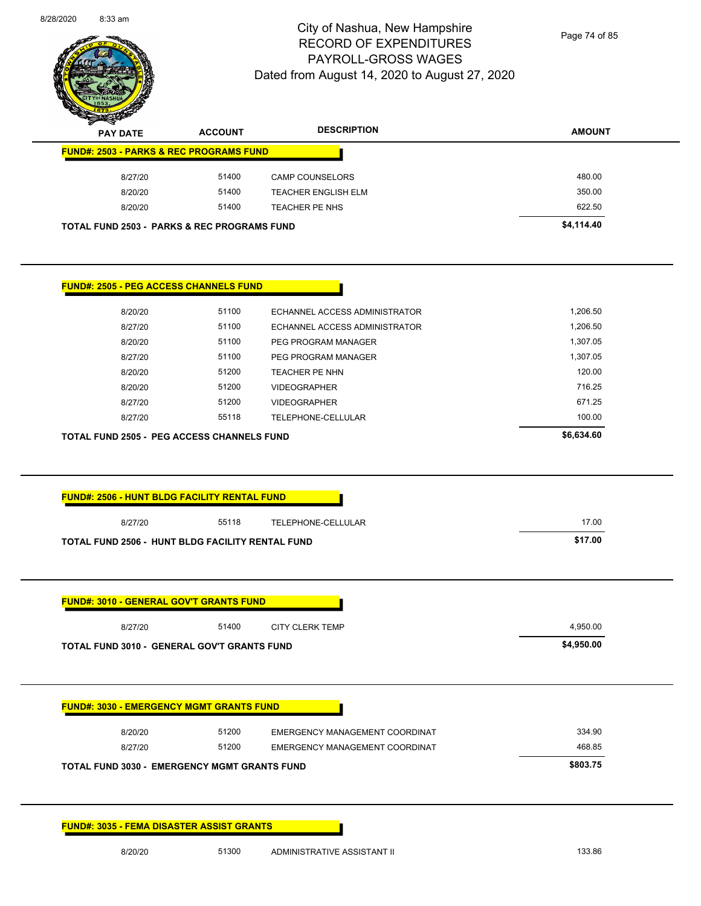# City of Nashua, New Hampshire
## RECORD OF EXPENDITURES
## PAYROLL-GROSS WAGES
## Dated from August 14, 2020 to August 27, 2020

| PAY DATE | ACCOUNT | DESCRIPTION | AMOUNT |
|---|---|---|---|
| **FUND#: 2503 - PARKS & REC PROGRAMS FUND** | | | |
| 8/27/20 | 51400 | CAMP COUNSELORS | 480.00 |
| 8/20/20 | 51400 | TEACHER ENGLISH ELM | 350.00 |
| 8/20/20 | 51400 | TEACHER PE NHS | 622.50 |
| **TOTAL FUND 2503 - PARKS & REC PROGRAMS FUND** | | | **$4,114.40** |

| PAY DATE | ACCOUNT | DESCRIPTION | AMOUNT |
|---|---|---|---|
| **FUND#: 2505 - PEG ACCESS CHANNELS FUND** | | | |
| 8/20/20 | 51100 | ECHANNEL ACCESS ADMINISTRATOR | 1,206.50 |
| 8/27/20 | 51100 | ECHANNEL ACCESS ADMINISTRATOR | 1,206.50 |
| 8/20/20 | 51100 | PEG PROGRAM MANAGER | 1,307.05 |
| 8/27/20 | 51100 | PEG PROGRAM MANAGER | 1,307.05 |
| 8/20/20 | 51200 | TEACHER PE NHN | 120.00 |
| 8/20/20 | 51200 | VIDEOGRAPHER | 716.25 |
| 8/27/20 | 51200 | VIDEOGRAPHER | 671.25 |
| 8/27/20 | 55118 | TELEPHONE-CELLULAR | 100.00 |
| **TOTAL FUND 2505 - PEG ACCESS CHANNELS FUND** | | | **$6,634.60** |

| PAY DATE | ACCOUNT | DESCRIPTION | AMOUNT |
|---|---|---|---|
| **FUND#: 2506 - HUNT BLDG FACILITY RENTAL FUND** | | | |
| 8/27/20 | 55118 | TELEPHONE-CELLULAR | 17.00 |
| **TOTAL FUND 2506 - HUNT BLDG FACILITY RENTAL FUND** | | | **$17.00** |

| PAY DATE | ACCOUNT | DESCRIPTION | AMOUNT |
|---|---|---|---|
| **FUND#: 3010 - GENERAL GOV'T GRANTS FUND** | | | |
| 8/27/20 | 51400 | CITY CLERK TEMP | 4,950.00 |
| **TOTAL FUND 3010 - GENERAL GOV'T GRANTS FUND** | | | **$4,950.00** |

| PAY DATE | ACCOUNT | DESCRIPTION | AMOUNT |
|---|---|---|---|
| **FUND#: 3030 - EMERGENCY MGMT GRANTS FUND** | | | |
| 8/20/20 | 51200 | EMERGENCY MANAGEMENT COORDINAT | 334.90 |
| 8/27/20 | 51200 | EMERGENCY MANAGEMENT COORDINAT | 468.85 |
| **TOTAL FUND 3030 - EMERGENCY MGMT GRANTS FUND** | | | **$803.75** |

| PAY DATE | ACCOUNT | DESCRIPTION | AMOUNT |
|---|---|---|---|
| **FUND#: 3035 - FEMA DISASTER ASSIST GRANTS** | | | |
| 8/20/20 | 51300 | ADMINISTRATIVE ASSISTANT II | 133.86 |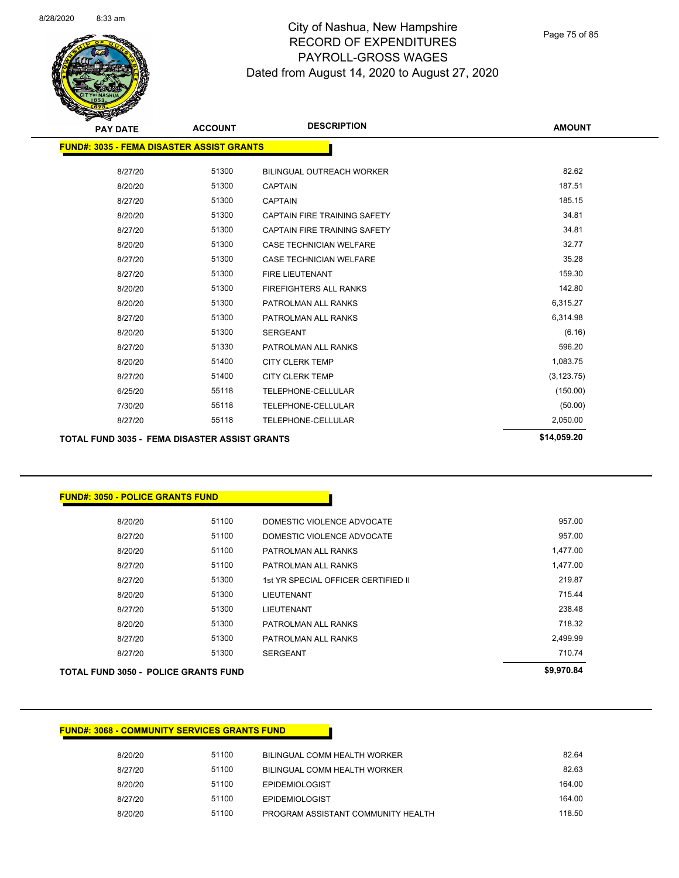# City of Nashua, New Hampshire
# RECORD OF EXPENDITURES
# PAYROLL-GROSS WAGES
# Dated from August 14, 2020 to August 27, 2020

## FUND#: 3035 - FEMA DISASTER ASSIST GRANTS

| PAY DATE | ACCOUNT | DESCRIPTION | AMOUNT |
|---|---|---|---|
| 8/27/20 | 51300 | BILINGUAL OUTREACH WORKER | 82.62 |
| 8/20/20 | 51300 | CAPTAIN | 187.51 |
| 8/27/20 | 51300 | CAPTAIN | 185.15 |
| 8/20/20 | 51300 | CAPTAIN FIRE TRAINING SAFETY | 34.81 |
| 8/27/20 | 51300 | CAPTAIN FIRE TRAINING SAFETY | 34.81 |
| 8/20/20 | 51300 | CASE TECHNICIAN WELFARE | 32.77 |
| 8/27/20 | 51300 | CASE TECHNICIAN WELFARE | 35.28 |
| 8/27/20 | 51300 | FIRE LIEUTENANT | 159.30 |
| 8/20/20 | 51300 | FIREFIGHTERS ALL RANKS | 142.80 |
| 8/20/20 | 51300 | PATROLMAN ALL RANKS | 6,315.27 |
| 8/27/20 | 51300 | PATROLMAN ALL RANKS | 6,314.98 |
| 8/20/20 | 51300 | SERGEANT | (6.16) |
| 8/27/20 | 51330 | PATROLMAN ALL RANKS | 596.20 |
| 8/20/20 | 51400 | CITY CLERK TEMP | 1,083.75 |
| 8/27/20 | 51400 | CITY CLERK TEMP | (3,123.75) |
| 6/25/20 | 55118 | TELEPHONE-CELLULAR | (150.00) |
| 7/30/20 | 55118 | TELEPHONE-CELLULAR | (50.00) |
| 8/27/20 | 55118 | TELEPHONE-CELLULAR | 2,050.00 |

**TOTAL FUND 3035 - FEMA DISASTER ASSIST GRANTS** **$14,059.20**

## FUND#: 3050 - POLICE GRANTS FUND

| PAY DATE | ACCOUNT | DESCRIPTION | AMOUNT |
|---|---|---|---|
| 8/20/20 | 51100 | DOMESTIC VIOLENCE ADVOCATE | 957.00 |
| 8/27/20 | 51100 | DOMESTIC VIOLENCE ADVOCATE | 957.00 |
| 8/20/20 | 51100 | PATROLMAN ALL RANKS | 1,477.00 |
| 8/27/20 | 51100 | PATROLMAN ALL RANKS | 1,477.00 |
| 8/27/20 | 51300 | 1st YR SPECIAL OFFICER CERTIFIED II | 219.87 |
| 8/20/20 | 51300 | LIEUTENANT | 715.44 |
| 8/27/20 | 51300 | LIEUTENANT | 238.48 |
| 8/20/20 | 51300 | PATROLMAN ALL RANKS | 718.32 |
| 8/27/20 | 51300 | PATROLMAN ALL RANKS | 2,499.99 |
| 8/27/20 | 51300 | SERGEANT | 710.74 |

**TOTAL FUND 3050 - POLICE GRANTS FUND** **$9,970.84**

## FUND#: 3068 - COMMUNITY SERVICES GRANTS FUND

| PAY DATE | ACCOUNT | DESCRIPTION | AMOUNT |
|---|---|---|---|
| 8/20/20 | 51100 | BILINGUAL COMM HEALTH WORKER | 82.64 |
| 8/27/20 | 51100 | BILINGUAL COMM HEALTH WORKER | 82.63 |
| 8/20/20 | 51100 | EPIDEMIOLOGIST | 164.00 |
| 8/27/20 | 51100 | EPIDEMIOLOGIST | 164.00 |
| 8/20/20 | 51100 | PROGRAM ASSISTANT COMMUNITY HEALTH | 118.50 |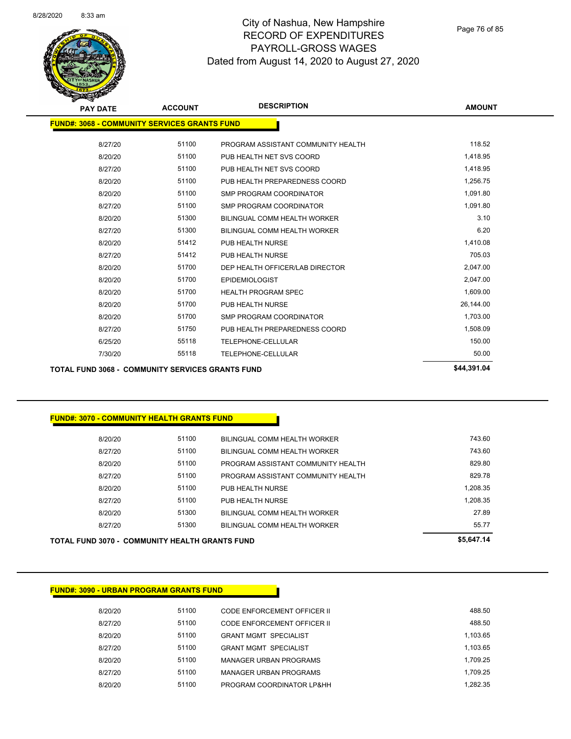# City of Nashua, New Hampshire
## RECORD OF EXPENDITURES
## PAYROLL-GROSS WAGES
## Dated from August 14, 2020 to August 27, 2020

| PAY DATE | ACCOUNT | DESCRIPTION | AMOUNT |
|---|---|---|---|
| **FUND#: 3068 - COMMUNITY SERVICES GRANTS FUND** | | | |
| 8/27/20 | 51100 | PROGRAM ASSISTANT COMMUNITY HEALTH | 118.52 |
| 8/20/20 | 51100 | PUB HEALTH NET SVS COORD | 1,418.95 |
| 8/27/20 | 51100 | PUB HEALTH NET SVS COORD | 1,418.95 |
| 8/20/20 | 51100 | PUB HEALTH PREPAREDNESS COORD | 1,256.75 |
| 8/20/20 | 51100 | SMP PROGRAM COORDINATOR | 1,091.80 |
| 8/27/20 | 51100 | SMP PROGRAM COORDINATOR | 1,091.80 |
| 8/20/20 | 51300 | BILINGUAL COMM HEALTH WORKER | 3.10 |
| 8/27/20 | 51300 | BILINGUAL COMM HEALTH WORKER | 6.20 |
| 8/20/20 | 51412 | PUB HEALTH NURSE | 1,410.08 |
| 8/27/20 | 51412 | PUB HEALTH NURSE | 705.03 |
| 8/20/20 | 51700 | DEP HEALTH OFFICER/LAB DIRECTOR | 2,047.00 |
| 8/20/20 | 51700 | EPIDEMIOLOGIST | 2,047.00 |
| 8/20/20 | 51700 | HEALTH PROGRAM SPEC | 1,609.00 |
| 8/20/20 | 51700 | PUB HEALTH NURSE | 26,144.00 |
| 8/20/20 | 51700 | SMP PROGRAM COORDINATOR | 1,703.00 |
| 8/27/20 | 51750 | PUB HEALTH PREPAREDNESS COORD | 1,508.09 |
| 6/25/20 | 55118 | TELEPHONE-CELLULAR | 150.00 |
| 7/30/20 | 55118 | TELEPHONE-CELLULAR | 50.00 |
| **TOTAL FUND 3068 - COMMUNITY SERVICES GRANTS FUND** | | | **$44,391.04** |

| PAY DATE | ACCOUNT | DESCRIPTION | AMOUNT |
|---|---|---|---|
| **FUND#: 3070 - COMMUNITY HEALTH GRANTS FUND** | | | |
| 8/20/20 | 51100 | BILINGUAL COMM HEALTH WORKER | 743.60 |
| 8/27/20 | 51100 | BILINGUAL COMM HEALTH WORKER | 743.60 |
| 8/20/20 | 51100 | PROGRAM ASSISTANT COMMUNITY HEALTH | 829.80 |
| 8/27/20 | 51100 | PROGRAM ASSISTANT COMMUNITY HEALTH | 829.78 |
| 8/20/20 | 51100 | PUB HEALTH NURSE | 1,208.35 |
| 8/27/20 | 51100 | PUB HEALTH NURSE | 1,208.35 |
| 8/20/20 | 51300 | BILINGUAL COMM HEALTH WORKER | 27.89 |
| 8/27/20 | 51300 | BILINGUAL COMM HEALTH WORKER | 55.77 |
| **TOTAL FUND 3070 - COMMUNITY HEALTH GRANTS FUND** | | | **$5,647.14** |

| PAY DATE | ACCOUNT | DESCRIPTION | AMOUNT |
|---|---|---|---|
| **FUND#: 3090 - URBAN PROGRAM GRANTS FUND** | | | |
| 8/20/20 | 51100 | CODE ENFORCEMENT OFFICER II | 488.50 |
| 8/27/20 | 51100 | CODE ENFORCEMENT OFFICER II | 488.50 |
| 8/20/20 | 51100 | GRANT MGMT SPECIALIST | 1,103.65 |
| 8/27/20 | 51100 | GRANT MGMT SPECIALIST | 1,103.65 |
| 8/20/20 | 51100 | MANAGER URBAN PROGRAMS | 1,709.25 |
| 8/27/20 | 51100 | MANAGER URBAN PROGRAMS | 1,709.25 |
| 8/20/20 | 51100 | PROGRAM COORDINATOR LP&HH | 1,282.35 |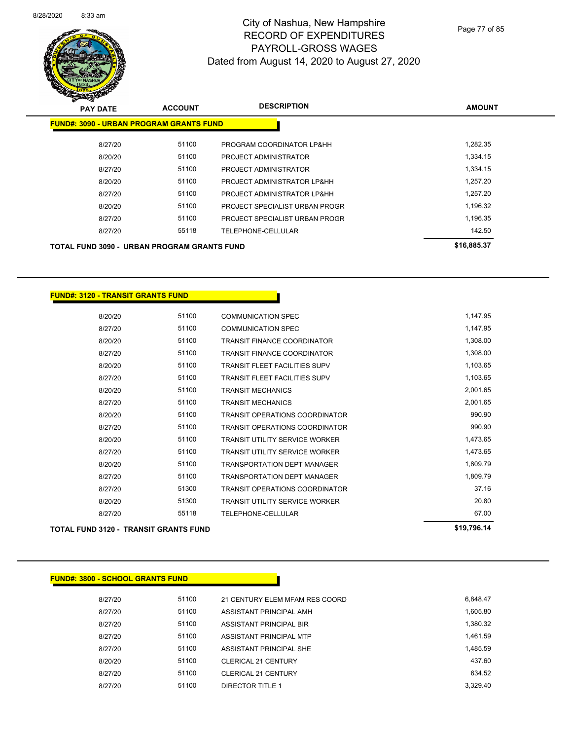# City of Nashua, New Hampshire
## RECORD OF EXPENDITURES
## PAYROLL-GROSS WAGES
## Dated from August 14, 2020 to August 27, 2020

| PAY DATE | ACCOUNT | DESCRIPTION | AMOUNT |
|---|---|---|---|
| **FUND#: 3090 - URBAN PROGRAM GRANTS FUND** | | | |
| 8/27/20 | 51100 | PROGRAM COORDINATOR LP&HH | 1,282.35 |
| 8/20/20 | 51100 | PROJECT ADMINISTRATOR | 1,334.15 |
| 8/27/20 | 51100 | PROJECT ADMINISTRATOR | 1,334.15 |
| 8/20/20 | 51100 | PROJECT ADMINISTRATOR LP&HH | 1,257.20 |
| 8/27/20 | 51100 | PROJECT ADMINISTRATOR LP&HH | 1,257.20 |
| 8/20/20 | 51100 | PROJECT SPECIALIST URBAN PROGR | 1,196.32 |
| 8/27/20 | 51100 | PROJECT SPECIALIST URBAN PROGR | 1,196.35 |
| 8/27/20 | 55118 | TELEPHONE-CELLULAR | 142.50 |
| **TOTAL FUND 3090 - URBAN PROGRAM GRANTS FUND** | | | **$16,885.37** |

| PAY DATE | ACCOUNT | DESCRIPTION | AMOUNT |
|---|---|---|---|
| **FUND#: 3120 - TRANSIT GRANTS FUND** | | | |
| 8/20/20 | 51100 | COMMUNICATION SPEC | 1,147.95 |
| 8/27/20 | 51100 | COMMUNICATION SPEC | 1,147.95 |
| 8/20/20 | 51100 | TRANSIT FINANCE COORDINATOR | 1,308.00 |
| 8/27/20 | 51100 | TRANSIT FINANCE COORDINATOR | 1,308.00 |
| 8/20/20 | 51100 | TRANSIT FLEET FACILITIES SUPV | 1,103.65 |
| 8/27/20 | 51100 | TRANSIT FLEET FACILITIES SUPV | 1,103.65 |
| 8/20/20 | 51100 | TRANSIT MECHANICS | 2,001.65 |
| 8/27/20 | 51100 | TRANSIT MECHANICS | 2,001.65 |
| 8/20/20 | 51100 | TRANSIT OPERATIONS COORDINATOR | 990.90 |
| 8/27/20 | 51100 | TRANSIT OPERATIONS COORDINATOR | 990.90 |
| 8/20/20 | 51100 | TRANSIT UTILITY SERVICE WORKER | 1,473.65 |
| 8/27/20 | 51100 | TRANSIT UTILITY SERVICE WORKER | 1,473.65 |
| 8/20/20 | 51100 | TRANSPORTATION DEPT MANAGER | 1,809.79 |
| 8/27/20 | 51100 | TRANSPORTATION DEPT MANAGER | 1,809.79 |
| 8/27/20 | 51300 | TRANSIT OPERATIONS COORDINATOR | 37.16 |
| 8/20/20 | 51300 | TRANSIT UTILITY SERVICE WORKER | 20.80 |
| 8/27/20 | 55118 | TELEPHONE-CELLULAR | 67.00 |
| **TOTAL FUND 3120 - TRANSIT GRANTS FUND** | | | **$19,796.14** |

| PAY DATE | ACCOUNT | DESCRIPTION | AMOUNT |
|---|---|---|---|
| **FUND#: 3800 - SCHOOL GRANTS FUND** | | | |
| 8/27/20 | 51100 | 21 CENTURY ELEM MFAM RES COORD | 6,848.47 |
| 8/27/20 | 51100 | ASSISTANT PRINCIPAL AMH | 1,605.80 |
| 8/27/20 | 51100 | ASSISTANT PRINCIPAL BIR | 1,380.32 |
| 8/27/20 | 51100 | ASSISTANT PRINCIPAL MTP | 1,461.59 |
| 8/27/20 | 51100 | ASSISTANT PRINCIPAL SHE | 1,485.59 |
| 8/20/20 | 51100 | CLERICAL 21 CENTURY | 437.60 |
| 8/27/20 | 51100 | CLERICAL 21 CENTURY | 634.52 |
| 8/27/20 | 51100 | DIRECTOR TITLE 1 | 3,329.40 |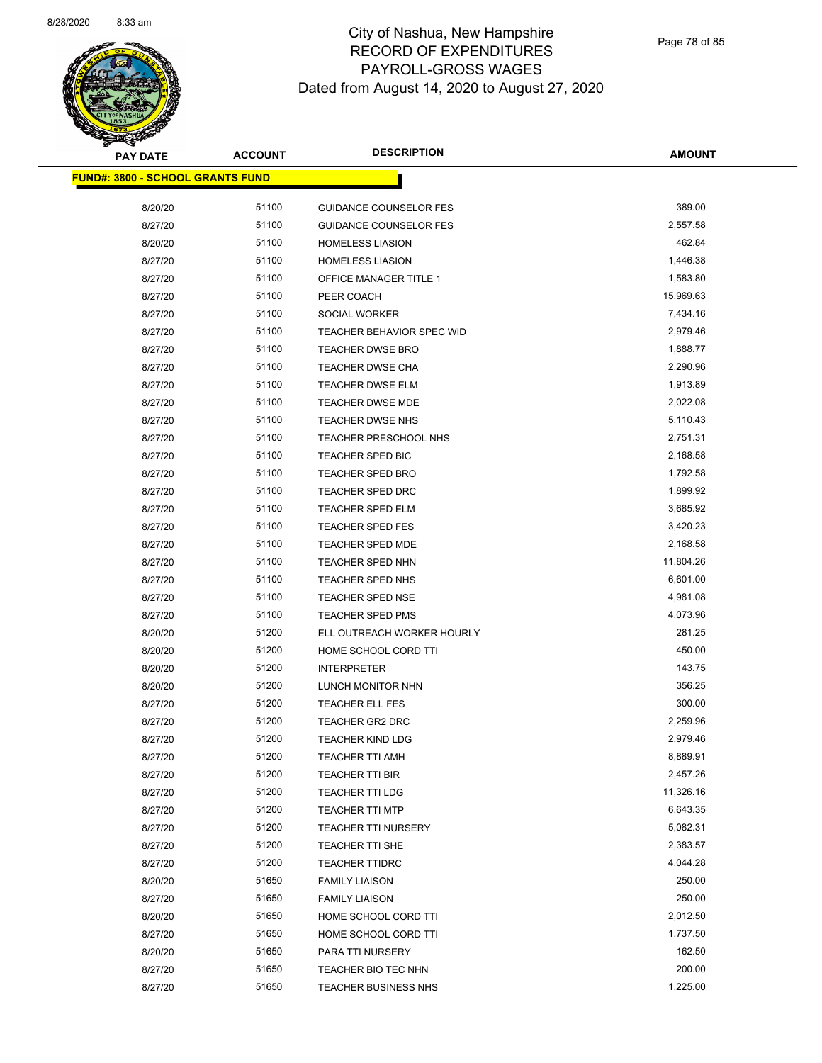# City of Nashua, New Hampshire
# RECORD OF EXPENDITURES
# PAYROLL-GROSS WAGES
# Dated from August 14, 2020 to August 27, 2020

| PAY DATE | ACCOUNT | DESCRIPTION | AMOUNT |
|---|---|---|---|
| **FUND#: 3800 - SCHOOL GRANTS FUND** | | | |
| 8/20/20 | 51100 | GUIDANCE COUNSELOR FES | 389.00 |
| 8/27/20 | 51100 | GUIDANCE COUNSELOR FES | 2,557.58 |
| 8/20/20 | 51100 | HOMELESS LIASION | 462.84 |
| 8/27/20 | 51100 | HOMELESS LIASION | 1,446.38 |
| 8/27/20 | 51100 | OFFICE MANAGER TITLE 1 | 1,583.80 |
| 8/27/20 | 51100 | PEER COACH | 15,969.63 |
| 8/27/20 | 51100 | SOCIAL WORKER | 7,434.16 |
| 8/27/20 | 51100 | TEACHER BEHAVIOR SPEC WID | 2,979.46 |
| 8/27/20 | 51100 | TEACHER DWSE BRO | 1,888.77 |
| 8/27/20 | 51100 | TEACHER DWSE CHA | 2,290.96 |
| 8/27/20 | 51100 | TEACHER DWSE ELM | 1,913.89 |
| 8/27/20 | 51100 | TEACHER DWSE MDE | 2,022.08 |
| 8/27/20 | 51100 | TEACHER DWSE NHS | 5,110.43 |
| 8/27/20 | 51100 | TEACHER PRESCHOOL NHS | 2,751.31 |
| 8/27/20 | 51100 | TEACHER SPED BIC | 2,168.58 |
| 8/27/20 | 51100 | TEACHER SPED BRO | 1,792.58 |
| 8/27/20 | 51100 | TEACHER SPED DRC | 1,899.92 |
| 8/27/20 | 51100 | TEACHER SPED ELM | 3,685.92 |
| 8/27/20 | 51100 | TEACHER SPED FES | 3,420.23 |
| 8/27/20 | 51100 | TEACHER SPED MDE | 2,168.58 |
| 8/27/20 | 51100 | TEACHER SPED NHN | 11,804.26 |
| 8/27/20 | 51100 | TEACHER SPED NHS | 6,601.00 |
| 8/27/20 | 51100 | TEACHER SPED NSE | 4,981.08 |
| 8/27/20 | 51100 | TEACHER SPED PMS | 4,073.96 |
| 8/20/20 | 51200 | ELL OUTREACH WORKER HOURLY | 281.25 |
| 8/20/20 | 51200 | HOME SCHOOL CORD TTI | 450.00 |
| 8/20/20 | 51200 | INTERPRETER | 143.75 |
| 8/20/20 | 51200 | LUNCH MONITOR NHN | 356.25 |
| 8/27/20 | 51200 | TEACHER ELL FES | 300.00 |
| 8/27/20 | 51200 | TEACHER GR2 DRC | 2,259.96 |
| 8/27/20 | 51200 | TEACHER KIND LDG | 2,979.46 |
| 8/27/20 | 51200 | TEACHER TTI AMH | 8,889.91 |
| 8/27/20 | 51200 | TEACHER TTI BIR | 2,457.26 |
| 8/27/20 | 51200 | TEACHER TTI LDG | 11,326.16 |
| 8/27/20 | 51200 | TEACHER TTI MTP | 6,643.35 |
| 8/27/20 | 51200 | TEACHER TTI NURSERY | 5,082.31 |
| 8/27/20 | 51200 | TEACHER TTI SHE | 2,383.57 |
| 8/27/20 | 51200 | TEACHER TTIDRC | 4,044.28 |
| 8/20/20 | 51650 | FAMILY LIAISON | 250.00 |
| 8/27/20 | 51650 | FAMILY LIAISON | 250.00 |
| 8/20/20 | 51650 | HOME SCHOOL CORD TTI | 2,012.50 |
| 8/27/20 | 51650 | HOME SCHOOL CORD TTI | 1,737.50 |
| 8/20/20 | 51650 | PARA TTI NURSERY | 162.50 |
| 8/27/20 | 51650 | TEACHER BIO TEC NHN | 200.00 |
| 8/27/20 | 51650 | TEACHER BUSINESS NHS | 1,225.00 |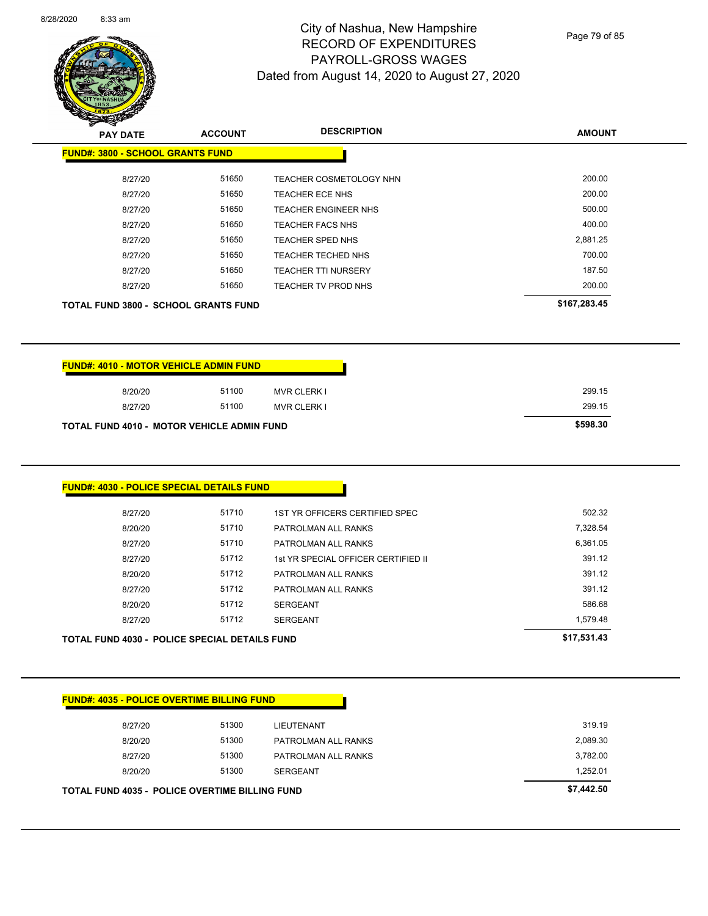# City of Nashua, New Hampshire
## RECORD OF EXPENDITURES
## PAYROLL-GROSS WAGES
### Dated from August 14, 2020 to August 27, 2020

| PAY DATE | ACCOUNT | DESCRIPTION | AMOUNT |
|---|---|---|---|
| **FUND#: 3800 - SCHOOL GRANTS FUND** | | | |
| 8/27/20 | 51650 | TEACHER COSMETOLOGY NHN | 200.00 |
| 8/27/20 | 51650 | TEACHER ECE NHS | 200.00 |
| 8/27/20 | 51650 | TEACHER ENGINEER NHS | 500.00 |
| 8/27/20 | 51650 | TEACHER FACS NHS | 400.00 |
| 8/27/20 | 51650 | TEACHER SPED NHS | 2,881.25 |
| 8/27/20 | 51650 | TEACHER TECHED NHS | 700.00 |
| 8/27/20 | 51650 | TEACHER TTI NURSERY | 187.50 |
| 8/27/20 | 51650 | TEACHER TV PROD NHS | 200.00 |
| **TOTAL FUND 3800 - SCHOOL GRANTS FUND** | | | **$167,283.45** |

| PAY DATE | ACCOUNT | DESCRIPTION | AMOUNT |
|---|---|---|---|
| **FUND#: 4010 - MOTOR VEHICLE ADMIN FUND** | | | |
| 8/20/20 | 51100 | MVR CLERK I | 299.15 |
| 8/27/20 | 51100 | MVR CLERK I | 299.15 |
| **TOTAL FUND 4010 - MOTOR VEHICLE ADMIN FUND** | | | **$598.30** |

| PAY DATE | ACCOUNT | DESCRIPTION | AMOUNT |
|---|---|---|---|
| **FUND#: 4030 - POLICE SPECIAL DETAILS FUND** | | | |
| 8/27/20 | 51710 | 1ST YR OFFICERS CERTIFIED SPEC | 502.32 |
| 8/20/20 | 51710 | PATROLMAN ALL RANKS | 7,328.54 |
| 8/27/20 | 51710 | PATROLMAN ALL RANKS | 6,361.05 |
| 8/27/20 | 51712 | 1st YR SPECIAL OFFICER CERTIFIED II | 391.12 |
| 8/20/20 | 51712 | PATROLMAN ALL RANKS | 391.12 |
| 8/27/20 | 51712 | PATROLMAN ALL RANKS | 391.12 |
| 8/20/20 | 51712 | SERGEANT | 586.68 |
| 8/27/20 | 51712 | SERGEANT | 1,579.48 |
| **TOTAL FUND 4030 - POLICE SPECIAL DETAILS FUND** | | | **$17,531.43** |

| PAY DATE | ACCOUNT | DESCRIPTION | AMOUNT |
|---|---|---|---|
| **FUND#: 4035 - POLICE OVERTIME BILLING FUND** | | | |
| 8/27/20 | 51300 | LIEUTENANT | 319.19 |
| 8/20/20 | 51300 | PATROLMAN ALL RANKS | 2,089.30 |
| 8/27/20 | 51300 | PATROLMAN ALL RANKS | 3,782.00 |
| 8/20/20 | 51300 | SERGEANT | 1,252.01 |
| **TOTAL FUND 4035 - POLICE OVERTIME BILLING FUND** | | | **$7,442.50** |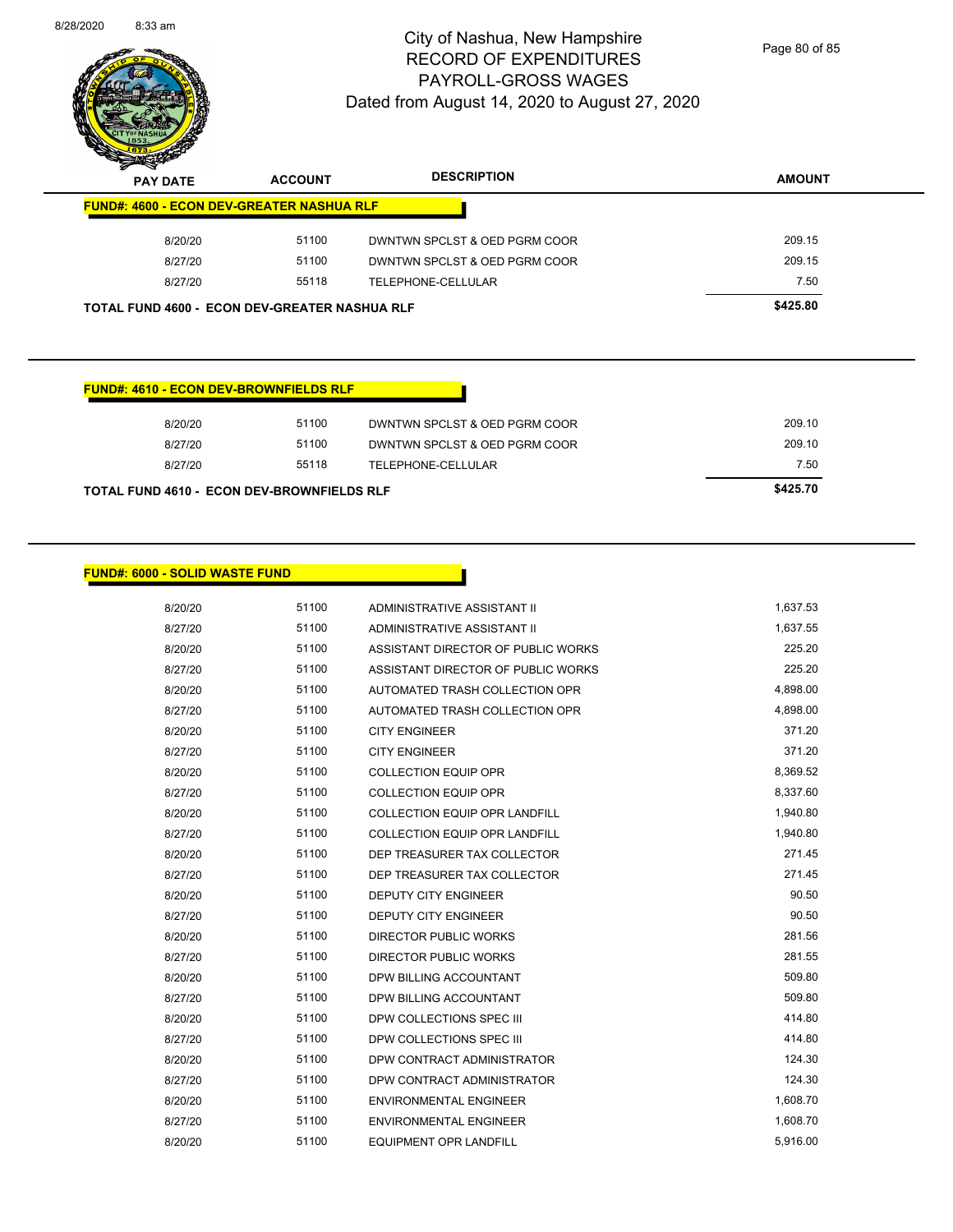# City of Nashua, New Hampshire
## RECORD OF EXPENDITURES
## PAYROLL-GROSS WAGES
### Dated from August 14, 2020 to August 27, 2020

| PAY DATE | ACCOUNT | DESCRIPTION | AMOUNT |
|---|---|---|---|
| **FUND#: 4600 - ECON DEV-GREATER NASHUA RLF** | | | |
| 8/20/20 | 51100 | DWNTWN SPCLST & OED PGRM COOR | 209.15 |
| 8/27/20 | 51100 | DWNTWN SPCLST & OED PGRM COOR | 209.15 |
| 8/27/20 | 55118 | TELEPHONE-CELLULAR | 7.50 |
| **TOTAL FUND 4600 - ECON DEV-GREATER NASHUA RLF** | | | **$425.80** |

| PAY DATE | ACCOUNT | DESCRIPTION | AMOUNT |
|---|---|---|---|
| **FUND#: 4610 - ECON DEV-BROWNFIELDS RLF** | | | |
| 8/20/20 | 51100 | DWNTWN SPCLST & OED PGRM COOR | 209.10 |
| 8/27/20 | 51100 | DWNTWN SPCLST & OED PGRM COOR | 209.10 |
| 8/27/20 | 55118 | TELEPHONE-CELLULAR | 7.50 |
| **TOTAL FUND 4610 - ECON DEV-BROWNFIELDS RLF** | | | **$425.70** |

| PAY DATE | ACCOUNT | DESCRIPTION | AMOUNT |
|---|---|---|---|
| **FUND#: 6000 - SOLID WASTE FUND** | | | |
| 8/20/20 | 51100 | ADMINISTRATIVE ASSISTANT II | 1,637.53 |
| 8/27/20 | 51100 | ADMINISTRATIVE ASSISTANT II | 1,637.55 |
| 8/20/20 | 51100 | ASSISTANT DIRECTOR OF PUBLIC WORKS | 225.20 |
| 8/27/20 | 51100 | ASSISTANT DIRECTOR OF PUBLIC WORKS | 225.20 |
| 8/20/20 | 51100 | AUTOMATED TRASH COLLECTION OPR | 4,898.00 |
| 8/27/20 | 51100 | AUTOMATED TRASH COLLECTION OPR | 4,898.00 |
| 8/20/20 | 51100 | CITY ENGINEER | 371.20 |
| 8/27/20 | 51100 | CITY ENGINEER | 371.20 |
| 8/20/20 | 51100 | COLLECTION EQUIP OPR | 8,369.52 |
| 8/27/20 | 51100 | COLLECTION EQUIP OPR | 8,337.60 |
| 8/20/20 | 51100 | COLLECTION EQUIP OPR LANDFILL | 1,940.80 |
| 8/27/20 | 51100 | COLLECTION EQUIP OPR LANDFILL | 1,940.80 |
| 8/20/20 | 51100 | DEP TREASURER TAX COLLECTOR | 271.45 |
| 8/27/20 | 51100 | DEP TREASURER TAX COLLECTOR | 271.45 |
| 8/20/20 | 51100 | DEPUTY CITY ENGINEER | 90.50 |
| 8/27/20 | 51100 | DEPUTY CITY ENGINEER | 90.50 |
| 8/20/20 | 51100 | DIRECTOR PUBLIC WORKS | 281.56 |
| 8/27/20 | 51100 | DIRECTOR PUBLIC WORKS | 281.55 |
| 8/20/20 | 51100 | DPW BILLING ACCOUNTANT | 509.80 |
| 8/27/20 | 51100 | DPW BILLING ACCOUNTANT | 509.80 |
| 8/20/20 | 51100 | DPW COLLECTIONS SPEC III | 414.80 |
| 8/27/20 | 51100 | DPW COLLECTIONS SPEC III | 414.80 |
| 8/20/20 | 51100 | DPW CONTRACT ADMINISTRATOR | 124.30 |
| 8/27/20 | 51100 | DPW CONTRACT ADMINISTRATOR | 124.30 |
| 8/20/20 | 51100 | ENVIRONMENTAL ENGINEER | 1,608.70 |
| 8/27/20 | 51100 | ENVIRONMENTAL ENGINEER | 1,608.70 |
| 8/20/20 | 51100 | EQUIPMENT OPR LANDFILL | 5,916.00 |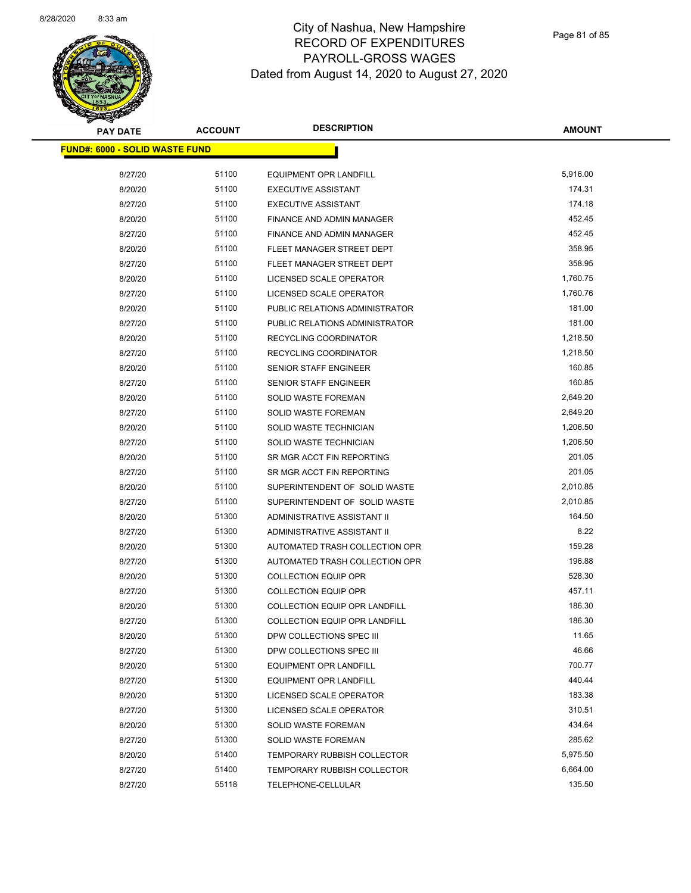# City of Nashua, New Hampshire
## RECORD OF EXPENDITURES
## PAYROLL-GROSS WAGES
## Dated from August 14, 2020 to August 27, 2020

| PAY DATE | ACCOUNT | DESCRIPTION | AMOUNT |
|---|---|---|---|
| **FUND#: 6000 - SOLID WASTE FUND** | | | |
| 8/27/20 | 51100 | EQUIPMENT OPR LANDFILL | 5,916.00 |
| 8/20/20 | 51100 | EXECUTIVE ASSISTANT | 174.31 |
| 8/27/20 | 51100 | EXECUTIVE ASSISTANT | 174.18 |
| 8/20/20 | 51100 | FINANCE AND ADMIN MANAGER | 452.45 |
| 8/27/20 | 51100 | FINANCE AND ADMIN MANAGER | 452.45 |
| 8/20/20 | 51100 | FLEET MANAGER STREET DEPT | 358.95 |
| 8/27/20 | 51100 | FLEET MANAGER STREET DEPT | 358.95 |
| 8/20/20 | 51100 | LICENSED SCALE OPERATOR | 1,760.75 |
| 8/27/20 | 51100 | LICENSED SCALE OPERATOR | 1,760.76 |
| 8/20/20 | 51100 | PUBLIC RELATIONS ADMINISTRATOR | 181.00 |
| 8/27/20 | 51100 | PUBLIC RELATIONS ADMINISTRATOR | 181.00 |
| 8/20/20 | 51100 | RECYCLING COORDINATOR | 1,218.50 |
| 8/27/20 | 51100 | RECYCLING COORDINATOR | 1,218.50 |
| 8/20/20 | 51100 | SENIOR STAFF ENGINEER | 160.85 |
| 8/27/20 | 51100 | SENIOR STAFF ENGINEER | 160.85 |
| 8/20/20 | 51100 | SOLID WASTE FOREMAN | 2,649.20 |
| 8/27/20 | 51100 | SOLID WASTE FOREMAN | 2,649.20 |
| 8/20/20 | 51100 | SOLID WASTE TECHNICIAN | 1,206.50 |
| 8/27/20 | 51100 | SOLID WASTE TECHNICIAN | 1,206.50 |
| 8/20/20 | 51100 | SR MGR ACCT FIN REPORTING | 201.05 |
| 8/27/20 | 51100 | SR MGR ACCT FIN REPORTING | 201.05 |
| 8/20/20 | 51100 | SUPERINTENDENT OF SOLID WASTE | 2,010.85 |
| 8/27/20 | 51100 | SUPERINTENDENT OF SOLID WASTE | 2,010.85 |
| 8/20/20 | 51300 | ADMINISTRATIVE ASSISTANT II | 164.50 |
| 8/27/20 | 51300 | ADMINISTRATIVE ASSISTANT II | 8.22 |
| 8/20/20 | 51300 | AUTOMATED TRASH COLLECTION OPR | 159.28 |
| 8/27/20 | 51300 | AUTOMATED TRASH COLLECTION OPR | 196.88 |
| 8/20/20 | 51300 | COLLECTION EQUIP OPR | 528.30 |
| 8/27/20 | 51300 | COLLECTION EQUIP OPR | 457.11 |
| 8/20/20 | 51300 | COLLECTION EQUIP OPR LANDFILL | 186.30 |
| 8/27/20 | 51300 | COLLECTION EQUIP OPR LANDFILL | 186.30 |
| 8/20/20 | 51300 | DPW COLLECTIONS SPEC III | 11.65 |
| 8/27/20 | 51300 | DPW COLLECTIONS SPEC III | 46.66 |
| 8/20/20 | 51300 | EQUIPMENT OPR LANDFILL | 700.77 |
| 8/27/20 | 51300 | EQUIPMENT OPR LANDFILL | 440.44 |
| 8/20/20 | 51300 | LICENSED SCALE OPERATOR | 183.38 |
| 8/27/20 | 51300 | LICENSED SCALE OPERATOR | 310.51 |
| 8/20/20 | 51300 | SOLID WASTE FOREMAN | 434.64 |
| 8/27/20 | 51300 | SOLID WASTE FOREMAN | 285.62 |
| 8/20/20 | 51400 | TEMPORARY RUBBISH COLLECTOR | 5,975.50 |
| 8/27/20 | 51400 | TEMPORARY RUBBISH COLLECTOR | 6,664.00 |
| 8/27/20 | 55118 | TELEPHONE-CELLULAR | 135.50 |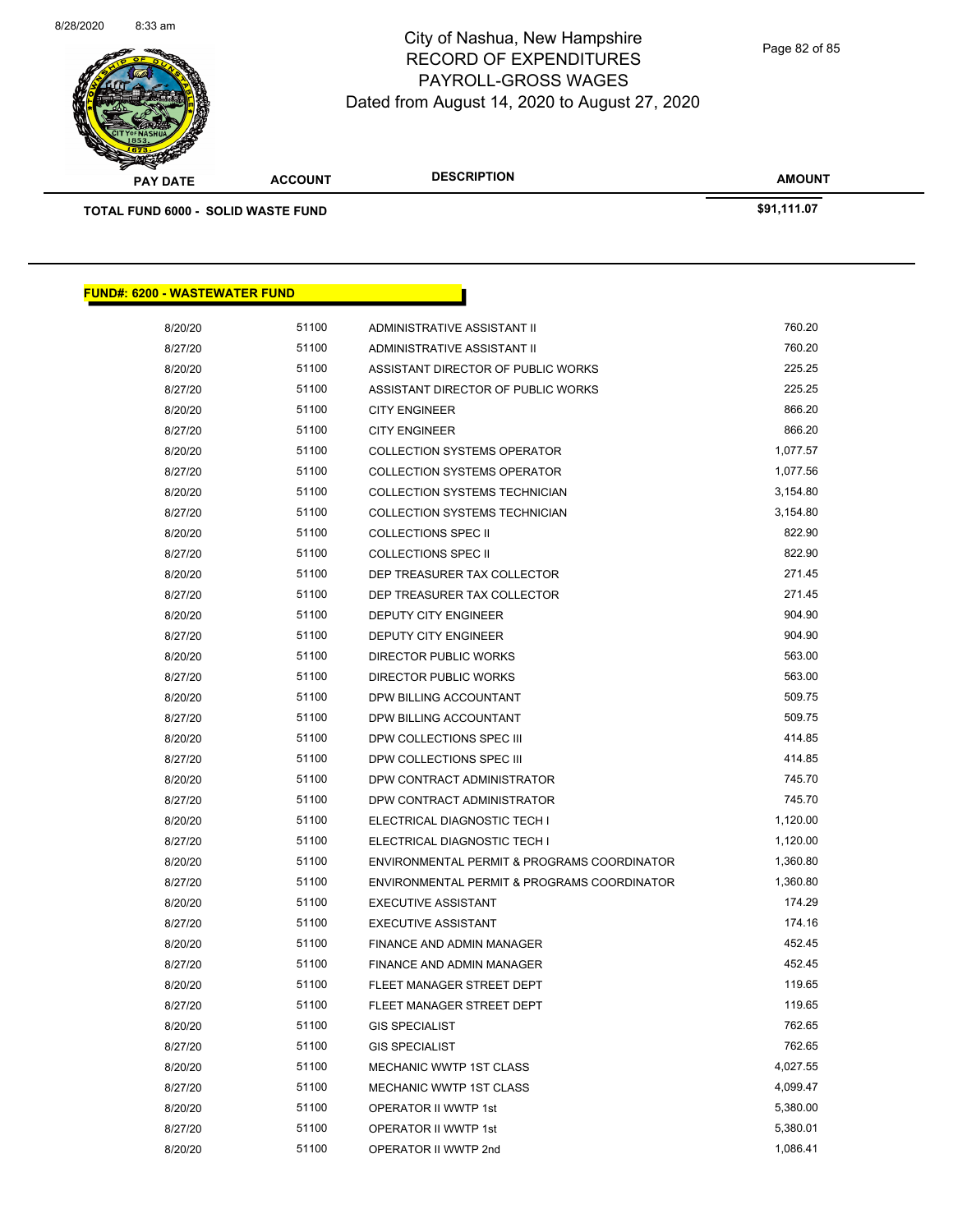# City of Nashua, New Hampshire
## RECORD OF EXPENDITURES
## PAYROLL-GROSS WAGES
## Dated from August 14, 2020 to August 27, 2020

| PAY DATE | ACCOUNT | DESCRIPTION | AMOUNT |
|---|---|---|---|
| **TOTAL FUND 6000 - SOLID WASTE FUND** | | | **$91,111.07** |

**FUND#: 6200 - WASTEWATER FUND**

| PAY DATE | ACCOUNT | DESCRIPTION | AMOUNT |
|---|---|---|---|
| 8/20/20 | 51100 | ADMINISTRATIVE ASSISTANT II | 760.20 |
| 8/27/20 | 51100 | ADMINISTRATIVE ASSISTANT II | 760.20 |
| 8/20/20 | 51100 | ASSISTANT DIRECTOR OF PUBLIC WORKS | 225.25 |
| 8/27/20 | 51100 | ASSISTANT DIRECTOR OF PUBLIC WORKS | 225.25 |
| 8/20/20 | 51100 | CITY ENGINEER | 866.20 |
| 8/27/20 | 51100 | CITY ENGINEER | 866.20 |
| 8/20/20 | 51100 | COLLECTION SYSTEMS OPERATOR | 1,077.57 |
| 8/27/20 | 51100 | COLLECTION SYSTEMS OPERATOR | 1,077.56 |
| 8/20/20 | 51100 | COLLECTION SYSTEMS TECHNICIAN | 3,154.80 |
| 8/27/20 | 51100 | COLLECTION SYSTEMS TECHNICIAN | 3,154.80 |
| 8/20/20 | 51100 | COLLECTIONS SPEC II | 822.90 |
| 8/27/20 | 51100 | COLLECTIONS SPEC II | 822.90 |
| 8/20/20 | 51100 | DEP TREASURER TAX COLLECTOR | 271.45 |
| 8/27/20 | 51100 | DEP TREASURER TAX COLLECTOR | 271.45 |
| 8/20/20 | 51100 | DEPUTY CITY ENGINEER | 904.90 |
| 8/27/20 | 51100 | DEPUTY CITY ENGINEER | 904.90 |
| 8/20/20 | 51100 | DIRECTOR PUBLIC WORKS | 563.00 |
| 8/27/20 | 51100 | DIRECTOR PUBLIC WORKS | 563.00 |
| 8/20/20 | 51100 | DPW BILLING ACCOUNTANT | 509.75 |
| 8/27/20 | 51100 | DPW BILLING ACCOUNTANT | 509.75 |
| 8/20/20 | 51100 | DPW COLLECTIONS SPEC III | 414.85 |
| 8/27/20 | 51100 | DPW COLLECTIONS SPEC III | 414.85 |
| 8/20/20 | 51100 | DPW CONTRACT ADMINISTRATOR | 745.70 |
| 8/27/20 | 51100 | DPW CONTRACT ADMINISTRATOR | 745.70 |
| 8/20/20 | 51100 | ELECTRICAL DIAGNOSTIC TECH I | 1,120.00 |
| 8/27/20 | 51100 | ELECTRICAL DIAGNOSTIC TECH I | 1,120.00 |
| 8/20/20 | 51100 | ENVIRONMENTAL PERMIT & PROGRAMS COORDINATOR | 1,360.80 |
| 8/27/20 | 51100 | ENVIRONMENTAL PERMIT & PROGRAMS COORDINATOR | 1,360.80 |
| 8/20/20 | 51100 | EXECUTIVE ASSISTANT | 174.29 |
| 8/27/20 | 51100 | EXECUTIVE ASSISTANT | 174.16 |
| 8/20/20 | 51100 | FINANCE AND ADMIN MANAGER | 452.45 |
| 8/27/20 | 51100 | FINANCE AND ADMIN MANAGER | 452.45 |
| 8/20/20 | 51100 | FLEET MANAGER STREET DEPT | 119.65 |
| 8/27/20 | 51100 | FLEET MANAGER STREET DEPT | 119.65 |
| 8/20/20 | 51100 | GIS SPECIALIST | 762.65 |
| 8/27/20 | 51100 | GIS SPECIALIST | 762.65 |
| 8/20/20 | 51100 | MECHANIC WWTP 1ST CLASS | 4,027.55 |
| 8/27/20 | 51100 | MECHANIC WWTP 1ST CLASS | 4,099.47 |
| 8/20/20 | 51100 | OPERATOR II WWTP 1st | 5,380.00 |
| 8/27/20 | 51100 | OPERATOR II WWTP 1st | 5,380.01 |
| 8/20/20 | 51100 | OPERATOR II WWTP 2nd | 1,086.41 |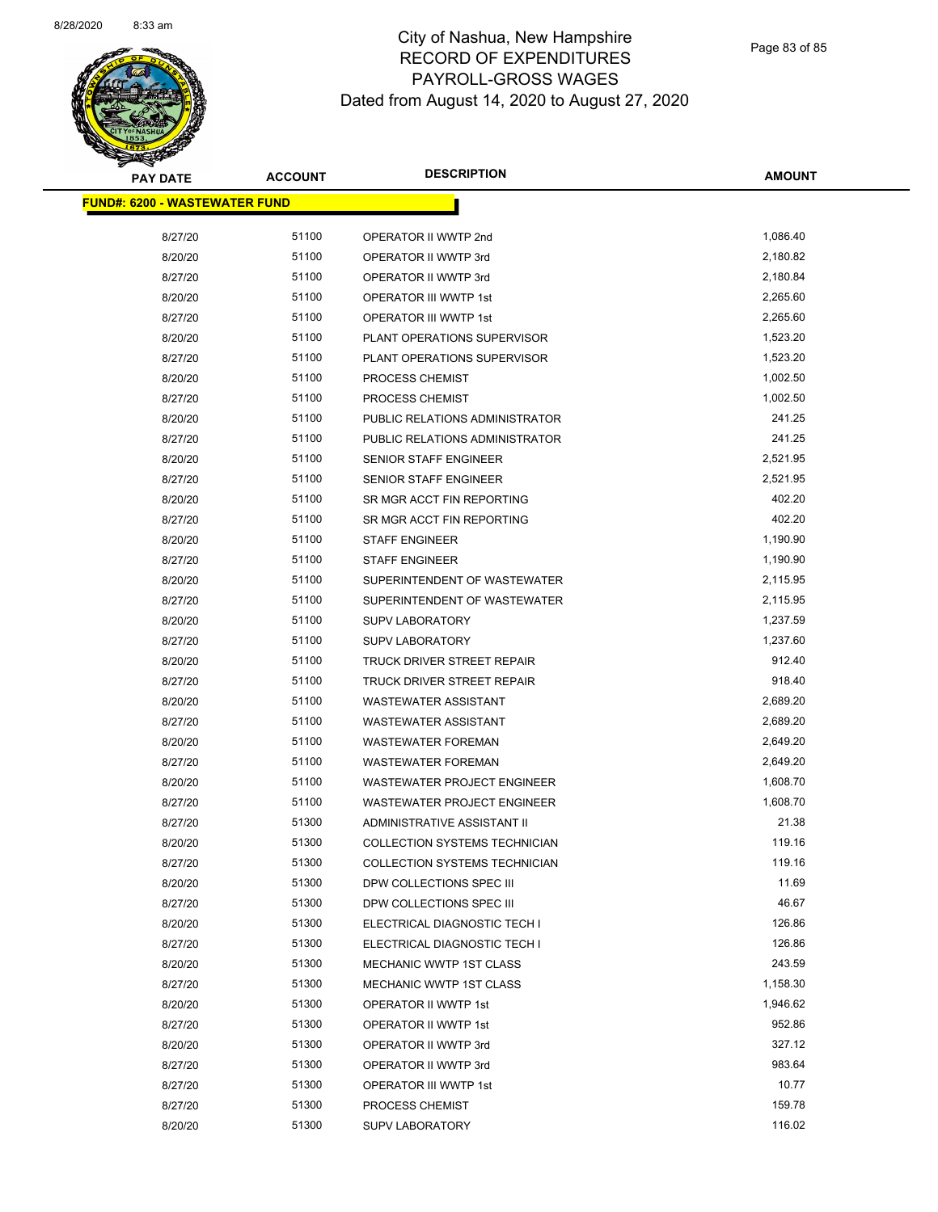# City of Nashua, New Hampshire
## RECORD OF EXPENDITURES
## PAYROLL-GROSS WAGES
## Dated from August 14, 2020 to August 27, 2020

| PAY DATE | ACCOUNT | DESCRIPTION | AMOUNT |
|---|---|---|---|
| **FUND#: 6200 - WASTEWATER FUND** | | | |
| 8/27/20 | 51100 | OPERATOR II WWTP 2nd | 1,086.40 |
| 8/20/20 | 51100 | OPERATOR II WWTP 3rd | 2,180.82 |
| 8/27/20 | 51100 | OPERATOR II WWTP 3rd | 2,180.84 |
| 8/20/20 | 51100 | OPERATOR III WWTP 1st | 2,265.60 |
| 8/27/20 | 51100 | OPERATOR III WWTP 1st | 2,265.60 |
| 8/20/20 | 51100 | PLANT OPERATIONS SUPERVISOR | 1,523.20 |
| 8/27/20 | 51100 | PLANT OPERATIONS SUPERVISOR | 1,523.20 |
| 8/20/20 | 51100 | PROCESS CHEMIST | 1,002.50 |
| 8/27/20 | 51100 | PROCESS CHEMIST | 1,002.50 |
| 8/20/20 | 51100 | PUBLIC RELATIONS ADMINISTRATOR | 241.25 |
| 8/27/20 | 51100 | PUBLIC RELATIONS ADMINISTRATOR | 241.25 |
| 8/20/20 | 51100 | SENIOR STAFF ENGINEER | 2,521.95 |
| 8/27/20 | 51100 | SENIOR STAFF ENGINEER | 2,521.95 |
| 8/20/20 | 51100 | SR MGR ACCT FIN REPORTING | 402.20 |
| 8/27/20 | 51100 | SR MGR ACCT FIN REPORTING | 402.20 |
| 8/20/20 | 51100 | STAFF ENGINEER | 1,190.90 |
| 8/27/20 | 51100 | STAFF ENGINEER | 1,190.90 |
| 8/20/20 | 51100 | SUPERINTENDENT OF WASTEWATER | 2,115.95 |
| 8/27/20 | 51100 | SUPERINTENDENT OF WASTEWATER | 2,115.95 |
| 8/20/20 | 51100 | SUPV LABORATORY | 1,237.59 |
| 8/27/20 | 51100 | SUPV LABORATORY | 1,237.60 |
| 8/20/20 | 51100 | TRUCK DRIVER STREET REPAIR | 912.40 |
| 8/27/20 | 51100 | TRUCK DRIVER STREET REPAIR | 918.40 |
| 8/20/20 | 51100 | WASTEWATER ASSISTANT | 2,689.20 |
| 8/27/20 | 51100 | WASTEWATER ASSISTANT | 2,689.20 |
| 8/20/20 | 51100 | WASTEWATER FOREMAN | 2,649.20 |
| 8/27/20 | 51100 | WASTEWATER FOREMAN | 2,649.20 |
| 8/20/20 | 51100 | WASTEWATER PROJECT ENGINEER | 1,608.70 |
| 8/27/20 | 51100 | WASTEWATER PROJECT ENGINEER | 1,608.70 |
| 8/27/20 | 51300 | ADMINISTRATIVE ASSISTANT II | 21.38 |
| 8/20/20 | 51300 | COLLECTION SYSTEMS TECHNICIAN | 119.16 |
| 8/27/20 | 51300 | COLLECTION SYSTEMS TECHNICIAN | 119.16 |
| 8/20/20 | 51300 | DPW COLLECTIONS SPEC III | 11.69 |
| 8/27/20 | 51300 | DPW COLLECTIONS SPEC III | 46.67 |
| 8/20/20 | 51300 | ELECTRICAL DIAGNOSTIC TECH I | 126.86 |
| 8/27/20 | 51300 | ELECTRICAL DIAGNOSTIC TECH I | 126.86 |
| 8/20/20 | 51300 | MECHANIC WWTP 1ST CLASS | 243.59 |
| 8/27/20 | 51300 | MECHANIC WWTP 1ST CLASS | 1,158.30 |
| 8/20/20 | 51300 | OPERATOR II WWTP 1st | 1,946.62 |
| 8/27/20 | 51300 | OPERATOR II WWTP 1st | 952.86 |
| 8/20/20 | 51300 | OPERATOR II WWTP 3rd | 327.12 |
| 8/27/20 | 51300 | OPERATOR II WWTP 3rd | 983.64 |
| 8/27/20 | 51300 | OPERATOR III WWTP 1st | 10.77 |
| 8/27/20 | 51300 | PROCESS CHEMIST | 159.78 |
| 8/20/20 | 51300 | SUPV LABORATORY | 116.02 |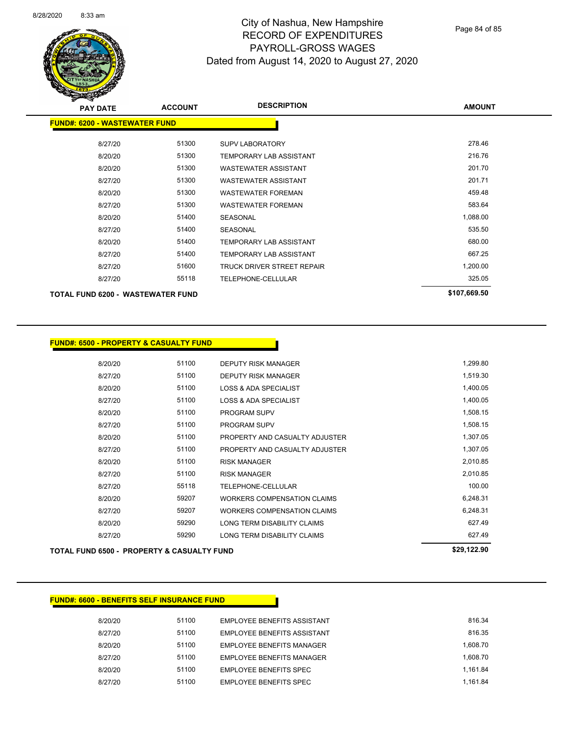# City of Nashua, New Hampshire
## RECORD OF EXPENDITURES
## PAYROLL-GROSS WAGES
## Dated from August 14, 2020 to August 27, 2020

| PAY DATE | ACCOUNT | DESCRIPTION | AMOUNT |
|---|---|---|---|
| **FUND#: 6200 - WASTEWATER FUND** | | | |
| 8/27/20 | 51300 | SUPV LABORATORY | 278.46 |
| 8/20/20 | 51300 | TEMPORARY LAB ASSISTANT | 216.76 |
| 8/20/20 | 51300 | WASTEWATER ASSISTANT | 201.70 |
| 8/27/20 | 51300 | WASTEWATER ASSISTANT | 201.71 |
| 8/20/20 | 51300 | WASTEWATER FOREMAN | 459.48 |
| 8/27/20 | 51300 | WASTEWATER FOREMAN | 583.64 |
| 8/20/20 | 51400 | SEASONAL | 1,088.00 |
| 8/27/20 | 51400 | SEASONAL | 535.50 |
| 8/20/20 | 51400 | TEMPORARY LAB ASSISTANT | 680.00 |
| 8/27/20 | 51400 | TEMPORARY LAB ASSISTANT | 667.25 |
| 8/27/20 | 51600 | TRUCK DRIVER STREET REPAIR | 1,200.00 |
| 8/27/20 | 55118 | TELEPHONE-CELLULAR | 325.05 |
| **TOTAL FUND 6200 - WASTEWATER FUND** | | | **$107,669.50** |

| PAY DATE | ACCOUNT | DESCRIPTION | AMOUNT |
|---|---|---|---|
| **FUND#: 6500 - PROPERTY & CASUALTY FUND** | | | |
| 8/20/20 | 51100 | DEPUTY RISK MANAGER | 1,299.80 |
| 8/27/20 | 51100 | DEPUTY RISK MANAGER | 1,519.30 |
| 8/20/20 | 51100 | LOSS & ADA SPECIALIST | 1,400.05 |
| 8/27/20 | 51100 | LOSS & ADA SPECIALIST | 1,400.05 |
| 8/20/20 | 51100 | PROGRAM SUPV | 1,508.15 |
| 8/27/20 | 51100 | PROGRAM SUPV | 1,508.15 |
| 8/20/20 | 51100 | PROPERTY AND CASUALTY ADJUSTER | 1,307.05 |
| 8/27/20 | 51100 | PROPERTY AND CASUALTY ADJUSTER | 1,307.05 |
| 8/20/20 | 51100 | RISK MANAGER | 2,010.85 |
| 8/27/20 | 51100 | RISK MANAGER | 2,010.85 |
| 8/27/20 | 55118 | TELEPHONE-CELLULAR | 100.00 |
| 8/20/20 | 59207 | WORKERS COMPENSATION CLAIMS | 6,248.31 |
| 8/27/20 | 59207 | WORKERS COMPENSATION CLAIMS | 6,248.31 |
| 8/20/20 | 59290 | LONG TERM DISABILITY CLAIMS | 627.49 |
| 8/27/20 | 59290 | LONG TERM DISABILITY CLAIMS | 627.49 |
| **TOTAL FUND 6500 - PROPERTY & CASUALTY FUND** | | | **$29,122.90** |

| PAY DATE | ACCOUNT | DESCRIPTION | AMOUNT |
|---|---|---|---|
| **FUND#: 6600 - BENEFITS SELF INSURANCE FUND** | | | |
| 8/20/20 | 51100 | EMPLOYEE BENEFITS ASSISTANT | 816.34 |
| 8/27/20 | 51100 | EMPLOYEE BENEFITS ASSISTANT | 816.35 |
| 8/20/20 | 51100 | EMPLOYEE BENEFITS MANAGER | 1,608.70 |
| 8/27/20 | 51100 | EMPLOYEE BENEFITS MANAGER | 1,608.70 |
| 8/20/20 | 51100 | EMPLOYEE BENEFITS SPEC | 1,161.84 |
| 8/27/20 | 51100 | EMPLOYEE BENEFITS SPEC | 1,161.84 |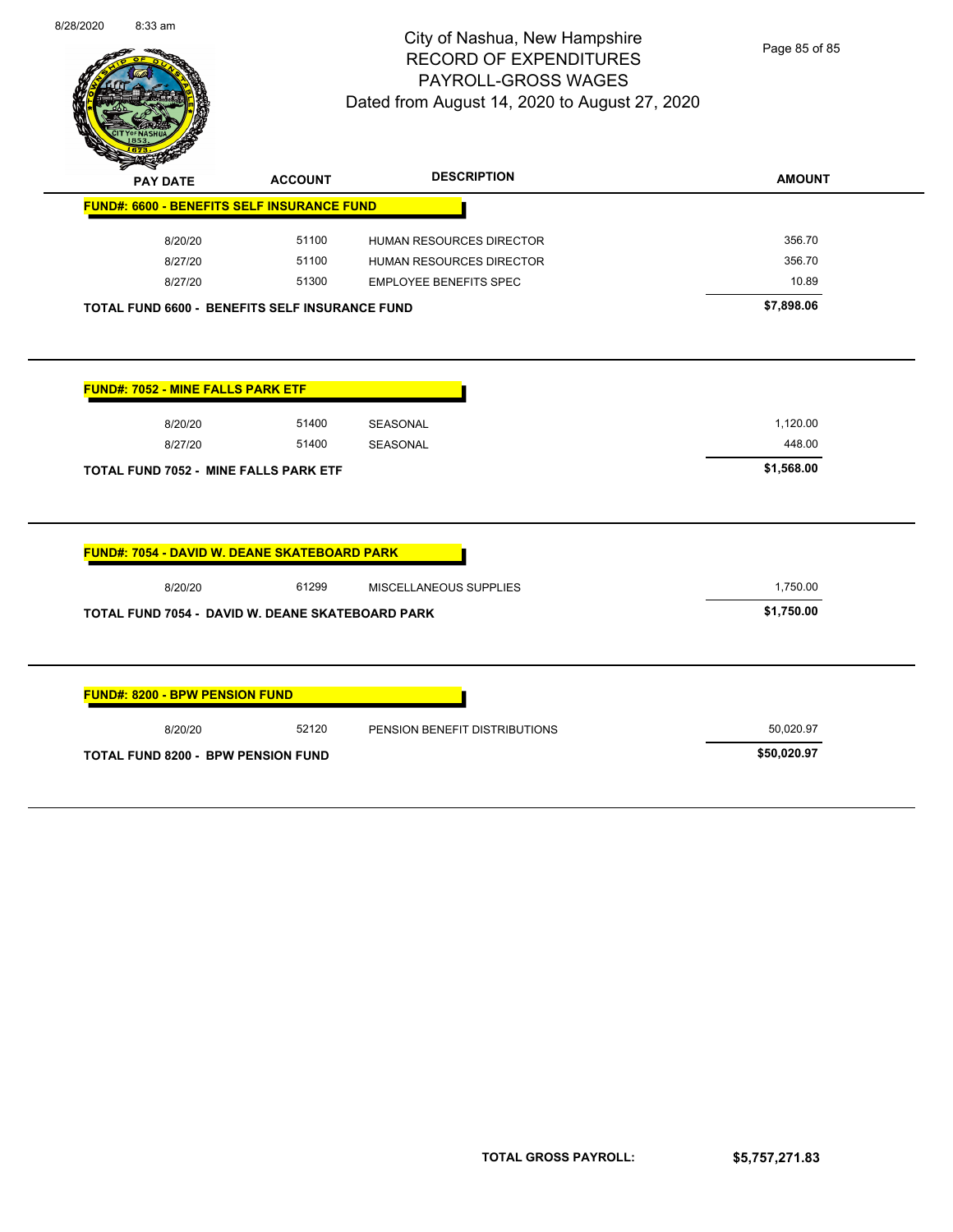# City of Nashua, New Hampshire
## RECORD OF EXPENDITURES
## PAYROLL-GROSS WAGES
## Dated from August 14, 2020 to August 27, 2020

| PAY DATE | ACCOUNT | DESCRIPTION | AMOUNT |
|---|---|---|---|
| **FUND#: 6600 - BENEFITS SELF INSURANCE FUND** | | | |
| 8/20/20 | 51100 | HUMAN RESOURCES DIRECTOR | 356.70 |
| 8/27/20 | 51100 | HUMAN RESOURCES DIRECTOR | 356.70 |
| 8/27/20 | 51300 | EMPLOYEE BENEFITS SPEC | 10.89 |
| **TOTAL FUND 6600 - BENEFITS SELF INSURANCE FUND** | | | **$7,898.06** |
| **FUND#: 7052 - MINE FALLS PARK ETF** | | | |
| 8/20/20 | 51400 | SEASONAL | 1,120.00 |
| 8/27/20 | 51400 | SEASONAL | 448.00 |
| **TOTAL FUND 7052 - MINE FALLS PARK ETF** | | | **$1,568.00** |
| **FUND#: 7054 - DAVID W. DEANE SKATEBOARD PARK** | | | |
| 8/20/20 | 61299 | MISCELLANEOUS SUPPLIES | 1,750.00 |
| **TOTAL FUND 7054 - DAVID W. DEANE SKATEBOARD PARK** | | | **$1,750.00** |
| **FUND#: 8200 - BPW PENSION FUND** | | | |
| 8/20/20 | 52120 | PENSION BENEFIT DISTRIBUTIONS | 50,020.97 |
| **TOTAL FUND 8200 - BPW PENSION FUND** | | | **$50,020.97** |

**TOTAL GROSS PAYROLL: $5,757,271.83**